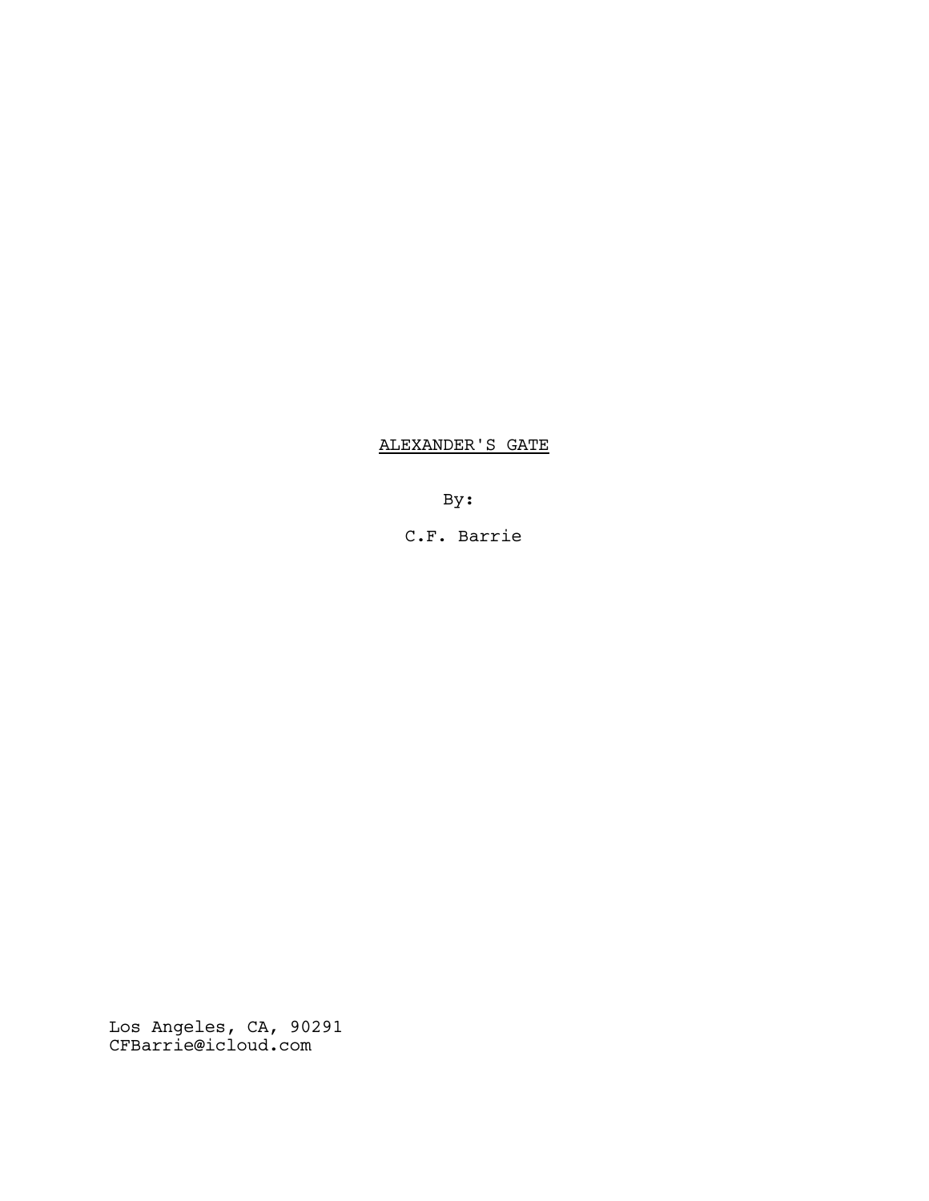<u>ALEXANDER'S GATE</u>

By:

C.F. Barrie

Los Angeles, CA, 90291
CFBarrie@icloud.com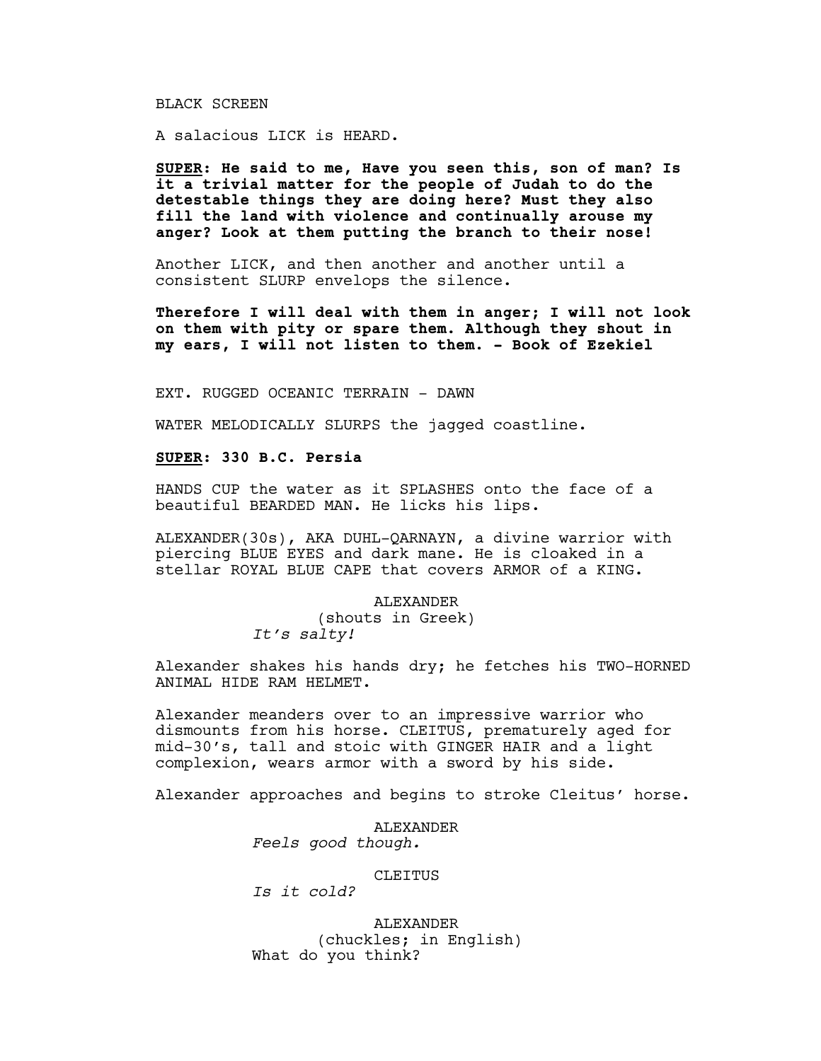BLACK SCREEN

A salacious LICK is HEARD.

**__SUPER__: He said to me, Have you seen this, son of man? Is it a trivial matter for the people of Judah to do the detestable things they are doing here? Must they also fill the land with violence and continually arouse my anger? Look at them putting the branch to their nose!**

Another LICK, and then another and another until a consistent SLURP envelops the silence.

**Therefore I will deal with them in anger; I will not look on them with pity or spare them. Although they shout in my ears, I will not listen to them. - Book of Ezekiel**

EXT. RUGGED OCEANIC TERRAIN - DAWN

WATER MELODICALLY SLURPS the jagged coastline.

**__SUPER__: 330 B.C. Persia**

HANDS CUP the water as it SPLASHES onto the face of a beautiful BEARDED MAN. He licks his lips.

ALEXANDER(30s), AKA DUHL-QARNAYN, a divine warrior with piercing BLUE EYES and dark mane. He is cloaked in a stellar ROYAL BLUE CAPE that covers ARMOR of a KING.

ALEXANDER
(shouts in Greek)
*It's salty!*

Alexander shakes his hands dry; he fetches his TWO-HORNED ANIMAL HIDE RAM HELMET.

Alexander meanders over to an impressive warrior who dismounts from his horse. CLEITUS, prematurely aged for mid-30's, tall and stoic with GINGER HAIR and a light complexion, wears armor with a sword by his side.

Alexander approaches and begins to stroke Cleitus' horse.

ALEXANDER
*Feels good though.*

CLEITUS
*Is it cold?*

ALEXANDER
(chuckles; in English)
What do you think?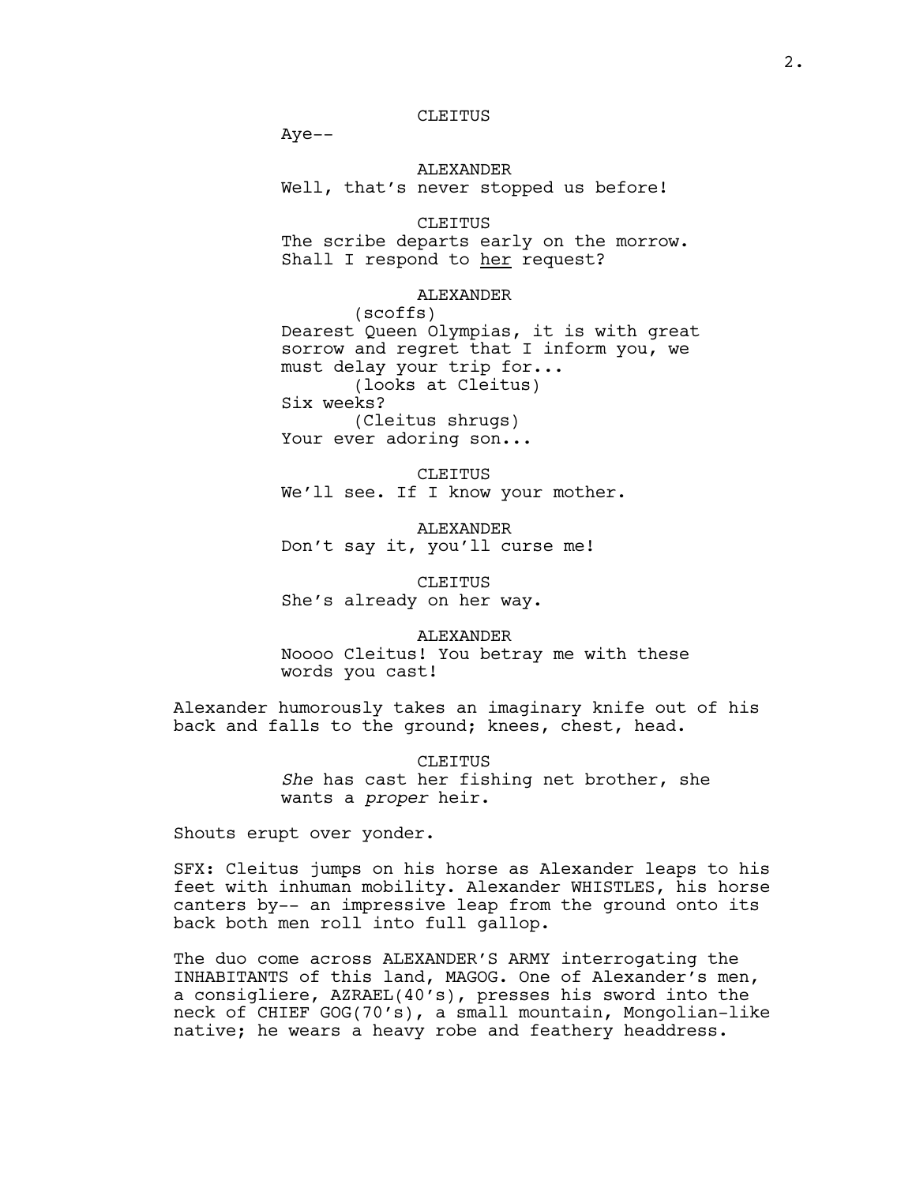CLEITUS

Aye--

ALEXANDER

Well, that's never stopped us before!

CLEITUS

The scribe departs early on the morrow. Shall I respond to <u>her</u> request?

ALEXANDER

(scoffs)

Dearest Queen Olympias, it is with great sorrow and regret that I inform you, we must delay your trip for...

(looks at Cleitus)

Six weeks?

(Cleitus shrugs)

Your ever adoring son...

CLEITUS

We'll see. If I know your mother.

ALEXANDER

Don't say it, you'll curse me!

CLEITUS

She's already on her way.

ALEXANDER

Noooo Cleitus! You betray me with these words you cast!

Alexander humorously takes an imaginary knife out of his back and falls to the ground; knees, chest, head.

CLEITUS

*She* has cast her fishing net brother, she wants a *proper* heir.

Shouts erupt over yonder.

SFX: Cleitus jumps on his horse as Alexander leaps to his feet with inhuman mobility. Alexander WHISTLES, his horse canters by-- an impressive leap from the ground onto its back both men roll into full gallop.

The duo come across ALEXANDER'S ARMY interrogating the INHABITANTS of this land, MAGOG. One of Alexander's men, a consigliere, AZRAEL(40's), presses his sword into the neck of CHIEF GOG(70's), a small mountain, Mongolian-like native; he wears a heavy robe and feathery headdress.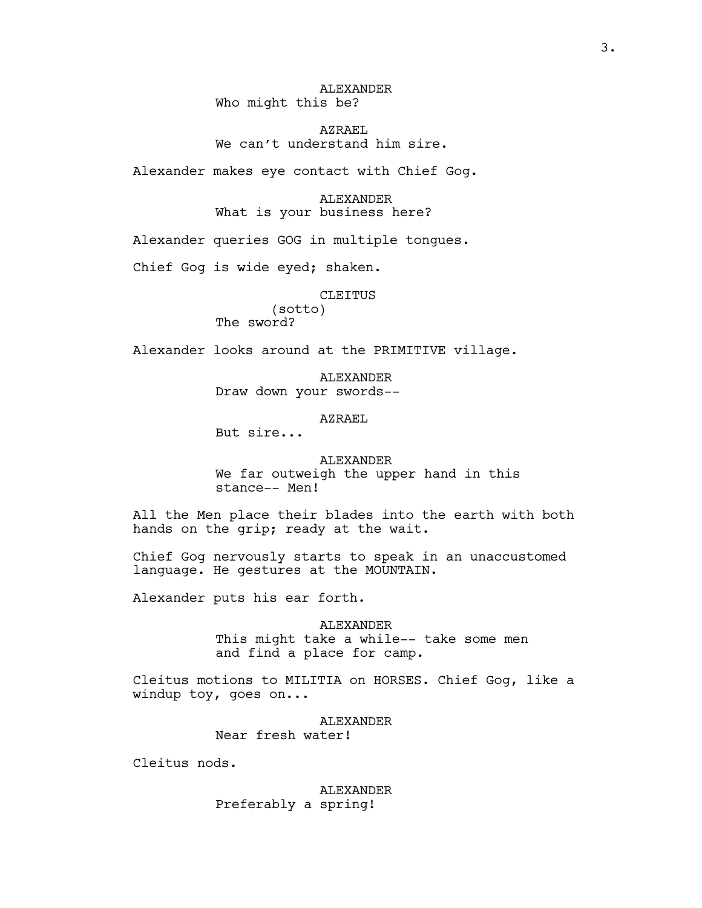ALEXANDER
Who might this be?

AZRAEL
We can't understand him sire.

Alexander makes eye contact with Chief Gog.

ALEXANDER
What is your business here?

Alexander queries GOG in multiple tongues.

Chief Gog is wide eyed; shaken.

CLEITUS
(sotto)
The sword?

Alexander looks around at the PRIMITIVE village.

ALEXANDER
Draw down your swords--

AZRAEL
But sire...

ALEXANDER
We far outweigh the upper hand in this stance-- Men!

All the Men place their blades into the earth with both hands on the grip; ready at the wait.

Chief Gog nervously starts to speak in an unaccustomed language. He gestures at the MOUNTAIN.

Alexander puts his ear forth.

ALEXANDER
This might take a while-- take some men and find a place for camp.

Cleitus motions to MILITIA on HORSES. Chief Gog, like a windup toy, goes on...

ALEXANDER
Near fresh water!

Cleitus nods.

ALEXANDER
Preferably a spring!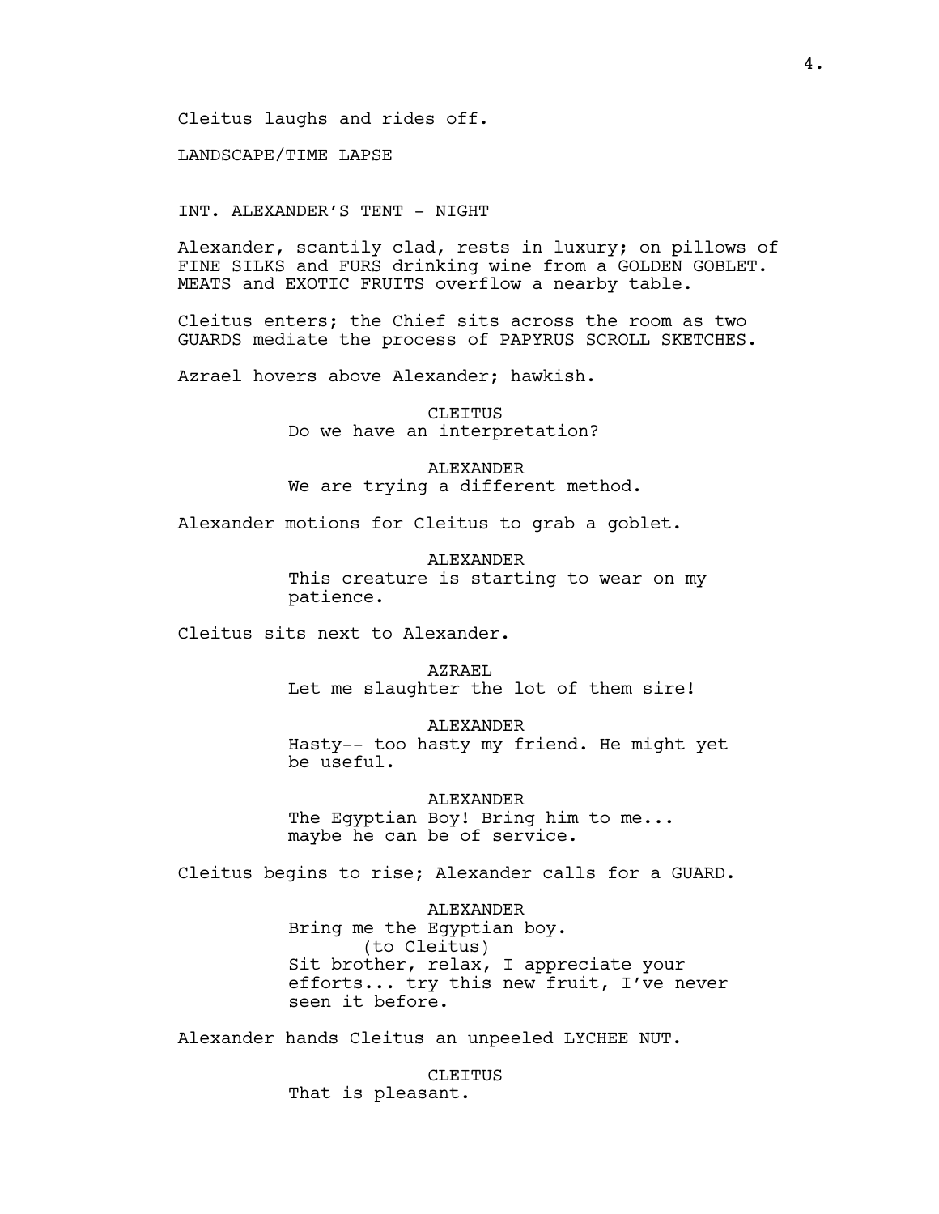Cleitus laughs and rides off.

LANDSCAPE/TIME LAPSE

INT. ALEXANDER'S TENT - NIGHT

Alexander, scantily clad, rests in luxury; on pillows of FINE SILKS and FURS drinking wine from a GOLDEN GOBLET. MEATS and EXOTIC FRUITS overflow a nearby table.

Cleitus enters; the Chief sits across the room as two GUARDS mediate the process of PAPYRUS SCROLL SKETCHES.

Azrael hovers above Alexander; hawkish.

CLEITUS
Do we have an interpretation?

ALEXANDER
We are trying a different method.

Alexander motions for Cleitus to grab a goblet.

ALEXANDER
This creature is starting to wear on my patience.

Cleitus sits next to Alexander.

AZRAEL
Let me slaughter the lot of them sire!

ALEXANDER
Hasty-- too hasty my friend. He might yet be useful.

ALEXANDER
The Egyptian Boy! Bring him to me... maybe he can be of service.

Cleitus begins to rise; Alexander calls for a GUARD.

ALEXANDER
Bring me the Egyptian boy.
(to Cleitus)
Sit brother, relax, I appreciate your efforts... try this new fruit, I've never seen it before.

Alexander hands Cleitus an unpeeled LYCHEE NUT.

CLEITUS
That is pleasant.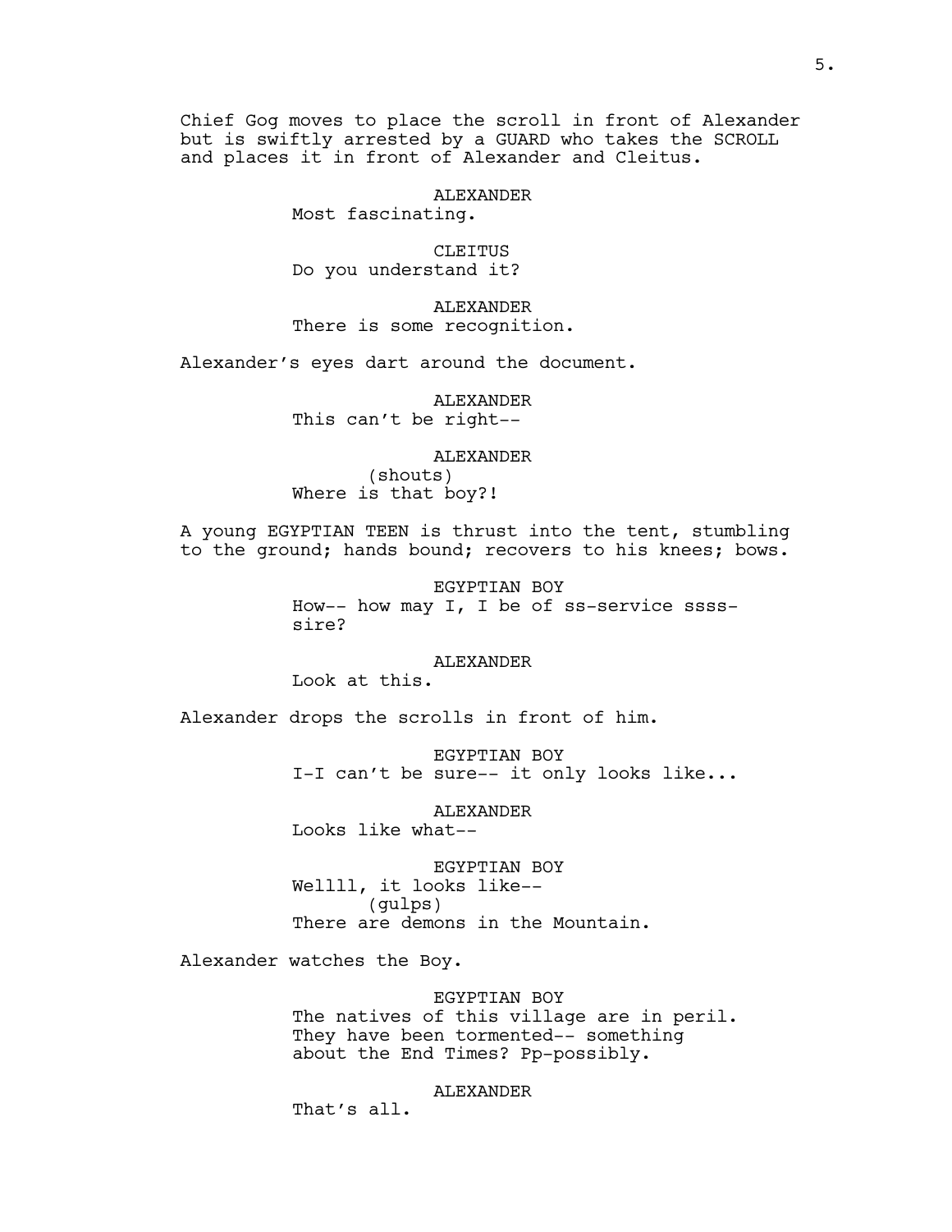Chief Gog moves to place the scroll in front of Alexander but is swiftly arrested by a GUARD who takes the SCROLL and places it in front of Alexander and Cleitus.

ALEXANDER
Most fascinating.

CLEITUS
Do you understand it?

ALEXANDER
There is some recognition.

Alexander's eyes dart around the document.

ALEXANDER
This can't be right--

ALEXANDER
(shouts)
Where is that boy?!

A young EGYPTIAN TEEN is thrust into the tent, stumbling to the ground; hands bound; recovers to his knees; bows.

EGYPTIAN BOY
How-- how may I, I be of ss-service ssss-sire?

ALEXANDER
Look at this.

Alexander drops the scrolls in front of him.

EGYPTIAN BOY
I-I can't be sure-- it only looks like...

ALEXANDER
Looks like what--

EGYPTIAN BOY
Wellll, it looks like--
(gulps)
There are demons in the Mountain.

Alexander watches the Boy.

EGYPTIAN BOY
The natives of this village are in peril. They have been tormented-- something about the End Times? Pp-possibly.

ALEXANDER
That's all.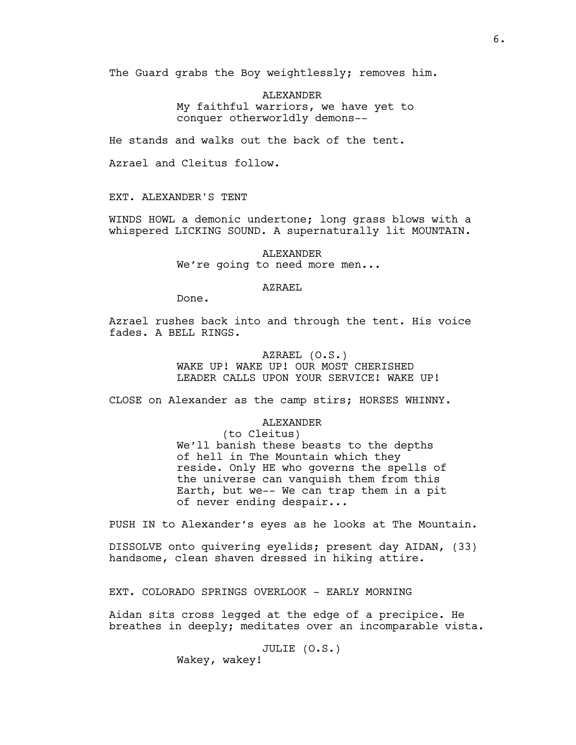The Guard grabs the Boy weightlessly; removes him.

ALEXANDER
My faithful warriors, we have yet to conquer otherworldly demons--

He stands and walks out the back of the tent.

Azrael and Cleitus follow.

EXT. ALEXANDER'S TENT

WINDS HOWL a demonic undertone; long grass blows with a whispered LICKING SOUND. A supernaturally lit MOUNTAIN.

ALEXANDER
We're going to need more men...

AZRAEL
Done.

Azrael rushes back into and through the tent. His voice fades. A BELL RINGS.

AZRAEL (O.S.)
WAKE UP! WAKE UP! OUR MOST CHERISHED LEADER CALLS UPON YOUR SERVICE! WAKE UP!

CLOSE on Alexander as the camp stirs; HORSES WHINNY.

ALEXANDER
(to Cleitus)
We'll banish these beasts to the depths of hell in The Mountain which they reside. Only HE who governs the spells of the universe can vanquish them from this Earth, but we-- We can trap them in a pit of never ending despair...

PUSH IN to Alexander's eyes as he looks at The Mountain.

DISSOLVE onto quivering eyelids; present day AIDAN, (33) handsome, clean shaven dressed in hiking attire.

EXT. COLORADO SPRINGS OVERLOOK - EARLY MORNING

Aidan sits cross legged at the edge of a precipice. He breathes in deeply; meditates over an incomparable vista.

JULIE (O.S.)
Wakey, wakey!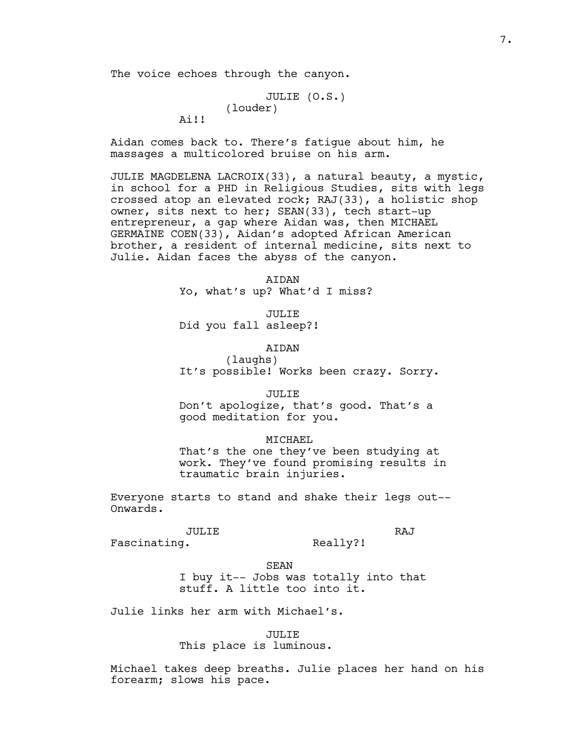The voice echoes through the canyon.

JULIE (O.S.)
(louder)
Ai!!

Aidan comes back to. There's fatigue about him, he massages a multicolored bruise on his arm.

JULIE MAGDELENA LACROIX(33), a natural beauty, a mystic, in school for a PHD in Religious Studies, sits with legs crossed atop an elevated rock; RAJ(33), a holistic shop owner, sits next to her; SEAN(33), tech start-up entrepreneur, a gap where Aidan was, then MICHAEL GERMAINE COEN(33), Aidan's adopted African American brother, a resident of internal medicine, sits next to Julie. Aidan faces the abyss of the canyon.

AIDAN
Yo, what's up? What'd I miss?

JULIE
Did you fall asleep?!

AIDAN
(laughs)
It's possible! Works been crazy. Sorry.

JULIE
Don't apologize, that's good. That's a good meditation for you.

MICHAEL
That's the one they've been studying at work. They've found promising results in traumatic brain injuries.

Everyone starts to stand and shake their legs out-- Onwards.

JULIE
Fascinating.

RAJ
Really?!

SEAN
I buy it-- Jobs was totally into that stuff. A little too into it.

Julie links her arm with Michael's.

JULIE
This place is luminous.

Michael takes deep breaths. Julie places her hand on his forearm; slows his pace.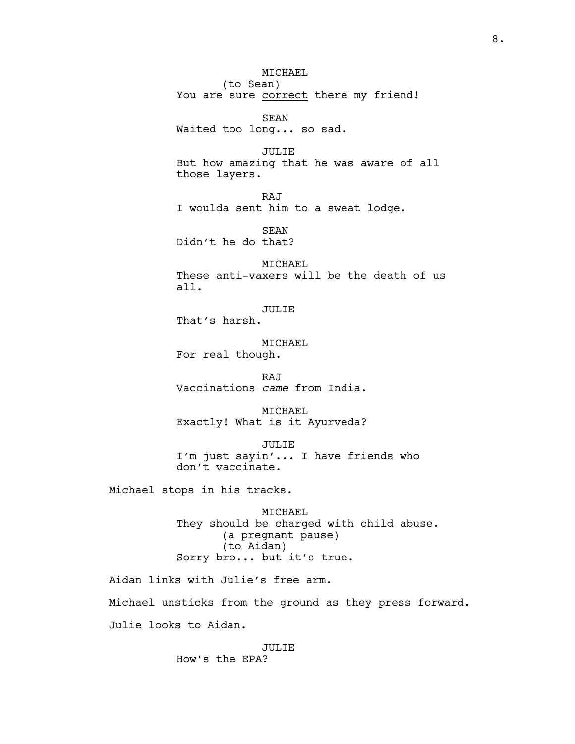MICHAEL
(to Sean)
You are sure <u>correct</u> there my friend!

SEAN
Waited too long... so sad.

JULIE
But how amazing that he was aware of all those layers.

RAJ
I woulda sent him to a sweat lodge.

SEAN
Didn't he do that?

MICHAEL
These anti-vaxers will be the death of us all.

JULIE
That's harsh.

MICHAEL
For real though.

RAJ
Vaccinations *came* from India.

MICHAEL
Exactly! What is it Ayurveda?

JULIE
I'm just sayin'... I have friends who don't vaccinate.

Michael stops in his tracks.

MICHAEL
They should be charged with child abuse.
(a pregnant pause)
(to Aidan)
Sorry bro... but it's true.

Aidan links with Julie's free arm.

Michael unsticks from the ground as they press forward.

Julie looks to Aidan.

JULIE
How's the EPA?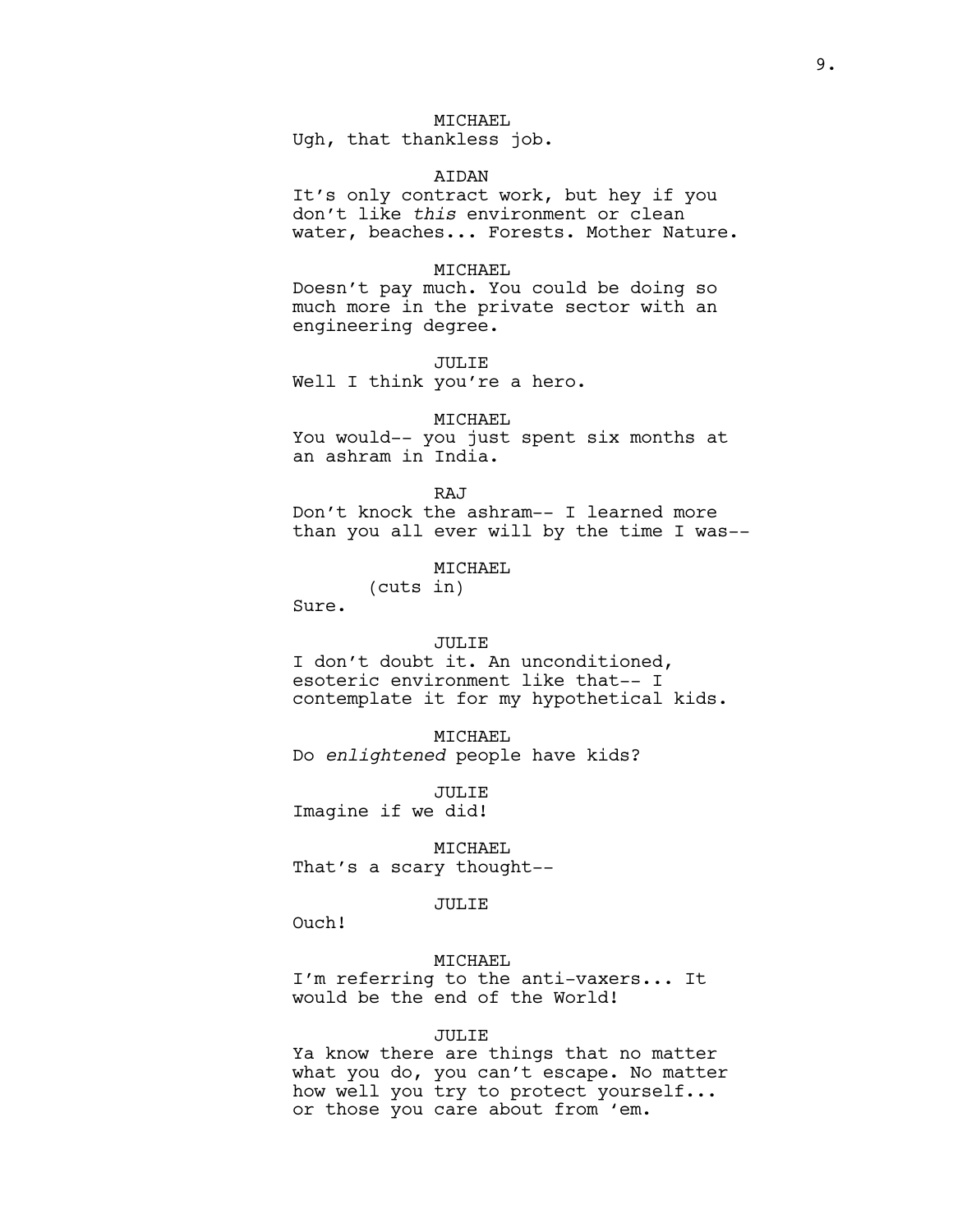MICHAEL
Ugh, that thankless job.

AIDAN
It's only contract work, but hey if you don't like *this* environment or clean water, beaches... Forests. Mother Nature.

MICHAEL
Doesn't pay much. You could be doing so much more in the private sector with an engineering degree.

JULIE
Well I think you're a hero.

MICHAEL
You would-- you just spent six months at an ashram in India.

RAJ
Don't knock the ashram-- I learned more than you all ever will by the time I was--

MICHAEL
(cuts in)
Sure.

JULIE
I don't doubt it. An unconditioned, esoteric environment like that-- I contemplate it for my hypothetical kids.

MICHAEL
Do *enlightened* people have kids?

JULIE
Imagine if we did!

MICHAEL
That's a scary thought--

JULIE
Ouch!

MICHAEL
I'm referring to the anti-vaxers... It would be the end of the World!

JULIE
Ya know there are things that no matter what you do, you can't escape. No matter how well you try to protect yourself... or those you care about from 'em.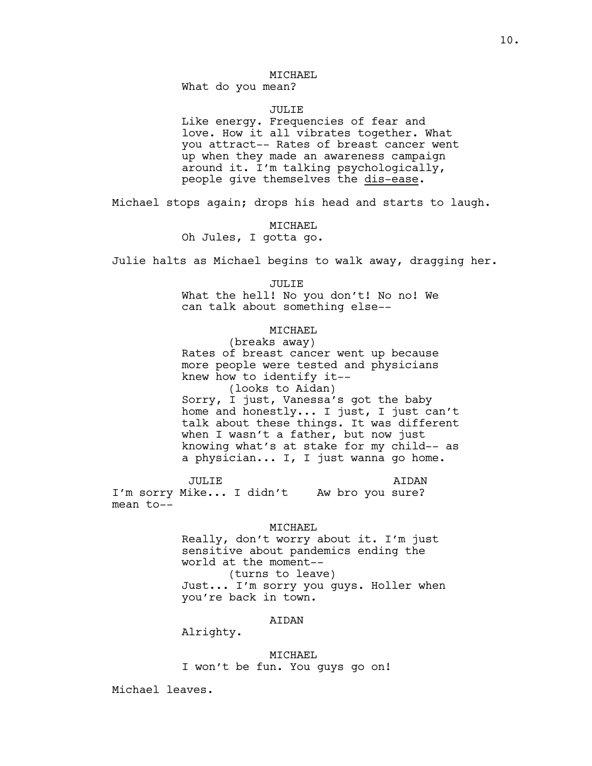MICHAEL
What do you mean?

JULIE
Like energy. Frequencies of fear and love. How it all vibrates together. What you attract-- Rates of breast cancer went up when they made an awareness campaign around it. I'm talking psychologically, people give themselves the <u>dis-ease</u>.

Michael stops again; drops his head and starts to laugh.

MICHAEL
Oh Jules, I gotta go.

Julie halts as Michael begins to walk away, dragging her.

JULIE
What the hell! No you don't! No no! We can talk about something else--

MICHAEL
(breaks away)
Rates of breast cancer went up because more people were tested and physicians knew how to identify it--
(looks to Aidan)
Sorry, I just, Vanessa's got the baby home and honestly... I just, I just can't talk about these things. It was different when I wasn't a father, but now just knowing what's at stake for my child-- as a physician... I, I just wanna go home.

JULIE
I'm sorry Mike... I didn't mean to--

AIDAN
Aw bro you sure?

MICHAEL
Really, don't worry about it. I'm just sensitive about pandemics ending the world at the moment--
(turns to leave)
Just... I'm sorry you guys. Holler when you're back in town.

AIDAN
Alrighty.

MICHAEL
I won't be fun. You guys go on!

Michael leaves.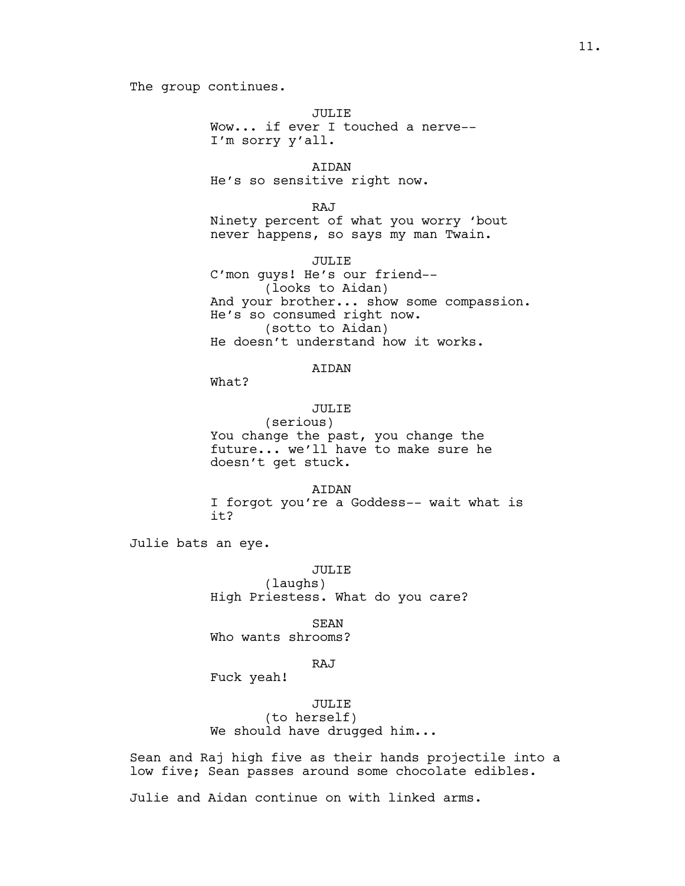The group continues.

JULIE
Wow... if ever I touched a nerve--
I'm sorry y'all.

AIDAN
He's so sensitive right now.

RAJ
Ninety percent of what you worry 'bout
never happens, so says my man Twain.

JULIE
C'mon guys! He's our friend--
(looks to Aidan)
And your brother... show some compassion.
He's so consumed right now.
(sotto to Aidan)
He doesn't understand how it works.

AIDAN
What?

JULIE
(serious)
You change the past, you change the
future... we'll have to make sure he
doesn't get stuck.

AIDAN
I forgot you're a Goddess-- wait what is
it?

Julie bats an eye.

JULIE
(laughs)
High Priestess. What do you care?

SEAN
Who wants shrooms?

RAJ
Fuck yeah!

JULIE
(to herself)
We should have drugged him...

Sean and Raj high five as their hands projectile into a
low five; Sean passes around some chocolate edibles.

Julie and Aidan continue on with linked arms.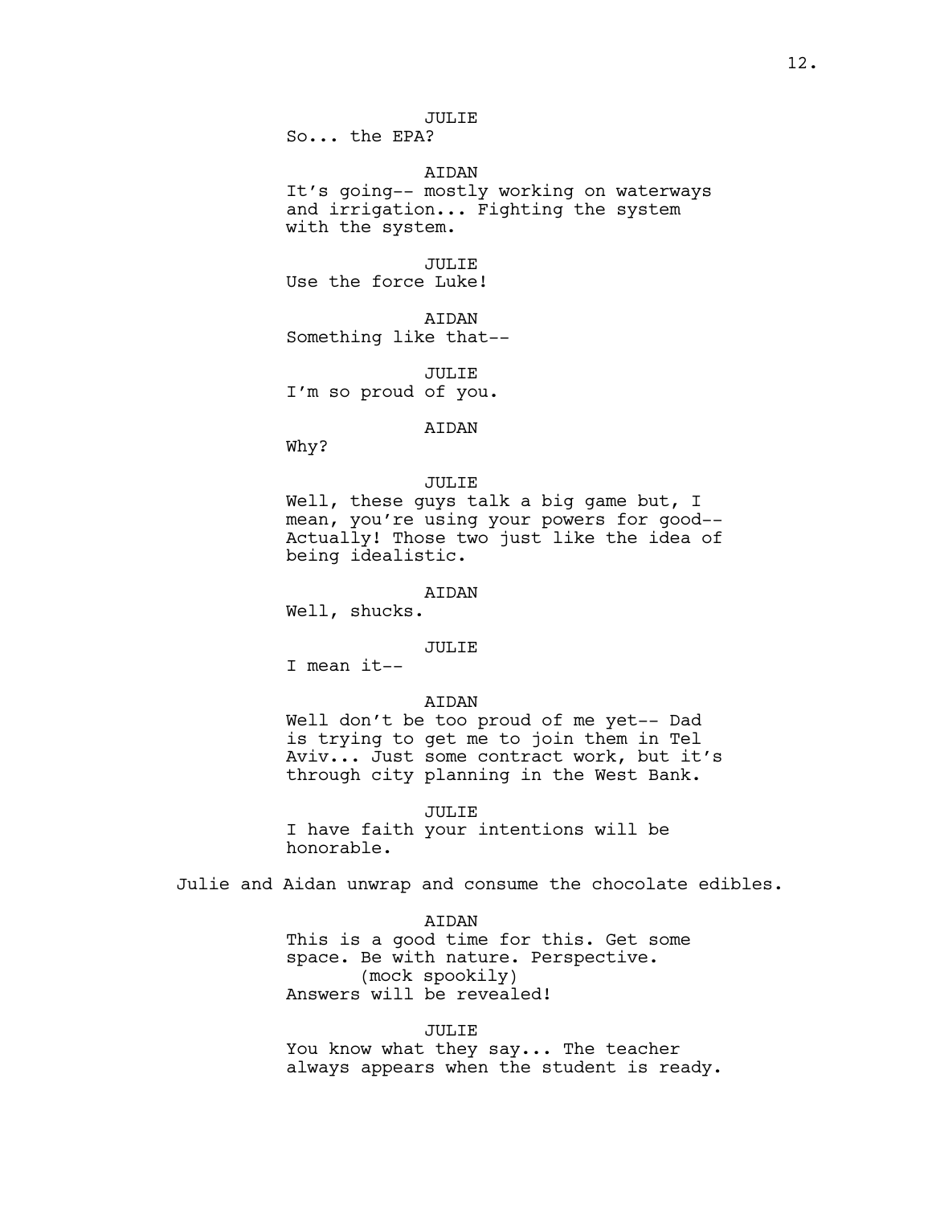JULIE
So... the EPA?

AIDAN
It's going-- mostly working on waterways and irrigation... Fighting the system with the system.

JULIE
Use the force Luke!

AIDAN
Something like that--

JULIE
I'm so proud of you.

AIDAN
Why?

JULIE
Well, these guys talk a big game but, I mean, you're using your powers for good-- Actually! Those two just like the idea of being idealistic.

AIDAN
Well, shucks.

JULIE
I mean it--

AIDAN
Well don't be too proud of me yet-- Dad is trying to get me to join them in Tel Aviv... Just some contract work, but it's through city planning in the West Bank.

JULIE
I have faith your intentions will be honorable.

Julie and Aidan unwrap and consume the chocolate edibles.

AIDAN
This is a good time for this. Get some space. Be with nature. Perspective.
(mock spookily)
Answers will be revealed!

JULIE
You know what they say... The teacher always appears when the student is ready.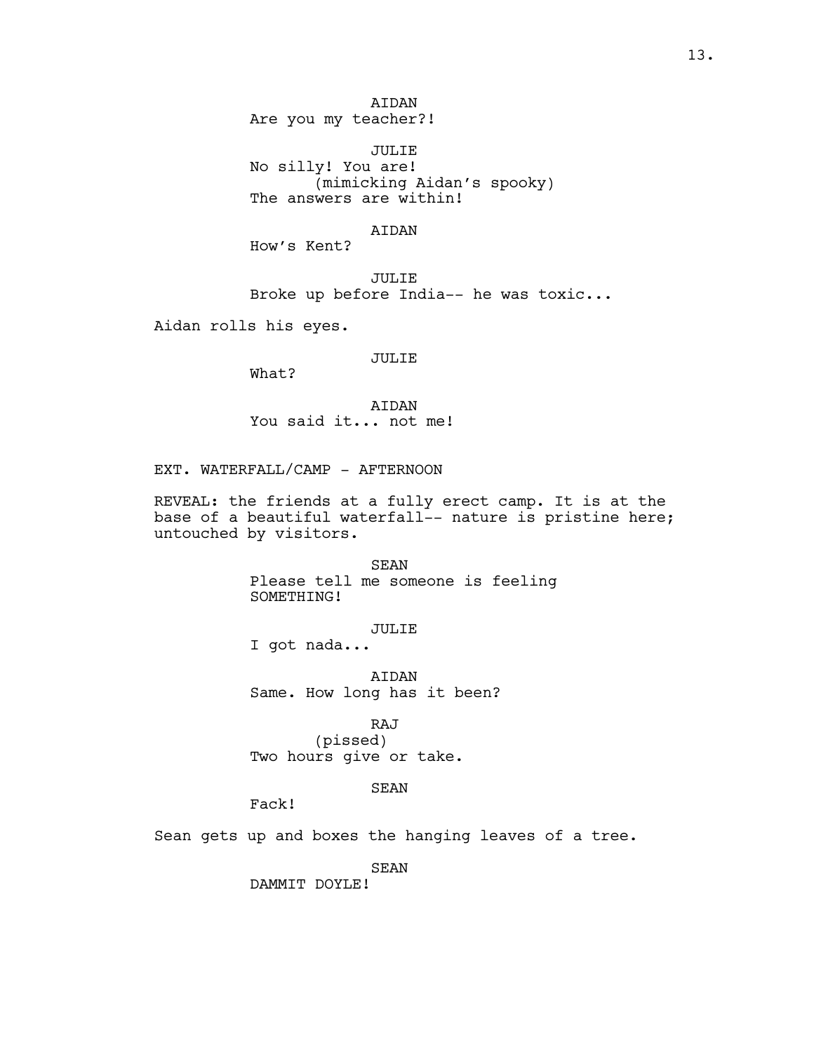AIDAN
Are you my teacher?!

JULIE
No silly! You are!
(mimicking Aidan's spooky)
The answers are within!

AIDAN
How's Kent?

JULIE
Broke up before India-- he was toxic...

Aidan rolls his eyes.

JULIE
What?

AIDAN
You said it... not me!

EXT. WATERFALL/CAMP - AFTERNOON

REVEAL: the friends at a fully erect camp. It is at the base of a beautiful waterfall-- nature is pristine here; untouched by visitors.

SEAN
Please tell me someone is feeling SOMETHING!

JULIE
I got nada...

AIDAN
Same. How long has it been?

RAJ
(pissed)
Two hours give or take.

SEAN
Fack!

Sean gets up and boxes the hanging leaves of a tree.

SEAN
DAMMIT DOYLE!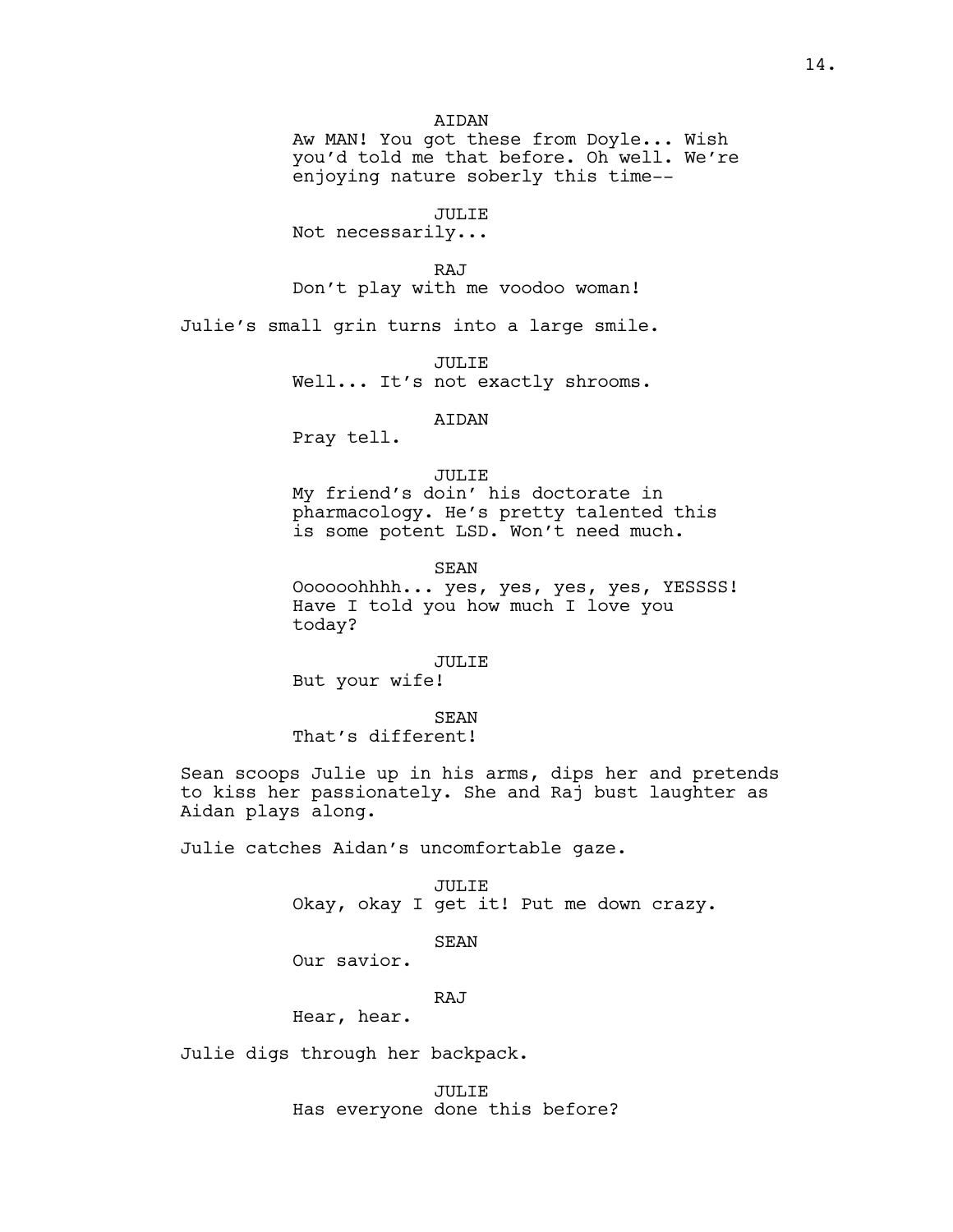AIDAN

Aw MAN! You got these from Doyle... Wish you'd told me that before. Oh well. We're enjoying nature soberly this time--

JULIE

Not necessarily...

RAJ

Don't play with me voodoo woman!

Julie's small grin turns into a large smile.

JULIE

Well... It's not exactly shrooms.

AIDAN

Pray tell.

JULIE

My friend's doin' his doctorate in pharmacology. He's pretty talented this is some potent LSD. Won't need much.

SEAN

Oooooohhhh... yes, yes, yes, yes, YESSSS! Have I told you how much I love you today?

JULIE

But your wife!

SEAN

That's different!

Sean scoops Julie up in his arms, dips her and pretends to kiss her passionately. She and Raj bust laughter as Aidan plays along.

Julie catches Aidan's uncomfortable gaze.

JULIE

Okay, okay I get it! Put me down crazy.

SEAN

Our savior.

RAJ

Hear, hear.

Julie digs through her backpack.

JULIE

Has everyone done this before?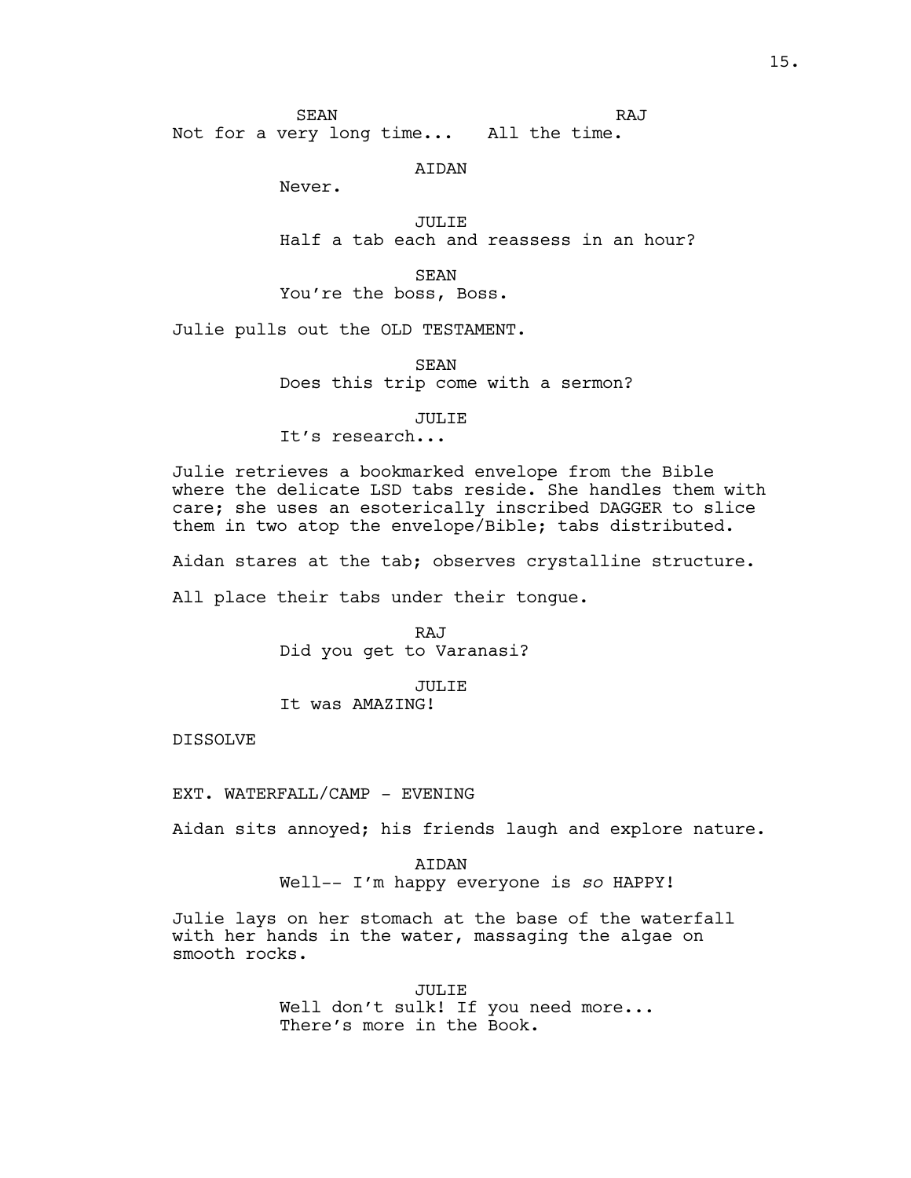**SEAN** / **RAJ** (simultaneous)

SEAN: Not for a very long time...

RAJ: All the time.

AIDAN

Never.

JULIE

Half a tab each and reassess in an hour?

SEAN

You're the boss, Boss.

Julie pulls out the OLD TESTAMENT.

SEAN

Does this trip come with a sermon?

JULIE

It's research...

Julie retrieves a bookmarked envelope from the Bible where the delicate LSD tabs reside. She handles them with care; she uses an esoterically inscribed DAGGER to slice them in two atop the envelope/Bible; tabs distributed.

Aidan stares at the tab; observes crystalline structure.

All place their tabs under their tongue.

RAJ

Did you get to Varanasi?

JULIE

It was AMAZING!

DISSOLVE

EXT. WATERFALL/CAMP - EVENING

Aidan sits annoyed; his friends laugh and explore nature.

AIDAN

Well-- I'm happy everyone is *so* HAPPY!

Julie lays on her stomach at the base of the waterfall with her hands in the water, massaging the algae on smooth rocks.

JULIE

Well don't sulk! If you need more...
There's more in the Book.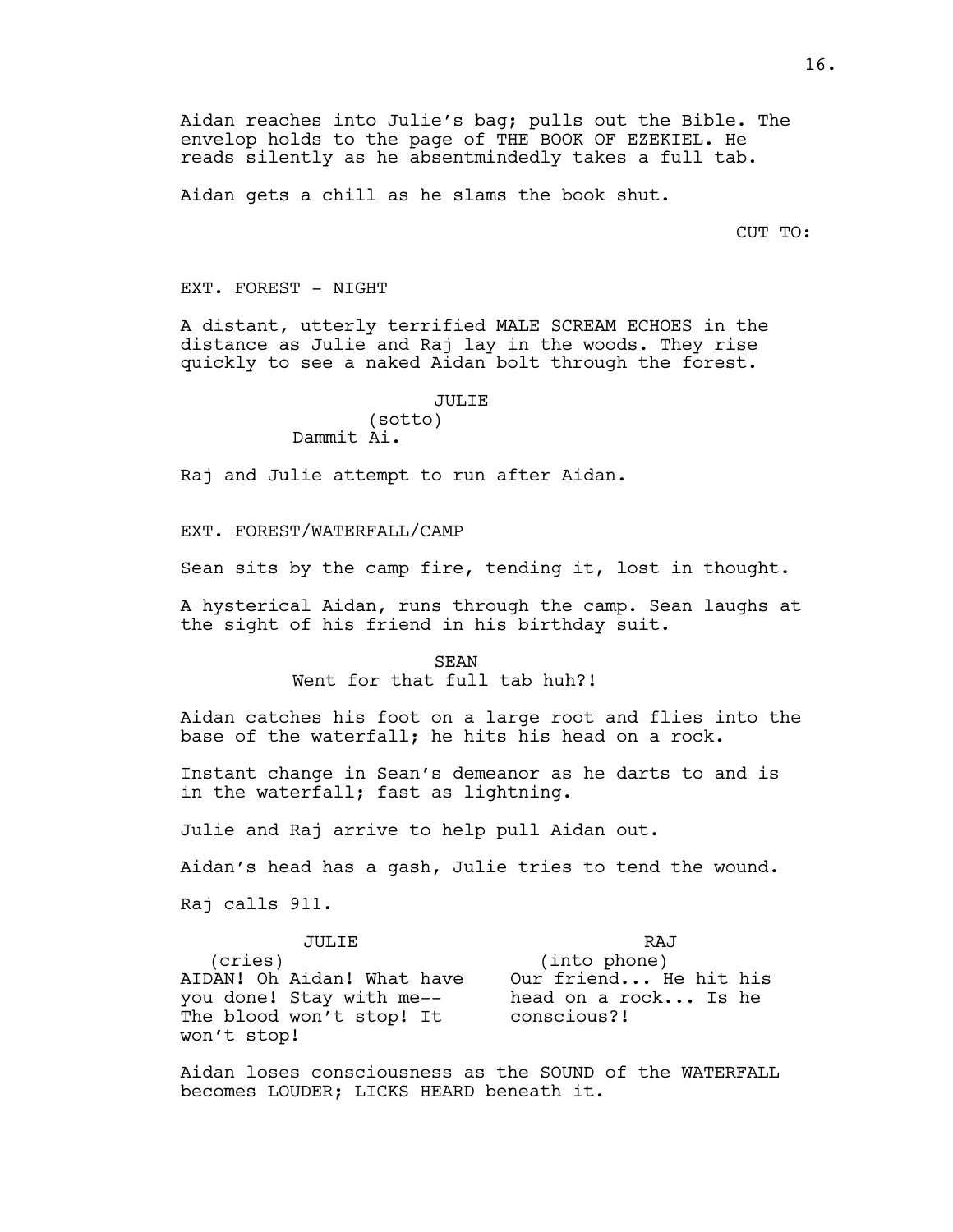Aidan reaches into Julie's bag; pulls out the Bible. The envelop holds to the page of THE BOOK OF EZEKIEL. He reads silently as he absentmindedly takes a full tab.

Aidan gets a chill as he slams the book shut.

CUT TO:

EXT. FOREST - NIGHT

A distant, utterly terrified MALE SCREAM ECHOES in the distance as Julie and Raj lay in the woods. They rise quickly to see a naked Aidan bolt through the forest.

JULIE
(sotto)
Dammit Ai.

Raj and Julie attempt to run after Aidan.

EXT. FOREST/WATERFALL/CAMP

Sean sits by the camp fire, tending it, lost in thought.

A hysterical Aidan, runs through the camp. Sean laughs at the sight of his friend in his birthday suit.

SEAN
Went for that full tab huh?!

Aidan catches his foot on a large root and flies into the base of the waterfall; he hits his head on a rock.

Instant change in Sean's demeanor as he darts to and is in the waterfall; fast as lightning.

Julie and Raj arrive to help pull Aidan out.

Aidan's head has a gash, Julie tries to tend the wound.

Raj calls 911.

JULIE
(cries)
AIDAN! Oh Aidan! What have you done! Stay with me-- The blood won't stop! It won't stop!

RAJ
(into phone)
Our friend... He hit his head on a rock... Is he conscious?!

Aidan loses consciousness as the SOUND of the WATERFALL becomes LOUDER; LICKS HEARD beneath it.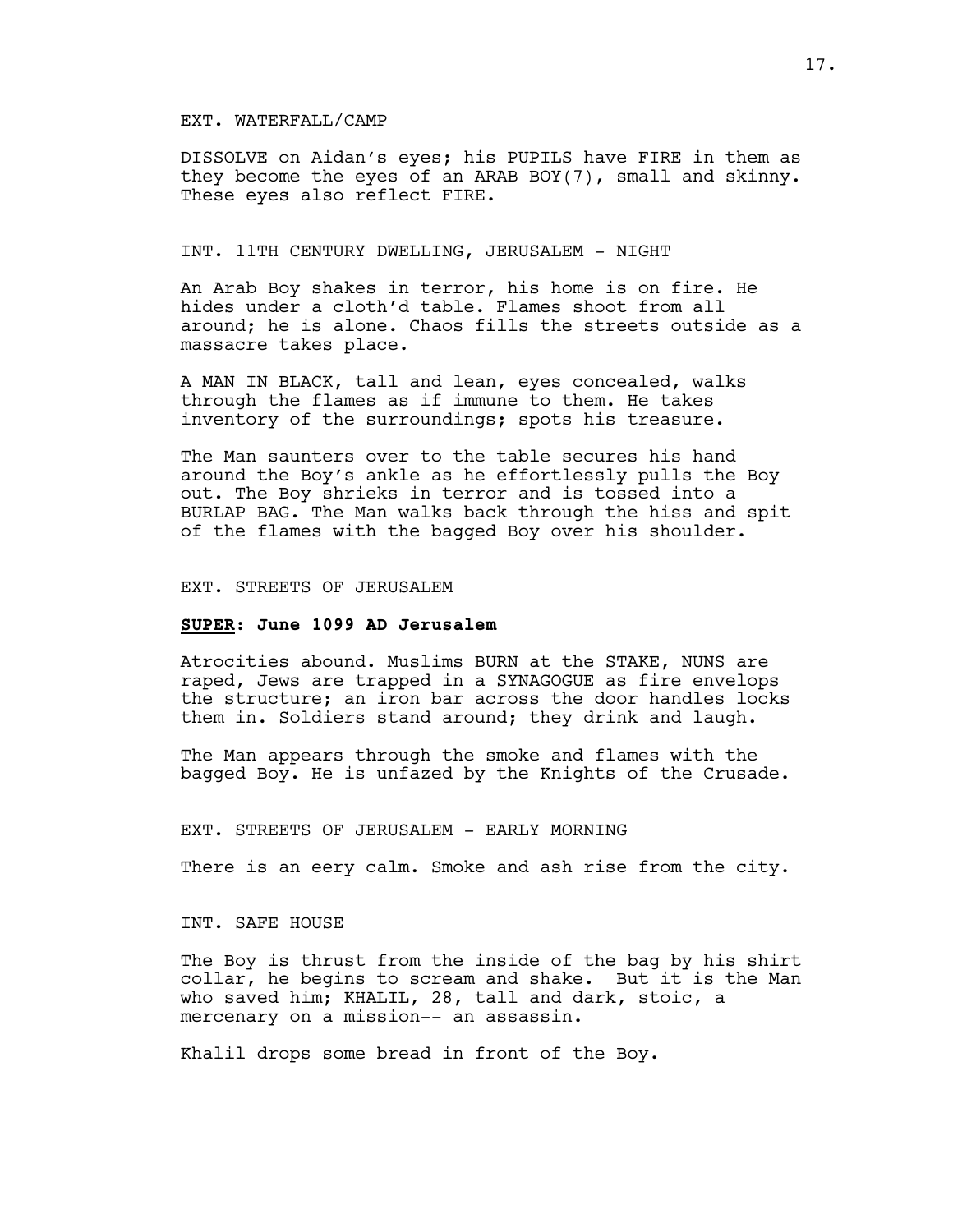EXT. WATERFALL/CAMP

DISSOLVE on Aidan's eyes; his PUPILS have FIRE in them as they become the eyes of an ARAB BOY(7), small and skinny. These eyes also reflect FIRE.

INT. 11TH CENTURY DWELLING, JERUSALEM - NIGHT

An Arab Boy shakes in terror, his home is on fire. He hides under a cloth'd table. Flames shoot from all around; he is alone. Chaos fills the streets outside as a massacre takes place.

A MAN IN BLACK, tall and lean, eyes concealed, walks through the flames as if immune to them. He takes inventory of the surroundings; spots his treasure.

The Man saunters over to the table secures his hand around the Boy's ankle as he effortlessly pulls the Boy out. The Boy shrieks in terror and is tossed into a BURLAP BAG. The Man walks back through the hiss and spit of the flames with the bagged Boy over his shoulder.

EXT. STREETS OF JERUSALEM

**<u>SUPER</u>: June 1099 AD Jerusalem**

Atrocities abound. Muslims BURN at the STAKE, NUNS are raped, Jews are trapped in a SYNAGOGUE as fire envelops the structure; an iron bar across the door handles locks them in. Soldiers stand around; they drink and laugh.

The Man appears through the smoke and flames with the bagged Boy. He is unfazed by the Knights of the Crusade.

EXT. STREETS OF JERUSALEM - EARLY MORNING

There is an eery calm. Smoke and ash rise from the city.

INT. SAFE HOUSE

The Boy is thrust from the inside of the bag by his shirt collar, he begins to scream and shake. But it is the Man who saved him; KHALIL, 28, tall and dark, stoic, a mercenary on a mission-- an assassin.

Khalil drops some bread in front of the Boy.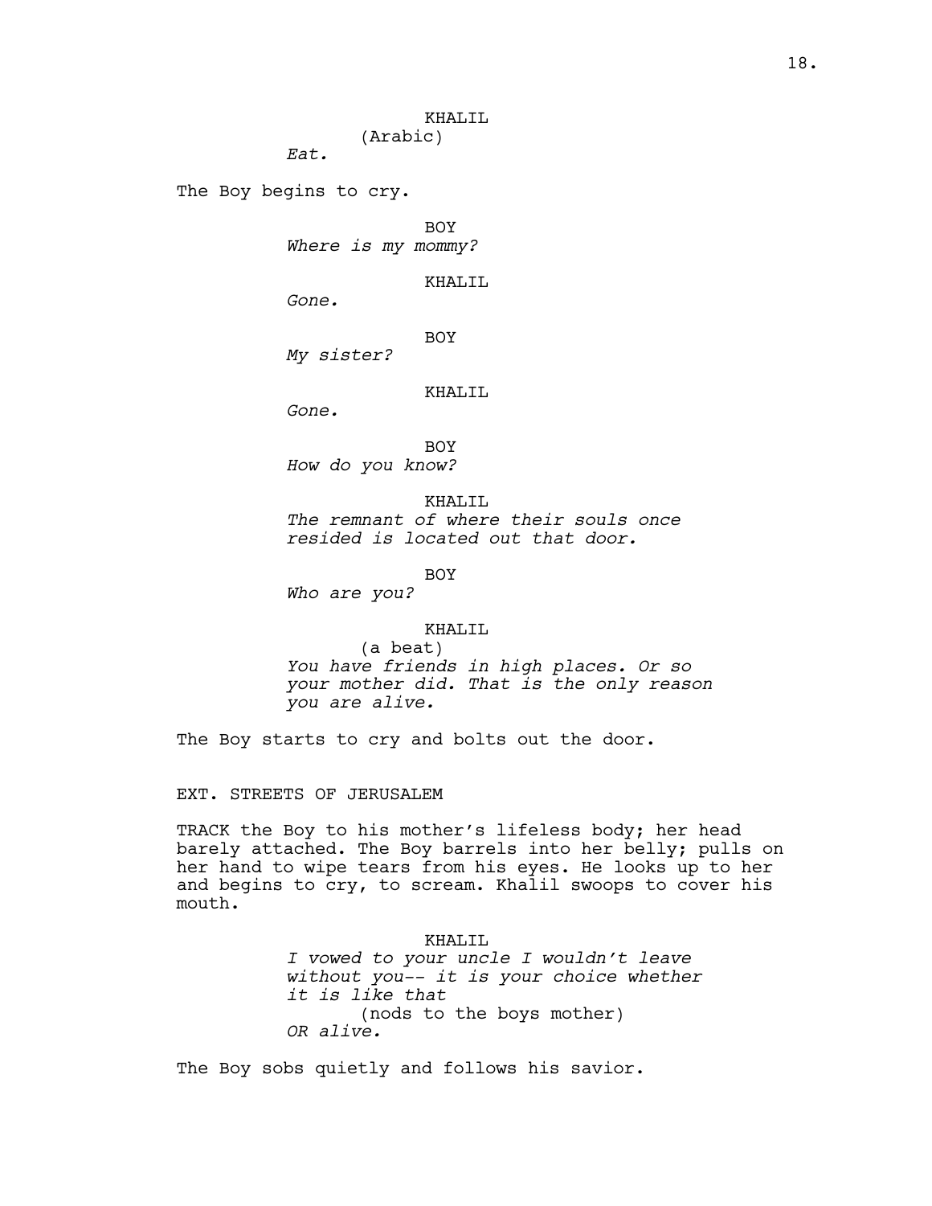KHALIL
(Arabic)
*Eat.*

The Boy begins to cry.

BOY
*Where is my mommy?*

KHALIL
*Gone.*

BOY
*My sister?*

KHALIL
*Gone.*

BOY
*How do you know?*

KHALIL
*The remnant of where their souls once resided is located out that door.*

BOY
*Who are you?*

KHALIL
(a beat)
*You have friends in high places. Or so your mother did. That is the only reason you are alive.*

The Boy starts to cry and bolts out the door.

EXT. STREETS OF JERUSALEM

TRACK the Boy to his mother's lifeless body; her head barely attached. The Boy barrels into her belly; pulls on her hand to wipe tears from his eyes. He looks up to her and begins to cry, to scream. Khalil swoops to cover his mouth.

KHALIL
*I vowed to your uncle I wouldn't leave without you-- it is your choice whether it is like that*
(nods to the boys mother)
*OR alive.*

The Boy sobs quietly and follows his savior.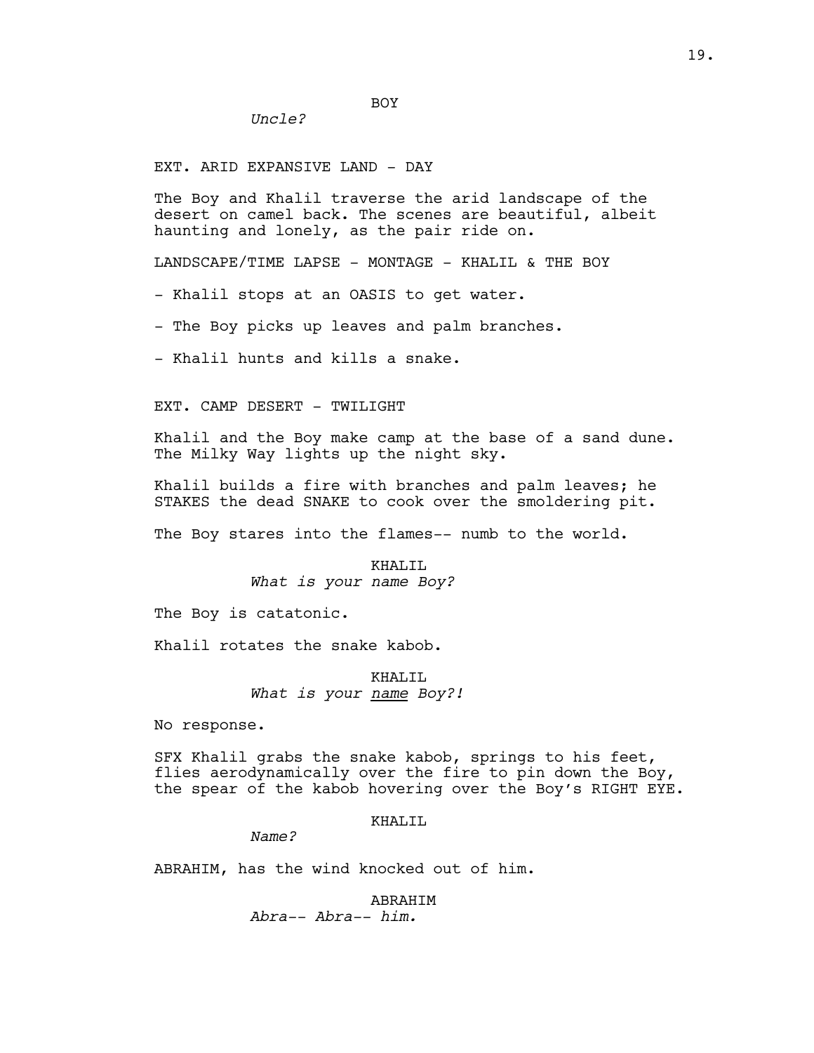BOY

*Uncle?*

EXT. ARID EXPANSIVE LAND - DAY

The Boy and Khalil traverse the arid landscape of the desert on camel back. The scenes are beautiful, albeit haunting and lonely, as the pair ride on.

LANDSCAPE/TIME LAPSE - MONTAGE - KHALIL & THE BOY

- Khalil stops at an OASIS to get water.

- The Boy picks up leaves and palm branches.

- Khalil hunts and kills a snake.

EXT. CAMP DESERT - TWILIGHT

Khalil and the Boy make camp at the base of a sand dune. The Milky Way lights up the night sky.

Khalil builds a fire with branches and palm leaves; he STAKES the dead SNAKE to cook over the smoldering pit.

The Boy stares into the flames-- numb to the world.

KHALIL

*What is your name Boy?*

The Boy is catatonic.

Khalil rotates the snake kabob.

KHALIL

*What is your <u>name</u> Boy?!*

No response.

SFX Khalil grabs the snake kabob, springs to his feet, flies aerodynamically over the fire to pin down the Boy, the spear of the kabob hovering over the Boy's RIGHT EYE.

KHALIL

*Name?*

ABRAHIM, has the wind knocked out of him.

ABRAHIM

*Abra-- Abra-- him.*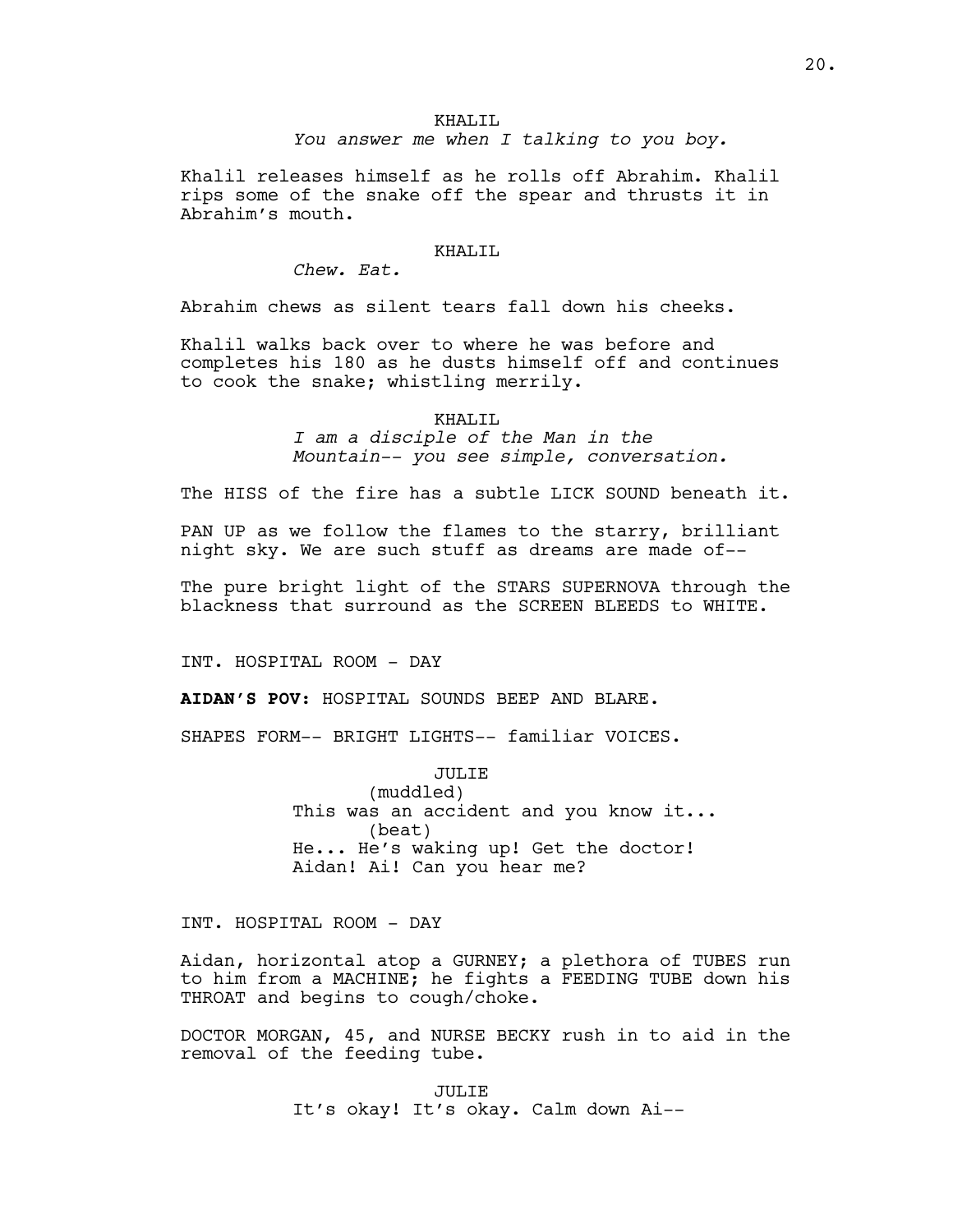KHALIL

*You answer me when I talking to you boy.*

Khalil releases himself as he rolls off Abrahim. Khalil rips some of the snake off the spear and thrusts it in Abrahim's mouth.

KHALIL

*Chew. Eat.*

Abrahim chews as silent tears fall down his cheeks.

Khalil walks back over to where he was before and completes his 180 as he dusts himself off and continues to cook the snake; whistling merrily.

KHALIL

*I am a disciple of the Man in the Mountain-- you see simple, conversation.*

The HISS of the fire has a subtle LICK SOUND beneath it.

PAN UP as we follow the flames to the starry, brilliant night sky. We are such stuff as dreams are made of--

The pure bright light of the STARS SUPERNOVA through the blackness that surround as the SCREEN BLEEDS to WHITE.

INT. HOSPITAL ROOM - DAY

**AIDAN'S POV:** HOSPITAL SOUNDS BEEP AND BLARE.

SHAPES FORM-- BRIGHT LIGHTS-- familiar VOICES.

JULIE

(muddled)

This was an accident and you know it...

(beat)

He... He's waking up! Get the doctor! Aidan! Ai! Can you hear me?

INT. HOSPITAL ROOM - DAY

Aidan, horizontal atop a GURNEY; a plethora of TUBES run to him from a MACHINE; he fights a FEEDING TUBE down his THROAT and begins to cough/choke.

DOCTOR MORGAN, 45, and NURSE BECKY rush in to aid in the removal of the feeding tube.

JULIE

It's okay! It's okay. Calm down Ai--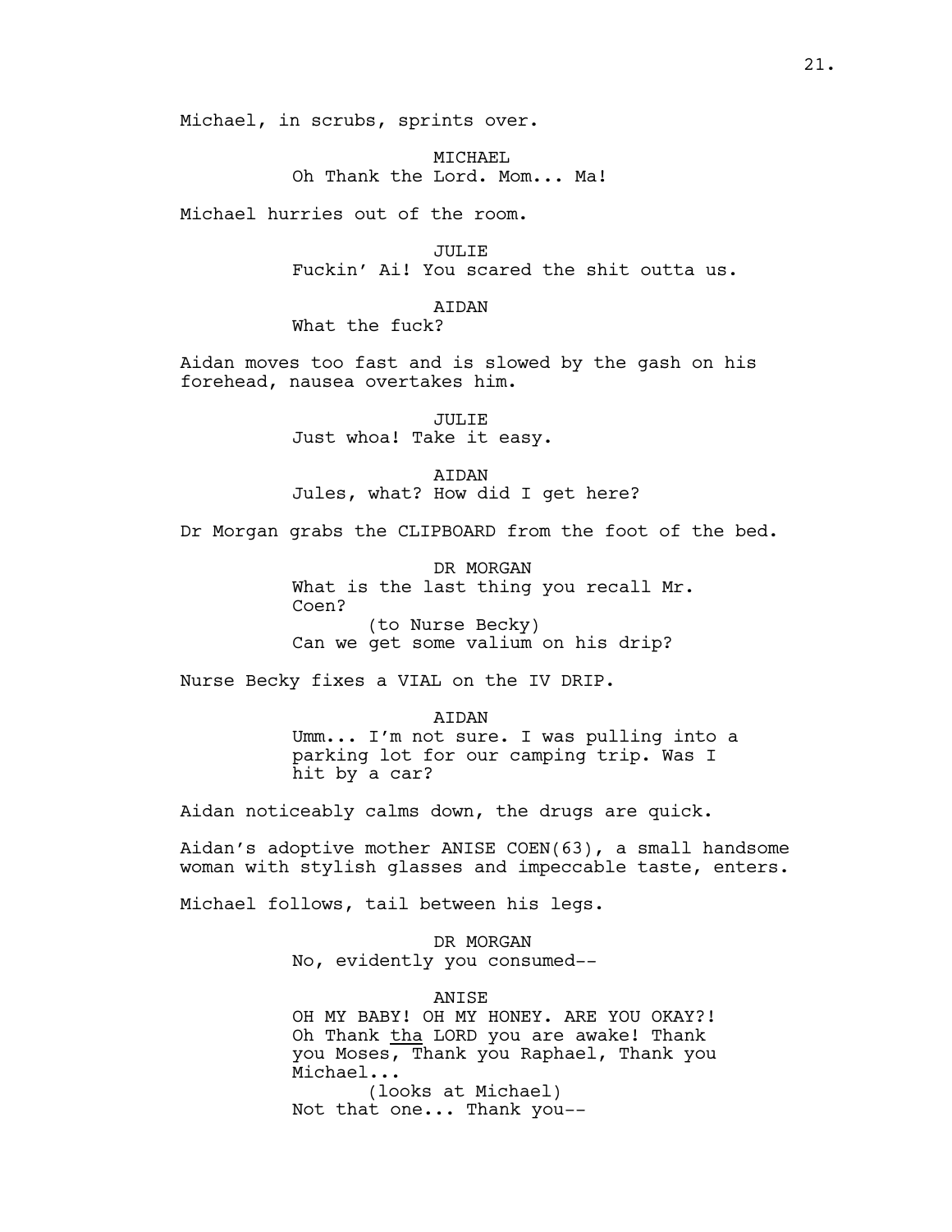Michael, in scrubs, sprints over.

MICHAEL
Oh Thank the Lord. Mom... Ma!

Michael hurries out of the room.

JULIE
Fuckin' Ai! You scared the shit outta us.

AIDAN
What the fuck?

Aidan moves too fast and is slowed by the gash on his forehead, nausea overtakes him.

JULIE
Just whoa! Take it easy.

AIDAN
Jules, what? How did I get here?

Dr Morgan grabs the CLIPBOARD from the foot of the bed.

DR MORGAN
What is the last thing you recall Mr. Coen?
(to Nurse Becky)
Can we get some valium on his drip?

Nurse Becky fixes a VIAL on the IV DRIP.

AIDAN
Umm... I'm not sure. I was pulling into a parking lot for our camping trip. Was I hit by a car?

Aidan noticeably calms down, the drugs are quick.

Aidan's adoptive mother ANISE COEN(63), a small handsome woman with stylish glasses and impeccable taste, enters.

Michael follows, tail between his legs.

DR MORGAN
No, evidently you consumed--

ANISE
OH MY BABY! OH MY HONEY. ARE YOU OKAY?! Oh Thank <u>tha</u> LORD you are awake! Thank you Moses, Thank you Raphael, Thank you Michael...
(looks at Michael)
Not that one... Thank you--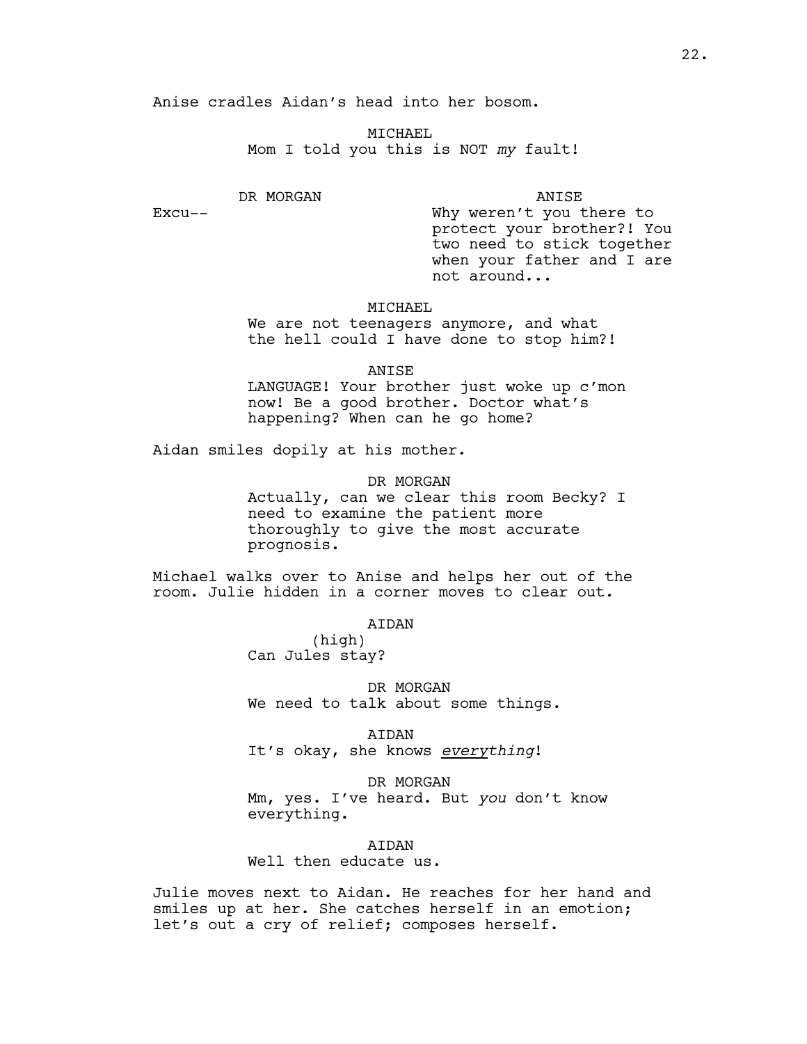Anise cradles Aidan's head into her bosom.

MICHAEL
Mom I told you this is NOT *my* fault!

DR MORGAN
Excu--

ANISE
Why weren't you there to protect your brother?! You two need to stick together when your father and I are not around...

MICHAEL
We are not teenagers anymore, and what the hell could I have done to stop him?!

ANISE
LANGUAGE! Your brother just woke up c'mon now! Be a good brother. Doctor what's happening? When can he go home?

Aidan smiles dopily at his mother.

DR MORGAN
Actually, can we clear this room Becky? I need to examine the patient more thoroughly to give the most accurate prognosis.

Michael walks over to Anise and helps her out of the room. Julie hidden in a corner moves to clear out.

AIDAN
(high)
Can Jules stay?

DR MORGAN
We need to talk about some things.

AIDAN
It's okay, she knows ***every****thing*!

DR MORGAN
Mm, yes. I've heard. But *you* don't know everything.

AIDAN
Well then educate us.

Julie moves next to Aidan. He reaches for her hand and smiles up at her. She catches herself in an emotion; let's out a cry of relief; composes herself.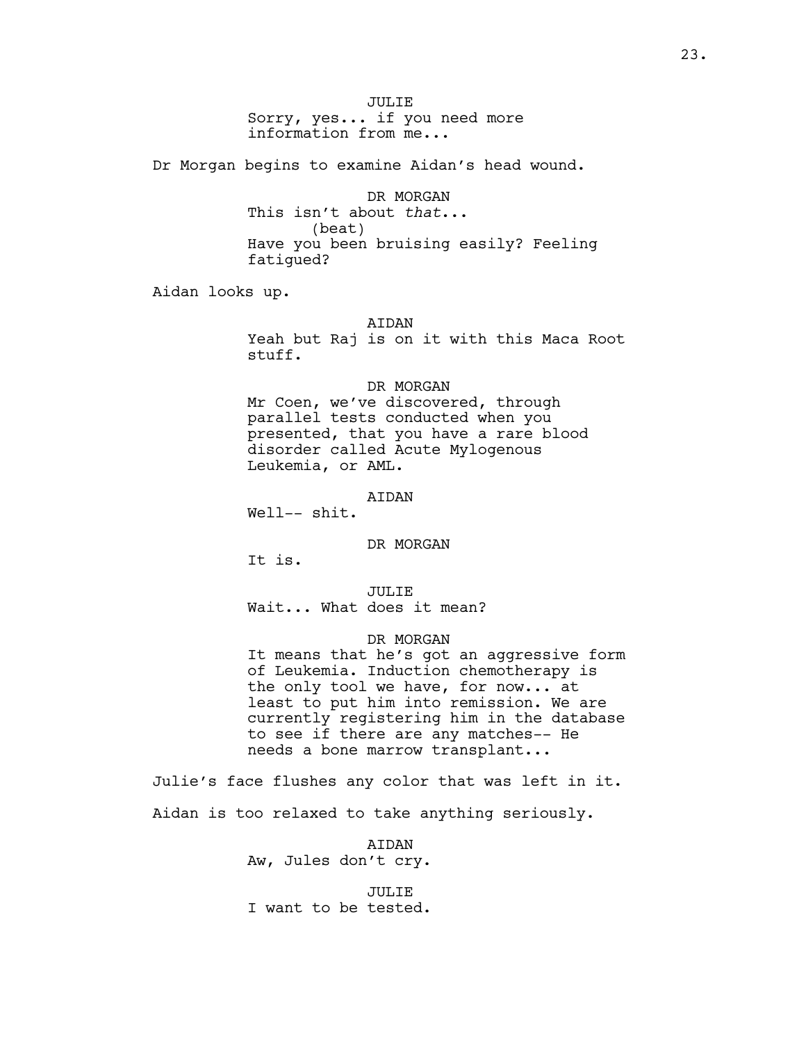JULIE
Sorry, yes... if you need more information from me...

Dr Morgan begins to examine Aidan's head wound.

DR MORGAN
This isn't about *that*...
(beat)
Have you been bruising easily? Feeling fatigued?

Aidan looks up.

AIDAN
Yeah but Raj is on it with this Maca Root stuff.

DR MORGAN
Mr Coen, we've discovered, through parallel tests conducted when you presented, that you have a rare blood disorder called Acute Mylogenous Leukemia, or AML.

AIDAN
Well-- shit.

DR MORGAN
It is.

JULIE
Wait... What does it mean?

DR MORGAN
It means that he's got an aggressive form of Leukemia. Induction chemotherapy is the only tool we have, for now... at least to put him into remission. We are currently registering him in the database to see if there are any matches-- He needs a bone marrow transplant...

Julie's face flushes any color that was left in it.

Aidan is too relaxed to take anything seriously.

AIDAN
Aw, Jules don't cry.

JULIE
I want to be tested.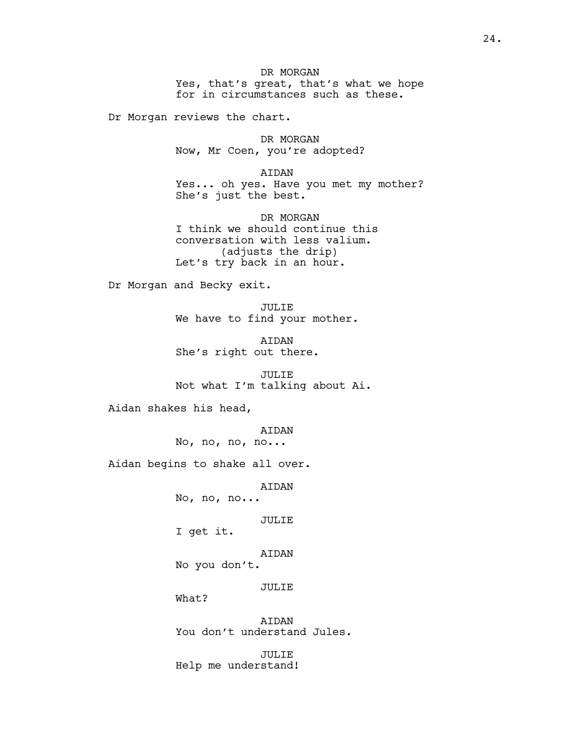DR MORGAN
Yes, that's great, that's what we hope for in circumstances such as these.

Dr Morgan reviews the chart.

DR MORGAN
Now, Mr Coen, you're adopted?

AIDAN
Yes... oh yes. Have you met my mother? She's just the best.

DR MORGAN
I think we should continue this conversation with less valium.
(adjusts the drip)
Let's try back in an hour.

Dr Morgan and Becky exit.

JULIE
We have to find your mother.

AIDAN
She's right out there.

JULIE
Not what I'm talking about Ai.

Aidan shakes his head,

AIDAN
No, no, no, no...

Aidan begins to shake all over.

AIDAN
No, no, no...

JULIE
I get it.

AIDAN
No you don't.

JULIE
What?

AIDAN
You don't understand Jules.

JULIE
Help me understand!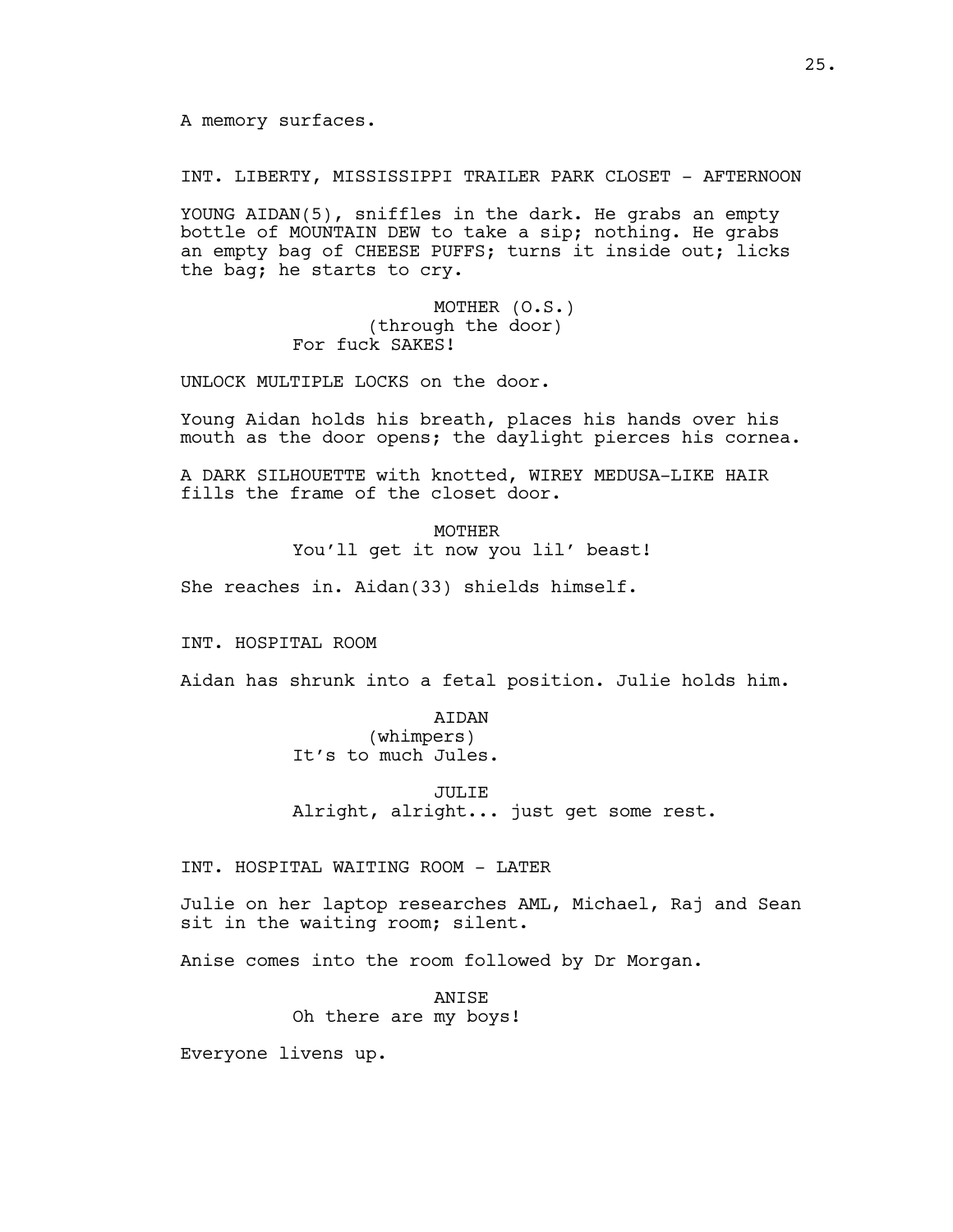A memory surfaces.

INT. LIBERTY, MISSISSIPPI TRAILER PARK CLOSET - AFTERNOON

YOUNG AIDAN(5), sniffles in the dark. He grabs an empty bottle of MOUNTAIN DEW to take a sip; nothing. He grabs an empty bag of CHEESE PUFFS; turns it inside out; licks the bag; he starts to cry.

MOTHER (O.S.)
(through the door)
For fuck SAKES!

UNLOCK MULTIPLE LOCKS on the door.

Young Aidan holds his breath, places his hands over his mouth as the door opens; the daylight pierces his cornea.

A DARK SILHOUETTE with knotted, WIREY MEDUSA-LIKE HAIR fills the frame of the closet door.

MOTHER
You'll get it now you lil' beast!

She reaches in. Aidan(33) shields himself.

INT. HOSPITAL ROOM

Aidan has shrunk into a fetal position. Julie holds him.

AIDAN
(whimpers)
It's to much Jules.

JULIE
Alright, alright... just get some rest.

INT. HOSPITAL WAITING ROOM - LATER

Julie on her laptop researches AML, Michael, Raj and Sean sit in the waiting room; silent.

Anise comes into the room followed by Dr Morgan.

ANISE
Oh there are my boys!

Everyone livens up.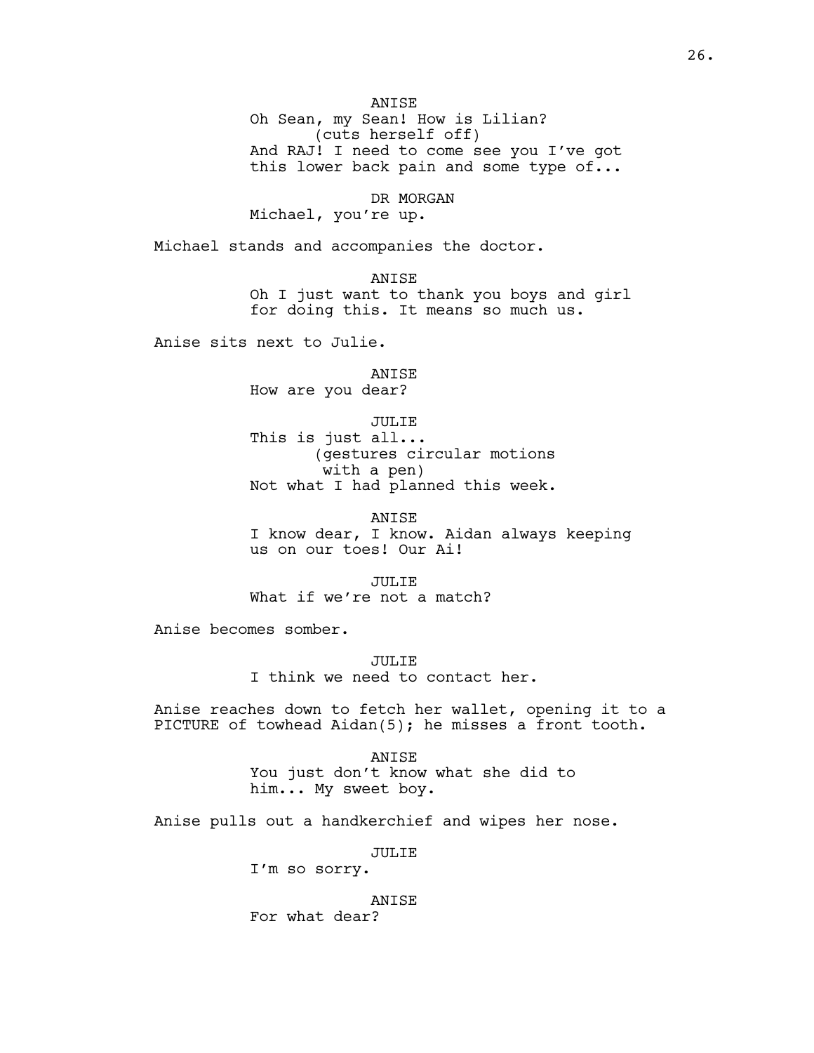ANISE
Oh Sean, my Sean! How is Lilian?
(cuts herself off)
And RAJ! I need to come see you I've got this lower back pain and some type of...

DR MORGAN
Michael, you're up.

Michael stands and accompanies the doctor.

ANISE
Oh I just want to thank you boys and girl for doing this. It means so much us.

Anise sits next to Julie.

ANISE
How are you dear?

JULIE
This is just all...
(gestures circular motions with a pen)
Not what I had planned this week.

ANISE
I know dear, I know. Aidan always keeping us on our toes! Our Ai!

JULIE
What if we're not a match?

Anise becomes somber.

JULIE
I think we need to contact her.

Anise reaches down to fetch her wallet, opening it to a PICTURE of towhead Aidan(5); he misses a front tooth.

ANISE
You just don't know what she did to him... My sweet boy.

Anise pulls out a handkerchief and wipes her nose.

JULIE
I'm so sorry.

ANISE
For what dear?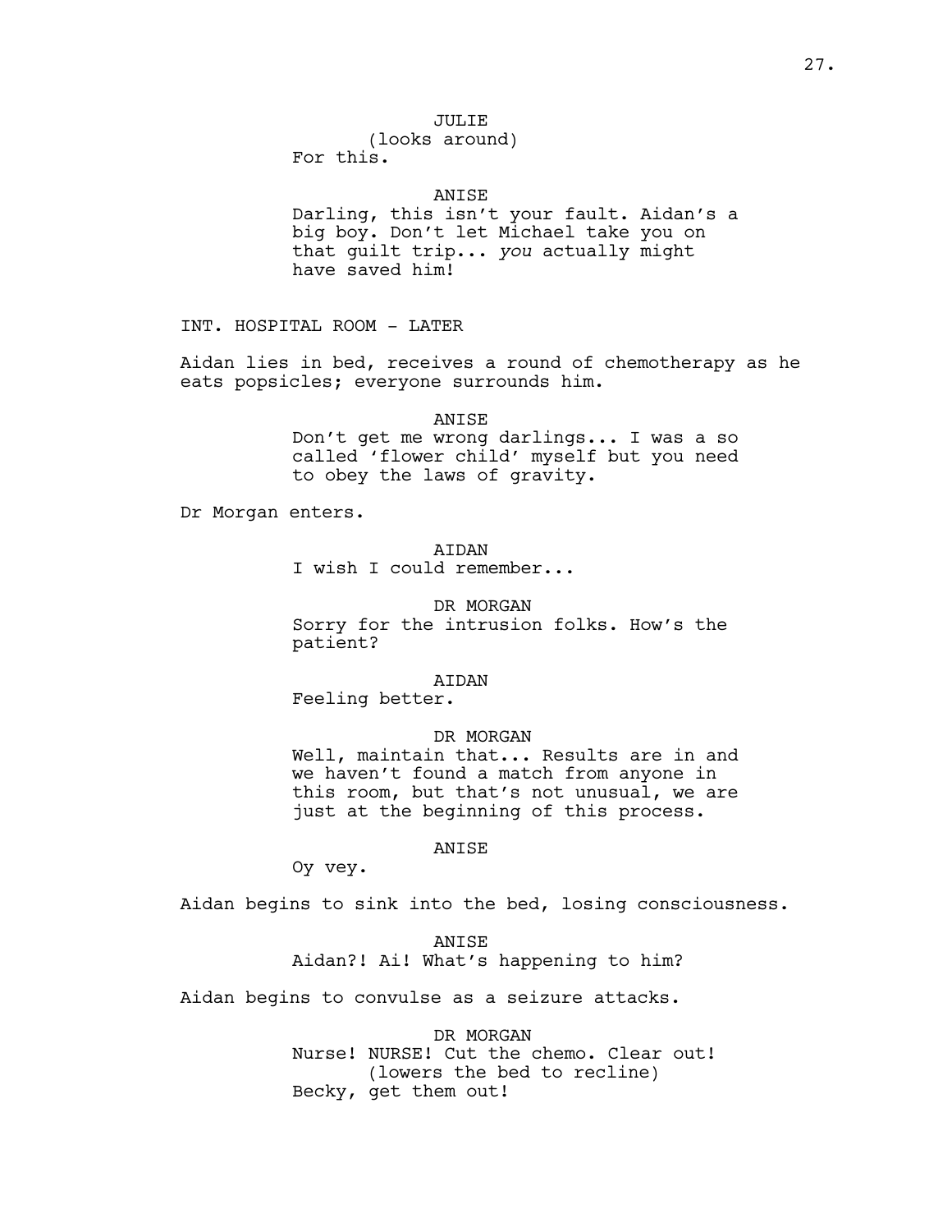JULIE
(looks around)
For this.

ANISE
Darling, this isn't your fault. Aidan's a big boy. Don't let Michael take you on that guilt trip... *you* actually might have saved him!

INT. HOSPITAL ROOM - LATER

Aidan lies in bed, receives a round of chemotherapy as he eats popsicles; everyone surrounds him.

ANISE
Don't get me wrong darlings... I was a so called 'flower child' myself but you need to obey the laws of gravity.

Dr Morgan enters.

AIDAN
I wish I could remember...

DR MORGAN
Sorry for the intrusion folks. How's the patient?

AIDAN
Feeling better.

DR MORGAN
Well, maintain that... Results are in and we haven't found a match from anyone in this room, but that's not unusual, we are just at the beginning of this process.

ANISE
Oy vey.

Aidan begins to sink into the bed, losing consciousness.

ANISE
Aidan?! Ai! What's happening to him?

Aidan begins to convulse as a seizure attacks.

DR MORGAN
Nurse! NURSE! Cut the chemo. Clear out!
(lowers the bed to recline)
Becky, get them out!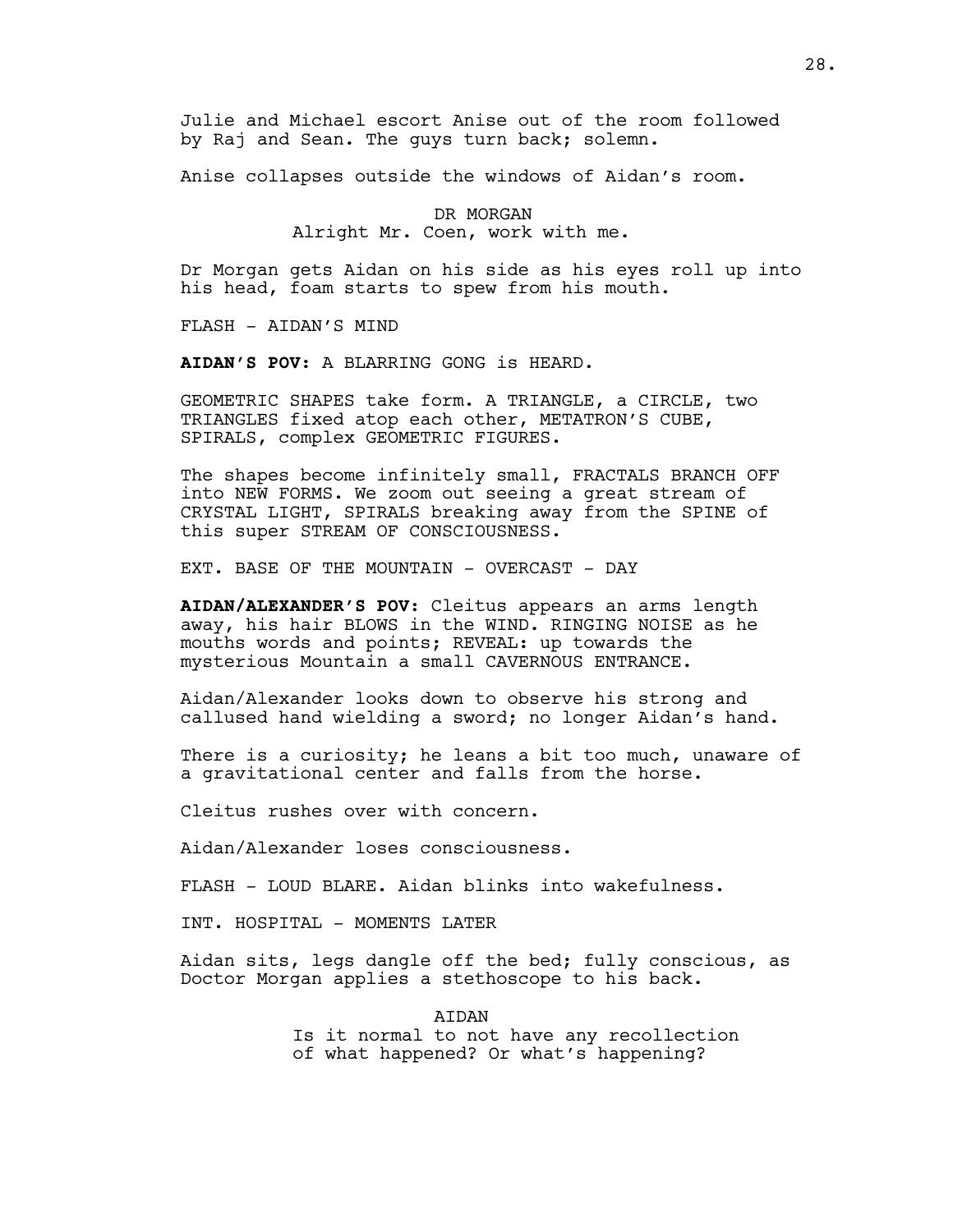Julie and Michael escort Anise out of the room followed by Raj and Sean. The guys turn back; solemn.

Anise collapses outside the windows of Aidan's room.

DR MORGAN
Alright Mr. Coen, work with me.

Dr Morgan gets Aidan on his side as his eyes roll up into his head, foam starts to spew from his mouth.

FLASH - AIDAN'S MIND

**AIDAN'S POV:** A BLARRING GONG is HEARD.

GEOMETRIC SHAPES take form. A TRIANGLE, a CIRCLE, two TRIANGLES fixed atop each other, METATRON'S CUBE, SPIRALS, complex GEOMETRIC FIGURES.

The shapes become infinitely small, FRACTALS BRANCH OFF into NEW FORMS. We zoom out seeing a great stream of CRYSTAL LIGHT, SPIRALS breaking away from the SPINE of this super STREAM OF CONSCIOUSNESS.

EXT. BASE OF THE MOUNTAIN - OVERCAST - DAY

**AIDAN/ALEXANDER'S POV:** Cleitus appears an arms length away, his hair BLOWS in the WIND. RINGING NOISE as he mouths words and points; REVEAL: up towards the mysterious Mountain a small CAVERNOUS ENTRANCE.

Aidan/Alexander looks down to observe his strong and callused hand wielding a sword; no longer Aidan's hand.

There is a curiosity; he leans a bit too much, unaware of a gravitational center and falls from the horse.

Cleitus rushes over with concern.

Aidan/Alexander loses consciousness.

FLASH - LOUD BLARE. Aidan blinks into wakefulness.

INT. HOSPITAL - MOMENTS LATER

Aidan sits, legs dangle off the bed; fully conscious, as Doctor Morgan applies a stethoscope to his back.

AIDAN
Is it normal to not have any recollection of what happened? Or what's happening?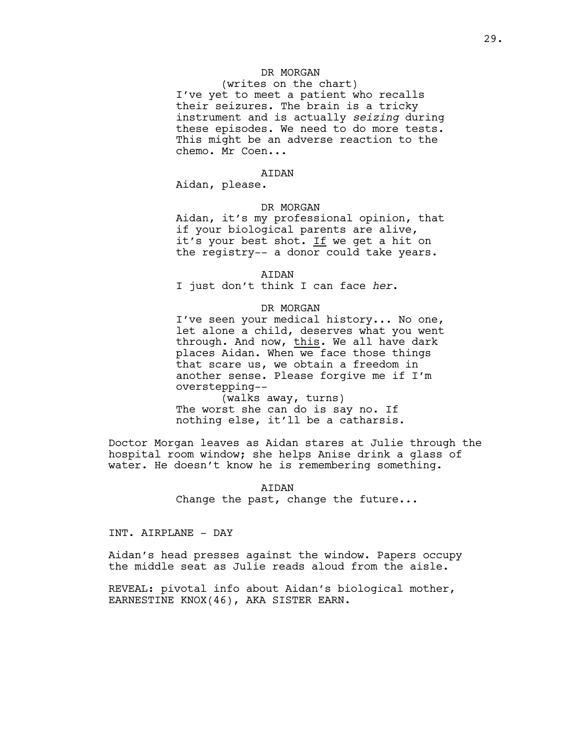DR MORGAN

(writes on the chart)

I've yet to meet a patient who recalls their seizures. The brain is a tricky instrument and is actually *seizing* during these episodes. We need to do more tests. This might be an adverse reaction to the chemo. Mr Coen...

AIDAN

Aidan, please.

DR MORGAN

Aidan, it's my professional opinion, that if your biological parents are alive, it's your best shot. <u>If</u> we get a hit on the registry-- a donor could take years.

AIDAN

I just don't think I can face *her*.

DR MORGAN

I've seen your medical history... No one, let alone a child, deserves what you went through. And now, <u>this</u>. We all have dark places Aidan. When we face those things that scare us, we obtain a freedom in another sense. Please forgive me if I'm overstepping--

(walks away, turns)

The worst she can do is say no. If nothing else, it'll be a catharsis.

Doctor Morgan leaves as Aidan stares at Julie through the hospital room window; she helps Anise drink a glass of water. He doesn't know he is remembering something.

AIDAN

Change the past, change the future...

INT. AIRPLANE - DAY

Aidan's head presses against the window. Papers occupy the middle seat as Julie reads aloud from the aisle.

REVEAL: pivotal info about Aidan's biological mother, EARNESTINE KNOX(46), AKA SISTER EARN.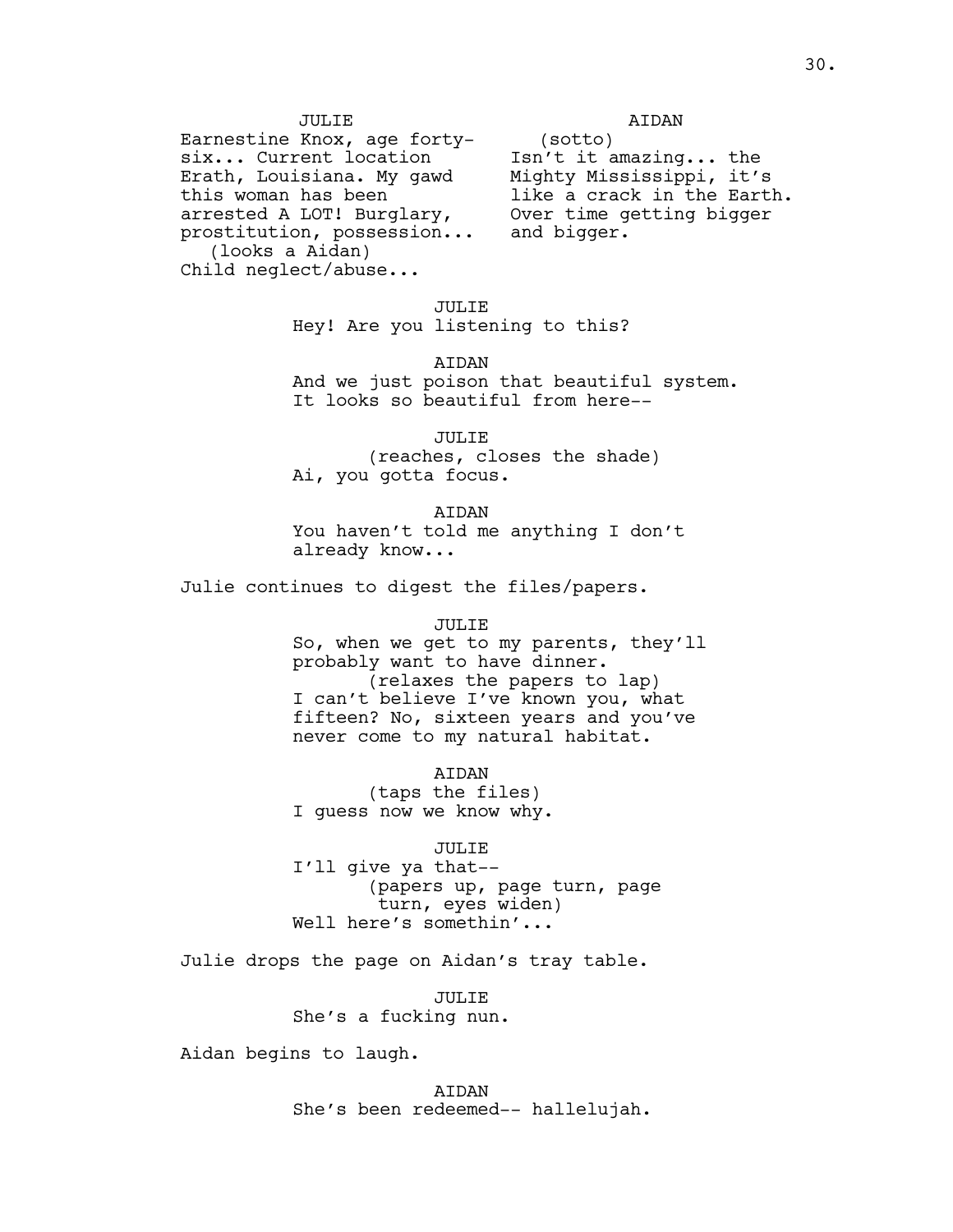JULIE
Earnestine Knox, age forty-six... Current location Erath, Louisiana. My gawd this woman has been arrested A LOT! Burglary, prostitution, possession...
(looks a Aidan)
Child neglect/abuse...

AIDAN
(sotto)
Isn't it amazing... the Mighty Mississippi, it's like a crack in the Earth. Over time getting bigger and bigger.

JULIE
Hey! Are you listening to this?

AIDAN
And we just poison that beautiful system. It looks so beautiful from here--

JULIE
(reaches, closes the shade)
Ai, you gotta focus.

AIDAN
You haven't told me anything I don't already know...

Julie continues to digest the files/papers.

JULIE
So, when we get to my parents, they'll probably want to have dinner.
(relaxes the papers to lap)
I can't believe I've known you, what fifteen? No, sixteen years and you've never come to my natural habitat.

AIDAN
(taps the files)
I guess now we know why.

JULIE
I'll give ya that--
(papers up, page turn, page turn, eyes widen)
Well here's somethin'...

Julie drops the page on Aidan's tray table.

JULIE
She's a fucking nun.

Aidan begins to laugh.

AIDAN
She's been redeemed-- hallelujah.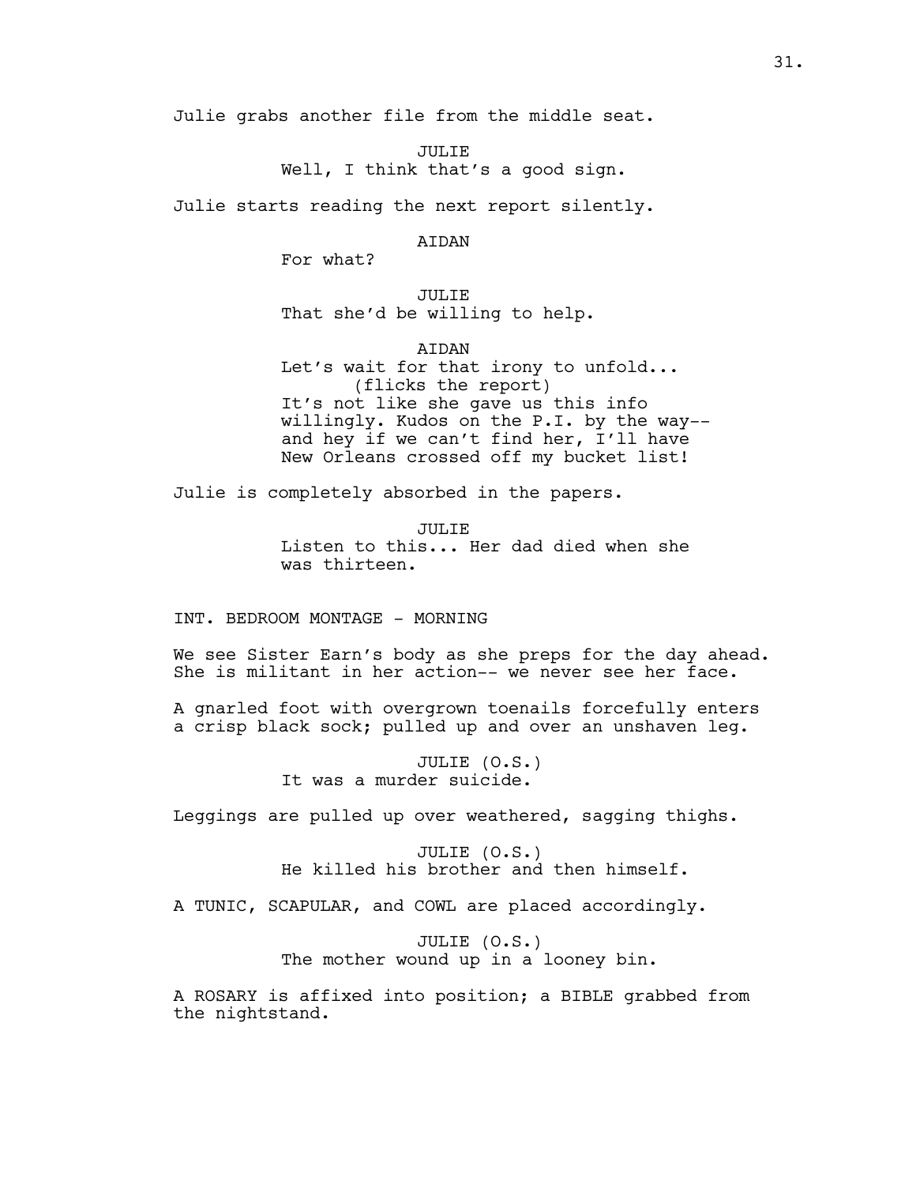Julie grabs another file from the middle seat.

JULIE
Well, I think that's a good sign.

Julie starts reading the next report silently.

AIDAN
For what?

JULIE
That she'd be willing to help.

AIDAN
Let's wait for that irony to unfold...
(flicks the report)
It's not like she gave us this info willingly. Kudos on the P.I. by the way-- and hey if we can't find her, I'll have New Orleans crossed off my bucket list!

Julie is completely absorbed in the papers.

JULIE
Listen to this... Her dad died when she was thirteen.

INT. BEDROOM MONTAGE - MORNING

We see Sister Earn's body as she preps for the day ahead. She is militant in her action-- we never see her face.

A gnarled foot with overgrown toenails forcefully enters a crisp black sock; pulled up and over an unshaven leg.

JULIE (O.S.)
It was a murder suicide.

Leggings are pulled up over weathered, sagging thighs.

JULIE (O.S.)
He killed his brother and then himself.

A TUNIC, SCAPULAR, and COWL are placed accordingly.

JULIE (O.S.)
The mother wound up in a looney bin.

A ROSARY is affixed into position; a BIBLE grabbed from the nightstand.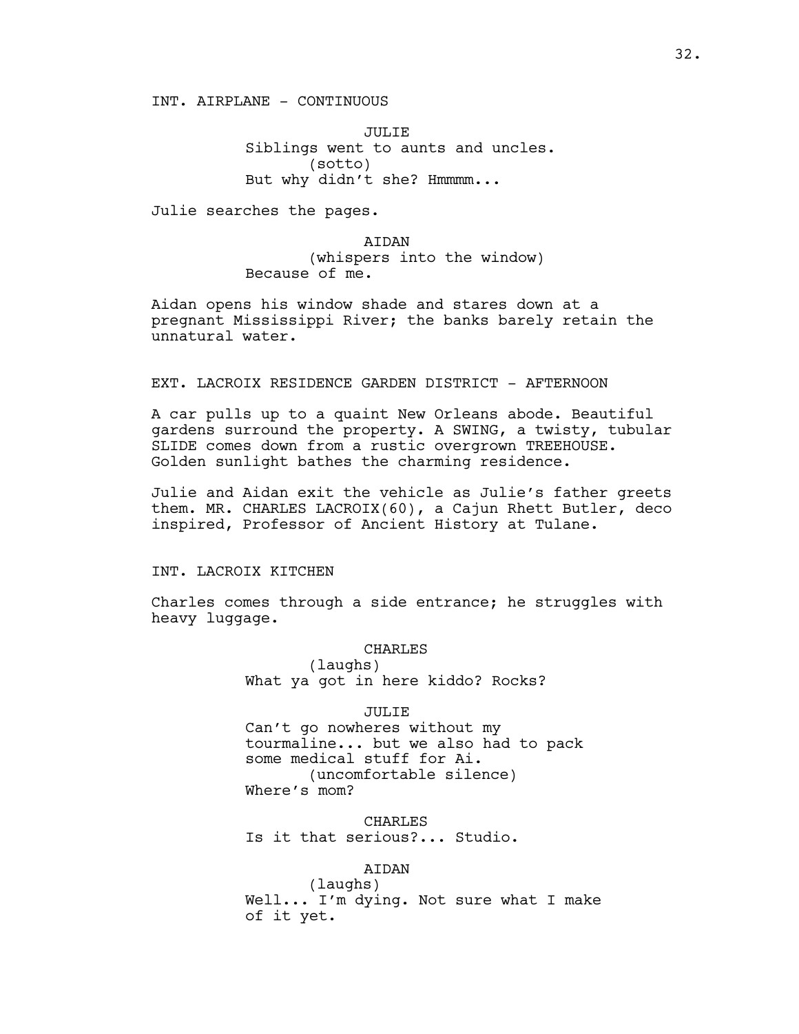INT. AIRPLANE - CONTINUOUS

JULIE
Siblings went to aunts and uncles.
(sotto)
But why didn't she? Hmmmm...

Julie searches the pages.

AIDAN
(whispers into the window)
Because of me.

Aidan opens his window shade and stares down at a pregnant Mississippi River; the banks barely retain the unnatural water.

EXT. LACROIX RESIDENCE GARDEN DISTRICT - AFTERNOON

A car pulls up to a quaint New Orleans abode. Beautiful gardens surround the property. A SWING, a twisty, tubular SLIDE comes down from a rustic overgrown TREEHOUSE. Golden sunlight bathes the charming residence.

Julie and Aidan exit the vehicle as Julie's father greets them. MR. CHARLES LACROIX(60), a Cajun Rhett Butler, deco inspired, Professor of Ancient History at Tulane.

INT. LACROIX KITCHEN

Charles comes through a side entrance; he struggles with heavy luggage.

CHARLES
(laughs)
What ya got in here kiddo? Rocks?

JULIE
Can't go nowheres without my tourmaline... but we also had to pack some medical stuff for Ai.
(uncomfortable silence)
Where's mom?

CHARLES
Is it that serious?... Studio.

AIDAN
(laughs)
Well... I'm dying. Not sure what I make of it yet.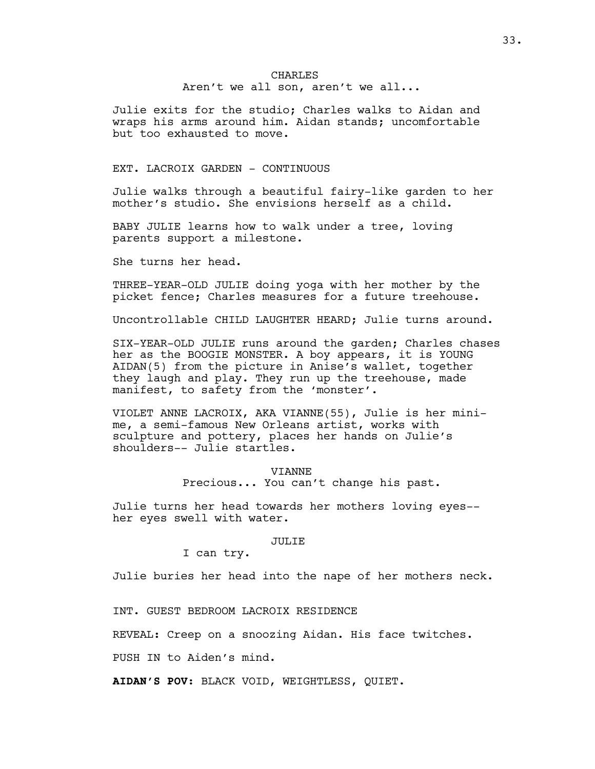CHARLES
Aren't we all son, aren't we all...

Julie exits for the studio; Charles walks to Aidan and wraps his arms around him. Aidan stands; uncomfortable but too exhausted to move.

EXT. LACROIX GARDEN - CONTINUOUS

Julie walks through a beautiful fairy-like garden to her mother's studio. She envisions herself as a child.

BABY JULIE learns how to walk under a tree, loving parents support a milestone.

She turns her head.

THREE-YEAR-OLD JULIE doing yoga with her mother by the picket fence; Charles measures for a future treehouse.

Uncontrollable CHILD LAUGHTER HEARD; Julie turns around.

SIX-YEAR-OLD JULIE runs around the garden; Charles chases her as the BOOGIE MONSTER. A boy appears, it is YOUNG AIDAN(5) from the picture in Anise's wallet, together they laugh and play. They run up the treehouse, made manifest, to safety from the 'monster'.

VIOLET ANNE LACROIX, AKA VIANNE(55), Julie is her mini-me, a semi-famous New Orleans artist, works with sculpture and pottery, places her hands on Julie's shoulders-- Julie startles.

VIANNE
Precious... You can't change his past.

Julie turns her head towards her mothers loving eyes-- her eyes swell with water.

JULIE
I can try.

Julie buries her head into the nape of her mothers neck.

INT. GUEST BEDROOM LACROIX RESIDENCE

REVEAL: Creep on a snoozing Aidan. His face twitches.

PUSH IN to Aiden's mind.

**AIDAN'S POV:** BLACK VOID, WEIGHTLESS, QUIET.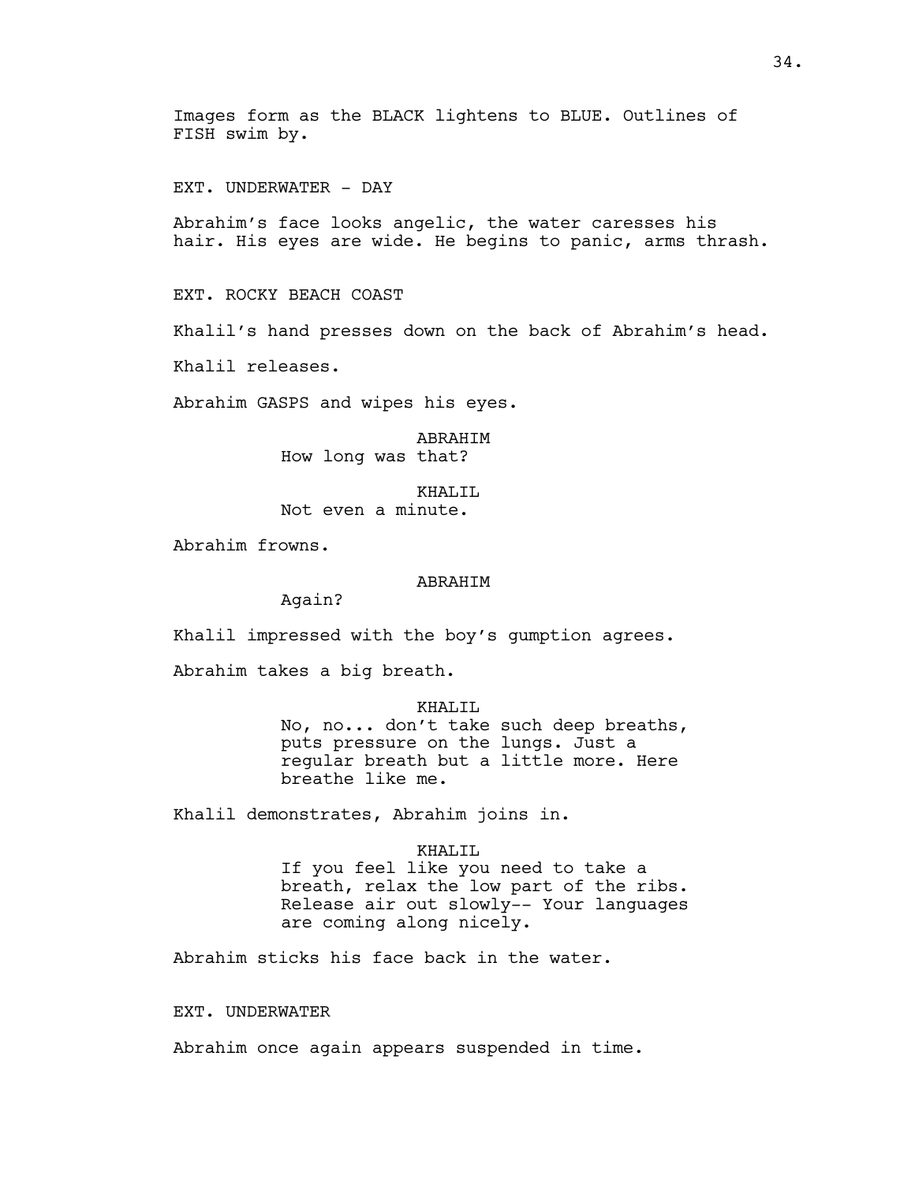Images form as the BLACK lightens to BLUE. Outlines of FISH swim by.

EXT. UNDERWATER - DAY

Abrahim's face looks angelic, the water caresses his hair. His eyes are wide. He begins to panic, arms thrash.

EXT. ROCKY BEACH COAST

Khalil's hand presses down on the back of Abrahim's head.

Khalil releases.

Abrahim GASPS and wipes his eyes.

ABRAHIM
How long was that?

KHALIL
Not even a minute.

Abrahim frowns.

ABRAHIM
Again?

Khalil impressed with the boy's gumption agrees.

Abrahim takes a big breath.

KHALIL
No, no... don't take such deep breaths, puts pressure on the lungs. Just a regular breath but a little more. Here breathe like me.

Khalil demonstrates, Abrahim joins in.

KHALIL
If you feel like you need to take a breath, relax the low part of the ribs. Release air out slowly-- Your languages are coming along nicely.

Abrahim sticks his face back in the water.

EXT. UNDERWATER

Abrahim once again appears suspended in time.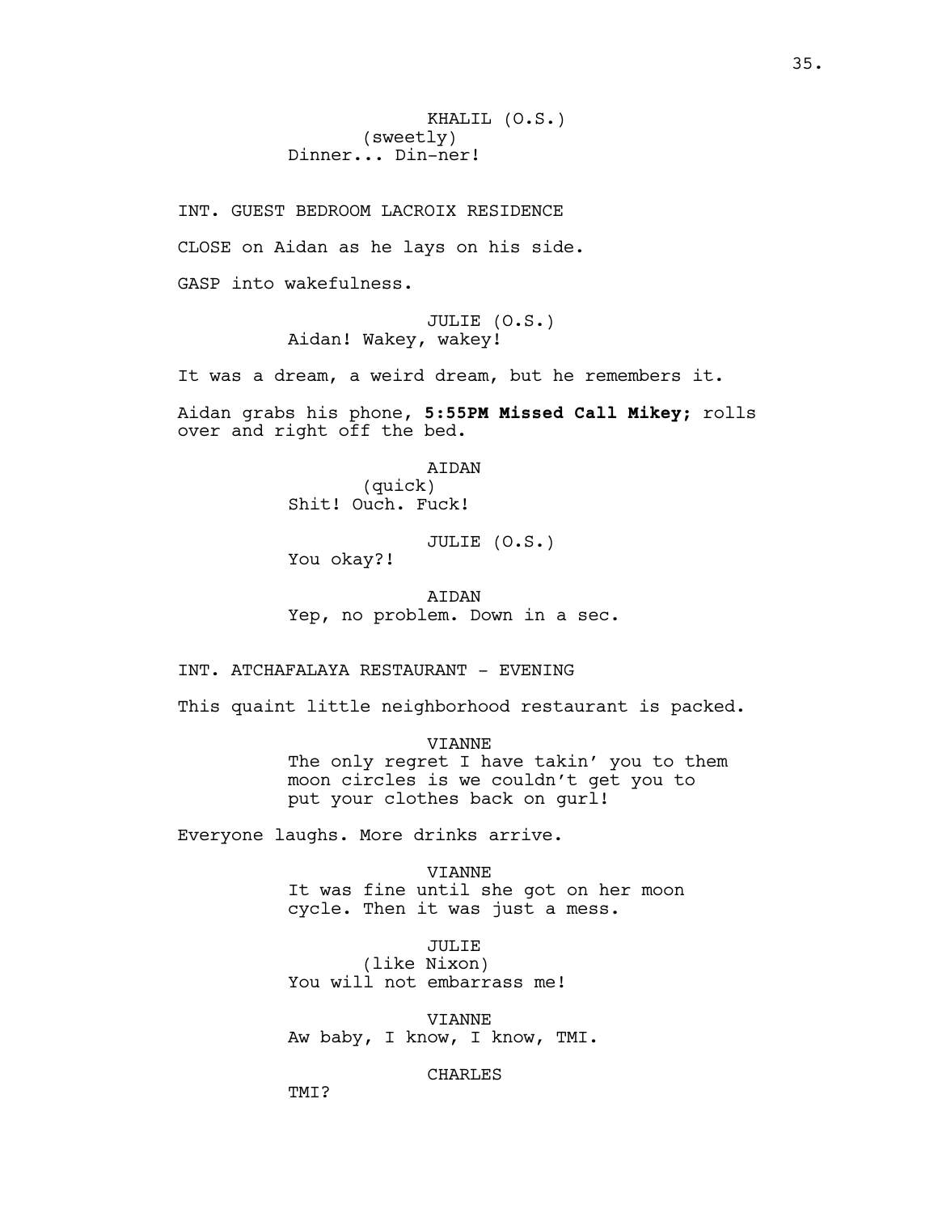KHALIL (O.S.)
(sweetly)
Dinner... Din-ner!

INT. GUEST BEDROOM LACROIX RESIDENCE

CLOSE on Aidan as he lays on his side.

GASP into wakefulness.

JULIE (O.S.)
Aidan! Wakey, wakey!

It was a dream, a weird dream, but he remembers it.

Aidan grabs his phone, **5:55PM Missed Call Mikey;** rolls over and right off the bed.

AIDAN
(quick)
Shit! Ouch. Fuck!

JULIE (O.S.)
You okay?!

AIDAN
Yep, no problem. Down in a sec.

INT. ATCHAFALAYA RESTAURANT - EVENING

This quaint little neighborhood restaurant is packed.

VIANNE
The only regret I have takin' you to them moon circles is we couldn't get you to put your clothes back on gurl!

Everyone laughs. More drinks arrive.

VIANNE
It was fine until she got on her moon cycle. Then it was just a mess.

JULIE
(like Nixon)
You will not embarrass me!

VIANNE
Aw baby, I know, I know, TMI.

CHARLES
TMI?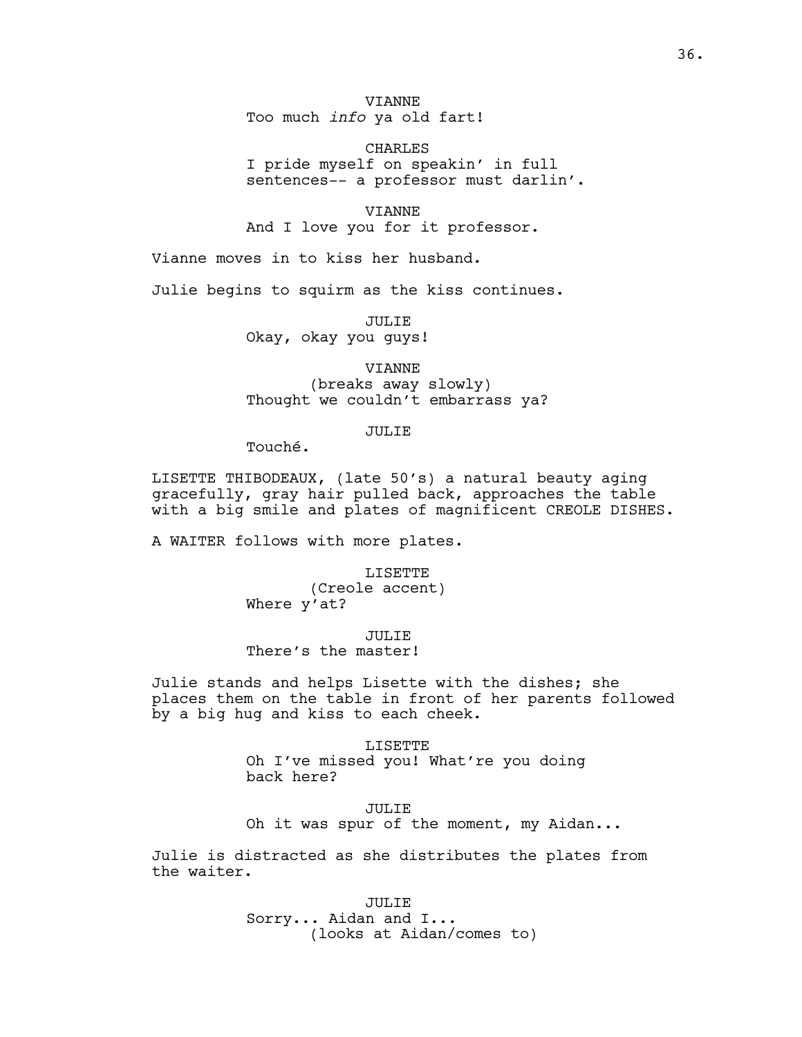VIANNE
Too much *info* ya old fart!

CHARLES
I pride myself on speakin' in full sentences-- a professor must darlin'.

VIANNE
And I love you for it professor.

Vianne moves in to kiss her husband.

Julie begins to squirm as the kiss continues.

JULIE
Okay, okay you guys!

VIANNE
(breaks away slowly)
Thought we couldn't embarrass ya?

JULIE
Touché.

LISETTE THIBODEAUX, (late 50's) a natural beauty aging gracefully, gray hair pulled back, approaches the table with a big smile and plates of magnificent CREOLE DISHES.

A WAITER follows with more plates.

LISETTE
(Creole accent)
Where y'at?

JULIE
There's the master!

Julie stands and helps Lisette with the dishes; she places them on the table in front of her parents followed by a big hug and kiss to each cheek.

LISETTE
Oh I've missed you! What're you doing back here?

JULIE
Oh it was spur of the moment, my Aidan...

Julie is distracted as she distributes the plates from the waiter.

JULIE
Sorry... Aidan and I...
(looks at Aidan/comes to)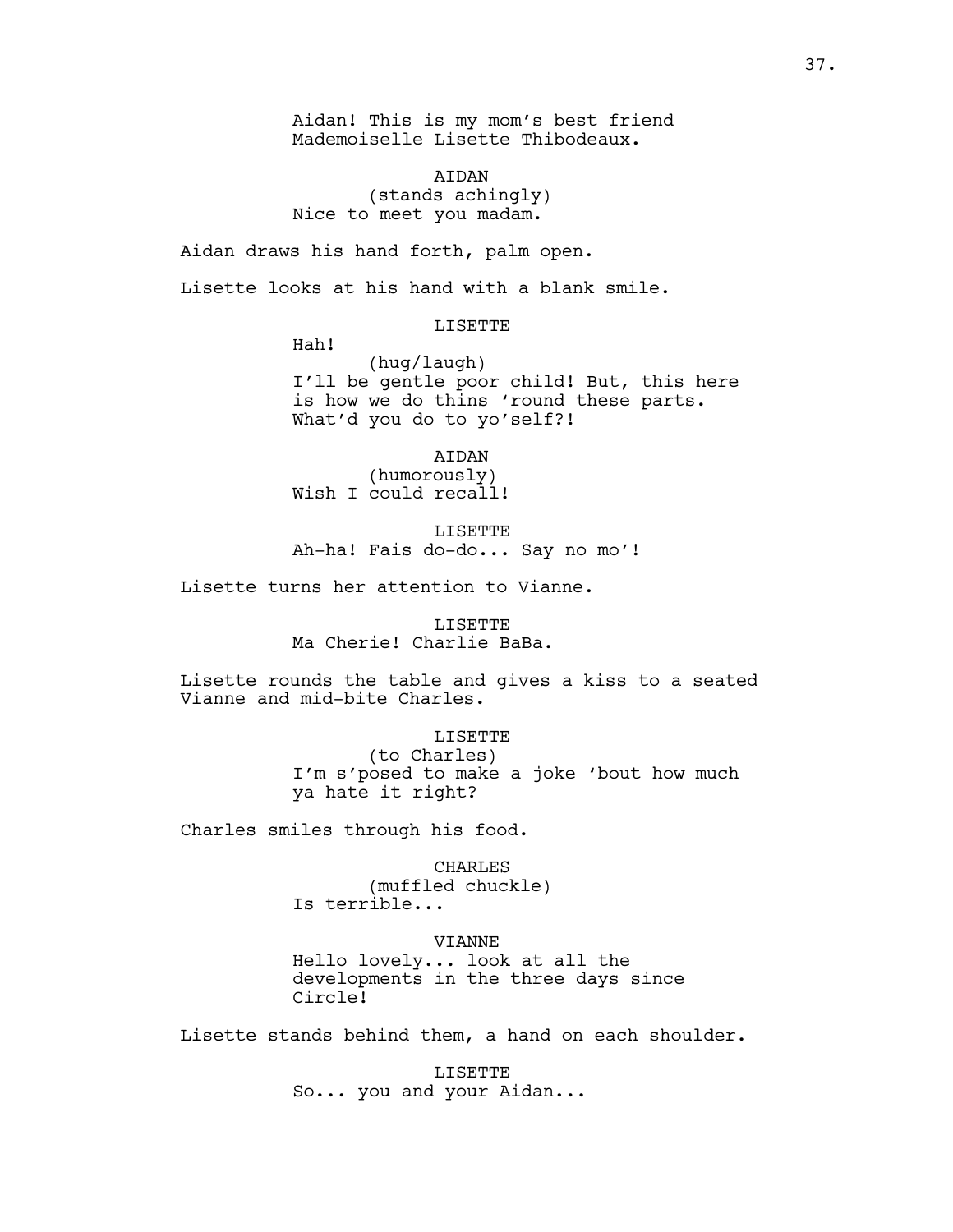Aidan! This is my mom's best friend
Mademoiselle Lisette Thibodeaux.

AIDAN
(stands achingly)
Nice to meet you madam.

Aidan draws his hand forth, palm open.

Lisette looks at his hand with a blank smile.

LISETTE
Hah!
(hug/laugh)
I'll be gentle poor child! But, this here
is how we do thins 'round these parts.
What'd you do to yo'self?!

AIDAN
(humorously)
Wish I could recall!

LISETTE
Ah-ha! Fais do-do... Say no mo'!

Lisette turns her attention to Vianne.

LISETTE
Ma Cherie! Charlie BaBa.

Lisette rounds the table and gives a kiss to a seated
Vianne and mid-bite Charles.

LISETTE
(to Charles)
I'm s'posed to make a joke 'bout how much
ya hate it right?

Charles smiles through his food.

CHARLES
(muffled chuckle)
Is terrible...

VIANNE
Hello lovely... look at all the
developments in the three days since
Circle!

Lisette stands behind them, a hand on each shoulder.

LISETTE
So... you and your Aidan...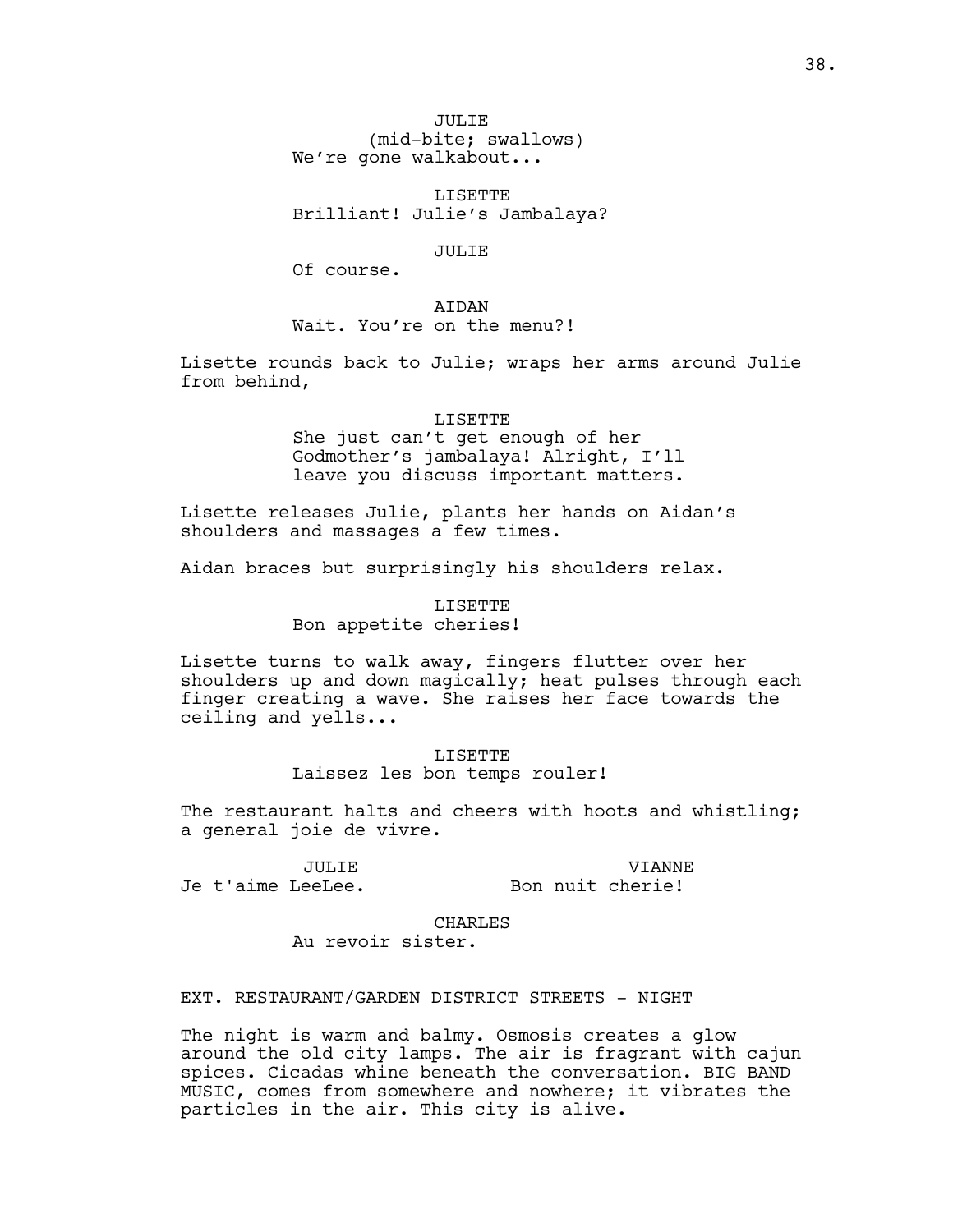JULIE
(mid-bite; swallows)
We're gone walkabout...

LISETTE
Brilliant! Julie's Jambalaya?

JULIE
Of course.

AIDAN
Wait. You're on the menu?!

Lisette rounds back to Julie; wraps her arms around Julie from behind,

LISETTE
She just can't get enough of her Godmother's jambalaya! Alright, I'll leave you discuss important matters.

Lisette releases Julie, plants her hands on Aidan's shoulders and massages a few times.

Aidan braces but surprisingly his shoulders relax.

LISETTE
Bon appetite cheries!

Lisette turns to walk away, fingers flutter over her shoulders up and down magically; heat pulses through each finger creating a wave. She raises her face towards the ceiling and yells...

LISETTE
Laissez les bon temps rouler!

The restaurant halts and cheers with hoots and whistling; a general joie de vivre.

JULIE
Je t'aime LeeLee.

VIANNE
Bon nuit cherie!

CHARLES
Au revoir sister.

EXT. RESTAURANT/GARDEN DISTRICT STREETS - NIGHT

The night is warm and balmy. Osmosis creates a glow around the old city lamps. The air is fragrant with cajun spices. Cicadas whine beneath the conversation. BIG BAND MUSIC, comes from somewhere and nowhere; it vibrates the particles in the air. This city is alive.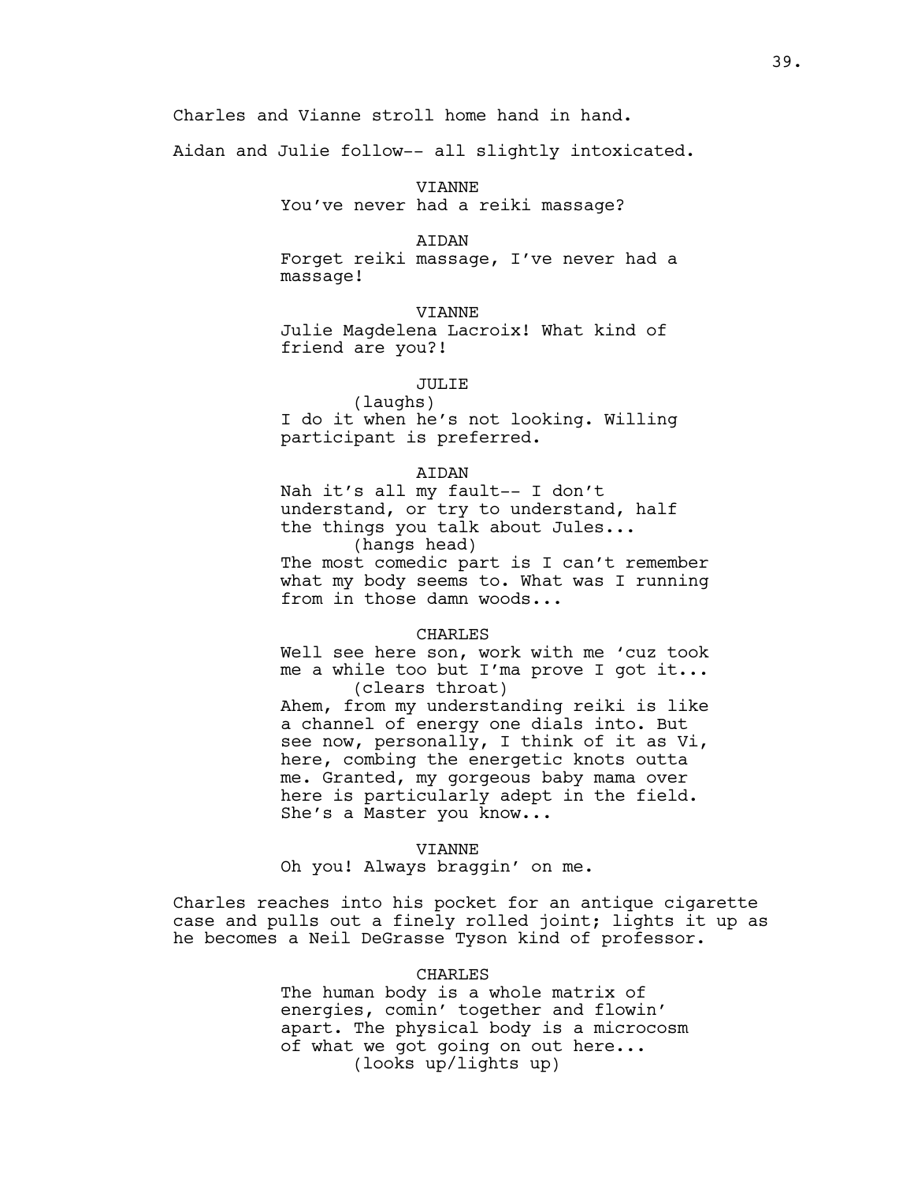Charles and Vianne stroll home hand in hand.

Aidan and Julie follow-- all slightly intoxicated.

VIANNE
You've never had a reiki massage?

AIDAN
Forget reiki massage, I've never had a massage!

VIANNE
Julie Magdelena Lacroix! What kind of friend are you?!

JULIE
(laughs)
I do it when he's not looking. Willing participant is preferred.

AIDAN
Nah it's all my fault-- I don't understand, or try to understand, half the things you talk about Jules...
(hangs head)
The most comedic part is I can't remember what my body seems to. What was I running from in those damn woods...

CHARLES
Well see here son, work with me 'cuz took me a while too but I'ma prove I got it...
(clears throat)
Ahem, from my understanding reiki is like a channel of energy one dials into. But see now, personally, I think of it as Vi, here, combing the energetic knots outta me. Granted, my gorgeous baby mama over here is particularly adept in the field. She's a Master you know...

VIANNE
Oh you! Always braggin' on me.

Charles reaches into his pocket for an antique cigarette case and pulls out a finely rolled joint; lights it up as he becomes a Neil DeGrasse Tyson kind of professor.

CHARLES
The human body is a whole matrix of energies, comin' together and flowin' apart. The physical body is a microcosm of what we got going on out here...
(looks up/lights up)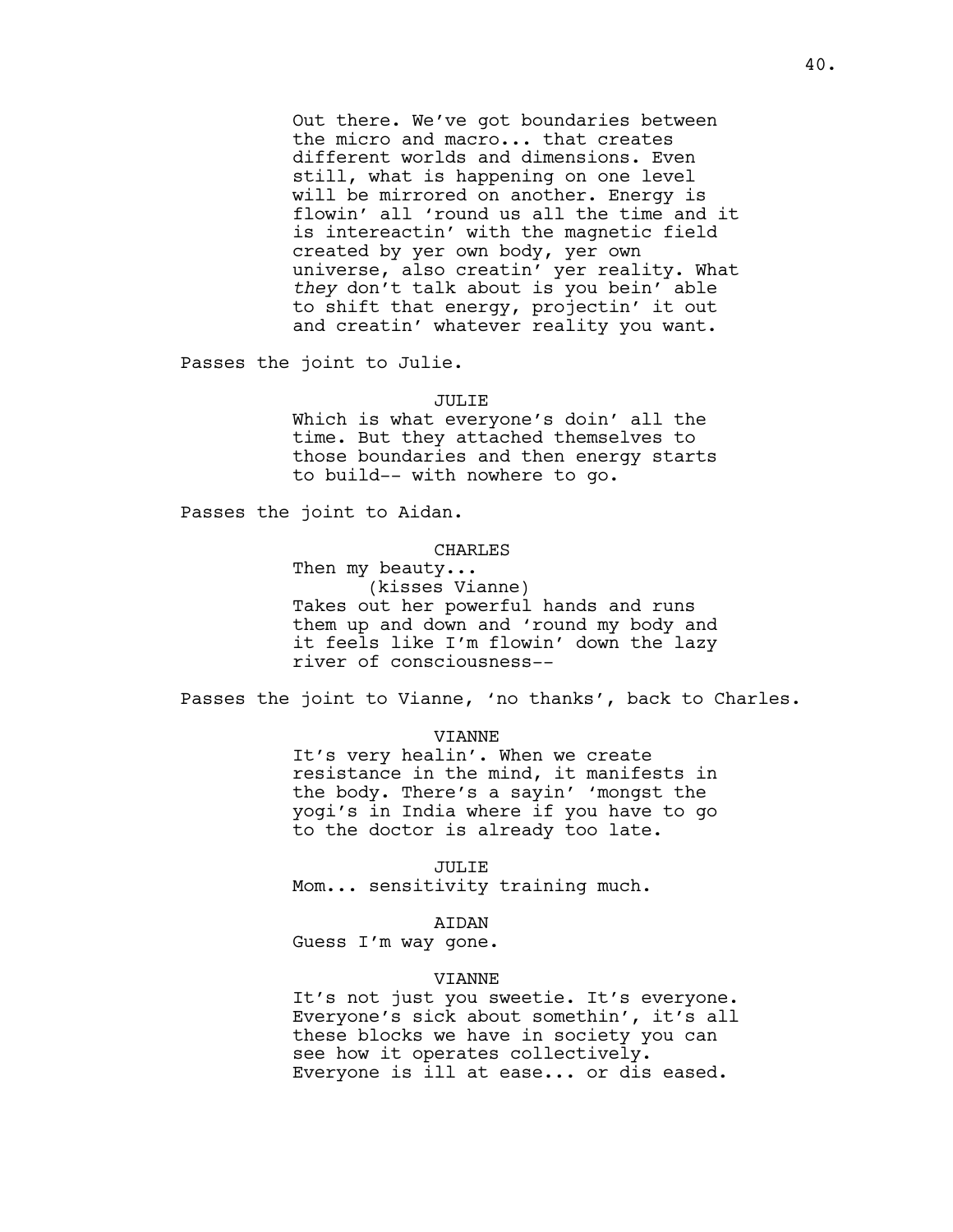Out there. We've got boundaries between the micro and macro... that creates different worlds and dimensions. Even still, what is happening on one level will be mirrored on another. Energy is flowin' all 'round us all the time and it is intereactin' with the magnetic field created by yer own body, yer own universe, also creatin' yer reality. What *they* don't talk about is you bein' able to shift that energy, projectin' it out and creatin' whatever reality you want.

Passes the joint to Julie.

JULIE

Which is what everyone's doin' all the time. But they attached themselves to those boundaries and then energy starts to build-- with nowhere to go.

Passes the joint to Aidan.

CHARLES

Then my beauty...

(kisses Vianne)

Takes out her powerful hands and runs them up and down and 'round my body and it feels like I'm flowin' down the lazy river of consciousness--

Passes the joint to Vianne, 'no thanks', back to Charles.

VIANNE

It's very healin'. When we create resistance in the mind, it manifests in the body. There's a sayin' 'mongst the yogi's in India where if you have to go to the doctor is already too late.

JULIE

Mom... sensitivity training much.

AIDAN

Guess I'm way gone.

VIANNE

It's not just you sweetie. It's everyone. Everyone's sick about somethin', it's all these blocks we have in society you can see how it operates collectively. Everyone is ill at ease... or dis eased.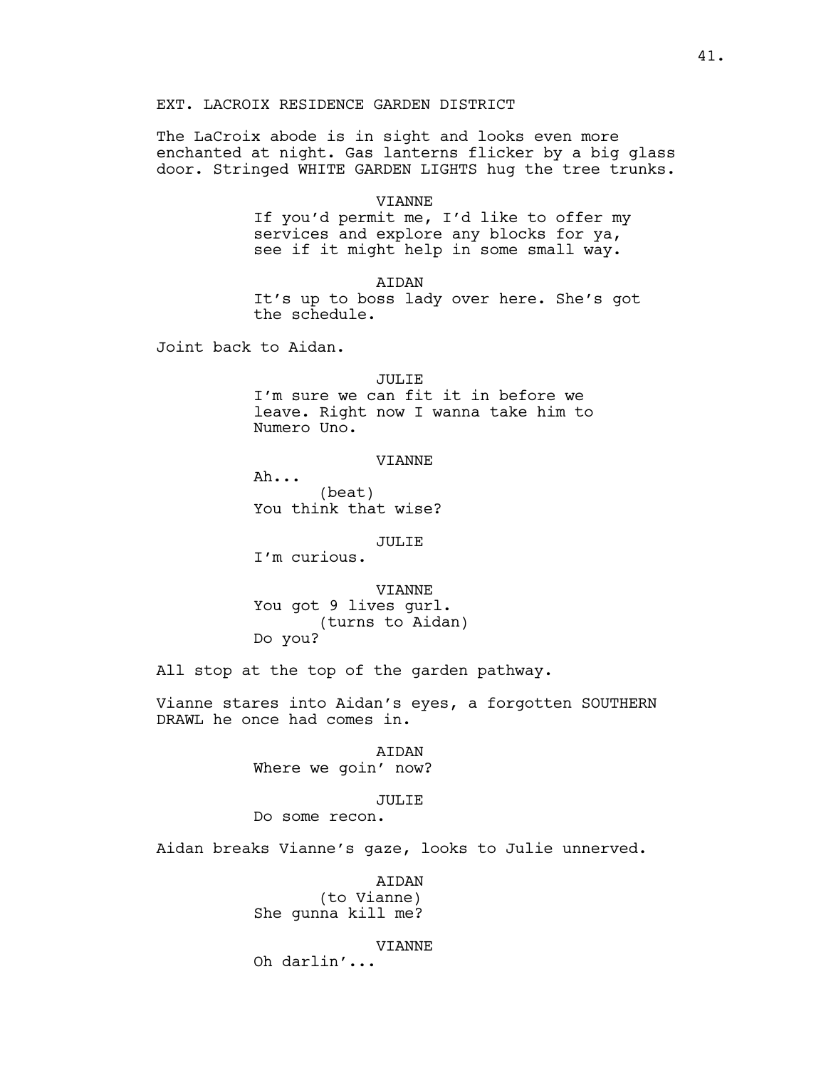EXT. LACROIX RESIDENCE GARDEN DISTRICT

The LaCroix abode is in sight and looks even more enchanted at night. Gas lanterns flicker by a big glass door. Stringed WHITE GARDEN LIGHTS hug the tree trunks.

VIANNE
If you'd permit me, I'd like to offer my services and explore any blocks for ya, see if it might help in some small way.

AIDAN
It's up to boss lady over here. She's got the schedule.

Joint back to Aidan.

JULIE
I'm sure we can fit it in before we leave. Right now I wanna take him to Numero Uno.

VIANNE
Ah...
(beat)
You think that wise?

JULIE
I'm curious.

VIANNE
You got 9 lives gurl.
(turns to Aidan)
Do you?

All stop at the top of the garden pathway.

Vianne stares into Aidan's eyes, a forgotten SOUTHERN DRAWL he once had comes in.

AIDAN
Where we goin' now?

JULIE
Do some recon.

Aidan breaks Vianne's gaze, looks to Julie unnerved.

AIDAN
(to Vianne)
She gunna kill me?

VIANNE
Oh darlin'...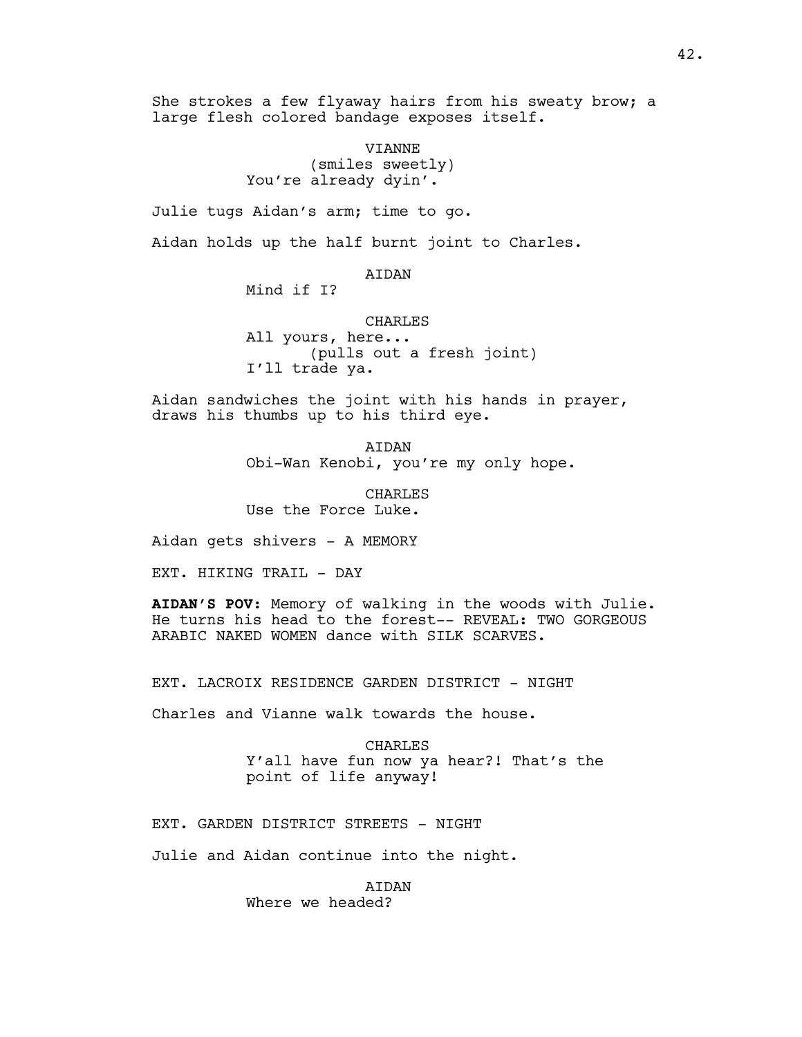She strokes a few flyaway hairs from his sweaty brow; a large flesh colored bandage exposes itself.

VIANNE
(smiles sweetly)
You're already dyin'.

Julie tugs Aidan's arm; time to go.

Aidan holds up the half burnt joint to Charles.

AIDAN
Mind if I?

CHARLES
All yours, here...
(pulls out a fresh joint)
I'll trade ya.

Aidan sandwiches the joint with his hands in prayer, draws his thumbs up to his third eye.

AIDAN
Obi-Wan Kenobi, you're my only hope.

CHARLES
Use the Force Luke.

Aidan gets shivers - A MEMORY

EXT. HIKING TRAIL - DAY

**AIDAN'S POV:** Memory of walking in the woods with Julie. He turns his head to the forest-- REVEAL: TWO GORGEOUS ARABIC NAKED WOMEN dance with SILK SCARVES.

EXT. LACROIX RESIDENCE GARDEN DISTRICT - NIGHT

Charles and Vianne walk towards the house.

CHARLES
Y'all have fun now ya hear?! That's the point of life anyway!

EXT. GARDEN DISTRICT STREETS - NIGHT

Julie and Aidan continue into the night.

AIDAN
Where we headed?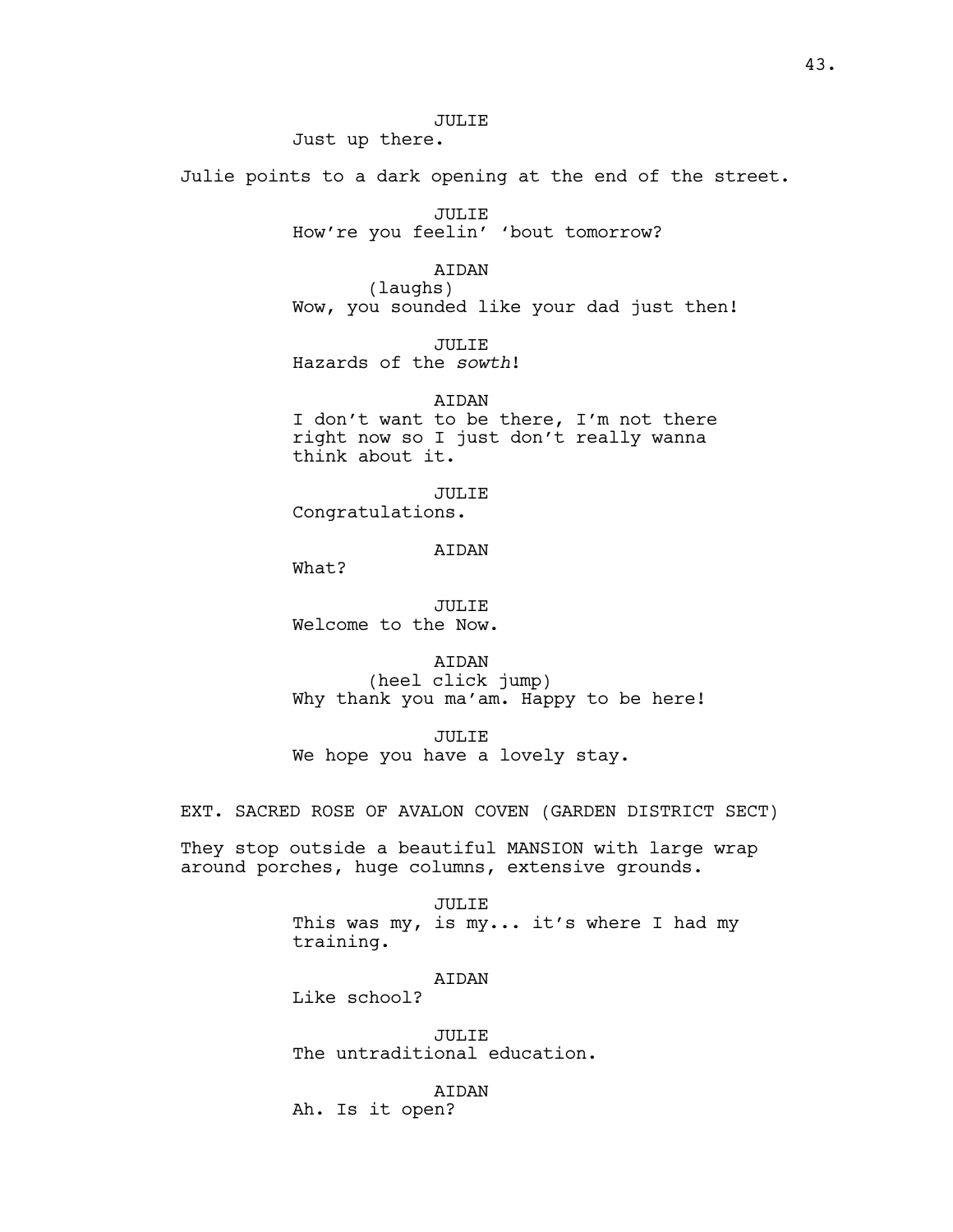JULIE
Just up there.

Julie points to a dark opening at the end of the street.

JULIE
How're you feelin' 'bout tomorrow?

AIDAN
(laughs)
Wow, you sounded like your dad just then!

JULIE
Hazards of the *sowth*!

AIDAN
I don't want to be there, I'm not there right now so I just don't really wanna think about it.

JULIE
Congratulations.

AIDAN
What?

JULIE
Welcome to the Now.

AIDAN
(heel click jump)
Why thank you ma'am. Happy to be here!

JULIE
We hope you have a lovely stay.

EXT. SACRED ROSE OF AVALON COVEN (GARDEN DISTRICT SECT)

They stop outside a beautiful MANSION with large wrap around porches, huge columns, extensive grounds.

JULIE
This was my, is my... it's where I had my training.

AIDAN
Like school?

JULIE
The untraditional education.

AIDAN
Ah. Is it open?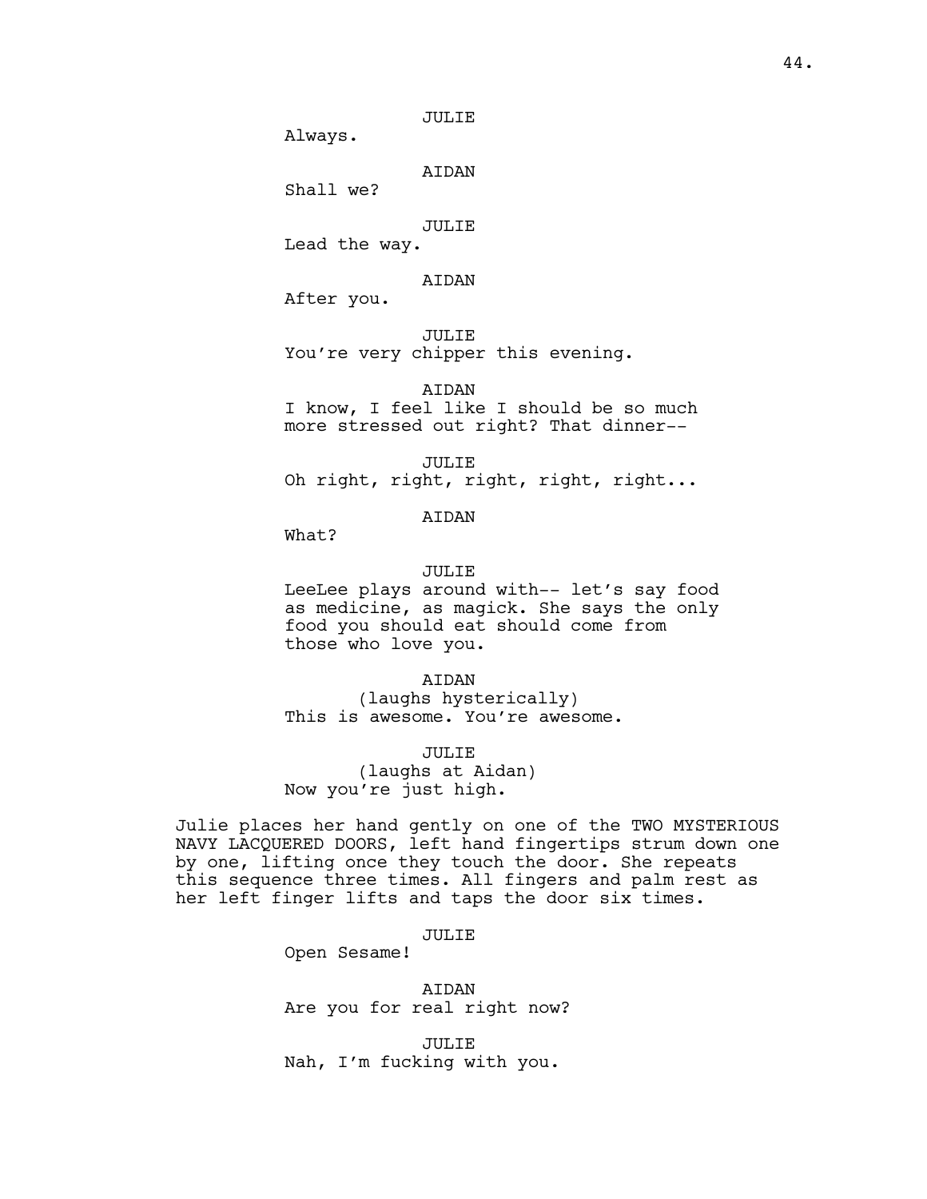JULIE
Always.

AIDAN
Shall we?

JULIE
Lead the way.

AIDAN
After you.

JULIE
You're very chipper this evening.

AIDAN
I know, I feel like I should be so much more stressed out right? That dinner--

JULIE
Oh right, right, right, right, right...

AIDAN
What?

JULIE
LeeLee plays around with-- let's say food as medicine, as magick. She says the only food you should eat should come from those who love you.

AIDAN
(laughs hysterically)
This is awesome. You're awesome.

JULIE
(laughs at Aidan)
Now you're just high.

Julie places her hand gently on one of the TWO MYSTERIOUS NAVY LACQUERED DOORS, left hand fingertips strum down one by one, lifting once they touch the door. She repeats this sequence three times. All fingers and palm rest as her left finger lifts and taps the door six times.

JULIE
Open Sesame!

AIDAN
Are you for real right now?

JULIE
Nah, I'm fucking with you.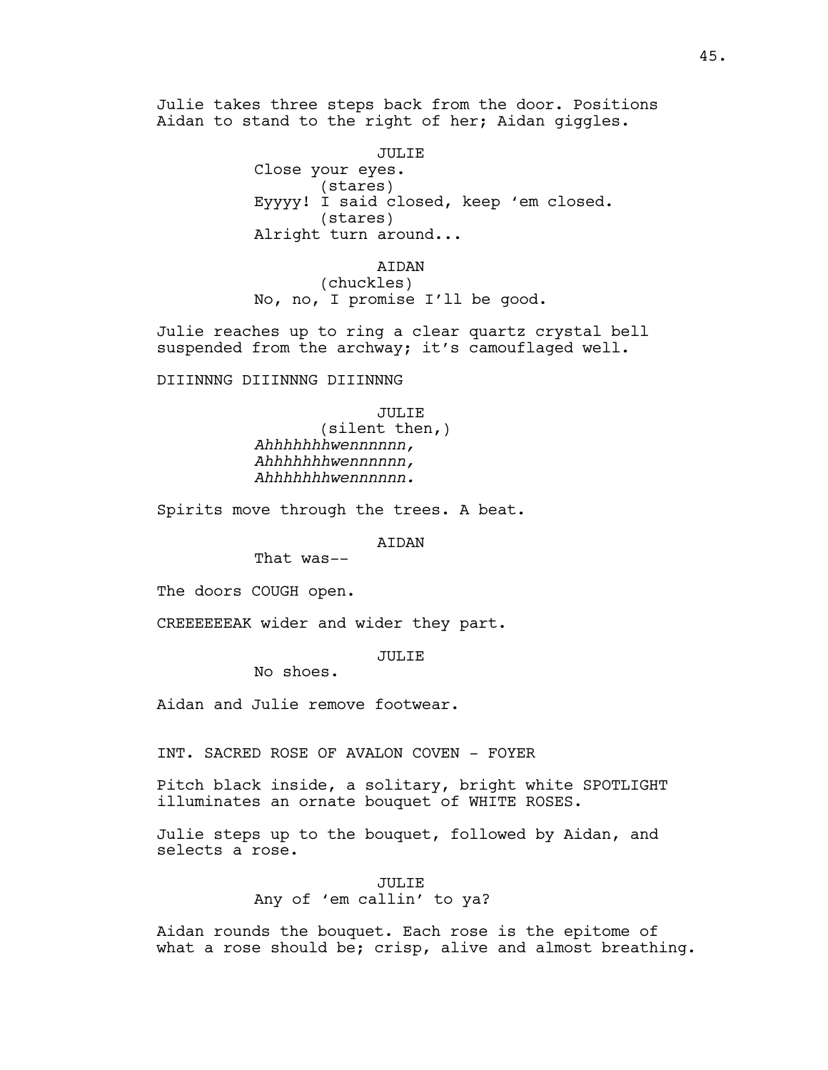Julie takes three steps back from the door. Positions Aidan to stand to the right of her; Aidan giggles.

JULIE
Close your eyes.
(stares)
Eyyyy! I said closed, keep 'em closed.
(stares)
Alright turn around...

AIDAN
(chuckles)
No, no, I promise I'll be good.

Julie reaches up to ring a clear quartz crystal bell suspended from the archway; it's camouflaged well.

DIIINNNG DIIINNNG DIIINNNG

JULIE
(silent then,)
*Ahhhhhhhwennnnnn,*
*Ahhhhhhhwennnnnn,*
*Ahhhhhhhwennnnnn.*

Spirits move through the trees. A beat.

AIDAN
That was--

The doors COUGH open.

CREEEEEEAK wider and wider they part.

JULIE
No shoes.

Aidan and Julie remove footwear.

INT. SACRED ROSE OF AVALON COVEN - FOYER

Pitch black inside, a solitary, bright white SPOTLIGHT illuminates an ornate bouquet of WHITE ROSES.

Julie steps up to the bouquet, followed by Aidan, and selects a rose.

JULIE
Any of 'em callin' to ya?

Aidan rounds the bouquet. Each rose is the epitome of what a rose should be; crisp, alive and almost breathing.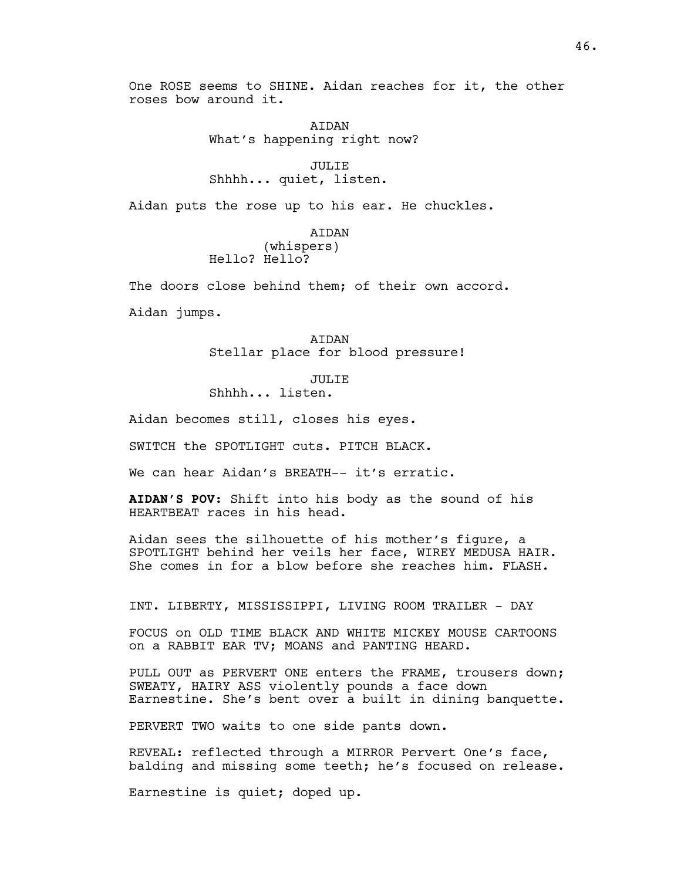One ROSE seems to SHINE. Aidan reaches for it, the other roses bow around it.

AIDAN
What's happening right now?

JULIE
Shhhh... quiet, listen.

Aidan puts the rose up to his ear. He chuckles.

AIDAN
(whispers)
Hello? Hello?

The doors close behind them; of their own accord.

Aidan jumps.

AIDAN
Stellar place for blood pressure!

JULIE
Shhhh... listen.

Aidan becomes still, closes his eyes.

SWITCH the SPOTLIGHT cuts. PITCH BLACK.

We can hear Aidan's BREATH-- it's erratic.

**AIDAN'S POV:** Shift into his body as the sound of his HEARTBEAT races in his head.

Aidan sees the silhouette of his mother's figure, a SPOTLIGHT behind her veils her face, WIREY MEDUSA HAIR. She comes in for a blow before she reaches him. FLASH.

INT. LIBERTY, MISSISSIPPI, LIVING ROOM TRAILER - DAY

FOCUS on OLD TIME BLACK AND WHITE MICKEY MOUSE CARTOONS on a RABBIT EAR TV; MOANS and PANTING HEARD.

PULL OUT as PERVERT ONE enters the FRAME, trousers down; SWEATY, HAIRY ASS violently pounds a face down Earnestine. She's bent over a built in dining banquette.

PERVERT TWO waits to one side pants down.

REVEAL: reflected through a MIRROR Pervert One's face, balding and missing some teeth; he's focused on release.

Earnestine is quiet; doped up.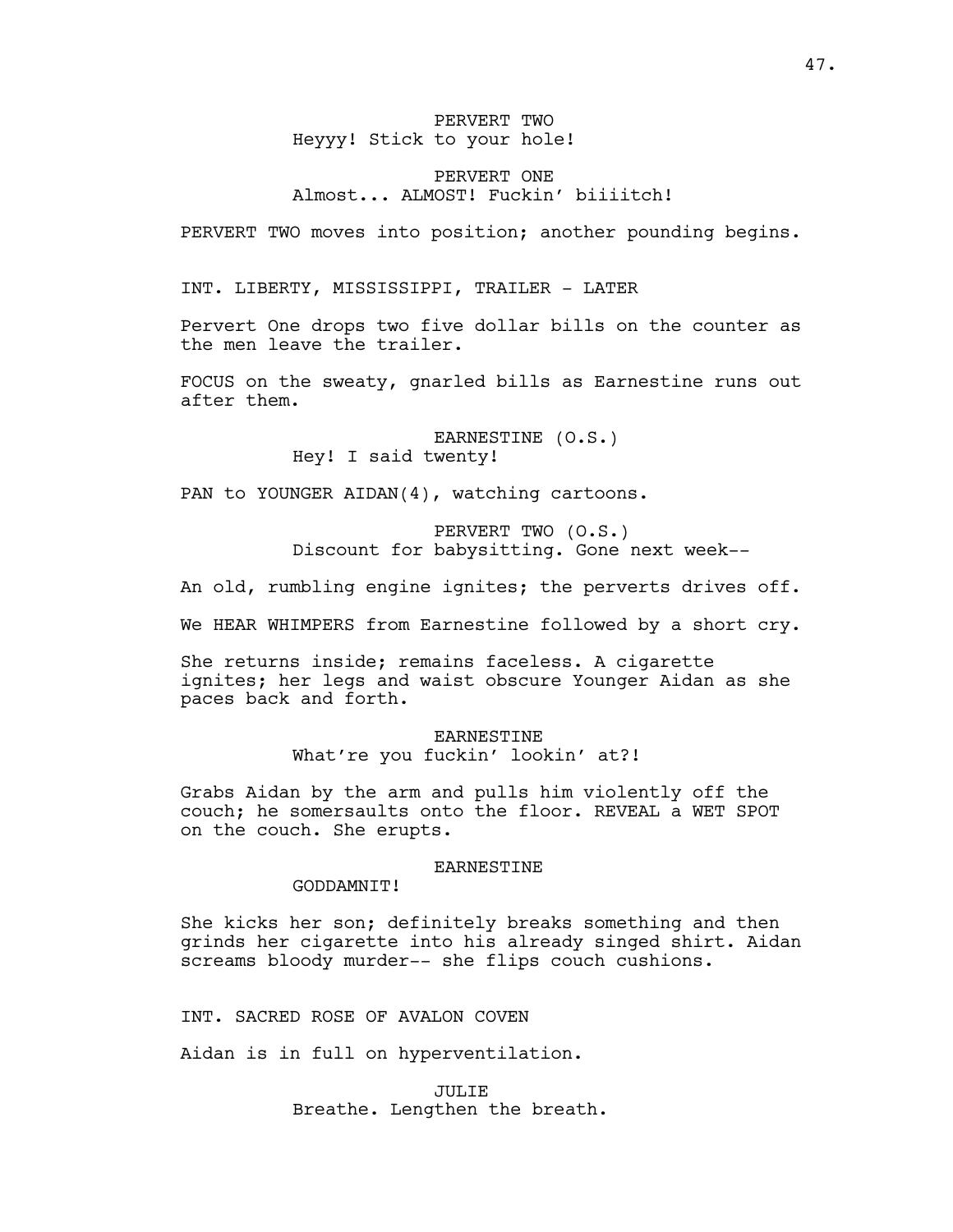PERVERT TWO
Heyyy! Stick to your hole!

PERVERT ONE
Almost... ALMOST! Fuckin' biiiitch!

PERVERT TWO moves into position; another pounding begins.

INT. LIBERTY, MISSISSIPPI, TRAILER - LATER

Pervert One drops two five dollar bills on the counter as the men leave the trailer.

FOCUS on the sweaty, gnarled bills as Earnestine runs out after them.

EARNESTINE (O.S.)
Hey! I said twenty!

PAN to YOUNGER AIDAN(4), watching cartoons.

PERVERT TWO (O.S.)
Discount for babysitting. Gone next week--

An old, rumbling engine ignites; the perverts drives off.

We HEAR WHIMPERS from Earnestine followed by a short cry.

She returns inside; remains faceless. A cigarette ignites; her legs and waist obscure Younger Aidan as she paces back and forth.

EARNESTINE
What're you fuckin' lookin' at?!

Grabs Aidan by the arm and pulls him violently off the couch; he somersaults onto the floor. REVEAL a WET SPOT on the couch. She erupts.

EARNESTINE
GODDAMNIT!

She kicks her son; definitely breaks something and then grinds her cigarette into his already singed shirt. Aidan screams bloody murder-- she flips couch cushions.

INT. SACRED ROSE OF AVALON COVEN

Aidan is in full on hyperventilation.

JULIE
Breathe. Lengthen the breath.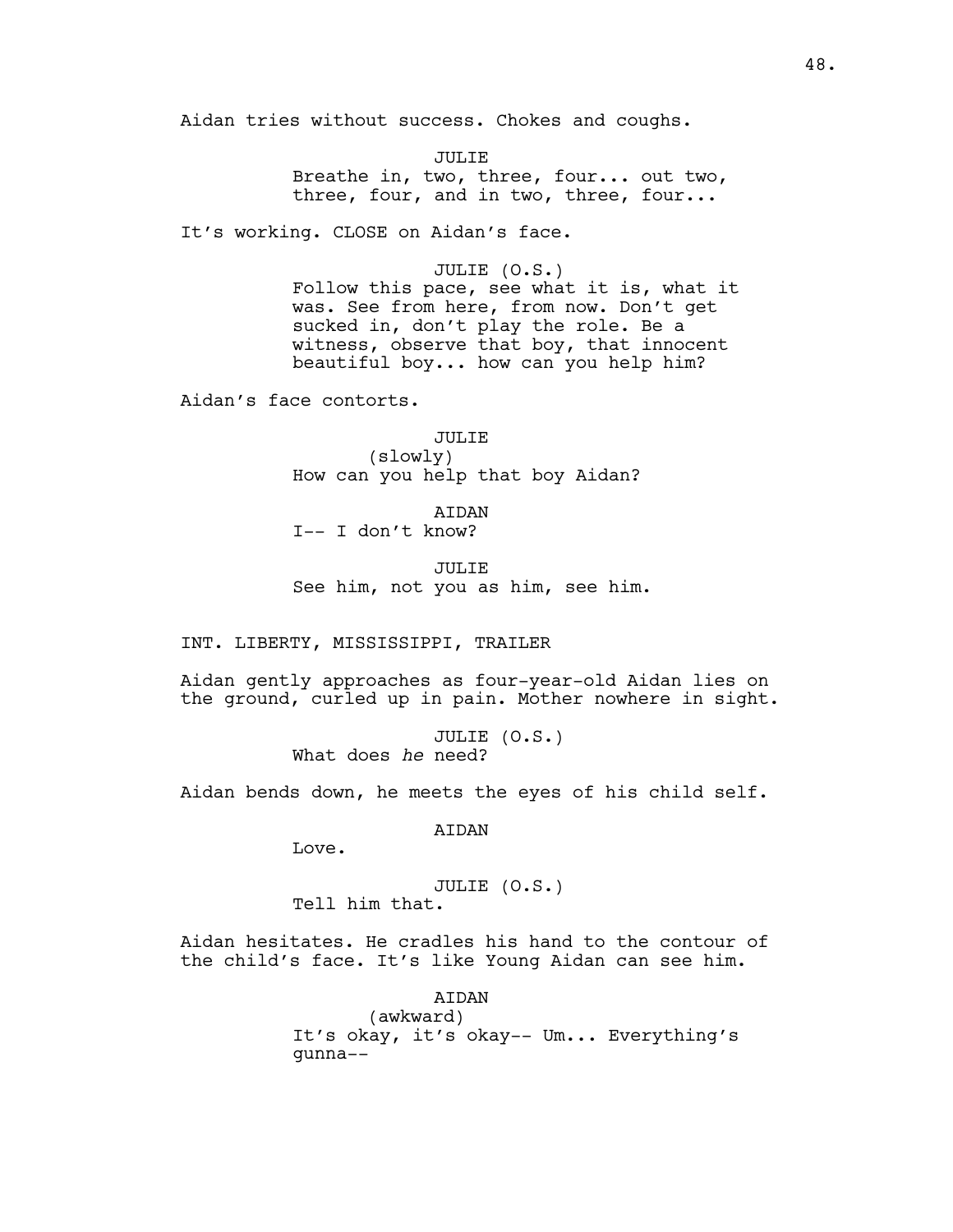Aidan tries without success. Chokes and coughs.

JULIE
Breathe in, two, three, four... out two, three, four, and in two, three, four...

It's working. CLOSE on Aidan's face.

JULIE (O.S.)
Follow this pace, see what it is, what it was. See from here, from now. Don't get sucked in, don't play the role. Be a witness, observe that boy, that innocent beautiful boy... how can you help him?

Aidan's face contorts.

JULIE
(slowly)
How can you help that boy Aidan?

AIDAN
I-- I don't know?

JULIE
See him, not you as him, see him.

INT. LIBERTY, MISSISSIPPI, TRAILER

Aidan gently approaches as four-year-old Aidan lies on the ground, curled up in pain. Mother nowhere in sight.

JULIE (O.S.)
What does *he* need?

Aidan bends down, he meets the eyes of his child self.

AIDAN
Love.

JULIE (O.S.)
Tell him that.

Aidan hesitates. He cradles his hand to the contour of the child's face. It's like Young Aidan can see him.

AIDAN
(awkward)
It's okay, it's okay-- Um... Everything's gunna--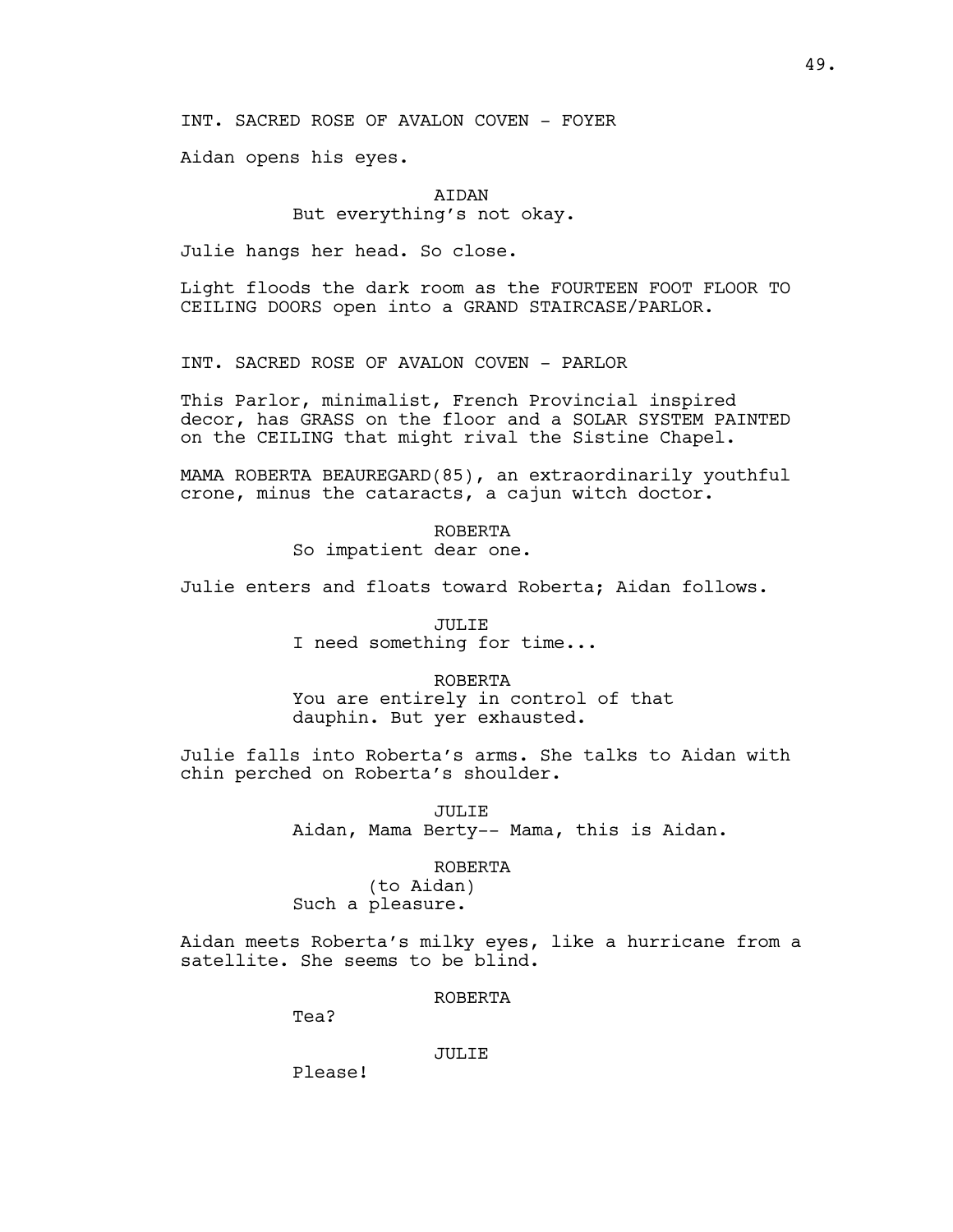INT. SACRED ROSE OF AVALON COVEN - FOYER

Aidan opens his eyes.

AIDAN
But everything's not okay.

Julie hangs her head. So close.

Light floods the dark room as the FOURTEEN FOOT FLOOR TO CEILING DOORS open into a GRAND STAIRCASE/PARLOR.

INT. SACRED ROSE OF AVALON COVEN - PARLOR

This Parlor, minimalist, French Provincial inspired decor, has GRASS on the floor and a SOLAR SYSTEM PAINTED on the CEILING that might rival the Sistine Chapel.

MAMA ROBERTA BEAUREGARD(85), an extraordinarily youthful crone, minus the cataracts, a cajun witch doctor.

ROBERTA
So impatient dear one.

Julie enters and floats toward Roberta; Aidan follows.

JULIE
I need something for time...

ROBERTA
You are entirely in control of that dauphin. But yer exhausted.

Julie falls into Roberta's arms. She talks to Aidan with chin perched on Roberta's shoulder.

JULIE
Aidan, Mama Berty-- Mama, this is Aidan.

ROBERTA
(to Aidan)
Such a pleasure.

Aidan meets Roberta's milky eyes, like a hurricane from a satellite. She seems to be blind.

ROBERTA
Tea?

JULIE
Please!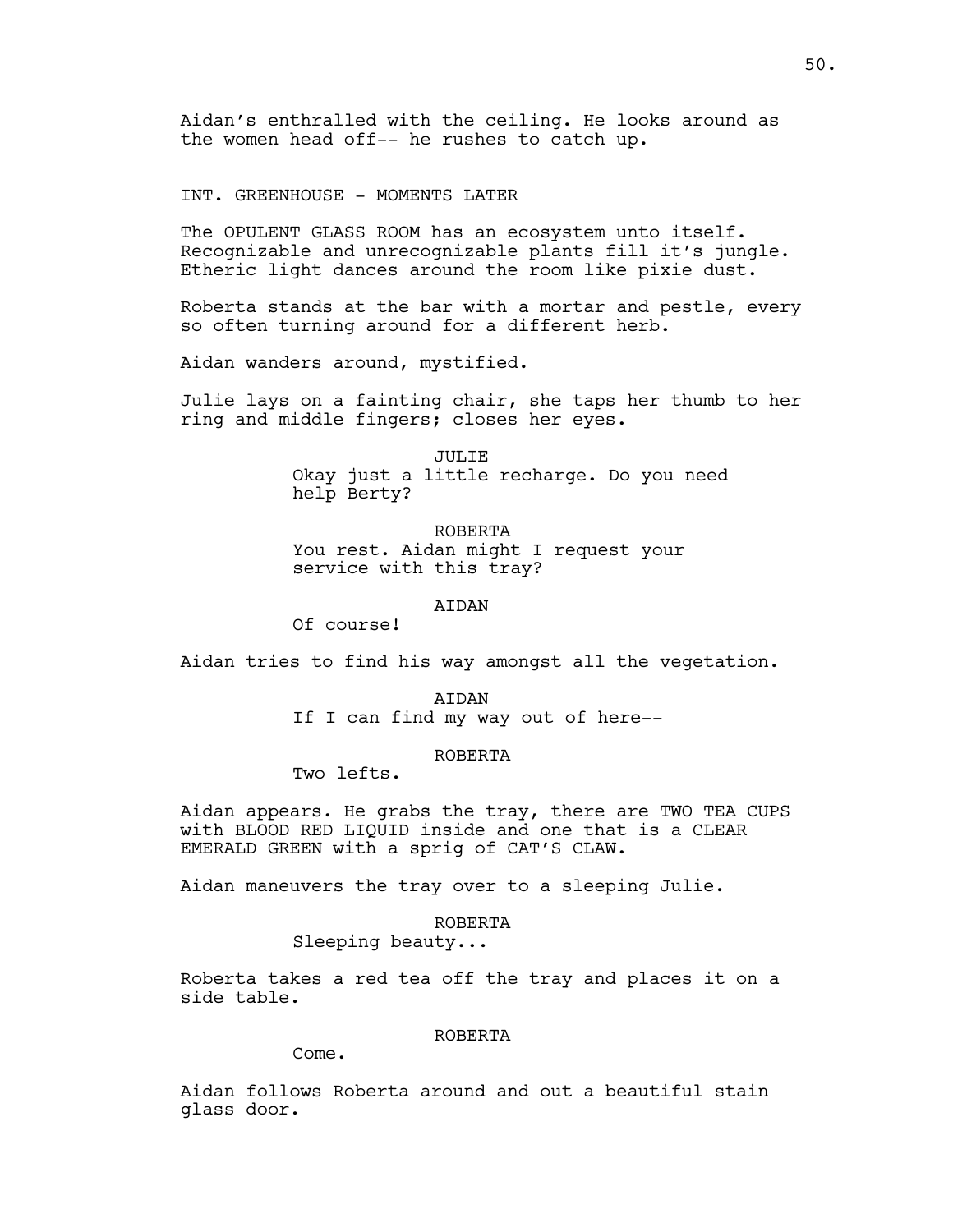Aidan's enthralled with the ceiling. He looks around as the women head off-- he rushes to catch up.

INT. GREENHOUSE - MOMENTS LATER

The OPULENT GLASS ROOM has an ecosystem unto itself. Recognizable and unrecognizable plants fill it's jungle. Etheric light dances around the room like pixie dust.

Roberta stands at the bar with a mortar and pestle, every so often turning around for a different herb.

Aidan wanders around, mystified.

Julie lays on a fainting chair, she taps her thumb to her ring and middle fingers; closes her eyes.

JULIE
Okay just a little recharge. Do you need help Berty?

ROBERTA
You rest. Aidan might I request your service with this tray?

AIDAN
Of course!

Aidan tries to find his way amongst all the vegetation.

AIDAN
If I can find my way out of here--

ROBERTA
Two lefts.

Aidan appears. He grabs the tray, there are TWO TEA CUPS with BLOOD RED LIQUID inside and one that is a CLEAR EMERALD GREEN with a sprig of CAT'S CLAW.

Aidan maneuvers the tray over to a sleeping Julie.

ROBERTA
Sleeping beauty...

Roberta takes a red tea off the tray and places it on a side table.

ROBERTA
Come.

Aidan follows Roberta around and out a beautiful stain glass door.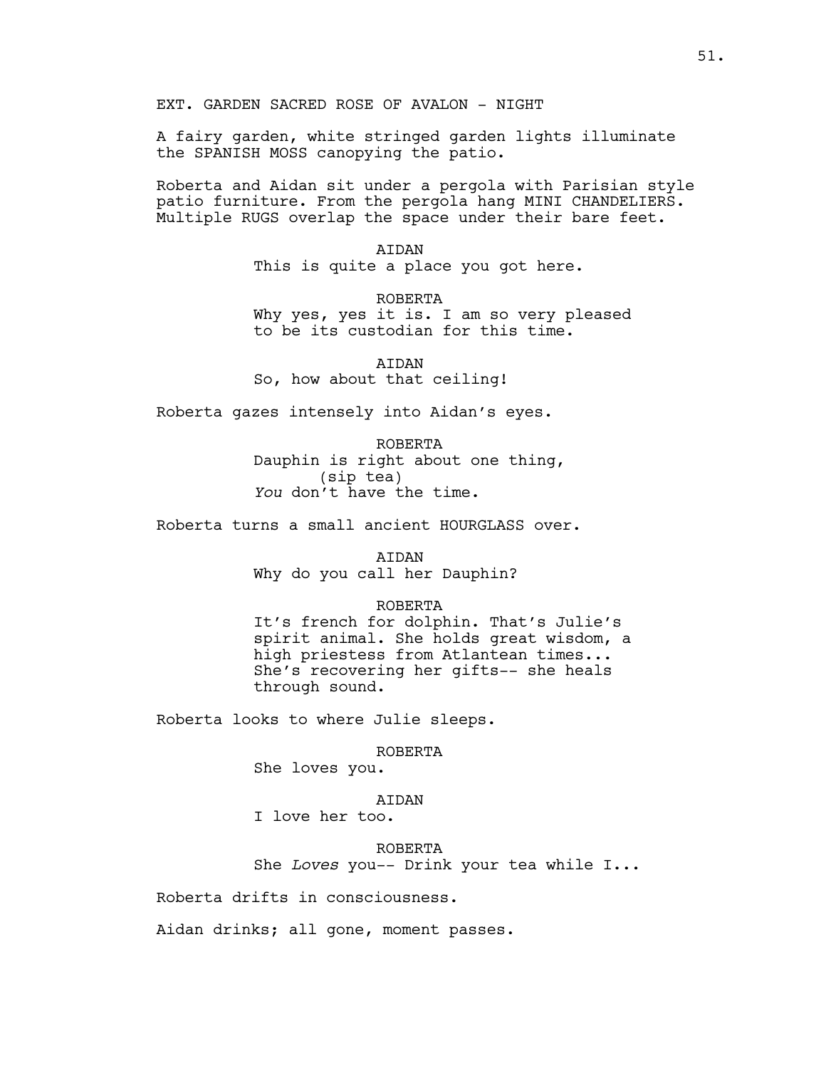EXT. GARDEN SACRED ROSE OF AVALON - NIGHT

A fairy garden, white stringed garden lights illuminate the SPANISH MOSS canopying the patio.

Roberta and Aidan sit under a pergola with Parisian style patio furniture. From the pergola hang MINI CHANDELIERS. Multiple RUGS overlap the space under their bare feet.

AIDAN
This is quite a place you got here.

ROBERTA
Why yes, yes it is. I am so very pleased to be its custodian for this time.

AIDAN
So, how about that ceiling!

Roberta gazes intensely into Aidan's eyes.

ROBERTA
Dauphin is right about one thing,
(sip tea)
*You* don't have the time.

Roberta turns a small ancient HOURGLASS over.

AIDAN
Why do you call her Dauphin?

ROBERTA
It's french for dolphin. That's Julie's spirit animal. She holds great wisdom, a high priestess from Atlantean times... She's recovering her gifts-- she heals through sound.

Roberta looks to where Julie sleeps.

ROBERTA
She loves you.

AIDAN
I love her too.

ROBERTA
She *Loves* you-- Drink your tea while I...

Roberta drifts in consciousness.

Aidan drinks; all gone, moment passes.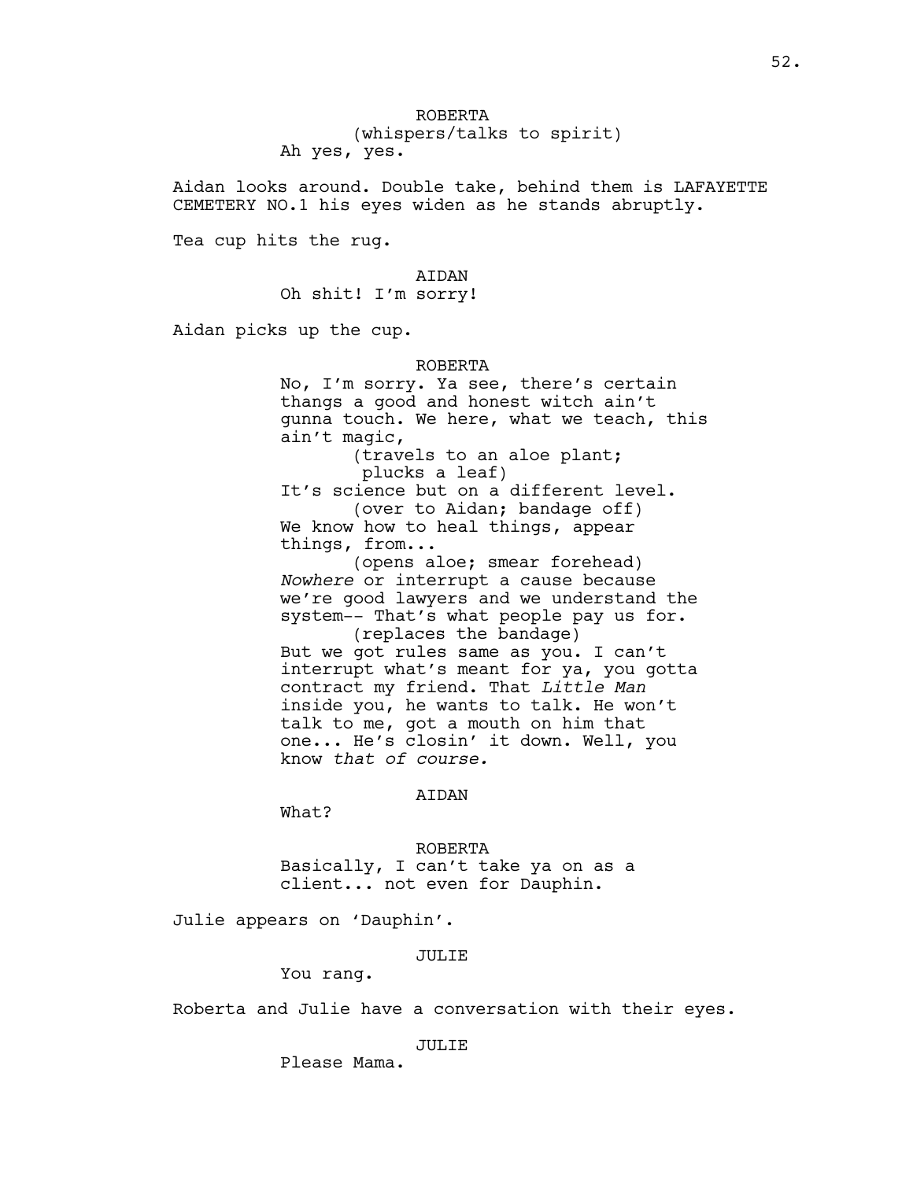ROBERTA
(whispers/talks to spirit)
Ah yes, yes.

Aidan looks around. Double take, behind them is LAFAYETTE CEMETERY NO.1 his eyes widen as he stands abruptly.

Tea cup hits the rug.

AIDAN
Oh shit! I'm sorry!

Aidan picks up the cup.

ROBERTA
No, I'm sorry. Ya see, there's certain thangs a good and honest witch ain't gunna touch. We here, what we teach, this ain't magic,
(travels to an aloe plant; plucks a leaf)
It's science but on a different level.
(over to Aidan; bandage off)
We know how to heal things, appear things, from...
(opens aloe; smear forehead)
*Nowhere* or interrupt a cause because we're good lawyers and we understand the system-- That's what people pay us for.
(replaces the bandage)
But we got rules same as you. I can't interrupt what's meant for ya, you gotta contract my friend. That *Little Man* inside you, he wants to talk. He won't talk to me, got a mouth on him that one... He's closin' it down. Well, you know *that of course.*

AIDAN
What?

ROBERTA
Basically, I can't take ya on as a client... not even for Dauphin.

Julie appears on 'Dauphin'.

JULIE
You rang.

Roberta and Julie have a conversation with their eyes.

JULIE
Please Mama.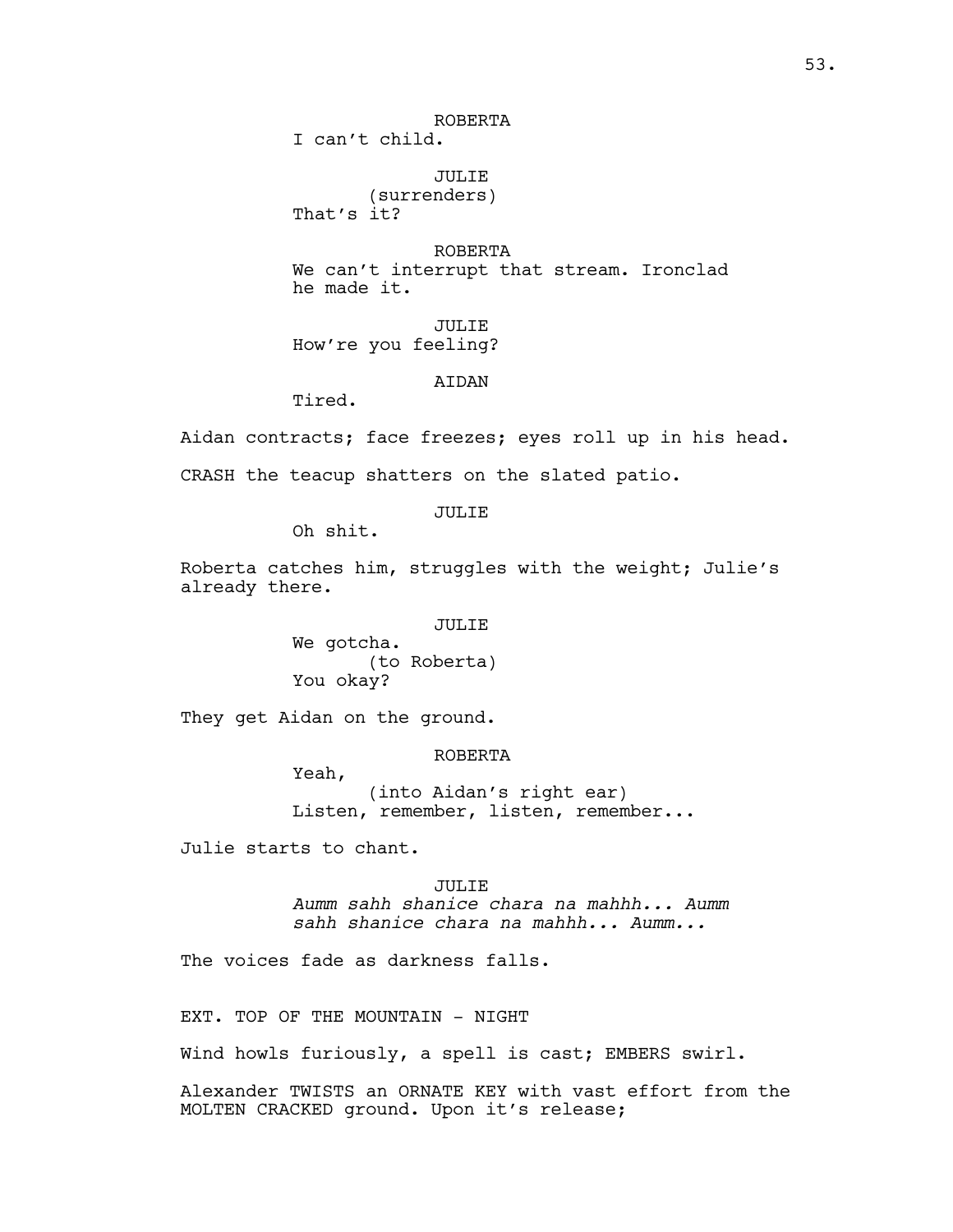ROBERTA
I can't child.

JULIE
(surrenders)
That's it?

ROBERTA
We can't interrupt that stream. Ironclad he made it.

JULIE
How're you feeling?

AIDAN
Tired.

Aidan contracts; face freezes; eyes roll up in his head.

CRASH the teacup shatters on the slated patio.

JULIE
Oh shit.

Roberta catches him, struggles with the weight; Julie's already there.

JULIE
We gotcha.
(to Roberta)
You okay?

They get Aidan on the ground.

ROBERTA
Yeah,
(into Aidan's right ear)
Listen, remember, listen, remember...

Julie starts to chant.

JULIE
*Aumm sahh shanice chara na mahhh... Aumm sahh shanice chara na mahhh... Aumm...*

The voices fade as darkness falls.

EXT. TOP OF THE MOUNTAIN - NIGHT

Wind howls furiously, a spell is cast; EMBERS swirl.

Alexander TWISTS an ORNATE KEY with vast effort from the MOLTEN CRACKED ground. Upon it's release;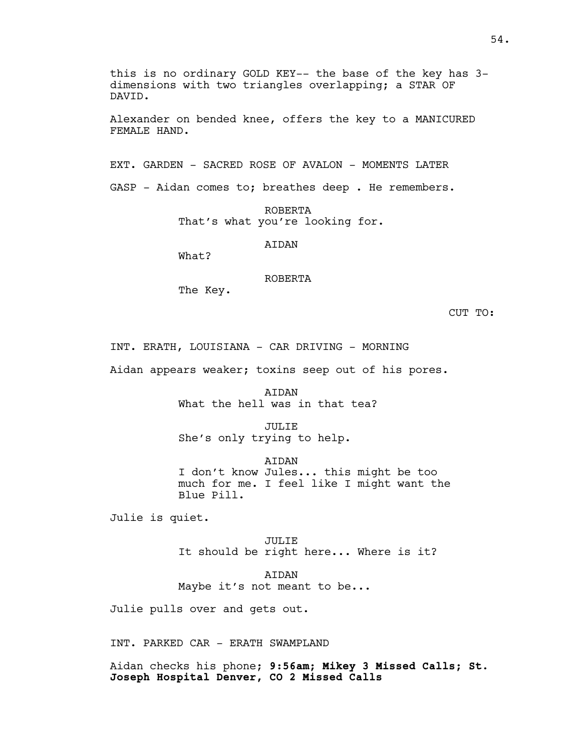this is no ordinary GOLD KEY-- the base of the key has 3-dimensions with two triangles overlapping; a STAR OF DAVID.

Alexander on bended knee, offers the key to a MANICURED FEMALE HAND.

EXT. GARDEN - SACRED ROSE OF AVALON - MOMENTS LATER

GASP - Aidan comes to; breathes deep . He remembers.

ROBERTA
That's what you're looking for.

AIDAN
What?

ROBERTA
The Key.

CUT TO:

INT. ERATH, LOUISIANA - CAR DRIVING - MORNING

Aidan appears weaker; toxins seep out of his pores.

AIDAN
What the hell was in that tea?

JULIE
She's only trying to help.

AIDAN
I don't know Jules... this might be too much for me. I feel like I might want the Blue Pill.

Julie is quiet.

JULIE
It should be right here... Where is it?

AIDAN
Maybe it's not meant to be...

Julie pulls over and gets out.

INT. PARKED CAR - ERATH SWAMPLAND

Aidan checks his phone; **9:56am; Mikey 3 Missed Calls; St. Joseph Hospital Denver, CO 2 Missed Calls**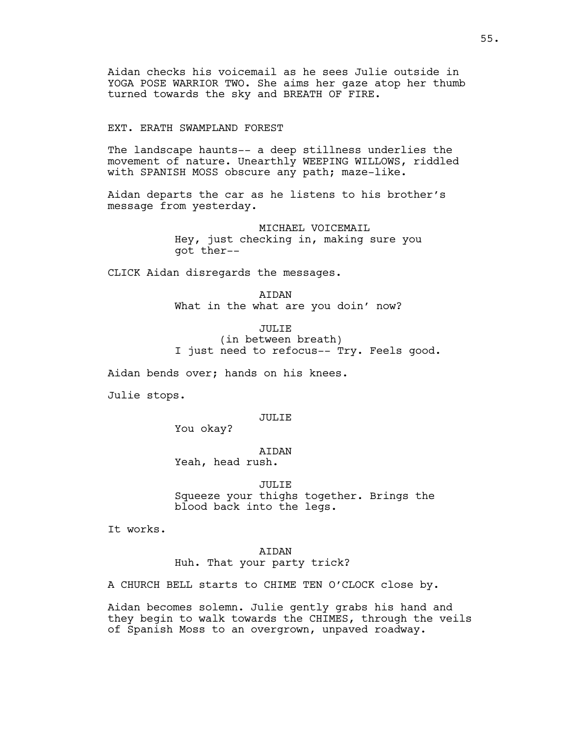Aidan checks his voicemail as he sees Julie outside in YOGA POSE WARRIOR TWO. She aims her gaze atop her thumb turned towards the sky and BREATH OF FIRE.

EXT. ERATH SWAMPLAND FOREST

The landscape haunts-- a deep stillness underlies the movement of nature. Unearthly WEEPING WILLOWS, riddled with SPANISH MOSS obscure any path; maze-like.

Aidan departs the car as he listens to his brother's message from yesterday.

MICHAEL VOICEMAIL
Hey, just checking in, making sure you got ther--

CLICK Aidan disregards the messages.

AIDAN
What in the what are you doin' now?

JULIE
(in between breath)
I just need to refocus-- Try. Feels good.

Aidan bends over; hands on his knees.

Julie stops.

JULIE
You okay?

AIDAN
Yeah, head rush.

JULIE
Squeeze your thighs together. Brings the blood back into the legs.

It works.

AIDAN
Huh. That your party trick?

A CHURCH BELL starts to CHIME TEN O'CLOCK close by.

Aidan becomes solemn. Julie gently grabs his hand and they begin to walk towards the CHIMES, through the veils of Spanish Moss to an overgrown, unpaved roadway.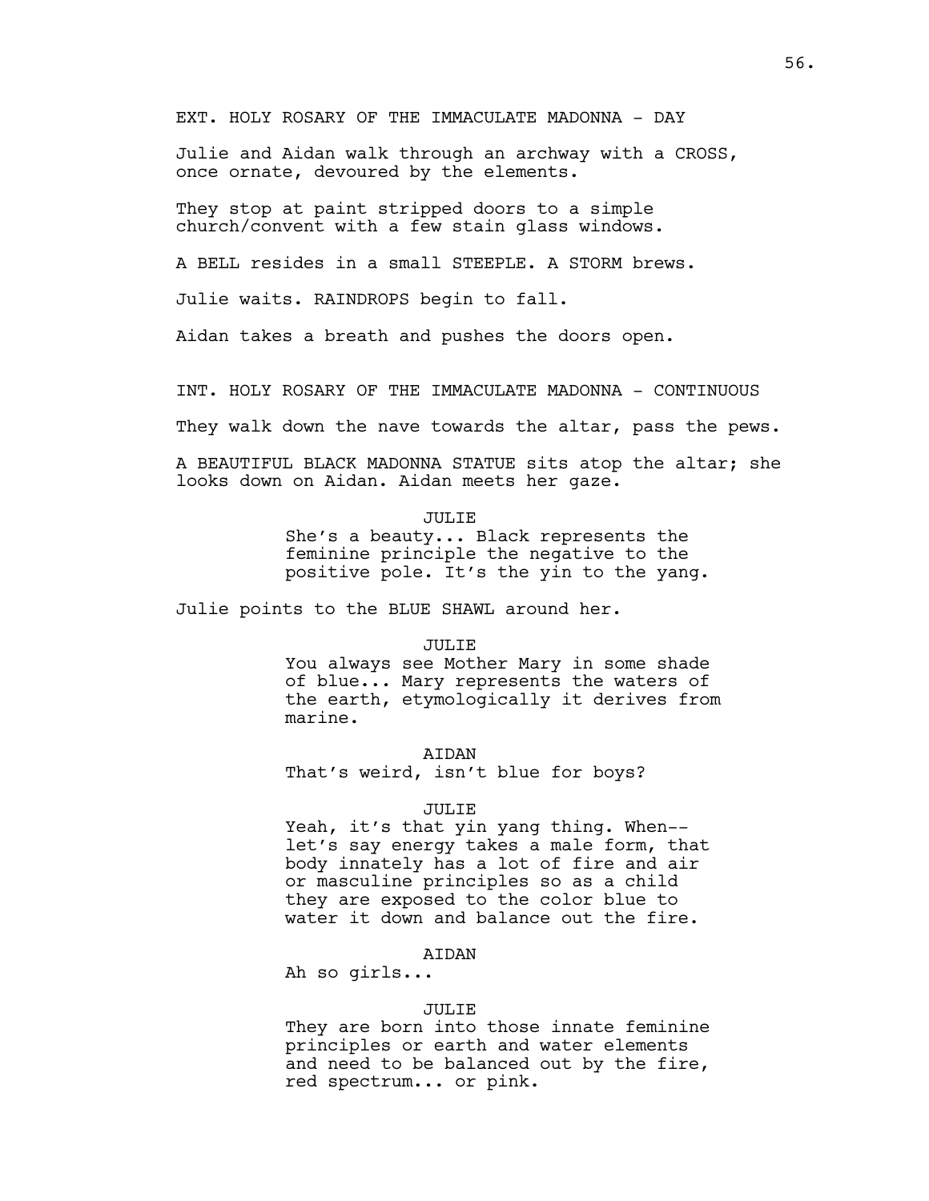EXT. HOLY ROSARY OF THE IMMACULATE MADONNA - DAY

Julie and Aidan walk through an archway with a CROSS, once ornate, devoured by the elements.

They stop at paint stripped doors to a simple church/convent with a few stain glass windows.

A BELL resides in a small STEEPLE. A STORM brews.

Julie waits. RAINDROPS begin to fall.

Aidan takes a breath and pushes the doors open.

INT. HOLY ROSARY OF THE IMMACULATE MADONNA - CONTINUOUS

They walk down the nave towards the altar, pass the pews.

A BEAUTIFUL BLACK MADONNA STATUE sits atop the altar; she looks down on Aidan. Aidan meets her gaze.

JULIE
She's a beauty... Black represents the feminine principle the negative to the positive pole. It's the yin to the yang.

Julie points to the BLUE SHAWL around her.

JULIE
You always see Mother Mary in some shade of blue... Mary represents the waters of the earth, etymologically it derives from marine.

AIDAN
That's weird, isn't blue for boys?

JULIE
Yeah, it's that yin yang thing. When-- let's say energy takes a male form, that body innately has a lot of fire and air or masculine principles so as a child they are exposed to the color blue to water it down and balance out the fire.

AIDAN
Ah so girls...

JULIE
They are born into those innate feminine principles or earth and water elements and need to be balanced out by the fire, red spectrum... or pink.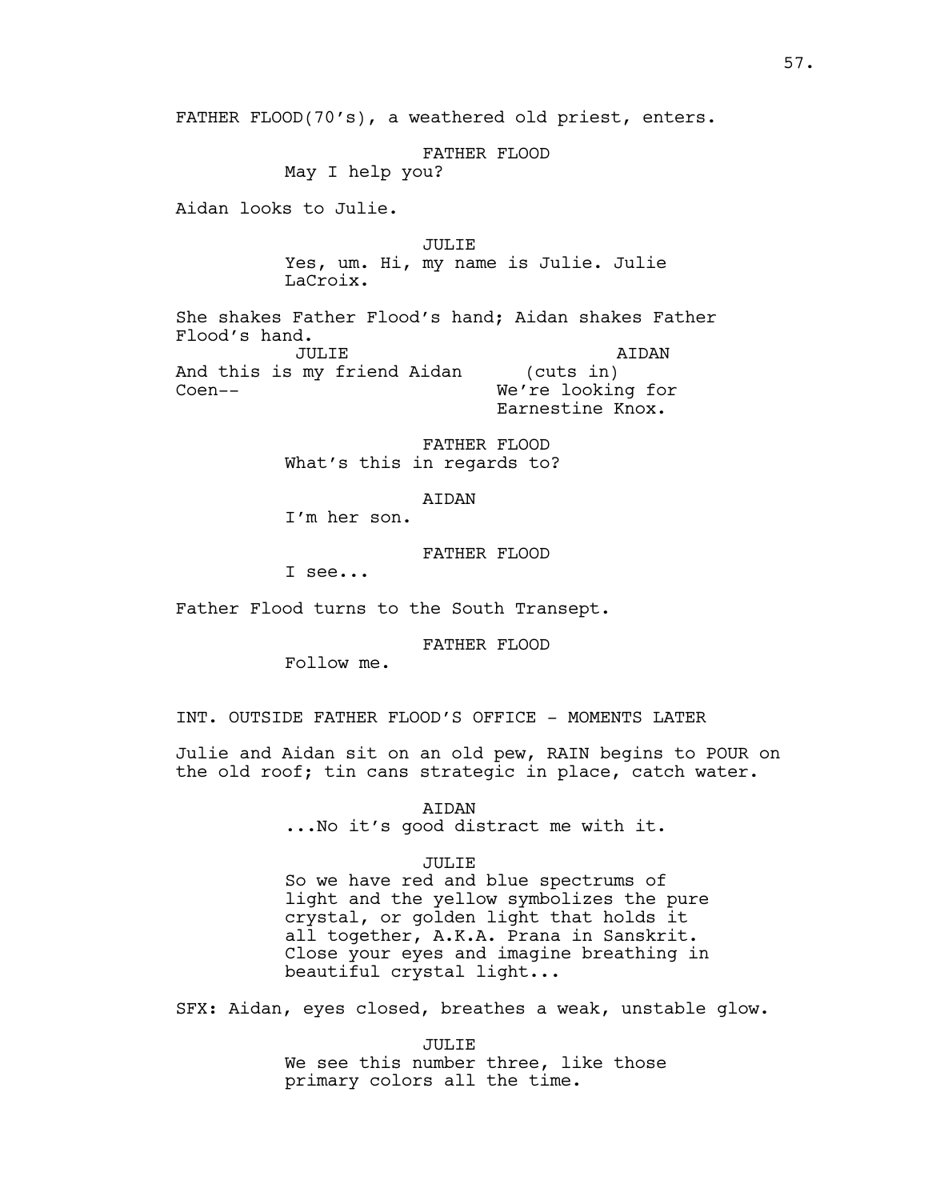FATHER FLOOD(70's), a weathered old priest, enters.

FATHER FLOOD
May I help you?

Aidan looks to Julie.

JULIE
Yes, um. Hi, my name is Julie. Julie LaCroix.

She shakes Father Flood's hand; Aidan shakes Father Flood's hand.

JULIE
And this is my friend Aidan Coen--

AIDAN
(cuts in)
We're looking for Earnestine Knox.

FATHER FLOOD
What's this in regards to?

AIDAN
I'm her son.

FATHER FLOOD
I see...

Father Flood turns to the South Transept.

FATHER FLOOD
Follow me.

INT. OUTSIDE FATHER FLOOD'S OFFICE - MOMENTS LATER

Julie and Aidan sit on an old pew, RAIN begins to POUR on the old roof; tin cans strategic in place, catch water.

AIDAN
...No it's good distract me with it.

JULIE
So we have red and blue spectrums of light and the yellow symbolizes the pure crystal, or golden light that holds it all together, A.K.A. Prana in Sanskrit. Close your eyes and imagine breathing in beautiful crystal light...

SFX: Aidan, eyes closed, breathes a weak, unstable glow.

JULIE
We see this number three, like those primary colors all the time.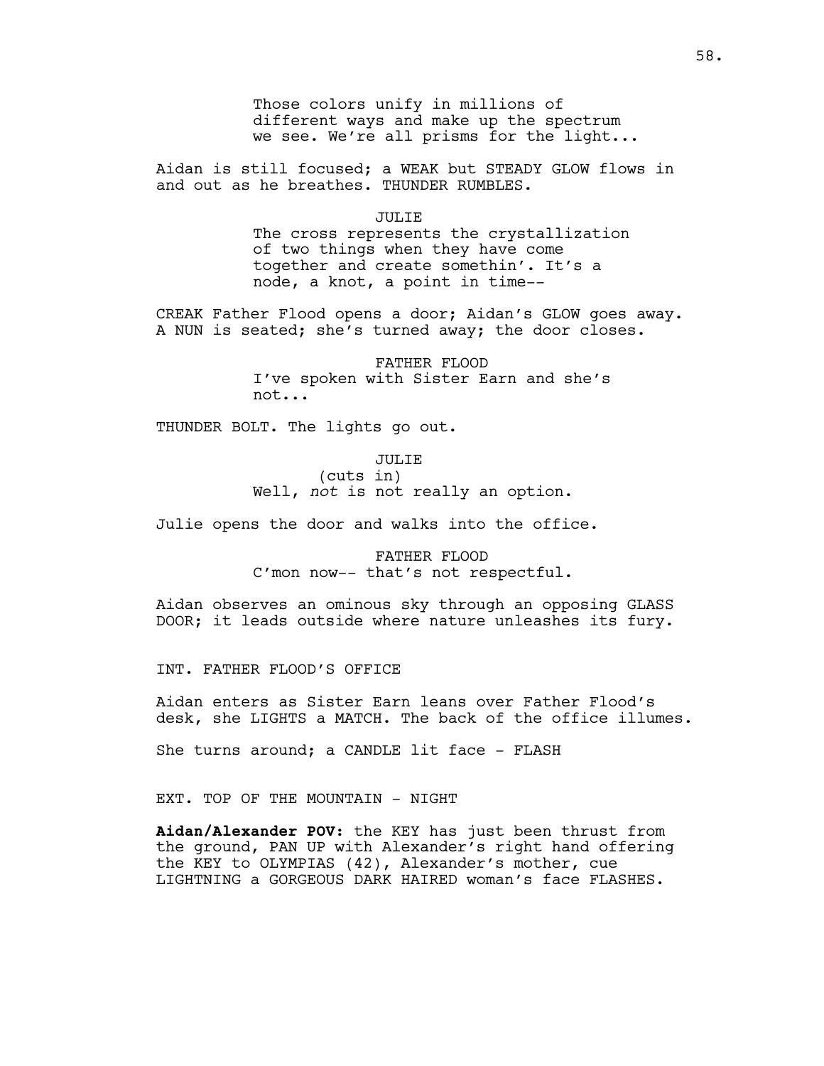Those colors unify in millions of different ways and make up the spectrum we see. We're all prisms for the light...

Aidan is still focused; a WEAK but STEADY GLOW flows in and out as he breathes. THUNDER RUMBLES.

JULIE

The cross represents the crystallization of two things when they have come together and create somethin'. It's a node, a knot, a point in time--

CREAK Father Flood opens a door; Aidan's GLOW goes away. A NUN is seated; she's turned away; the door closes.

FATHER FLOOD

I've spoken with Sister Earn and she's not...

THUNDER BOLT. The lights go out.

JULIE

(cuts in)

Well, *not* is not really an option.

Julie opens the door and walks into the office.

FATHER FLOOD

C'mon now-- that's not respectful.

Aidan observes an ominous sky through an opposing GLASS DOOR; it leads outside where nature unleashes its fury.

INT. FATHER FLOOD'S OFFICE

Aidan enters as Sister Earn leans over Father Flood's desk, she LIGHTS a MATCH. The back of the office illumes.

She turns around; a CANDLE lit face - FLASH

EXT. TOP OF THE MOUNTAIN - NIGHT

**Aidan/Alexander POV:** the KEY has just been thrust from the ground, PAN UP with Alexander's right hand offering the KEY to OLYMPIAS (42), Alexander's mother, cue LIGHTNING a GORGEOUS DARK HAIRED woman's face FLASHES.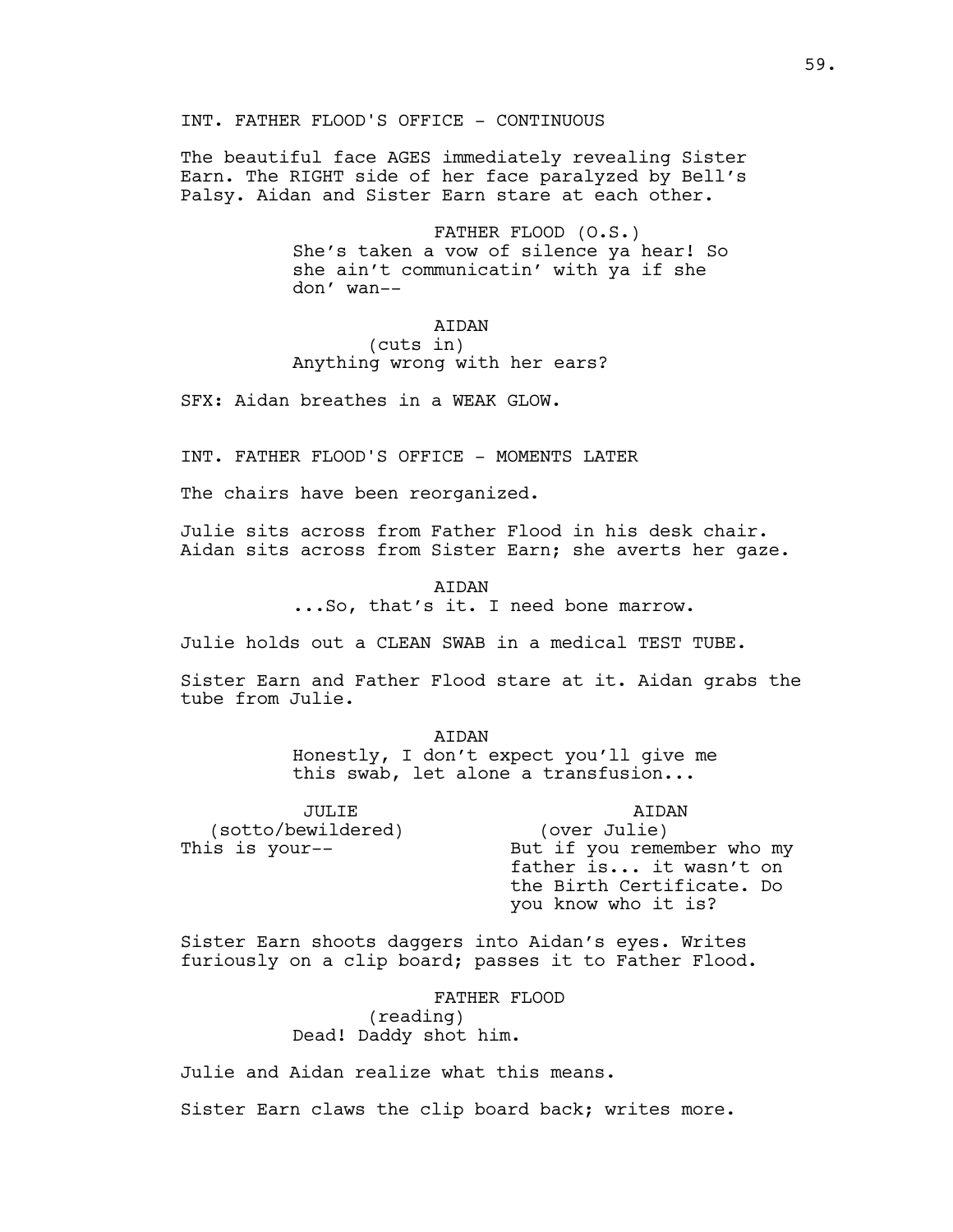INT. FATHER FLOOD'S OFFICE - CONTINUOUS

The beautiful face AGES immediately revealing Sister Earn. The RIGHT side of her face paralyzed by Bell's Palsy. Aidan and Sister Earn stare at each other.

FATHER FLOOD (O.S.)
She's taken a vow of silence ya hear! So she ain't communicatin' with ya if she don' wan--

AIDAN
(cuts in)
Anything wrong with her ears?

SFX: Aidan breathes in a WEAK GLOW.

INT. FATHER FLOOD'S OFFICE - MOMENTS LATER

The chairs have been reorganized.

Julie sits across from Father Flood in his desk chair. Aidan sits across from Sister Earn; she averts her gaze.

AIDAN
...So, that's it. I need bone marrow.

Julie holds out a CLEAN SWAB in a medical TEST TUBE.

Sister Earn and Father Flood stare at it. Aidan grabs the tube from Julie.

AIDAN
Honestly, I don't expect you'll give me this swab, let alone a transfusion...

JULIE
(sotto/bewildered)
This is your--

AIDAN
(over Julie)
But if you remember who my father is... it wasn't on the Birth Certificate. Do you know who it is?

Sister Earn shoots daggers into Aidan's eyes. Writes furiously on a clip board; passes it to Father Flood.

FATHER FLOOD
(reading)
Dead! Daddy shot him.

Julie and Aidan realize what this means.

Sister Earn claws the clip board back; writes more.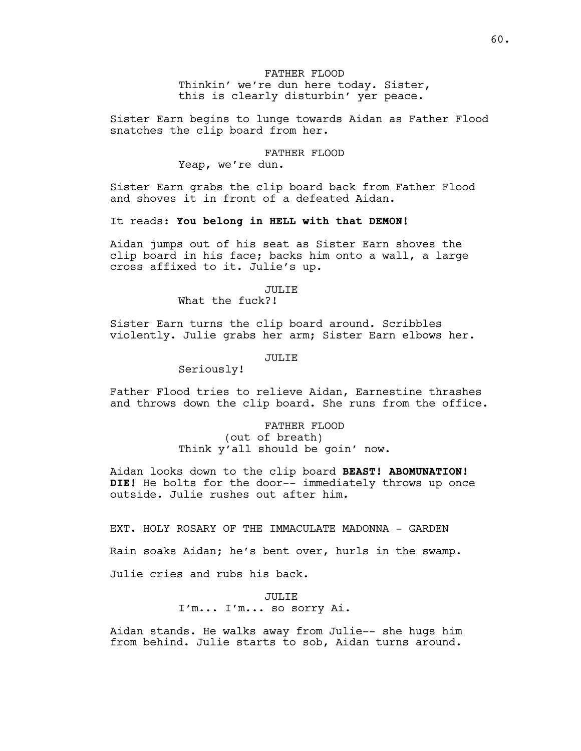FATHER FLOOD
Thinkin' we're dun here today. Sister, this is clearly disturbin' yer peace.

Sister Earn begins to lunge towards Aidan as Father Flood snatches the clip board from her.

FATHER FLOOD
Yeap, we're dun.

Sister Earn grabs the clip board back from Father Flood and shoves it in front of a defeated Aidan.

It reads: **You belong in HELL with that DEMON!**

Aidan jumps out of his seat as Sister Earn shoves the clip board in his face; backs him onto a wall, a large cross affixed to it. Julie's up.

JULIE
What the fuck?!

Sister Earn turns the clip board around. Scribbles violently. Julie grabs her arm; Sister Earn elbows her.

JULIE
Seriously!

Father Flood tries to relieve Aidan, Earnestine thrashes and throws down the clip board. She runs from the office.

FATHER FLOOD
(out of breath)
Think y'all should be goin' now.

Aidan looks down to the clip board **BEAST! ABOMUNATION! DIE!** He bolts for the door-- immediately throws up once outside. Julie rushes out after him.

EXT. HOLY ROSARY OF THE IMMACULATE MADONNA - GARDEN

Rain soaks Aidan; he's bent over, hurls in the swamp.

Julie cries and rubs his back.

JULIE
I'm... I'm... so sorry Ai.

Aidan stands. He walks away from Julie-- she hugs him from behind. Julie starts to sob, Aidan turns around.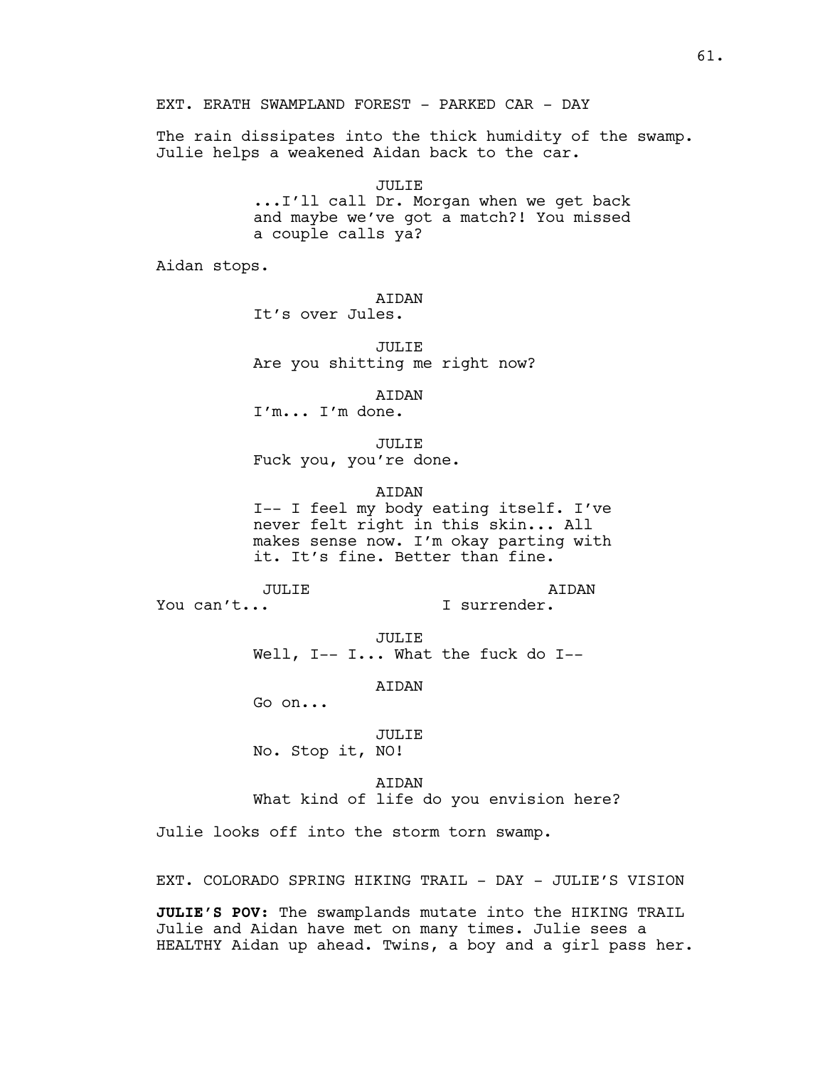EXT. ERATH SWAMPLAND FOREST - PARKED CAR - DAY

The rain dissipates into the thick humidity of the swamp. Julie helps a weakened Aidan back to the car.

JULIE
...I'll call Dr. Morgan when we get back and maybe we've got a match?! You missed a couple calls ya?

Aidan stops.

AIDAN
It's over Jules.

JULIE
Are you shitting me right now?

AIDAN
I'm... I'm done.

JULIE
Fuck you, you're done.

AIDAN
I-- I feel my body eating itself. I've never felt right in this skin... All makes sense now. I'm okay parting with it. It's fine. Better than fine.

JULIE
You can't...

AIDAN
I surrender.

JULIE
Well, I-- I... What the fuck do I--

AIDAN
Go on...

JULIE
No. Stop it, NO!

AIDAN
What kind of life do you envision here?

Julie looks off into the storm torn swamp.

EXT. COLORADO SPRING HIKING TRAIL - DAY - JULIE'S VISION

**JULIE'S POV:** The swamplands mutate into the HIKING TRAIL Julie and Aidan have met on many times. Julie sees a HEALTHY Aidan up ahead. Twins, a boy and a girl pass her.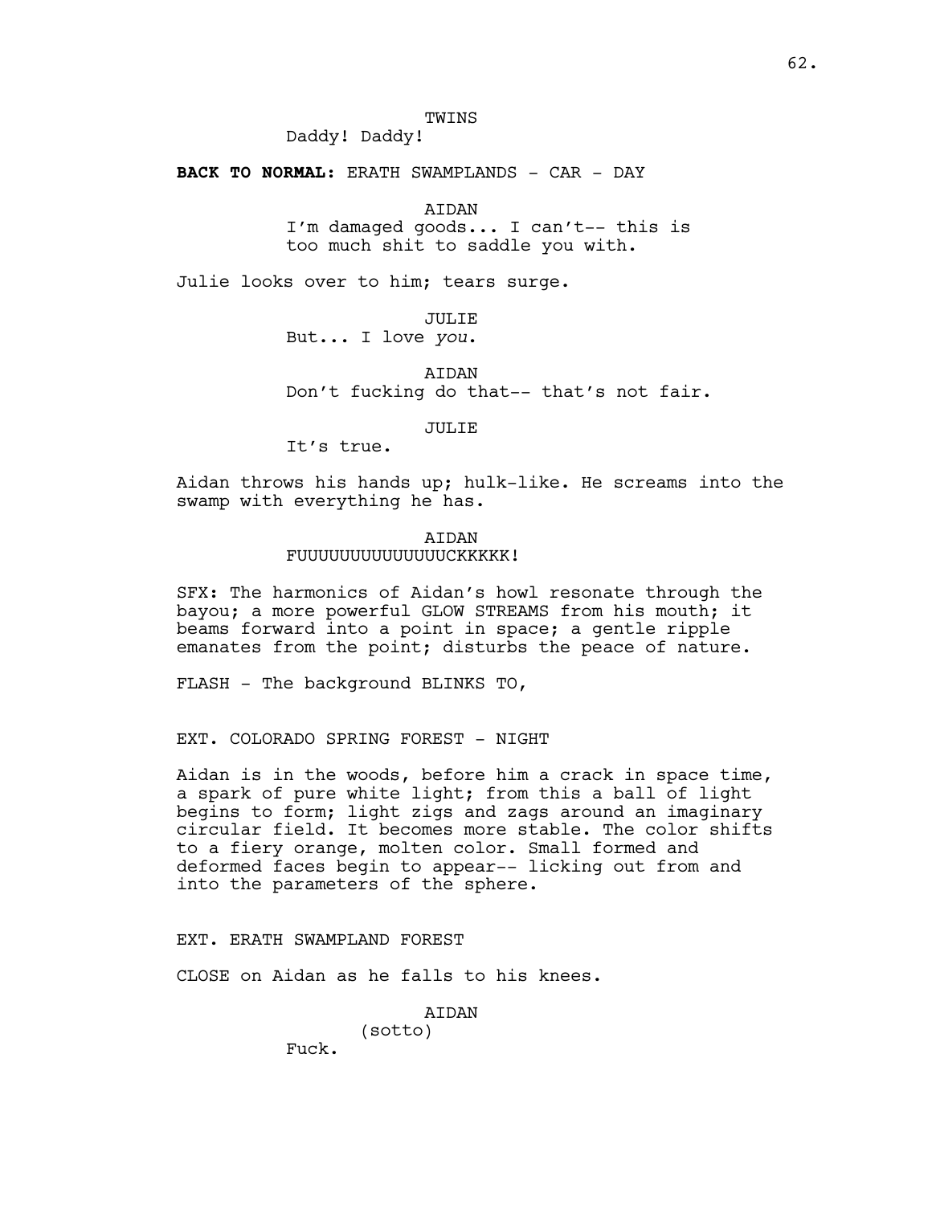TWINS

Daddy! Daddy!

**BACK TO NORMAL:** ERATH SWAMPLANDS - CAR - DAY

AIDAN

I'm damaged goods... I can't-- this is too much shit to saddle you with.

Julie looks over to him; tears surge.

JULIE

But... I love *you*.

AIDAN

Don't fucking do that-- that's not fair.

JULIE

It's true.

Aidan throws his hands up; hulk-like. He screams into the swamp with everything he has.

AIDAN

FUUUUUUUUUUUUUUCKKKKK!

SFX: The harmonics of Aidan's howl resonate through the bayou; a more powerful GLOW STREAMS from his mouth; it beams forward into a point in space; a gentle ripple emanates from the point; disturbs the peace of nature.

FLASH - The background BLINKS TO,

EXT. COLORADO SPRING FOREST - NIGHT

Aidan is in the woods, before him a crack in space time, a spark of pure white light; from this a ball of light begins to form; light zigs and zags around an imaginary circular field. It becomes more stable. The color shifts to a fiery orange, molten color. Small formed and deformed faces begin to appear-- licking out from and into the parameters of the sphere.

EXT. ERATH SWAMPLAND FOREST

CLOSE on Aidan as he falls to his knees.

AIDAN

(sotto)

Fuck.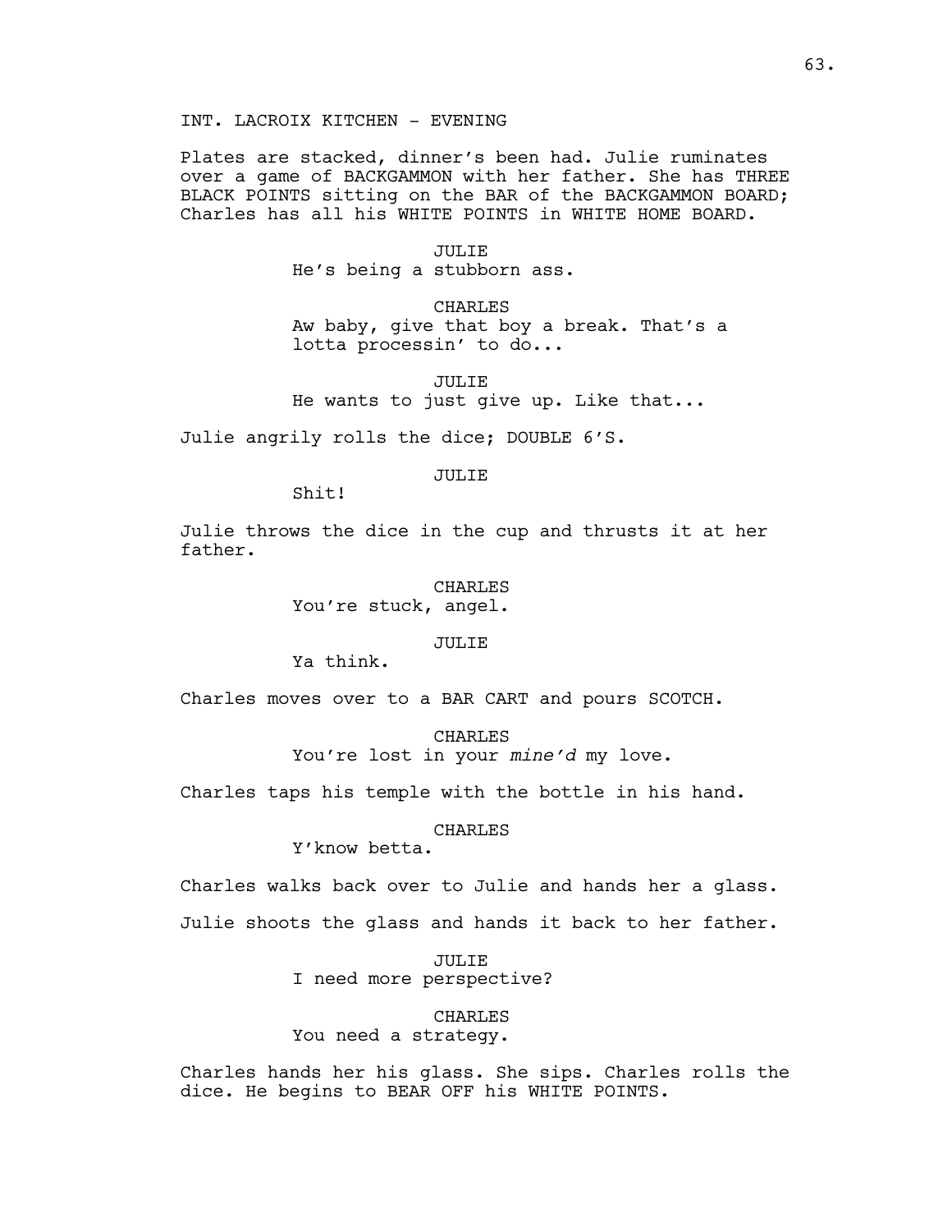INT. LACROIX KITCHEN - EVENING

Plates are stacked, dinner's been had. Julie ruminates over a game of BACKGAMMON with her father. She has THREE BLACK POINTS sitting on the BAR of the BACKGAMMON BOARD; Charles has all his WHITE POINTS in WHITE HOME BOARD.

JULIE
He's being a stubborn ass.

CHARLES
Aw baby, give that boy a break. That's a lotta processin' to do...

JULIE
He wants to just give up. Like that...

Julie angrily rolls the dice; DOUBLE 6'S.

JULIE
Shit!

Julie throws the dice in the cup and thrusts it at her father.

CHARLES
You're stuck, angel.

JULIE
Ya think.

Charles moves over to a BAR CART and pours SCOTCH.

CHARLES
You're lost in your *mine'd* my love.

Charles taps his temple with the bottle in his hand.

CHARLES
Y'know betta.

Charles walks back over to Julie and hands her a glass.

Julie shoots the glass and hands it back to her father.

JULIE
I need more perspective?

CHARLES
You need a strategy.

Charles hands her his glass. She sips. Charles rolls the dice. He begins to BEAR OFF his WHITE POINTS.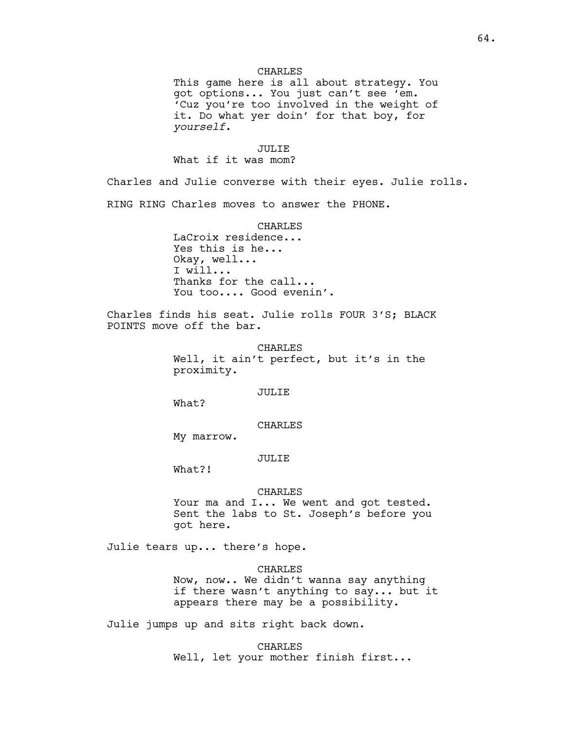CHARLES

This game here is all about strategy. You got options... You just can't see 'em. 'Cuz you're too involved in the weight of it. Do what yer doin' for that boy, for *yourself*.

JULIE

What if it was mom?

Charles and Julie converse with their eyes. Julie rolls.

RING RING Charles moves to answer the PHONE.

CHARLES

LaCroix residence...
Yes this is he...
Okay, well...
I will...
Thanks for the call...
You too.... Good evenin'.

Charles finds his seat. Julie rolls FOUR 3'S; BLACK POINTS move off the bar.

CHARLES

Well, it ain't perfect, but it's in the proximity.

JULIE

What?

CHARLES

My marrow.

JULIE

What?!

CHARLES

Your ma and I... We went and got tested. Sent the labs to St. Joseph's before you got here.

Julie tears up... there's hope.

CHARLES

Now, now.. We didn't wanna say anything if there wasn't anything to say... but it appears there may be a possibility.

Julie jumps up and sits right back down.

CHARLES

Well, let your mother finish first...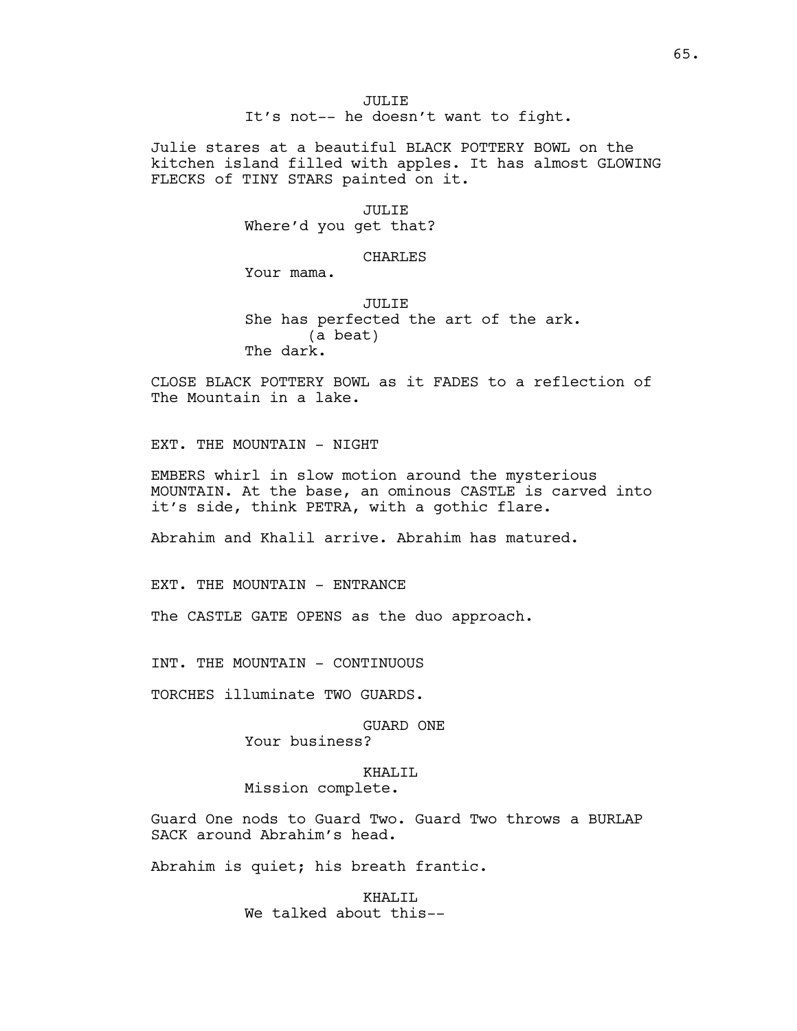JULIE
It's not-- he doesn't want to fight.

Julie stares at a beautiful BLACK POTTERY BOWL on the kitchen island filled with apples. It has almost GLOWING FLECKS of TINY STARS painted on it.

JULIE
Where'd you get that?

CHARLES
Your mama.

JULIE
She has perfected the art of the ark.
(a beat)
The dark.

CLOSE BLACK POTTERY BOWL as it FADES to a reflection of The Mountain in a lake.

EXT. THE MOUNTAIN - NIGHT

EMBERS whirl in slow motion around the mysterious MOUNTAIN. At the base, an ominous CASTLE is carved into it's side, think PETRA, with a gothic flare.

Abrahim and Khalil arrive. Abrahim has matured.

EXT. THE MOUNTAIN - ENTRANCE

The CASTLE GATE OPENS as the duo approach.

INT. THE MOUNTAIN - CONTINUOUS

TORCHES illuminate TWO GUARDS.

GUARD ONE
Your business?

KHALIL
Mission complete.

Guard One nods to Guard Two. Guard Two throws a BURLAP SACK around Abrahim's head.

Abrahim is quiet; his breath frantic.

KHALIL
We talked about this--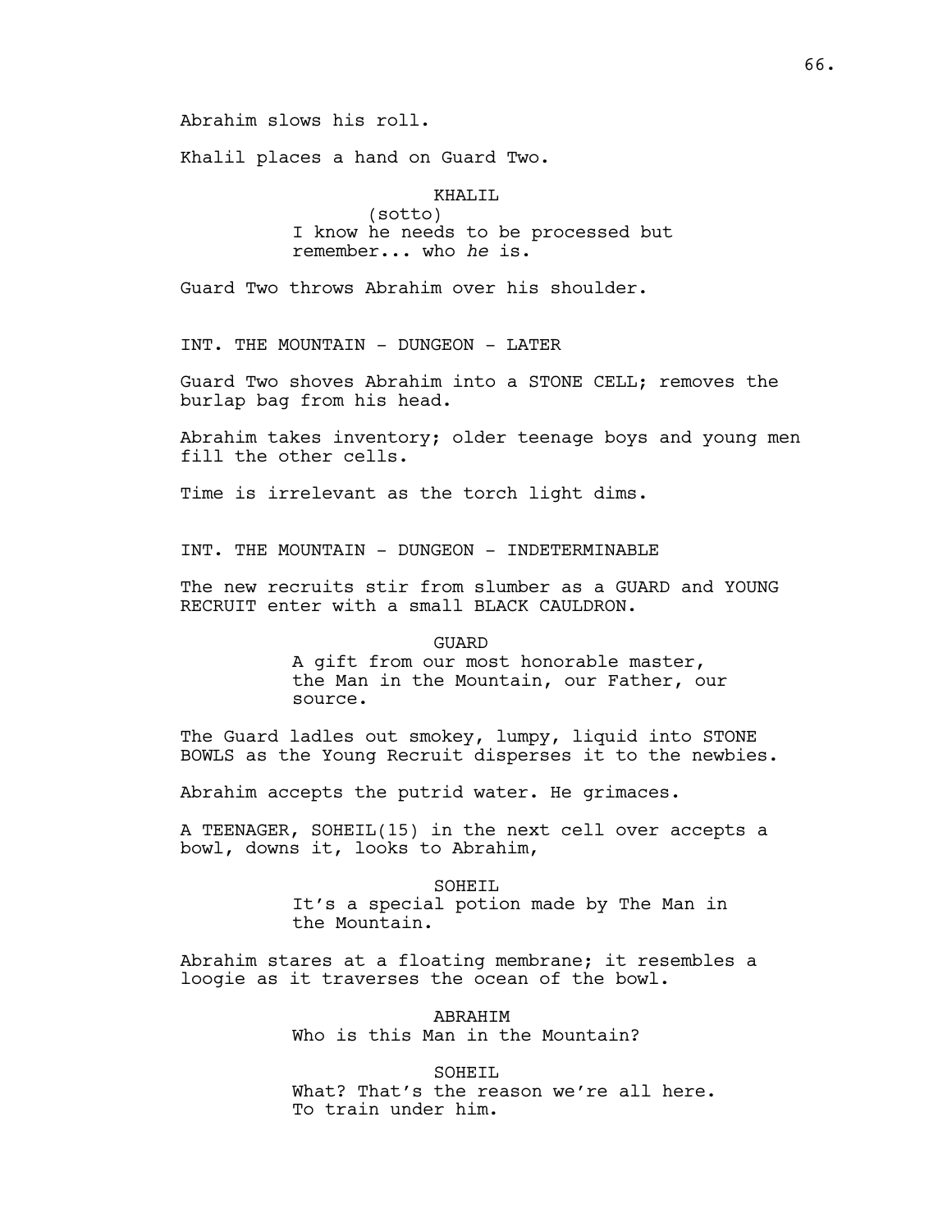Abrahim slows his roll.

Khalil places a hand on Guard Two.

KHALIL
(sotto)
I know he needs to be processed but remember... who *he* is.

Guard Two throws Abrahim over his shoulder.

INT. THE MOUNTAIN - DUNGEON - LATER

Guard Two shoves Abrahim into a STONE CELL; removes the burlap bag from his head.

Abrahim takes inventory; older teenage boys and young men fill the other cells.

Time is irrelevant as the torch light dims.

INT. THE MOUNTAIN - DUNGEON - INDETERMINABLE

The new recruits stir from slumber as a GUARD and YOUNG RECRUIT enter with a small BLACK CAULDRON.

GUARD
A gift from our most honorable master, the Man in the Mountain, our Father, our source.

The Guard ladles out smokey, lumpy, liquid into STONE BOWLS as the Young Recruit disperses it to the newbies.

Abrahim accepts the putrid water. He grimaces.

A TEENAGER, SOHEIL(15) in the next cell over accepts a bowl, downs it, looks to Abrahim,

SOHEIL
It's a special potion made by The Man in the Mountain.

Abrahim stares at a floating membrane; it resembles a loogie as it traverses the ocean of the bowl.

ABRAHIM
Who is this Man in the Mountain?

SOHEIL
What? That's the reason we're all here. To train under him.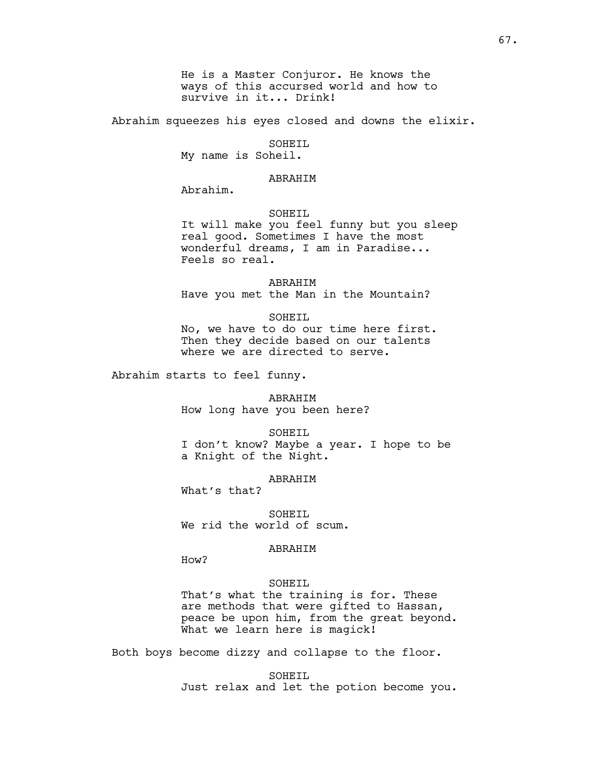He is a Master Conjuror. He knows the ways of this accursed world and how to survive in it... Drink!

Abrahim squeezes his eyes closed and downs the elixir.

SOHEIL
My name is Soheil.

ABRAHIM
Abrahim.

SOHEIL
It will make you feel funny but you sleep real good. Sometimes I have the most wonderful dreams, I am in Paradise... Feels so real.

ABRAHIM
Have you met the Man in the Mountain?

SOHEIL
No, we have to do our time here first. Then they decide based on our talents where we are directed to serve.

Abrahim starts to feel funny.

ABRAHIM
How long have you been here?

SOHEIL
I don't know? Maybe a year. I hope to be a Knight of the Night.

ABRAHIM
What's that?

SOHEIL
We rid the world of scum.

ABRAHIM
How?

SOHEIL
That's what the training is for. These are methods that were gifted to Hassan, peace be upon him, from the great beyond. What we learn here is magick!

Both boys become dizzy and collapse to the floor.

SOHEIL
Just relax and let the potion become you.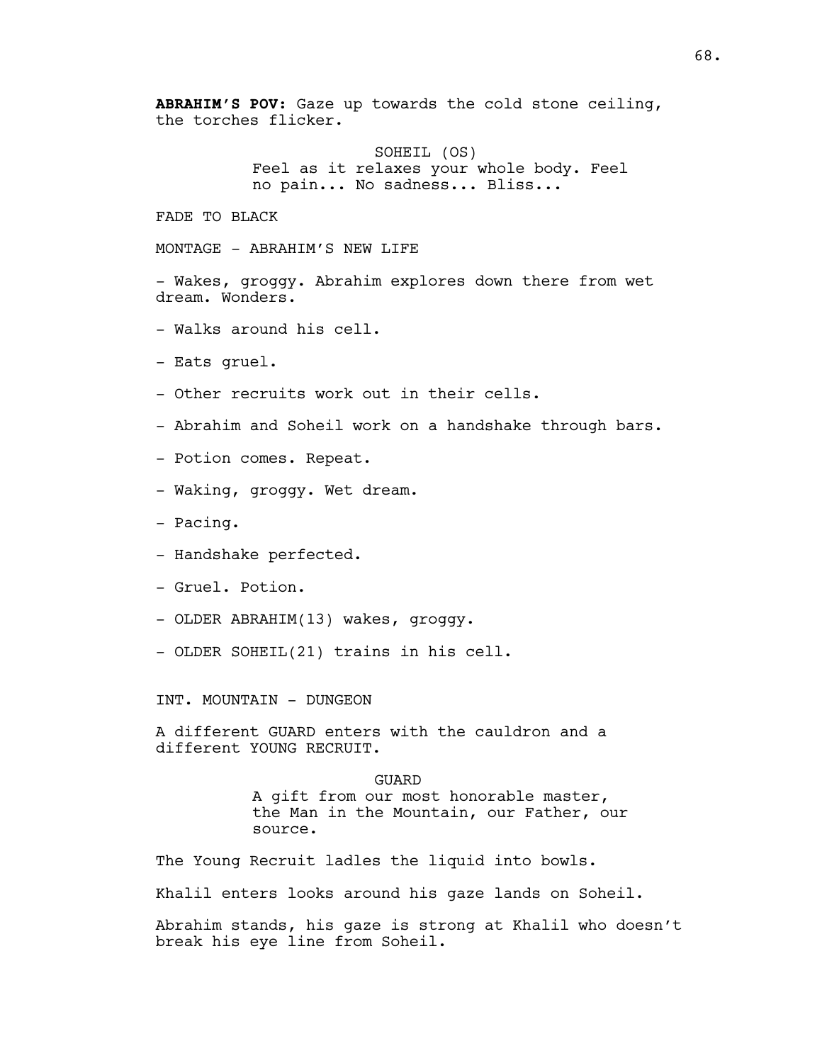**ABRAHIM'S POV:** Gaze up towards the cold stone ceiling, the torches flicker.

SOHEIL (OS)
Feel as it relaxes your whole body. Feel no pain... No sadness... Bliss...

FADE TO BLACK

MONTAGE - ABRAHIM'S NEW LIFE

- Wakes, groggy. Abrahim explores down there from wet dream. Wonders.

- Walks around his cell.

- Eats gruel.

- Other recruits work out in their cells.

- Abrahim and Soheil work on a handshake through bars.

- Potion comes. Repeat.

- Waking, groggy. Wet dream.

- Pacing.

- Handshake perfected.

- Gruel. Potion.

- OLDER ABRAHIM(13) wakes, groggy.

- OLDER SOHEIL(21) trains in his cell.

INT. MOUNTAIN - DUNGEON

A different GUARD enters with the cauldron and a different YOUNG RECRUIT.

GUARD
A gift from our most honorable master, the Man in the Mountain, our Father, our source.

The Young Recruit ladles the liquid into bowls.

Khalil enters looks around his gaze lands on Soheil.

Abrahim stands, his gaze is strong at Khalil who doesn't break his eye line from Soheil.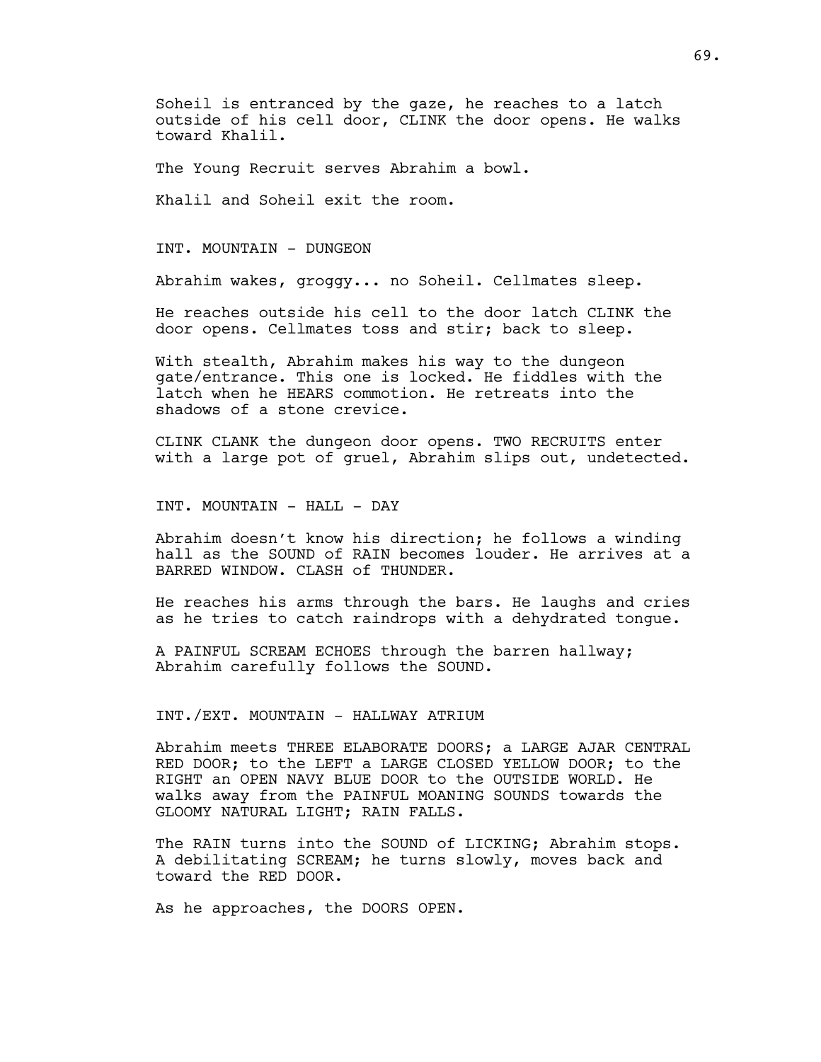Soheil is entranced by the gaze, he reaches to a latch outside of his cell door, CLINK the door opens. He walks toward Khalil.

The Young Recruit serves Abrahim a bowl.

Khalil and Soheil exit the room.

INT. MOUNTAIN - DUNGEON

Abrahim wakes, groggy... no Soheil. Cellmates sleep.

He reaches outside his cell to the door latch CLINK the door opens. Cellmates toss and stir; back to sleep.

With stealth, Abrahim makes his way to the dungeon gate/entrance. This one is locked. He fiddles with the latch when he HEARS commotion. He retreats into the shadows of a stone crevice.

CLINK CLANK the dungeon door opens. TWO RECRUITS enter with a large pot of gruel, Abrahim slips out, undetected.

INT. MOUNTAIN - HALL - DAY

Abrahim doesn't know his direction; he follows a winding hall as the SOUND of RAIN becomes louder. He arrives at a BARRED WINDOW. CLASH of THUNDER.

He reaches his arms through the bars. He laughs and cries as he tries to catch raindrops with a dehydrated tongue.

A PAINFUL SCREAM ECHOES through the barren hallway; Abrahim carefully follows the SOUND.

INT./EXT. MOUNTAIN - HALLWAY ATRIUM

Abrahim meets THREE ELABORATE DOORS; a LARGE AJAR CENTRAL RED DOOR; to the LEFT a LARGE CLOSED YELLOW DOOR; to the RIGHT an OPEN NAVY BLUE DOOR to the OUTSIDE WORLD. He walks away from the PAINFUL MOANING SOUNDS towards the GLOOMY NATURAL LIGHT; RAIN FALLS.

The RAIN turns into the SOUND of LICKING; Abrahim stops. A debilitating SCREAM; he turns slowly, moves back and toward the RED DOOR.

As he approaches, the DOORS OPEN.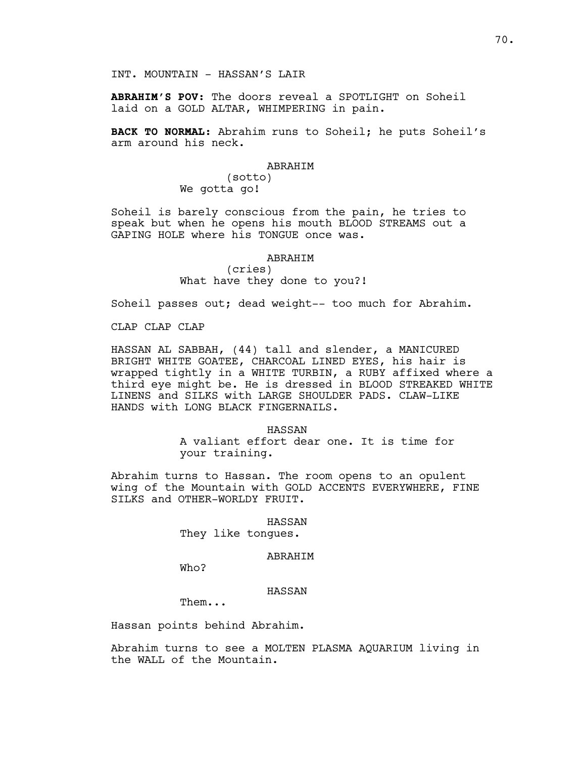INT. MOUNTAIN - HASSAN'S LAIR

**ABRAHIM'S POV:** The doors reveal a SPOTLIGHT on Soheil laid on a GOLD ALTAR, WHIMPERING in pain.

**BACK TO NORMAL:** Abrahim runs to Soheil; he puts Soheil's arm around his neck.

ABRAHIM
(sotto)
We gotta go!

Soheil is barely conscious from the pain, he tries to speak but when he opens his mouth BLOOD STREAMS out a GAPING HOLE where his TONGUE once was.

ABRAHIM
(cries)
What have they done to you?!

Soheil passes out; dead weight-- too much for Abrahim.

CLAP CLAP CLAP

HASSAN AL SABBAH, (44) tall and slender, a MANICURED BRIGHT WHITE GOATEE, CHARCOAL LINED EYES, his hair is wrapped tightly in a WHITE TURBIN, a RUBY affixed where a third eye might be. He is dressed in BLOOD STREAKED WHITE LINENS and SILKS with LARGE SHOULDER PADS. CLAW-LIKE HANDS with LONG BLACK FINGERNAILS.

HASSAN
A valiant effort dear one. It is time for your training.

Abrahim turns to Hassan. The room opens to an opulent wing of the Mountain with GOLD ACCENTS EVERYWHERE, FINE SILKS and OTHER-WORLDY FRUIT.

HASSAN
They like tongues.

ABRAHIM
Who?

HASSAN
Them...

Hassan points behind Abrahim.

Abrahim turns to see a MOLTEN PLASMA AQUARIUM living in the WALL of the Mountain.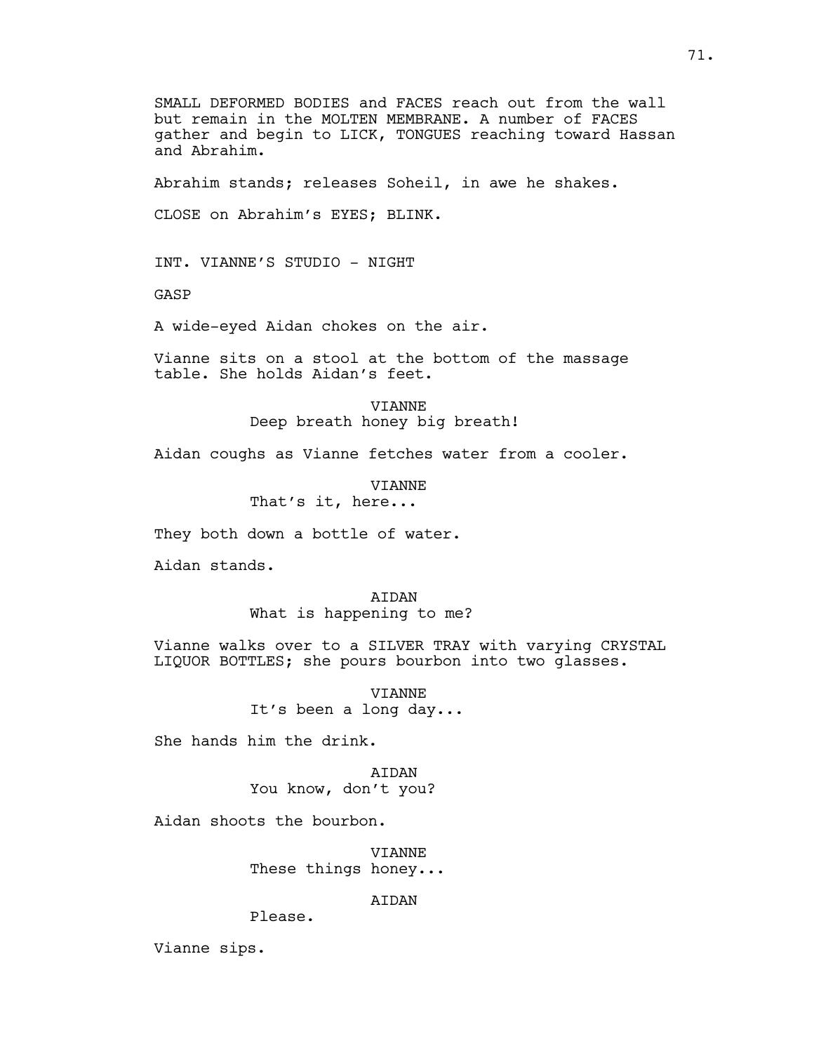SMALL DEFORMED BODIES and FACES reach out from the wall but remain in the MOLTEN MEMBRANE. A number of FACES gather and begin to LICK, TONGUES reaching toward Hassan and Abrahim.

Abrahim stands; releases Soheil, in awe he shakes.

CLOSE on Abrahim's EYES; BLINK.

INT. VIANNE'S STUDIO - NIGHT

GASP

A wide-eyed Aidan chokes on the air.

Vianne sits on a stool at the bottom of the massage table. She holds Aidan's feet.

VIANNE
Deep breath honey big breath!

Aidan coughs as Vianne fetches water from a cooler.

VIANNE
That's it, here...

They both down a bottle of water.

Aidan stands.

AIDAN
What is happening to me?

Vianne walks over to a SILVER TRAY with varying CRYSTAL LIQUOR BOTTLES; she pours bourbon into two glasses.

VIANNE
It's been a long day...

She hands him the drink.

AIDAN
You know, don't you?

Aidan shoots the bourbon.

VIANNE
These things honey...

AIDAN
Please.

Vianne sips.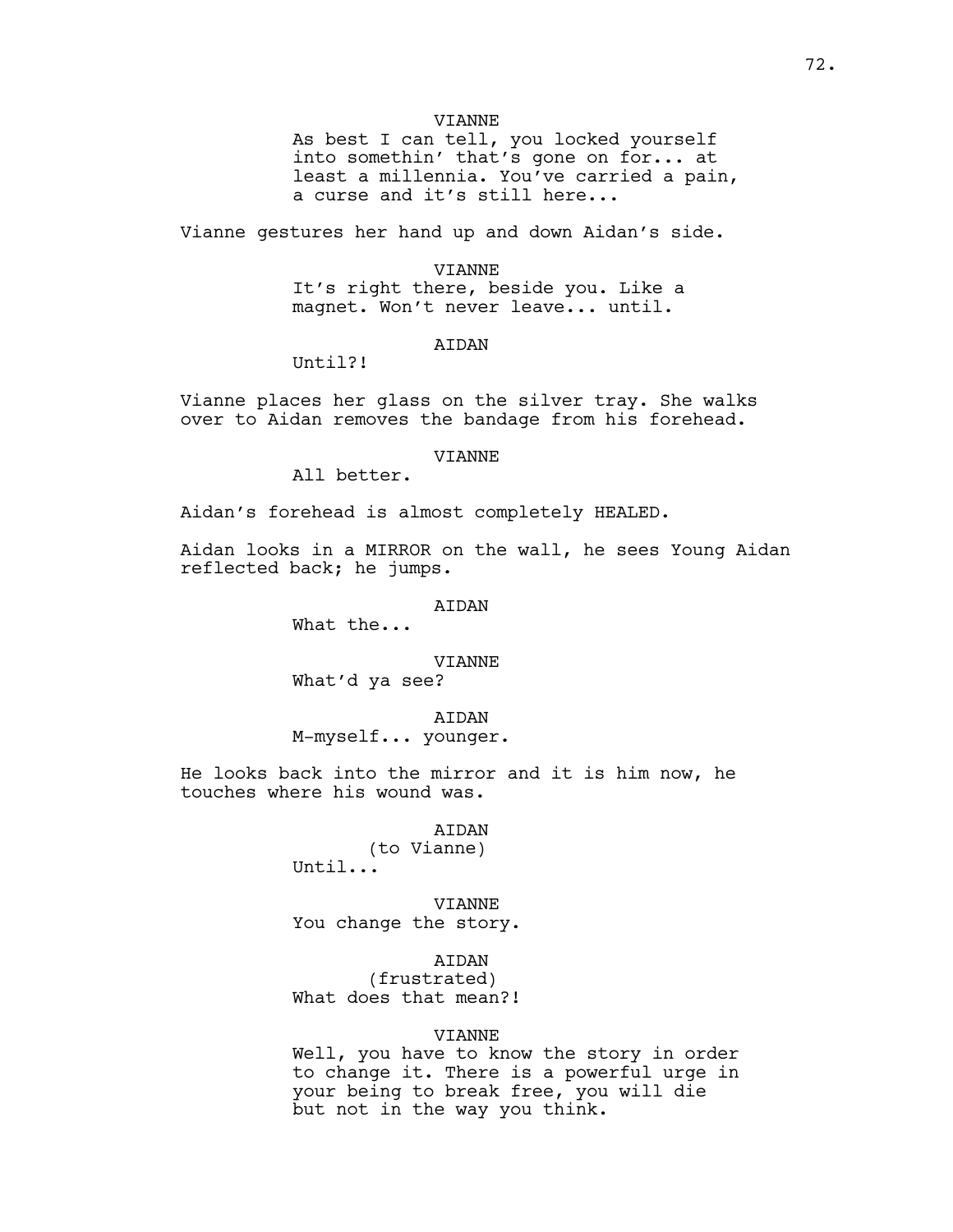VIANNE
As best I can tell, you locked yourself into somethin' that's gone on for... at least a millennia. You've carried a pain, a curse and it's still here...

Vianne gestures her hand up and down Aidan's side.

VIANNE
It's right there, beside you. Like a magnet. Won't never leave... until.

AIDAN
Until?!

Vianne places her glass on the silver tray. She walks over to Aidan removes the bandage from his forehead.

VIANNE
All better.

Aidan's forehead is almost completely HEALED.

Aidan looks in a MIRROR on the wall, he sees Young Aidan reflected back; he jumps.

AIDAN
What the...

VIANNE
What'd ya see?

AIDAN
M-myself... younger.

He looks back into the mirror and it is him now, he touches where his wound was.

AIDAN
(to Vianne)
Until...

VIANNE
You change the story.

AIDAN
(frustrated)
What does that mean?!

VIANNE
Well, you have to know the story in order to change it. There is a powerful urge in your being to break free, you will die but not in the way you think.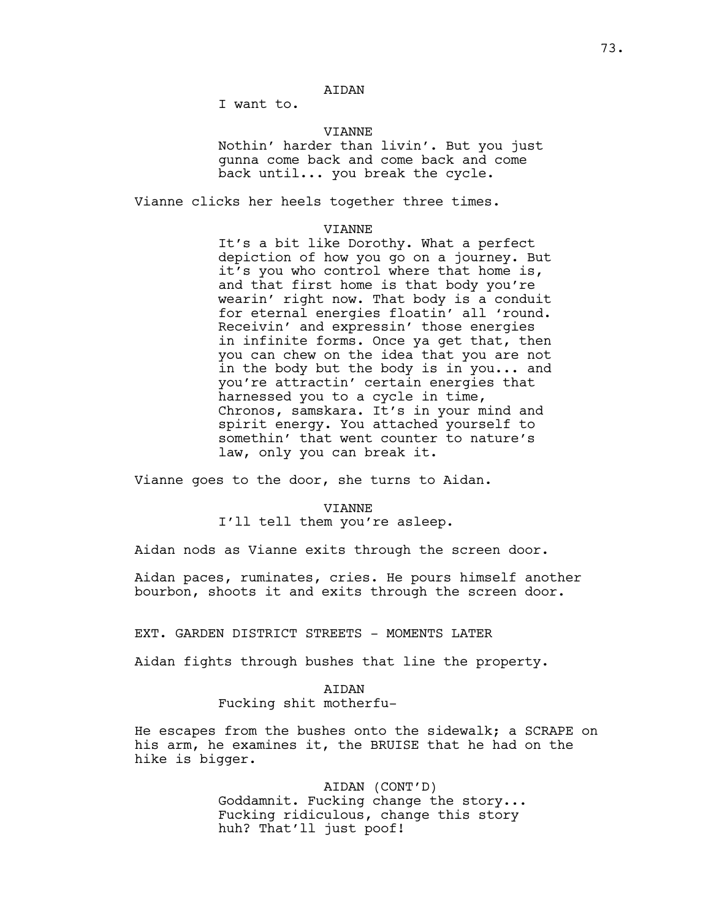AIDAN

I want to.

VIANNE

Nothin' harder than livin'. But you just gunna come back and come back and come back until... you break the cycle.

Vianne clicks her heels together three times.

VIANNE

It's a bit like Dorothy. What a perfect depiction of how you go on a journey. But it's you who control where that home is, and that first home is that body you're wearin' right now. That body is a conduit for eternal energies floatin' all 'round. Receivin' and expressin' those energies in infinite forms. Once ya get that, then you can chew on the idea that you are not in the body but the body is in you... and you're attractin' certain energies that harnessed you to a cycle in time, Chronos, samskara. It's in your mind and spirit energy. You attached yourself to somethin' that went counter to nature's law, only you can break it.

Vianne goes to the door, she turns to Aidan.

VIANNE

I'll tell them you're asleep.

Aidan nods as Vianne exits through the screen door.

Aidan paces, ruminates, cries. He pours himself another bourbon, shoots it and exits through the screen door.

EXT. GARDEN DISTRICT STREETS - MOMENTS LATER

Aidan fights through bushes that line the property.

AIDAN

Fucking shit motherfu-

He escapes from the bushes onto the sidewalk; a SCRAPE on his arm, he examines it, the BRUISE that he had on the hike is bigger.

AIDAN (CONT'D)

Goddamnit. Fucking change the story... Fucking ridiculous, change this story huh? That'll just poof!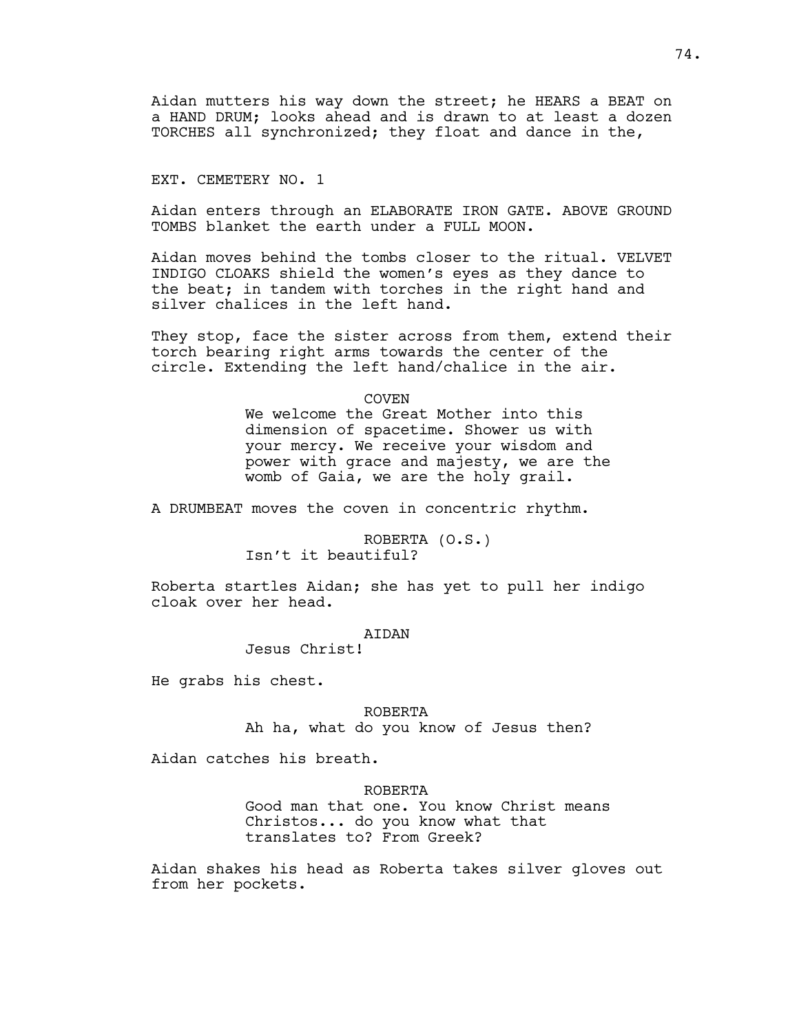Aidan mutters his way down the street; he HEARS a BEAT on a HAND DRUM; looks ahead and is drawn to at least a dozen TORCHES all synchronized; they float and dance in the,

EXT. CEMETERY NO. 1

Aidan enters through an ELABORATE IRON GATE. ABOVE GROUND TOMBS blanket the earth under a FULL MOON.

Aidan moves behind the tombs closer to the ritual. VELVET INDIGO CLOAKS shield the women's eyes as they dance to the beat; in tandem with torches in the right hand and silver chalices in the left hand.

They stop, face the sister across from them, extend their torch bearing right arms towards the center of the circle. Extending the left hand/chalice in the air.

COVEN

We welcome the Great Mother into this dimension of spacetime. Shower us with your mercy. We receive your wisdom and power with grace and majesty, we are the womb of Gaia, we are the holy grail.

A DRUMBEAT moves the coven in concentric rhythm.

ROBERTA (O.S.)

Isn't it beautiful?

Roberta startles Aidan; she has yet to pull her indigo cloak over her head.

AIDAN

Jesus Christ!

He grabs his chest.

ROBERTA

Ah ha, what do you know of Jesus then?

Aidan catches his breath.

ROBERTA

Good man that one. You know Christ means Christos... do you know what that translates to? From Greek?

Aidan shakes his head as Roberta takes silver gloves out from her pockets.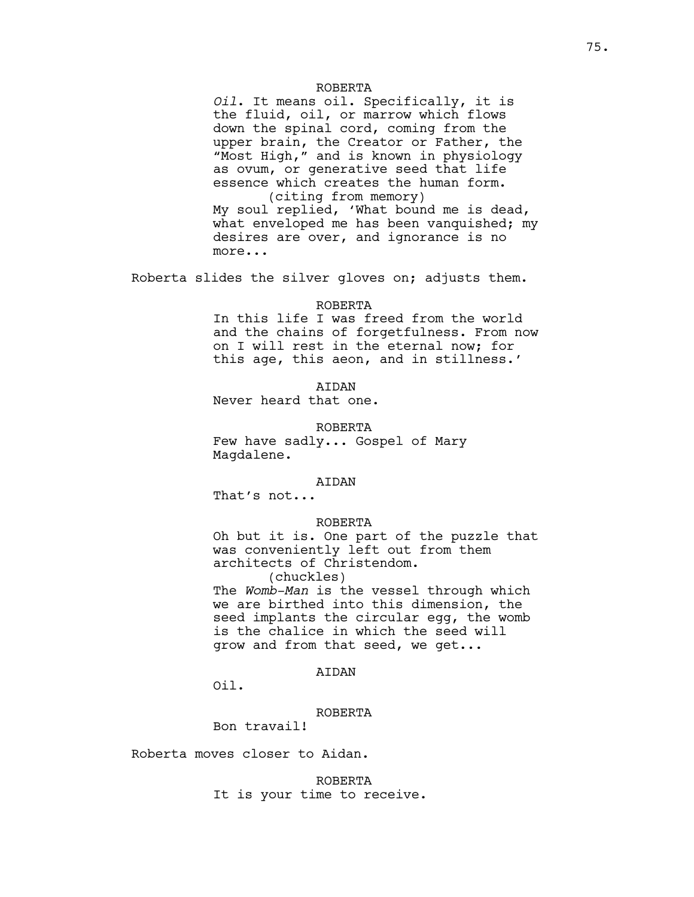ROBERTA

*Oil*. It means oil. Specifically, it is the fluid, oil, or marrow which flows down the spinal cord, coming from the upper brain, the Creator or Father, the “Most High,” and is known in physiology as ovum, or generative seed that life essence which creates the human form.

(citing from memory)

My soul replied, ‘What bound me is dead, what enveloped me has been vanquished; my desires are over, and ignorance is no more...

Roberta slides the silver gloves on; adjusts them.

ROBERTA

In this life I was freed from the world and the chains of forgetfulness. From now on I will rest in the eternal now; for this age, this aeon, and in stillness.’

AIDAN

Never heard that one.

ROBERTA

Few have sadly... Gospel of Mary Magdalene.

AIDAN

That’s not...

ROBERTA

Oh but it is. One part of the puzzle that was conveniently left out from them architects of Christendom.

(chuckles)

The *Womb-Man* is the vessel through which we are birthed into this dimension, the seed implants the circular egg, the womb is the chalice in which the seed will grow and from that seed, we get...

AIDAN

Oil.

ROBERTA

Bon travail!

Roberta moves closer to Aidan.

ROBERTA

It is your time to receive.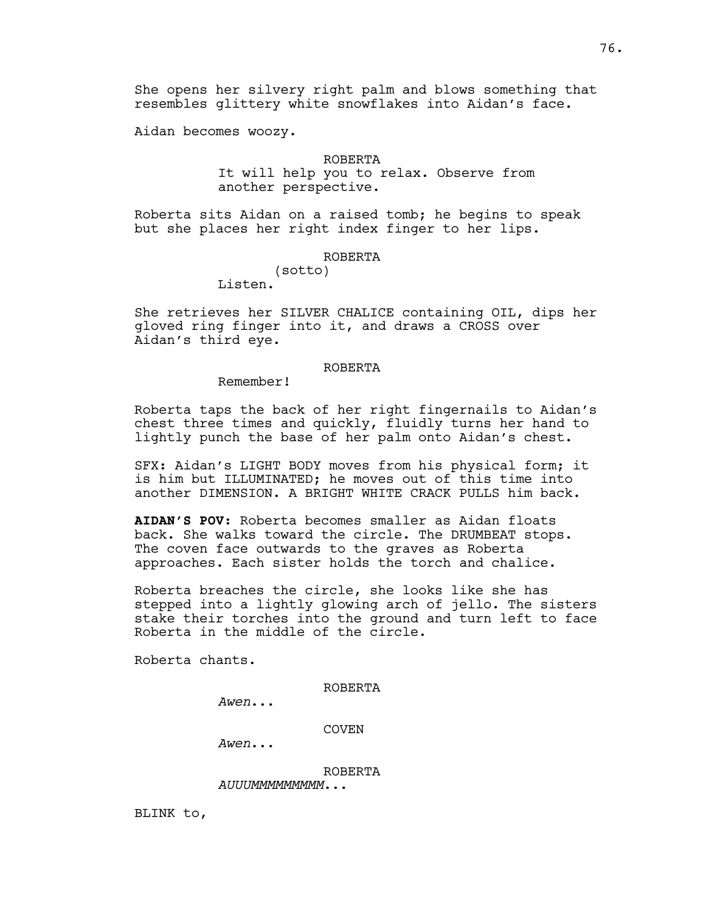She opens her silvery right palm and blows something that resembles glittery white snowflakes into Aidan's face.

Aidan becomes woozy.

ROBERTA
It will help you to relax. Observe from another perspective.

Roberta sits Aidan on a raised tomb; he begins to speak but she places her right index finger to her lips.

ROBERTA
(sotto)
Listen.

She retrieves her SILVER CHALICE containing OIL, dips her gloved ring finger into it, and draws a CROSS over Aidan's third eye.

ROBERTA
Remember!

Roberta taps the back of her right fingernails to Aidan's chest three times and quickly, fluidly turns her hand to lightly punch the base of her palm onto Aidan's chest.

SFX: Aidan's LIGHT BODY moves from his physical form; it is him but ILLUMINATED; he moves out of this time into another DIMENSION. A BRIGHT WHITE CRACK PULLS him back.

**AIDAN'S POV:** Roberta becomes smaller as Aidan floats back. She walks toward the circle. The DRUMBEAT stops. The coven face outwards to the graves as Roberta approaches. Each sister holds the torch and chalice.

Roberta breaches the circle, she looks like she has stepped into a lightly glowing arch of jello. The sisters stake their torches into the ground and turn left to face Roberta in the middle of the circle.

Roberta chants.

ROBERTA
*Awen...*

COVEN
*Awen...*

ROBERTA
*AUUUMMMMMMMMM...*

BLINK to,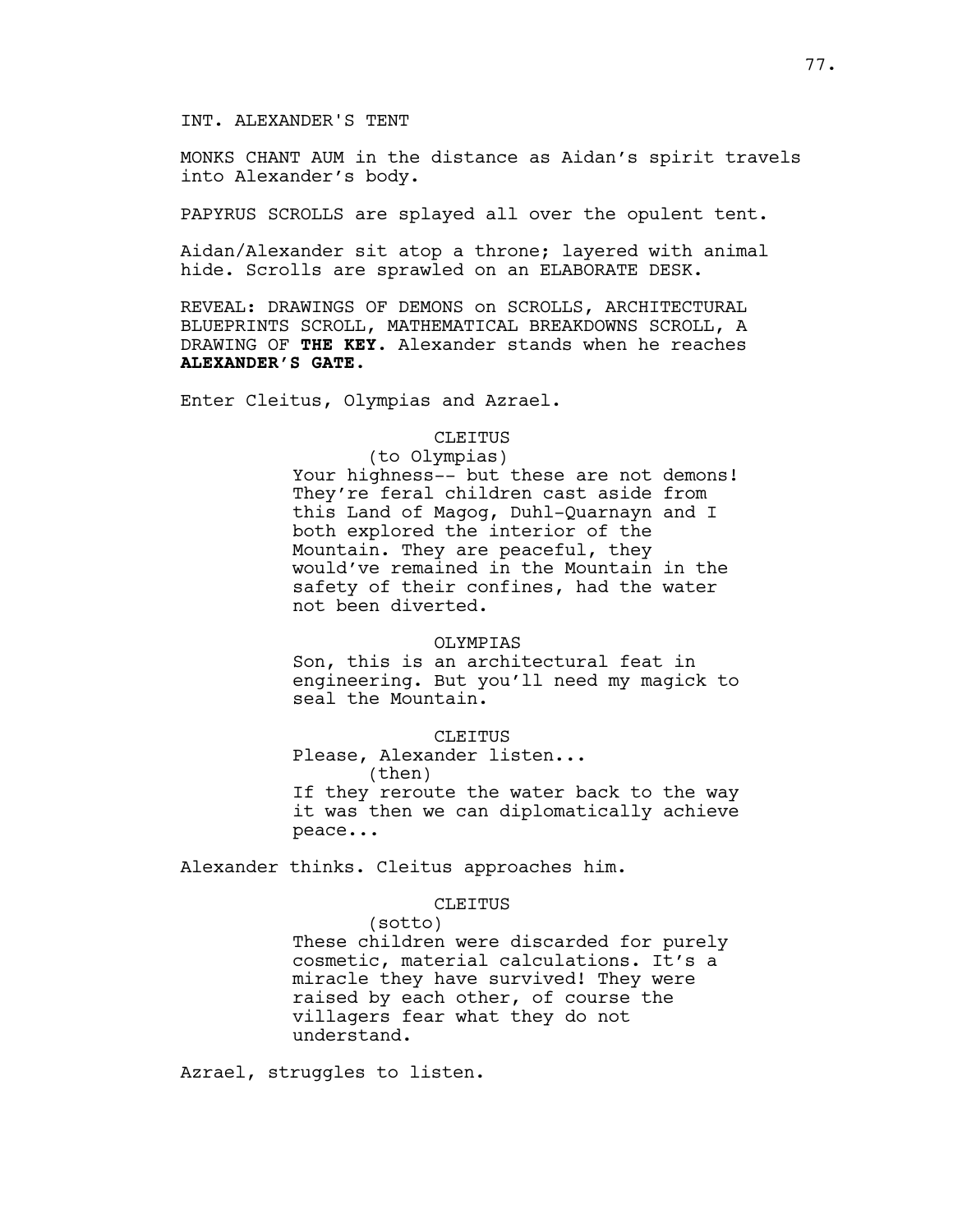INT. ALEXANDER'S TENT

MONKS CHANT AUM in the distance as Aidan's spirit travels into Alexander's body.

PAPYRUS SCROLLS are splayed all over the opulent tent.

Aidan/Alexander sit atop a throne; layered with animal hide. Scrolls are sprawled on an ELABORATE DESK.

REVEAL: DRAWINGS OF DEMONS on SCROLLS, ARCHITECTURAL BLUEPRINTS SCROLL, MATHEMATICAL BREAKDOWNS SCROLL, A DRAWING OF **THE KEY**. Alexander stands when he reaches **ALEXANDER'S GATE**.

Enter Cleitus, Olympias and Azrael.

CLEITUS
(to Olympias)
Your highness-- but these are not demons! They're feral children cast aside from this Land of Magog, Duhl-Quarnayn and I both explored the interior of the Mountain. They are peaceful, they would've remained in the Mountain in the safety of their confines, had the water not been diverted.

OLYMPIAS
Son, this is an architectural feat in engineering. But you'll need my magick to seal the Mountain.

CLEITUS
Please, Alexander listen...
(then)
If they reroute the water back to the way it was then we can diplomatically achieve peace...

Alexander thinks. Cleitus approaches him.

CLEITUS
(sotto)
These children were discarded for purely cosmetic, material calculations. It's a miracle they have survived! They were raised by each other, of course the villagers fear what they do not understand.

Azrael, struggles to listen.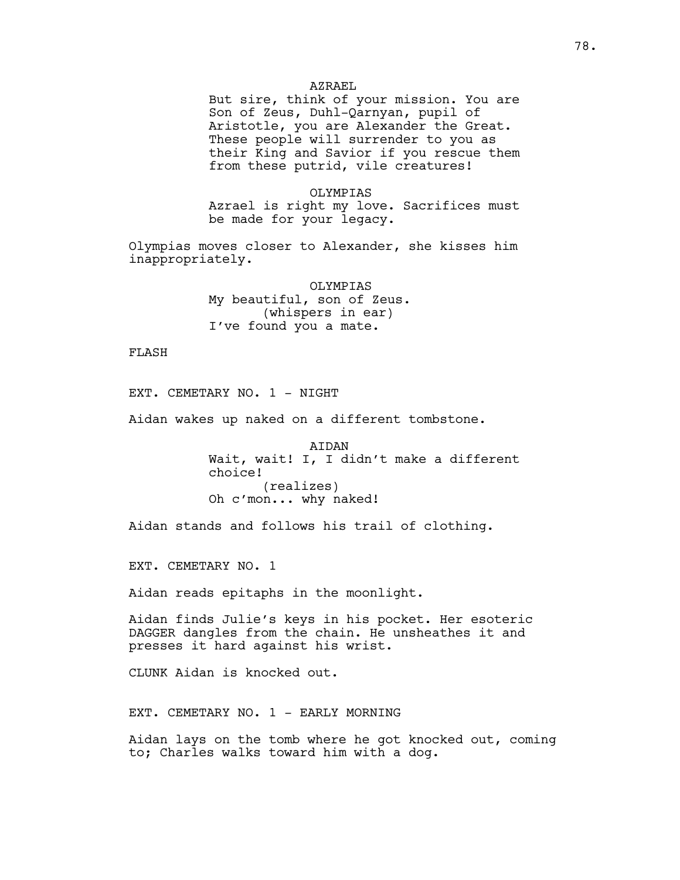AZRAEL

But sire, think of your mission. You are Son of Zeus, Duhl-Qarnyan, pupil of Aristotle, you are Alexander the Great. These people will surrender to you as their King and Savior if you rescue them from these putrid, vile creatures!

OLYMPIAS

Azrael is right my love. Sacrifices must be made for your legacy.

Olympias moves closer to Alexander, she kisses him inappropriately.

OLYMPIAS

My beautiful, son of Zeus.
(whispers in ear)
I've found you a mate.

FLASH

EXT. CEMETARY NO. 1 - NIGHT

Aidan wakes up naked on a different tombstone.

AIDAN

Wait, wait! I, I didn't make a different choice!
(realizes)
Oh c'mon... why naked!

Aidan stands and follows his trail of clothing.

EXT. CEMETARY NO. 1

Aidan reads epitaphs in the moonlight.

Aidan finds Julie's keys in his pocket. Her esoteric DAGGER dangles from the chain. He unsheathes it and presses it hard against his wrist.

CLUNK Aidan is knocked out.

EXT. CEMETARY NO. 1 - EARLY MORNING

Aidan lays on the tomb where he got knocked out, coming to; Charles walks toward him with a dog.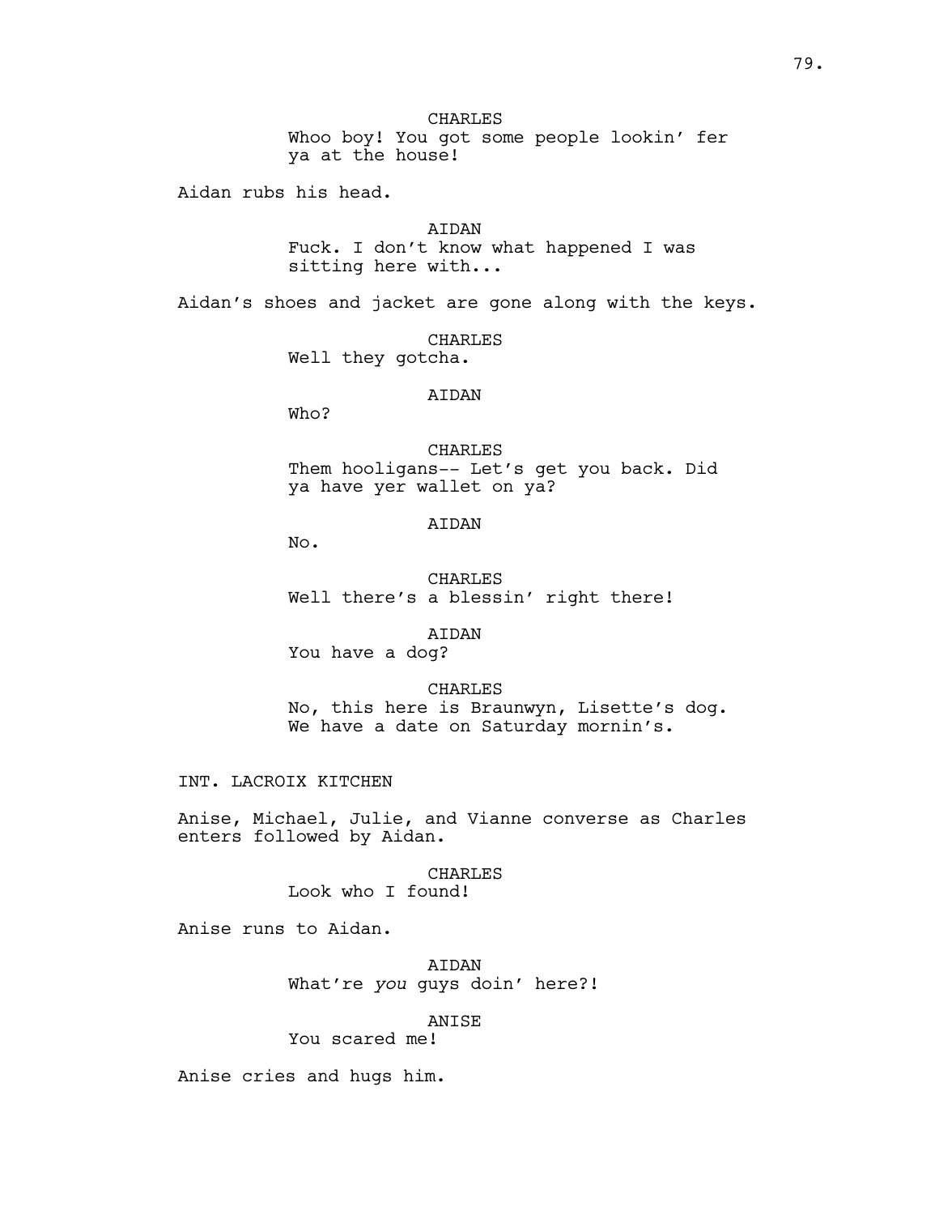CHARLES

Whoo boy! You got some people lookin' fer ya at the house!

Aidan rubs his head.

AIDAN

Fuck. I don't know what happened I was sitting here with...

Aidan's shoes and jacket are gone along with the keys.

CHARLES

Well they gotcha.

AIDAN

Who?

CHARLES

Them hooligans-- Let's get you back. Did ya have yer wallet on ya?

AIDAN

No.

CHARLES

Well there's a blessin' right there!

AIDAN

You have a dog?

CHARLES

No, this here is Braunwyn, Lisette's dog. We have a date on Saturday mornin's.

INT. LACROIX KITCHEN

Anise, Michael, Julie, and Vianne converse as Charles enters followed by Aidan.

CHARLES

Look who I found!

Anise runs to Aidan.

AIDAN

What're *you* guys doin' here?!

ANISE

You scared me!

Anise cries and hugs him.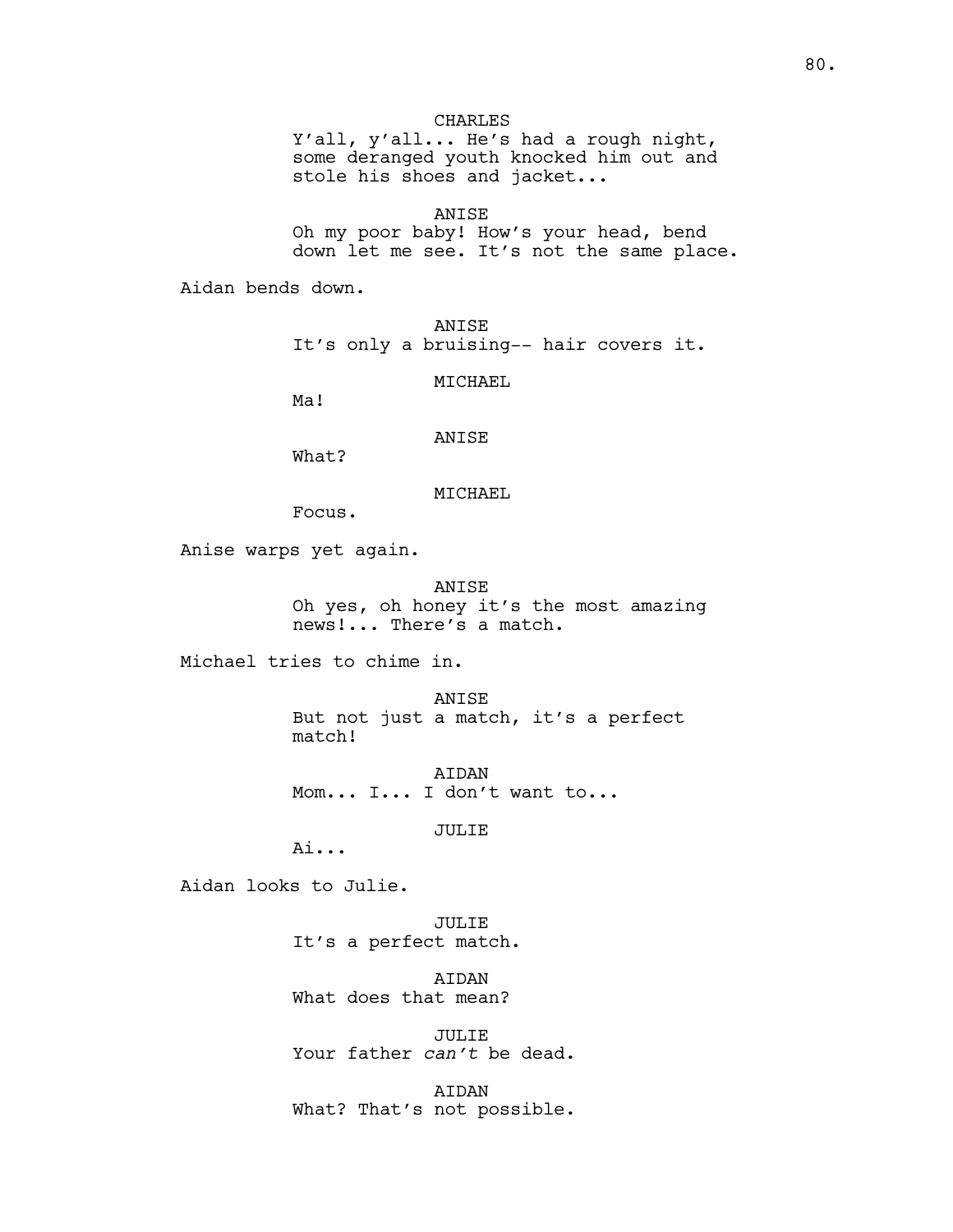CHARLES

Y'all, y'all... He's had a rough night, some deranged youth knocked him out and stole his shoes and jacket...

ANISE

Oh my poor baby! How's your head, bend down let me see. It's not the same place.

Aidan bends down.

ANISE

It's only a bruising-- hair covers it.

MICHAEL

Ma!

ANISE

What?

MICHAEL

Focus.

Anise warps yet again.

ANISE

Oh yes, oh honey it's the most amazing news!... There's a match.

Michael tries to chime in.

ANISE

But not just a match, it's a perfect match!

AIDAN

Mom... I... I don't want to...

JULIE

Ai...

Aidan looks to Julie.

JULIE

It's a perfect match.

AIDAN

What does that mean?

JULIE

Your father *can't* be dead.

AIDAN

What? That's not possible.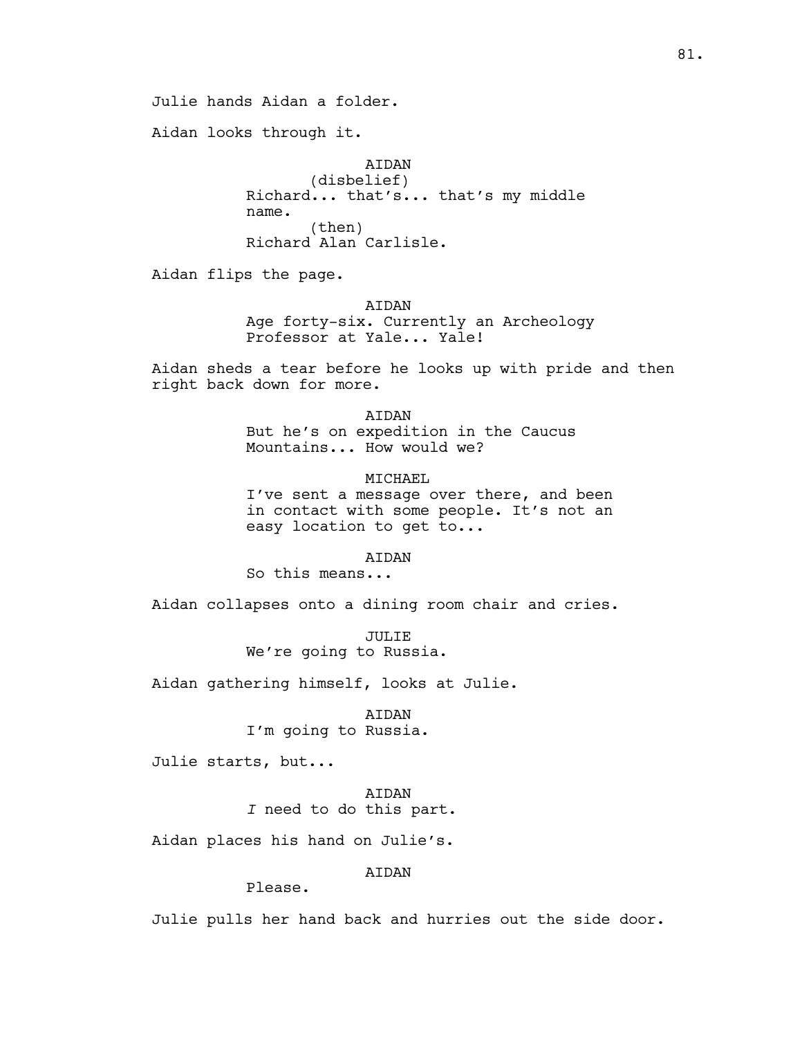Julie hands Aidan a folder.

Aidan looks through it.

AIDAN
(disbelief)
Richard... that's... that's my middle name.
(then)
Richard Alan Carlisle.

Aidan flips the page.

AIDAN
Age forty-six. Currently an Archeology Professor at Yale... Yale!

Aidan sheds a tear before he looks up with pride and then right back down for more.

AIDAN
But he's on expedition in the Caucus Mountains... How would we?

MICHAEL
I've sent a message over there, and been in contact with some people. It's not an easy location to get to...

AIDAN
So this means...

Aidan collapses onto a dining room chair and cries.

JULIE
We're going to Russia.

Aidan gathering himself, looks at Julie.

AIDAN
I'm going to Russia.

Julie starts, but...

AIDAN
*I* need to do this part.

Aidan places his hand on Julie's.

AIDAN
Please.

Julie pulls her hand back and hurries out the side door.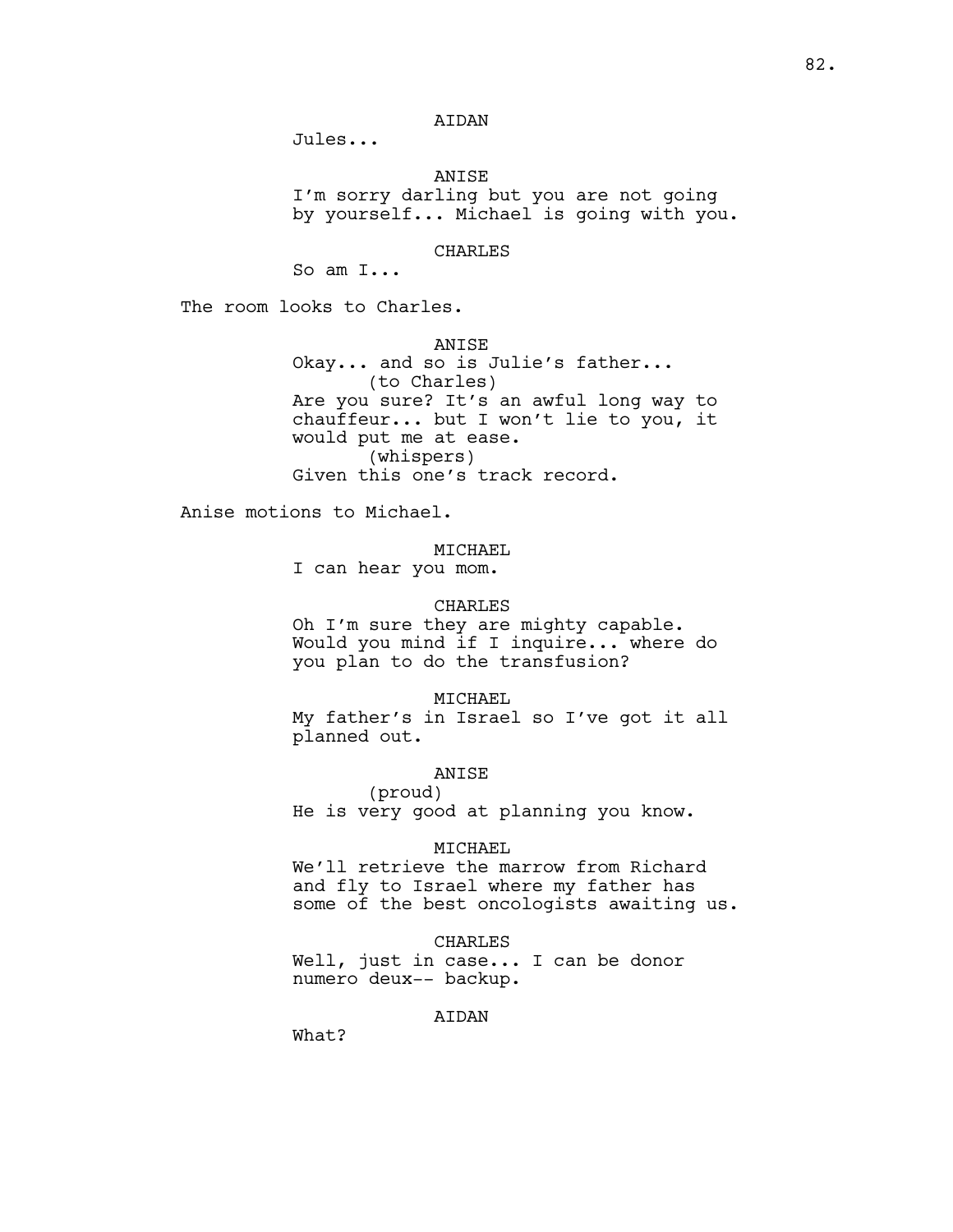AIDAN

Jules...

ANISE

I'm sorry darling but you are not going by yourself... Michael is going with you.

CHARLES

So am I...

The room looks to Charles.

ANISE

Okay... and so is Julie's father...

(to Charles)

Are you sure? It's an awful long way to chauffeur... but I won't lie to you, it would put me at ease.

(whispers)

Given this one's track record.

Anise motions to Michael.

MICHAEL

I can hear you mom.

CHARLES

Oh I'm sure they are mighty capable. Would you mind if I inquire... where do you plan to do the transfusion?

MICHAEL

My father's in Israel so I've got it all planned out.

ANISE

(proud)

He is very good at planning you know.

MICHAEL

We'll retrieve the marrow from Richard and fly to Israel where my father has some of the best oncologists awaiting us.

CHARLES

Well, just in case... I can be donor numero deux-- backup.

AIDAN

What?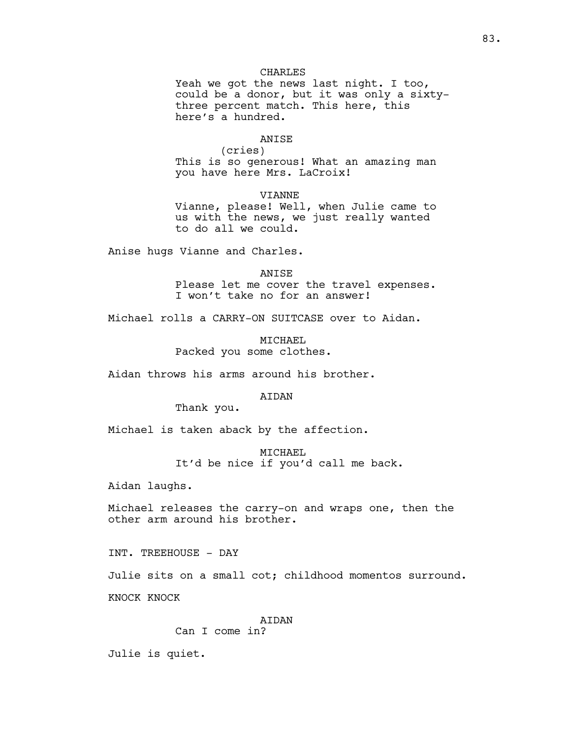CHARLES
Yeah we got the news last night. I too, could be a donor, but it was only a sixty-three percent match. This here, this here's a hundred.

ANISE
(cries)
This is so generous! What an amazing man you have here Mrs. LaCroix!

VIANNE
Vianne, please! Well, when Julie came to us with the news, we just really wanted to do all we could.

Anise hugs Vianne and Charles.

ANISE
Please let me cover the travel expenses. I won't take no for an answer!

Michael rolls a CARRY-ON SUITCASE over to Aidan.

MICHAEL
Packed you some clothes.

Aidan throws his arms around his brother.

AIDAN
Thank you.

Michael is taken aback by the affection.

MICHAEL
It'd be nice if you'd call me back.

Aidan laughs.

Michael releases the carry-on and wraps one, then the other arm around his brother.

INT. TREEHOUSE - DAY

Julie sits on a small cot; childhood momentos surround.

KNOCK KNOCK

AIDAN
Can I come in?

Julie is quiet.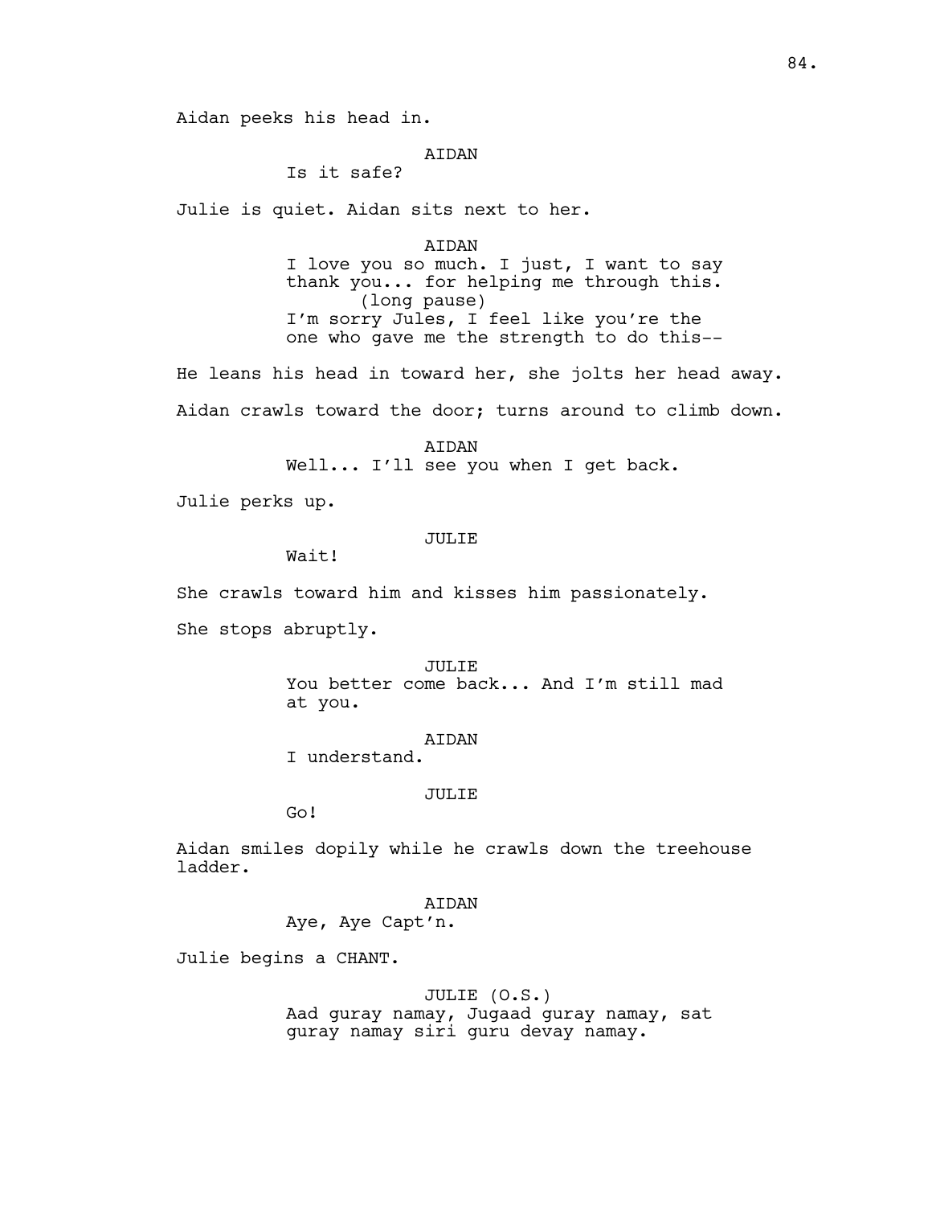Aidan peeks his head in.

AIDAN
Is it safe?

Julie is quiet. Aidan sits next to her.

AIDAN
I love you so much. I just, I want to say thank you... for helping me through this.
(long pause)
I'm sorry Jules, I feel like you're the one who gave me the strength to do this--

He leans his head in toward her, she jolts her head away.

Aidan crawls toward the door; turns around to climb down.

AIDAN
Well... I'll see you when I get back.

Julie perks up.

JULIE
Wait!

She crawls toward him and kisses him passionately.

She stops abruptly.

JULIE
You better come back... And I'm still mad at you.

AIDAN
I understand.

JULIE
Go!

Aidan smiles dopily while he crawls down the treehouse ladder.

AIDAN
Aye, Aye Capt'n.

Julie begins a CHANT.

JULIE (O.S.)
Aad guray namay, Jugaad guray namay, sat guray namay siri guru devay namay.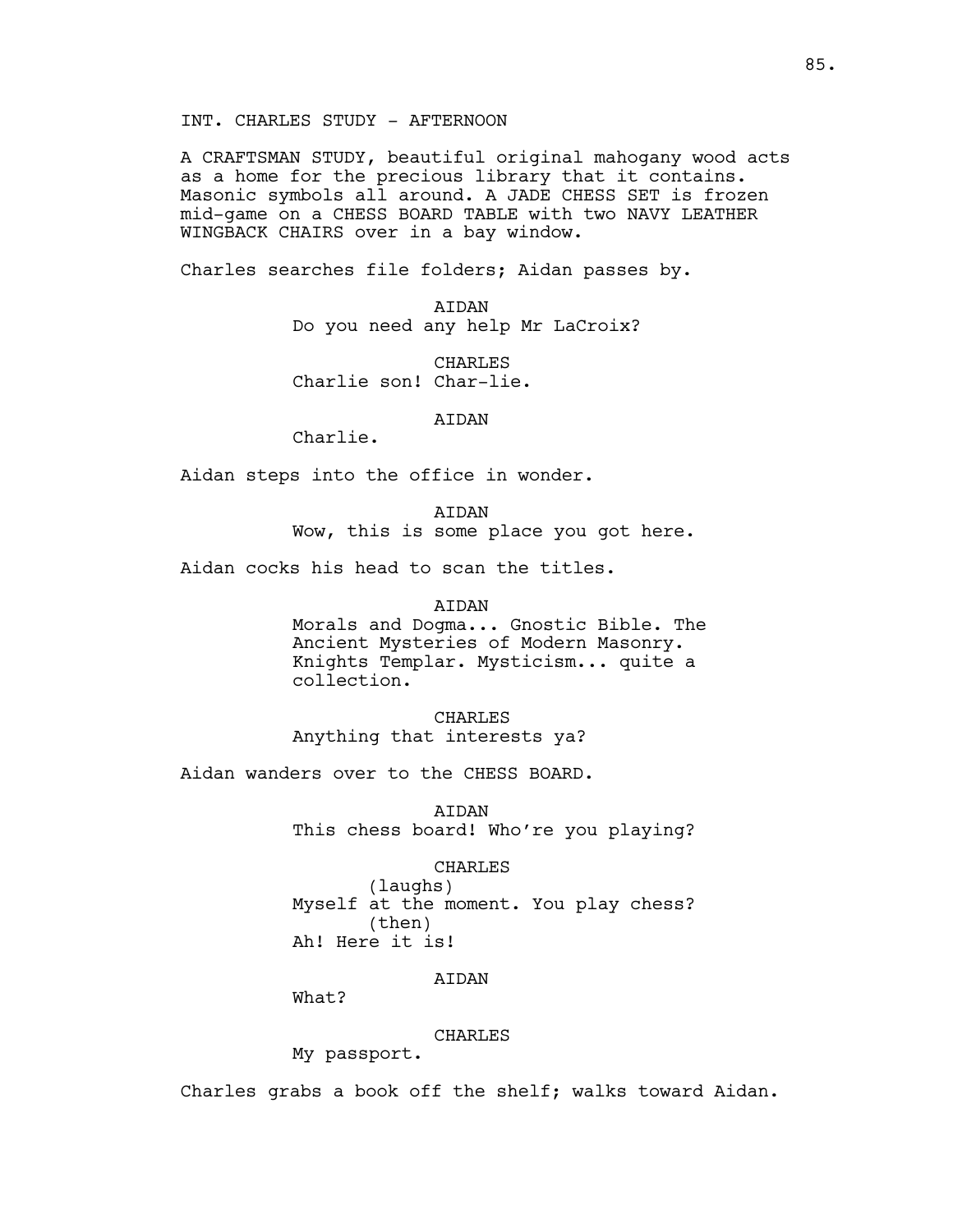INT. CHARLES STUDY - AFTERNOON

A CRAFTSMAN STUDY, beautiful original mahogany wood acts as a home for the precious library that it contains. Masonic symbols all around. A JADE CHESS SET is frozen mid-game on a CHESS BOARD TABLE with two NAVY LEATHER WINGBACK CHAIRS over in a bay window.

Charles searches file folders; Aidan passes by.

AIDAN
Do you need any help Mr LaCroix?

CHARLES
Charlie son! Char-lie.

AIDAN
Charlie.

Aidan steps into the office in wonder.

AIDAN
Wow, this is some place you got here.

Aidan cocks his head to scan the titles.

AIDAN
Morals and Dogma... Gnostic Bible. The Ancient Mysteries of Modern Masonry. Knights Templar. Mysticism... quite a collection.

CHARLES
Anything that interests ya?

Aidan wanders over to the CHESS BOARD.

AIDAN
This chess board! Who're you playing?

CHARLES
(laughs)
Myself at the moment. You play chess?
(then)
Ah! Here it is!

AIDAN
What?

CHARLES
My passport.

Charles grabs a book off the shelf; walks toward Aidan.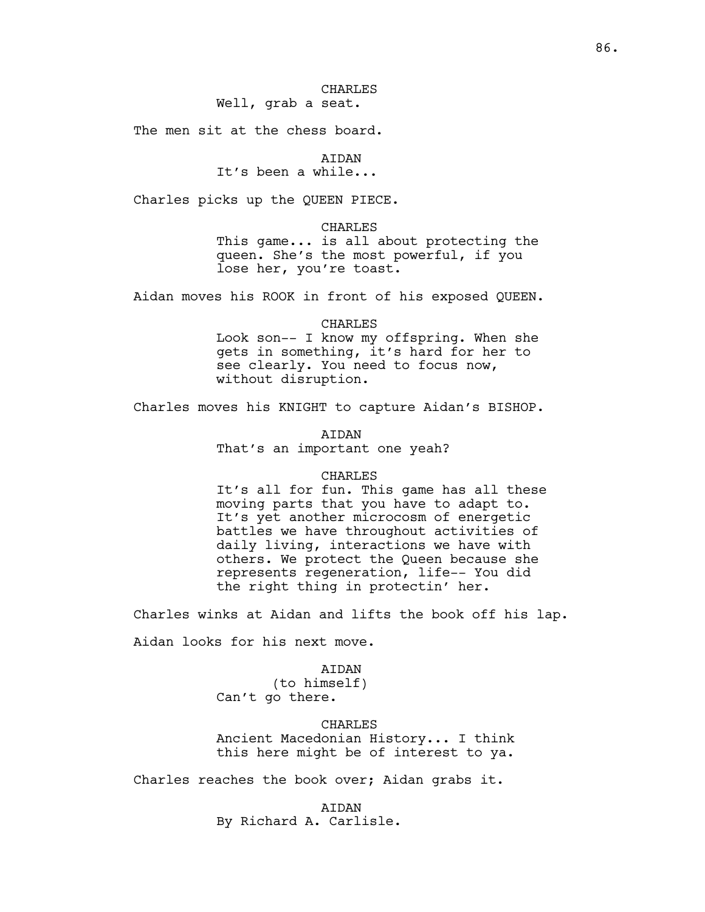CHARLES
Well, grab a seat.

The men sit at the chess board.

AIDAN
It's been a while...

Charles picks up the QUEEN PIECE.

CHARLES
This game... is all about protecting the queen. She's the most powerful, if you lose her, you're toast.

Aidan moves his ROOK in front of his exposed QUEEN.

CHARLES
Look son-- I know my offspring. When she gets in something, it's hard for her to see clearly. You need to focus now, without disruption.

Charles moves his KNIGHT to capture Aidan's BISHOP.

AIDAN
That's an important one yeah?

CHARLES
It's all for fun. This game has all these moving parts that you have to adapt to. It's yet another microcosm of energetic battles we have throughout activities of daily living, interactions we have with others. We protect the Queen because she represents regeneration, life-- You did the right thing in protectin' her.

Charles winks at Aidan and lifts the book off his lap.

Aidan looks for his next move.

AIDAN
(to himself)
Can't go there.

CHARLES
Ancient Macedonian History... I think this here might be of interest to ya.

Charles reaches the book over; Aidan grabs it.

AIDAN
By Richard A. Carlisle.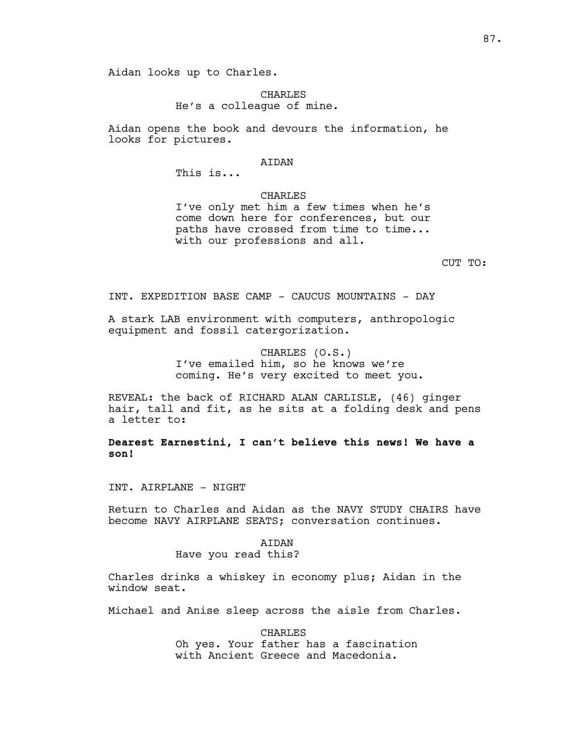Aidan looks up to Charles.

CHARLES
He's a colleague of mine.

Aidan opens the book and devours the information, he looks for pictures.

AIDAN
This is...

CHARLES
I've only met him a few times when he's come down here for conferences, but our paths have crossed from time to time... with our professions and all.

CUT TO:

INT. EXPEDITION BASE CAMP - CAUCUS MOUNTAINS - DAY

A stark LAB environment with computers, anthropologic equipment and fossil catergorization.

CHARLES (O.S.)
I've emailed him, so he knows we're coming. He's very excited to meet you.

REVEAL: the back of RICHARD ALAN CARLISLE, (46) ginger hair, tall and fit, as he sits at a folding desk and pens a letter to:

**Dearest Earnestini, I can't believe this news! We have a son!**

INT. AIRPLANE - NIGHT

Return to Charles and Aidan as the NAVY STUDY CHAIRS have become NAVY AIRPLANE SEATS; conversation continues.

AIDAN
Have you read this?

Charles drinks a whiskey in economy plus; Aidan in the window seat.

Michael and Anise sleep across the aisle from Charles.

CHARLES
Oh yes. Your father has a fascination with Ancient Greece and Macedonia.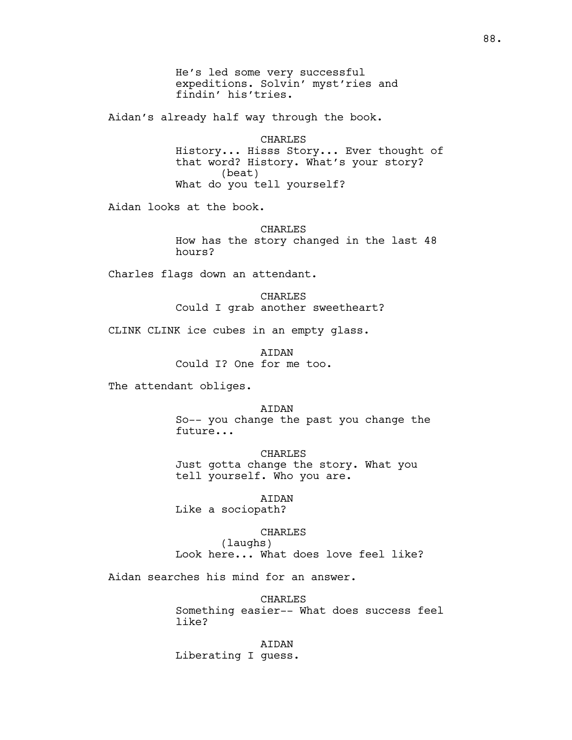He's led some very successful expeditions. Solvin' myst'ries and findin' his'tries.

Aidan's already half way through the book.

CHARLES
History... Hisss Story... Ever thought of that word? History. What's your story?
(beat)
What do you tell yourself?

Aidan looks at the book.

CHARLES
How has the story changed in the last 48 hours?

Charles flags down an attendant.

CHARLES
Could I grab another sweetheart?

CLINK CLINK ice cubes in an empty glass.

AIDAN
Could I? One for me too.

The attendant obliges.

AIDAN
So-- you change the past you change the future...

CHARLES
Just gotta change the story. What you tell yourself. Who you are.

AIDAN
Like a sociopath?

CHARLES
(laughs)
Look here... What does love feel like?

Aidan searches his mind for an answer.

CHARLES
Something easier-- What does success feel like?

AIDAN
Liberating I guess.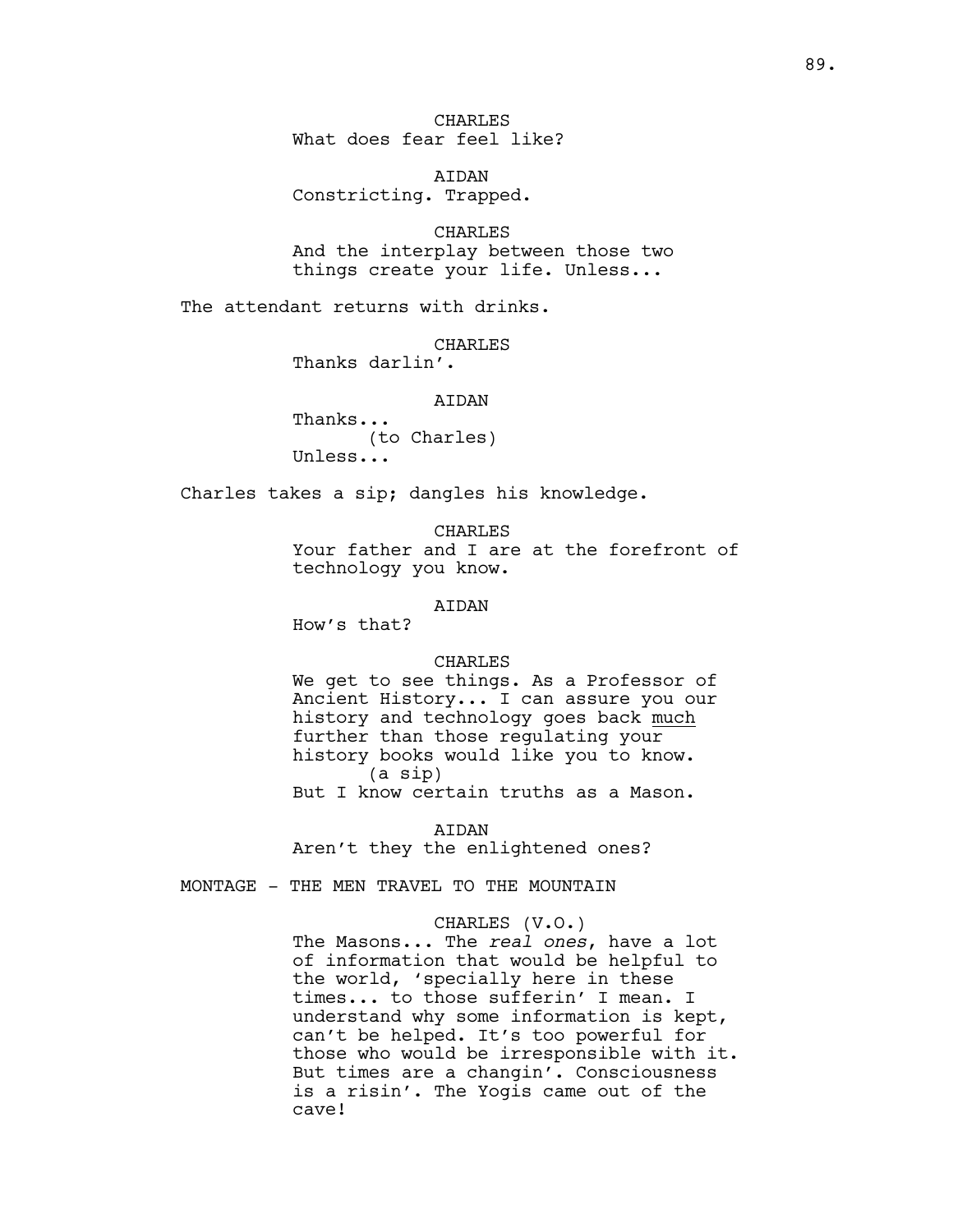CHARLES
What does fear feel like?

AIDAN
Constricting. Trapped.

CHARLES
And the interplay between those two things create your life. Unless...

The attendant returns with drinks.

CHARLES
Thanks darlin'.

AIDAN
Thanks...
(to Charles)
Unless...

Charles takes a sip; dangles his knowledge.

CHARLES
Your father and I are at the forefront of technology you know.

AIDAN
How's that?

CHARLES
We get to see things. As a Professor of Ancient History... I can assure you our history and technology goes back <u>much</u> further than those regulating your history books would like you to know.
(a sip)
But I know certain truths as a Mason.

AIDAN
Aren't they the enlightened ones?

MONTAGE - THE MEN TRAVEL TO THE MOUNTAIN

CHARLES (V.O.)
The Masons... The *real ones*, have a lot of information that would be helpful to the world, 'specially here in these times... to those sufferin' I mean. I understand why some information is kept, can't be helped. It's too powerful for those who would be irresponsible with it. But times are a changin'. Consciousness is a risin'. The Yogis came out of the cave!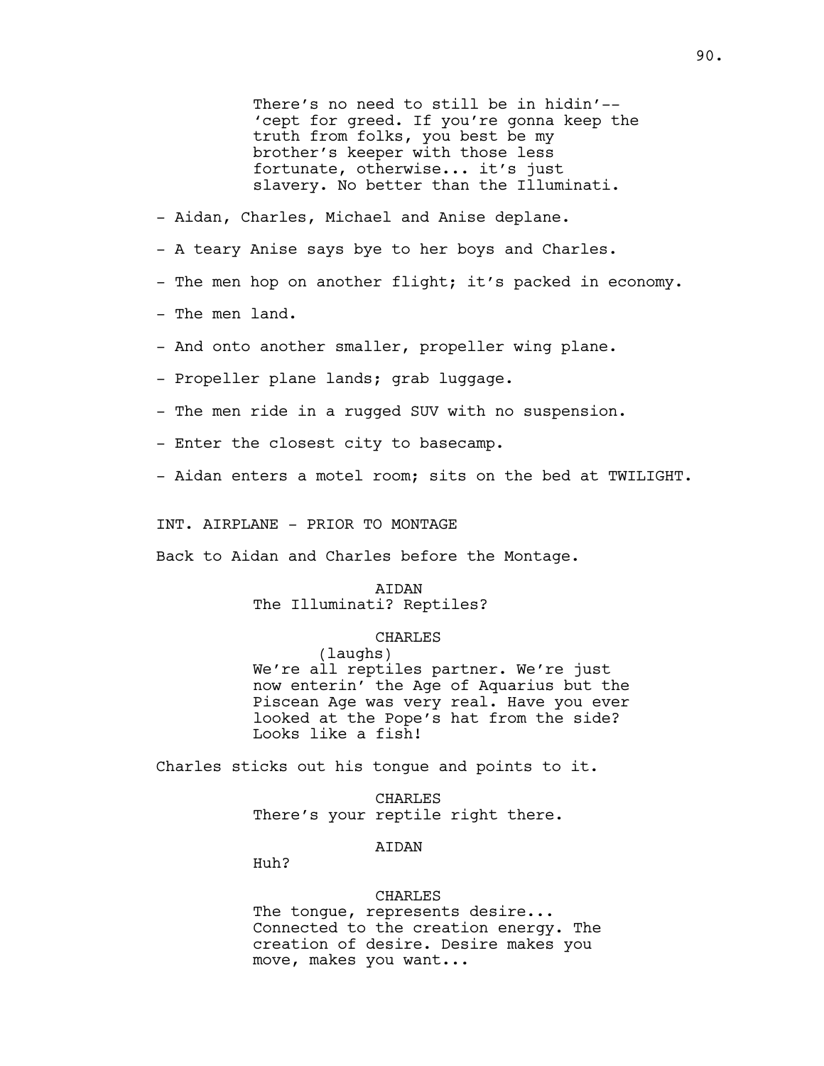There's no need to still be in hidin'-- 'cept for greed. If you're gonna keep the truth from folks, you best be my brother's keeper with those less fortunate, otherwise... it's just slavery. No better than the Illuminati.

- Aidan, Charles, Michael and Anise deplane.
- A teary Anise says bye to her boys and Charles.
- The men hop on another flight; it's packed in economy.
- The men land.
- And onto another smaller, propeller wing plane.
- Propeller plane lands; grab luggage.
- The men ride in a rugged SUV with no suspension.
- Enter the closest city to basecamp.
- Aidan enters a motel room; sits on the bed at TWILIGHT.

INT. AIRPLANE - PRIOR TO MONTAGE

Back to Aidan and Charles before the Montage.

AIDAN

The Illuminati? Reptiles?

CHARLES

(laughs)

We're all reptiles partner. We're just now enterin' the Age of Aquarius but the Piscean Age was very real. Have you ever looked at the Pope's hat from the side? Looks like a fish!

Charles sticks out his tongue and points to it.

CHARLES

There's your reptile right there.

AIDAN

Huh?

CHARLES

The tongue, represents desire... Connected to the creation energy. The creation of desire. Desire makes you move, makes you want...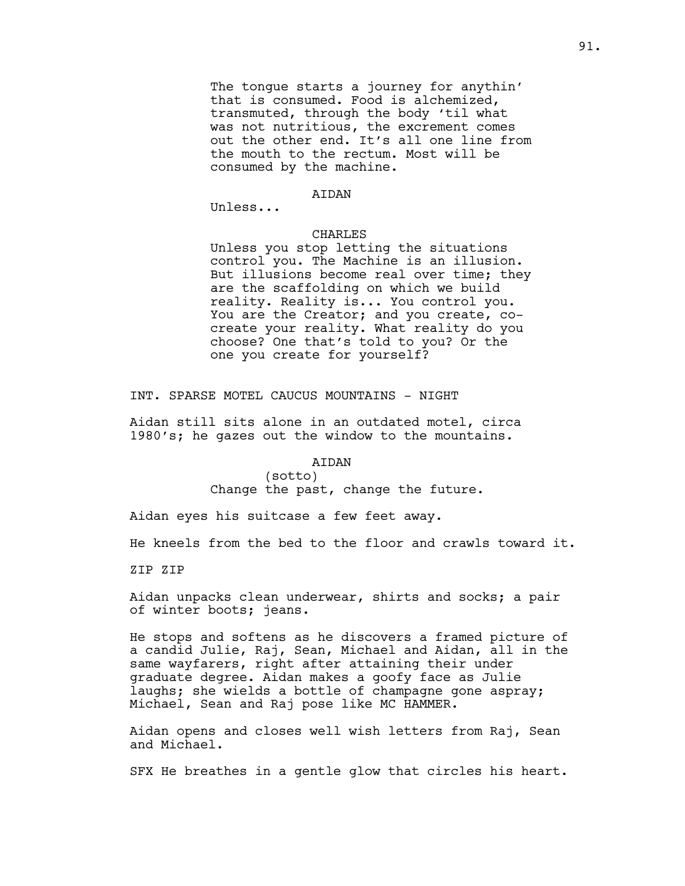The tongue starts a journey for anythin' that is consumed. Food is alchemized, transmuted, through the body 'til what was not nutritious, the excrement comes out the other end. It's all one line from the mouth to the rectum. Most will be consumed by the machine.

AIDAN

Unless...

CHARLES

Unless you stop letting the situations control you. The Machine is an illusion. But illusions become real over time; they are the scaffolding on which we build reality. Reality is... You control you. You are the Creator; and you create, co-create your reality. What reality do you choose? One that's told to you? Or the one you create for yourself?

INT. SPARSE MOTEL CAUCUS MOUNTAINS - NIGHT

Aidan still sits alone in an outdated motel, circa 1980's; he gazes out the window to the mountains.

AIDAN

(sotto)

Change the past, change the future.

Aidan eyes his suitcase a few feet away.

He kneels from the bed to the floor and crawls toward it.

ZIP ZIP

Aidan unpacks clean underwear, shirts and socks; a pair of winter boots; jeans.

He stops and softens as he discovers a framed picture of a candid Julie, Raj, Sean, Michael and Aidan, all in the same wayfarers, right after attaining their under graduate degree. Aidan makes a goofy face as Julie laughs; she wields a bottle of champagne gone aspray; Michael, Sean and Raj pose like MC HAMMER.

Aidan opens and closes well wish letters from Raj, Sean and Michael.

SFX He breathes in a gentle glow that circles his heart.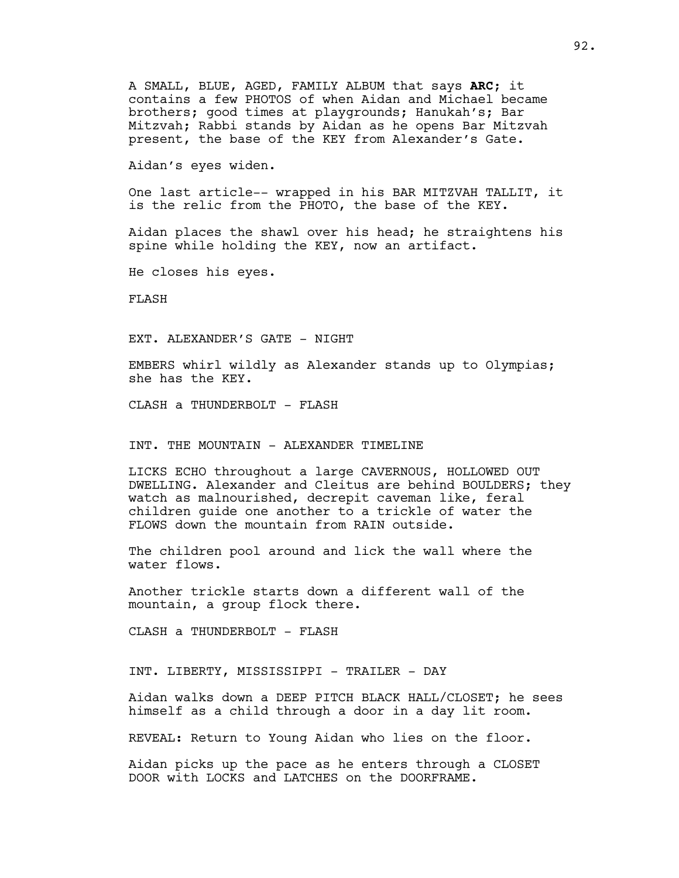A SMALL, BLUE, AGED, FAMILY ALBUM that says **ARC**; it contains a few PHOTOS of when Aidan and Michael became brothers; good times at playgrounds; Hanukah's; Bar Mitzvah; Rabbi stands by Aidan as he opens Bar Mitzvah present, the base of the KEY from Alexander's Gate.

Aidan's eyes widen.

One last article-- wrapped in his BAR MITZVAH TALLIT, it is the relic from the PHOTO, the base of the KEY.

Aidan places the shawl over his head; he straightens his spine while holding the KEY, now an artifact.

He closes his eyes.

FLASH

EXT. ALEXANDER'S GATE - NIGHT

EMBERS whirl wildly as Alexander stands up to Olympias; she has the KEY.

CLASH a THUNDERBOLT - FLASH

INT. THE MOUNTAIN - ALEXANDER TIMELINE

LICKS ECHO throughout a large CAVERNOUS, HOLLOWED OUT DWELLING. Alexander and Cleitus are behind BOULDERS; they watch as malnourished, decrepit caveman like, feral children guide one another to a trickle of water the FLOWS down the mountain from RAIN outside.

The children pool around and lick the wall where the water flows.

Another trickle starts down a different wall of the mountain, a group flock there.

CLASH a THUNDERBOLT - FLASH

INT. LIBERTY, MISSISSIPPI - TRAILER - DAY

Aidan walks down a DEEP PITCH BLACK HALL/CLOSET; he sees himself as a child through a door in a day lit room.

REVEAL: Return to Young Aidan who lies on the floor.

Aidan picks up the pace as he enters through a CLOSET DOOR with LOCKS and LATCHES on the DOORFRAME.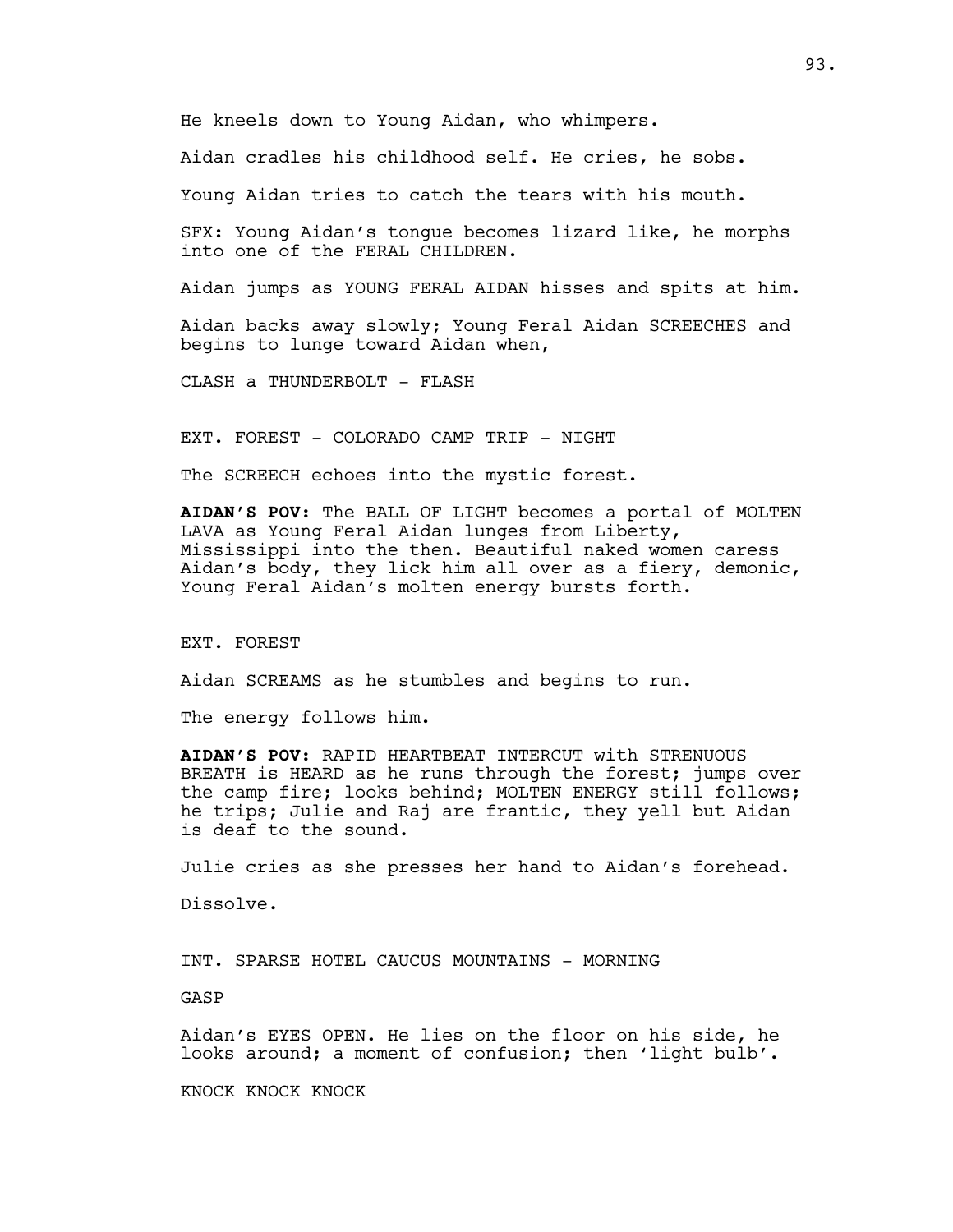He kneels down to Young Aidan, who whimpers.

Aidan cradles his childhood self. He cries, he sobs.

Young Aidan tries to catch the tears with his mouth.

SFX: Young Aidan's tongue becomes lizard like, he morphs into one of the FERAL CHILDREN.

Aidan jumps as YOUNG FERAL AIDAN hisses and spits at him.

Aidan backs away slowly; Young Feral Aidan SCREECHES and begins to lunge toward Aidan when,

CLASH a THUNDERBOLT - FLASH

EXT. FOREST - COLORADO CAMP TRIP - NIGHT

The SCREECH echoes into the mystic forest.

**AIDAN'S POV:** The BALL OF LIGHT becomes a portal of MOLTEN LAVA as Young Feral Aidan lunges from Liberty, Mississippi into the then. Beautiful naked women caress Aidan's body, they lick him all over as a fiery, demonic, Young Feral Aidan's molten energy bursts forth.

EXT. FOREST

Aidan SCREAMS as he stumbles and begins to run.

The energy follows him.

**AIDAN'S POV:** RAPID HEARTBEAT INTERCUT with STRENUOUS BREATH is HEARD as he runs through the forest; jumps over the camp fire; looks behind; MOLTEN ENERGY still follows; he trips; Julie and Raj are frantic, they yell but Aidan is deaf to the sound.

Julie cries as she presses her hand to Aidan's forehead.

Dissolve.

INT. SPARSE HOTEL CAUCUS MOUNTAINS - MORNING

GASP

Aidan's EYES OPEN. He lies on the floor on his side, he looks around; a moment of confusion; then 'light bulb'.

KNOCK KNOCK KNOCK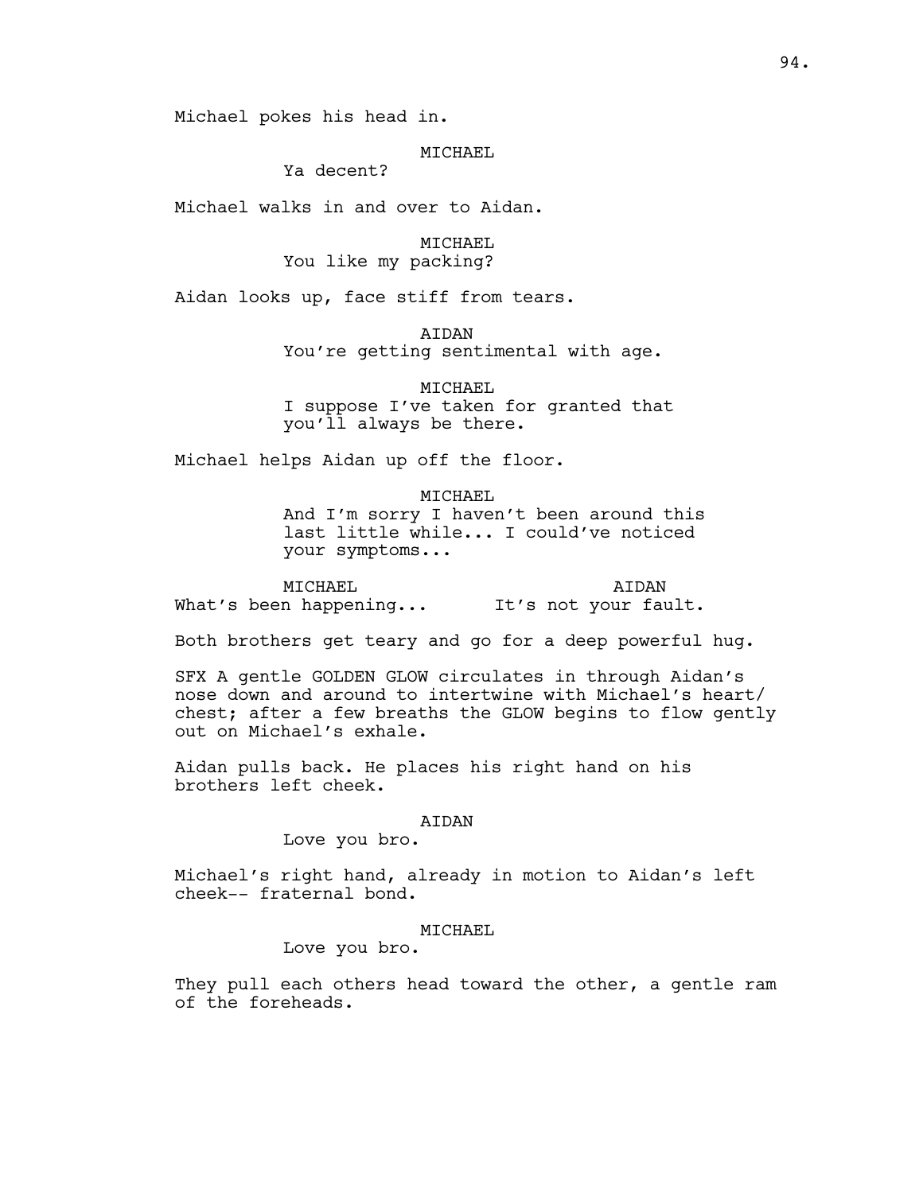Michael pokes his head in.

MICHAEL

Ya decent?

Michael walks in and over to Aidan.

MICHAEL

You like my packing?

Aidan looks up, face stiff from tears.

AIDAN

You're getting sentimental with age.

MICHAEL

I suppose I've taken for granted that you'll always be there.

Michael helps Aidan up off the floor.

MICHAEL

And I'm sorry I haven't been around this last little while... I could've noticed your symptoms...

MICHAEL

What's been happening...

AIDAN

It's not your fault.

Both brothers get teary and go for a deep powerful hug.

SFX A gentle GOLDEN GLOW circulates in through Aidan's nose down and around to intertwine with Michael's heart/ chest; after a few breaths the GLOW begins to flow gently out on Michael's exhale.

Aidan pulls back. He places his right hand on his brothers left cheek.

AIDAN

Love you bro.

Michael's right hand, already in motion to Aidan's left cheek-- fraternal bond.

MICHAEL

Love you bro.

They pull each others head toward the other, a gentle ram of the foreheads.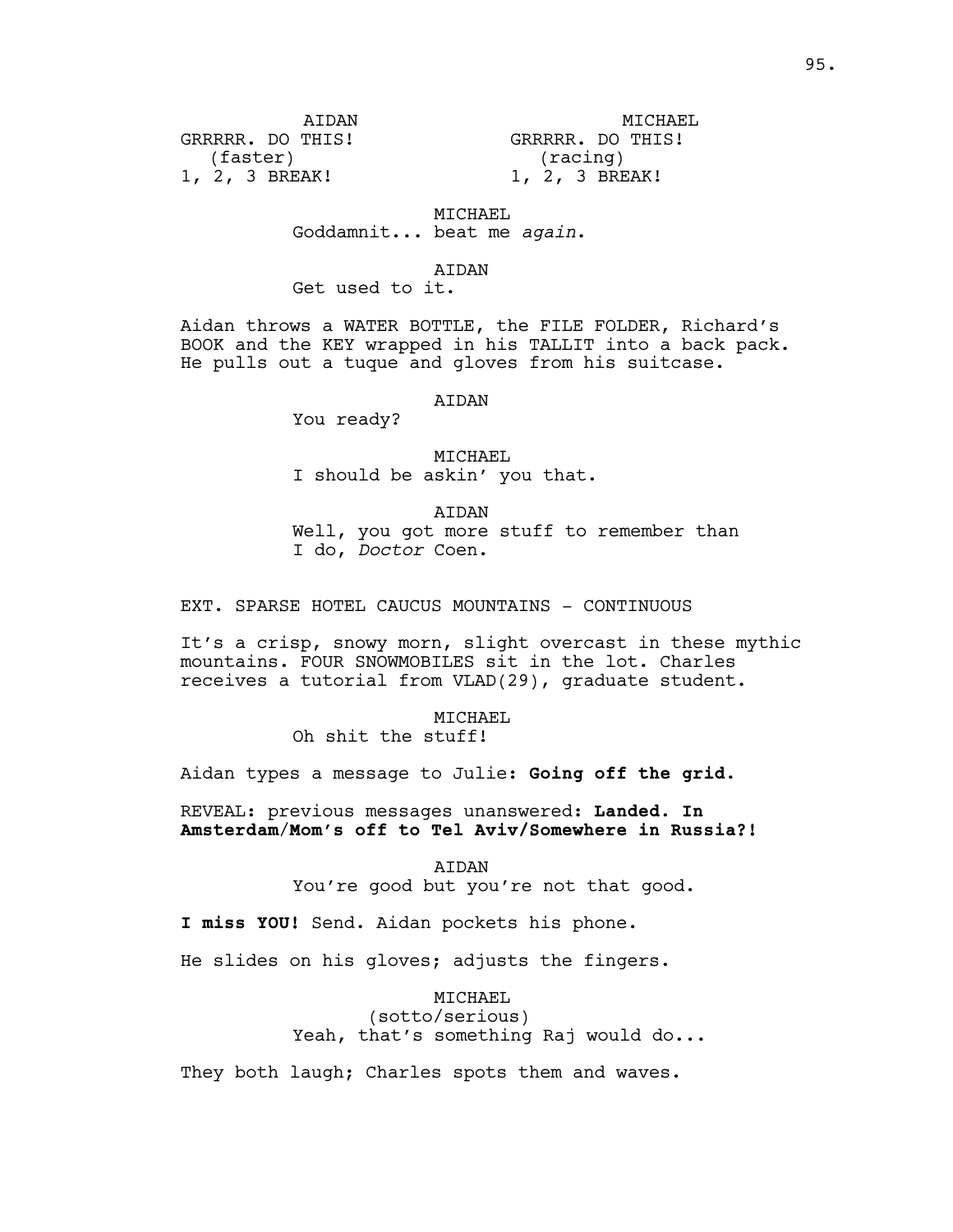AIDAN
GRRRRR. DO THIS!
(faster)
1, 2, 3 BREAK!

MICHAEL
GRRRRR. DO THIS!
(racing)
1, 2, 3 BREAK!

MICHAEL
Goddamnit... beat me *again*.

AIDAN
Get used to it.

Aidan throws a WATER BOTTLE, the FILE FOLDER, Richard's BOOK and the KEY wrapped in his TALLIT into a back pack. He pulls out a tuque and gloves from his suitcase.

AIDAN
You ready?

MICHAEL
I should be askin' you that.

AIDAN
Well, you got more stuff to remember than I do, *Doctor* Coen.

EXT. SPARSE HOTEL CAUCUS MOUNTAINS - CONTINUOUS

It's a crisp, snowy morn, slight overcast in these mythic mountains. FOUR SNOWMOBILES sit in the lot. Charles receives a tutorial from VLAD(29), graduate student.

MICHAEL
Oh shit the stuff!

Aidan types a message to Julie: **Going off the grid.**

REVEAL: previous messages unanswered: **Landed. In Amsterdam/Mom's off to Tel Aviv/Somewhere in Russia?!**

AIDAN
You're good but you're not that good.

**I miss YOU!** Send. Aidan pockets his phone.

He slides on his gloves; adjusts the fingers.

MICHAEL
(sotto/serious)
Yeah, that's something Raj would do...

They both laugh; Charles spots them and waves.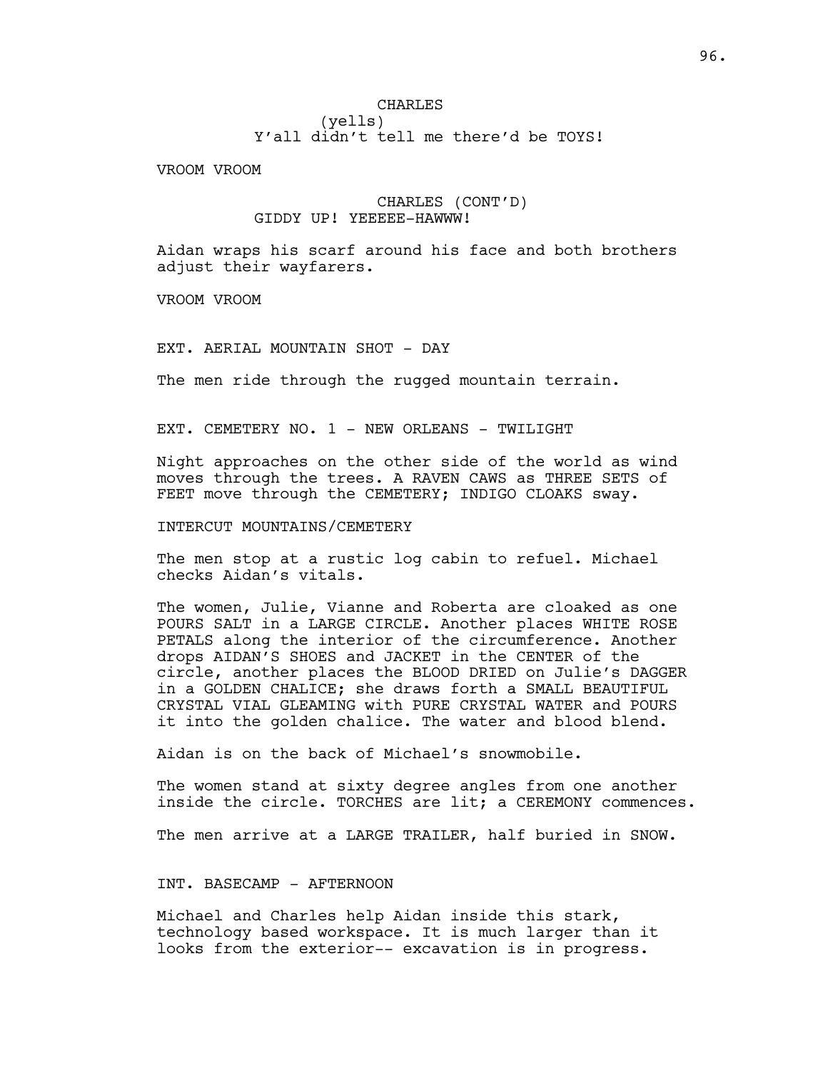CHARLES
(yells)
Y'all didn't tell me there'd be TOYS!

VROOM VROOM

CHARLES (CONT'D)
GIDDY UP! YEEEEE-HAWWW!

Aidan wraps his scarf around his face and both brothers adjust their wayfarers.

VROOM VROOM

EXT. AERIAL MOUNTAIN SHOT - DAY

The men ride through the rugged mountain terrain.

EXT. CEMETERY NO. 1 - NEW ORLEANS - TWILIGHT

Night approaches on the other side of the world as wind moves through the trees. A RAVEN CAWS as THREE SETS of FEET move through the CEMETERY; INDIGO CLOAKS sway.

INTERCUT MOUNTAINS/CEMETERY

The men stop at a rustic log cabin to refuel. Michael checks Aidan's vitals.

The women, Julie, Vianne and Roberta are cloaked as one POURS SALT in a LARGE CIRCLE. Another places WHITE ROSE PETALS along the interior of the circumference. Another drops AIDAN'S SHOES and JACKET in the CENTER of the circle, another places the BLOOD DRIED on Julie's DAGGER in a GOLDEN CHALICE; she draws forth a SMALL BEAUTIFUL CRYSTAL VIAL GLEAMING with PURE CRYSTAL WATER and POURS it into the golden chalice. The water and blood blend.

Aidan is on the back of Michael's snowmobile.

The women stand at sixty degree angles from one another inside the circle. TORCHES are lit; a CEREMONY commences.

The men arrive at a LARGE TRAILER, half buried in SNOW.

INT. BASECAMP - AFTERNOON

Michael and Charles help Aidan inside this stark, technology based workspace. It is much larger than it looks from the exterior-- excavation is in progress.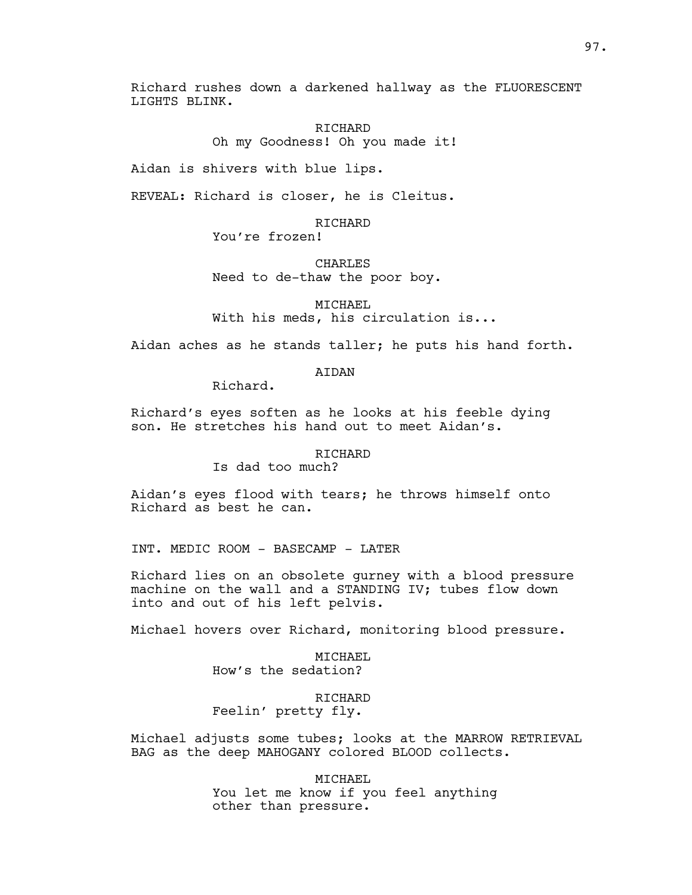Richard rushes down a darkened hallway as the FLUORESCENT LIGHTS BLINK.

RICHARD
Oh my Goodness! Oh you made it!

Aidan is shivers with blue lips.

REVEAL: Richard is closer, he is Cleitus.

RICHARD
You're frozen!

CHARLES
Need to de-thaw the poor boy.

MICHAEL
With his meds, his circulation is...

Aidan aches as he stands taller; he puts his hand forth.

AIDAN
Richard.

Richard's eyes soften as he looks at his feeble dying son. He stretches his hand out to meet Aidan's.

RICHARD
Is dad too much?

Aidan's eyes flood with tears; he throws himself onto Richard as best he can.

INT. MEDIC ROOM - BASECAMP - LATER

Richard lies on an obsolete gurney with a blood pressure machine on the wall and a STANDING IV; tubes flow down into and out of his left pelvis.

Michael hovers over Richard, monitoring blood pressure.

MICHAEL
How's the sedation?

RICHARD
Feelin' pretty fly.

Michael adjusts some tubes; looks at the MARROW RETRIEVAL BAG as the deep MAHOGANY colored BLOOD collects.

MICHAEL
You let me know if you feel anything other than pressure.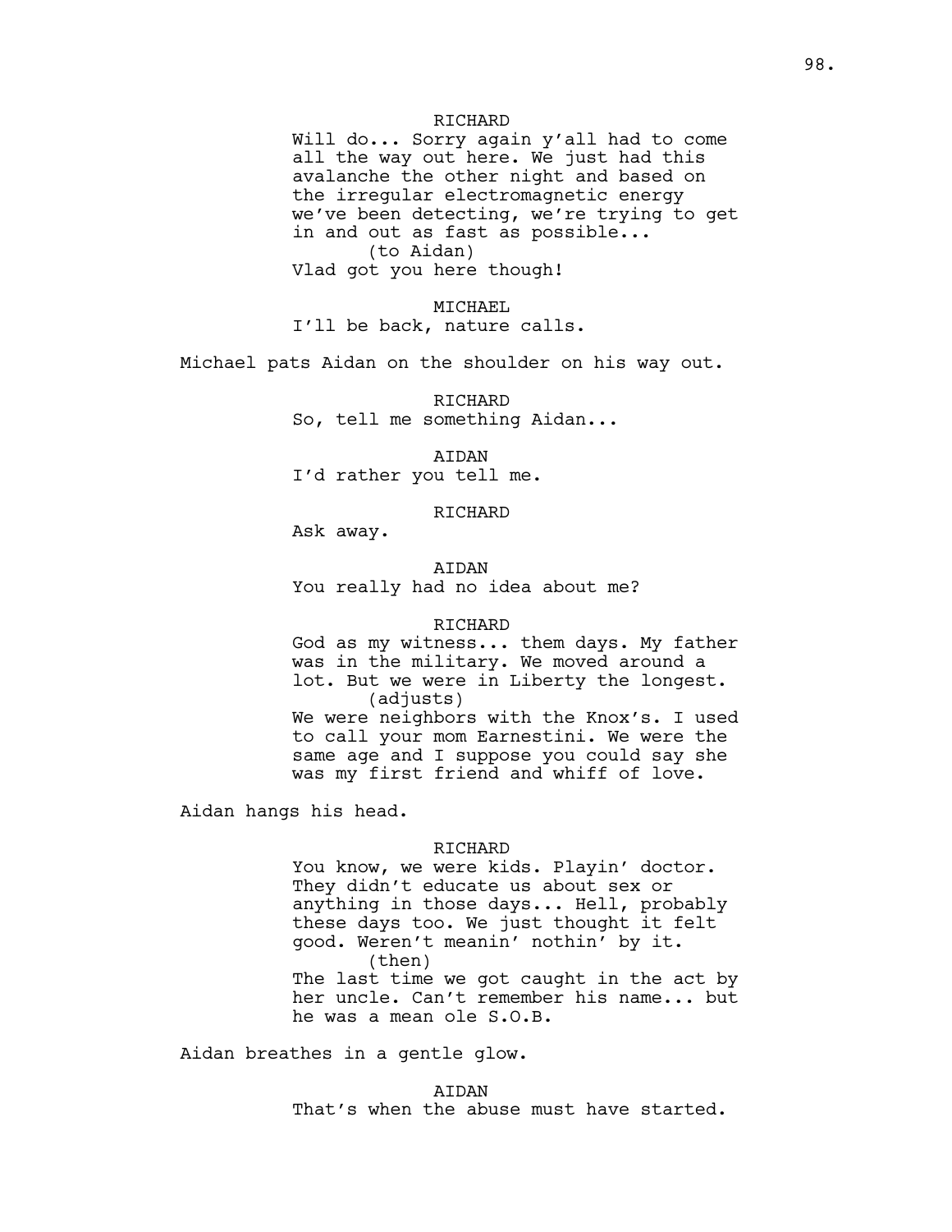RICHARD

Will do... Sorry again y'all had to come all the way out here. We just had this avalanche the other night and based on the irregular electromagnetic energy we've been detecting, we're trying to get in and out as fast as possible...

(to Aidan)

Vlad got you here though!

MICHAEL

I'll be back, nature calls.

Michael pats Aidan on the shoulder on his way out.

RICHARD

So, tell me something Aidan...

AIDAN

I'd rather you tell me.

RICHARD

Ask away.

AIDAN

You really had no idea about me?

RICHARD

God as my witness... them days. My father was in the military. We moved around a lot. But we were in Liberty the longest.

(adjusts)

We were neighbors with the Knox's. I used to call your mom Earnestini. We were the same age and I suppose you could say she was my first friend and whiff of love.

Aidan hangs his head.

RICHARD

You know, we were kids. Playin' doctor. They didn't educate us about sex or anything in those days... Hell, probably these days too. We just thought it felt good. Weren't meanin' nothin' by it.

(then)

The last time we got caught in the act by her uncle. Can't remember his name... but he was a mean ole S.O.B.

Aidan breathes in a gentle glow.

AIDAN

That's when the abuse must have started.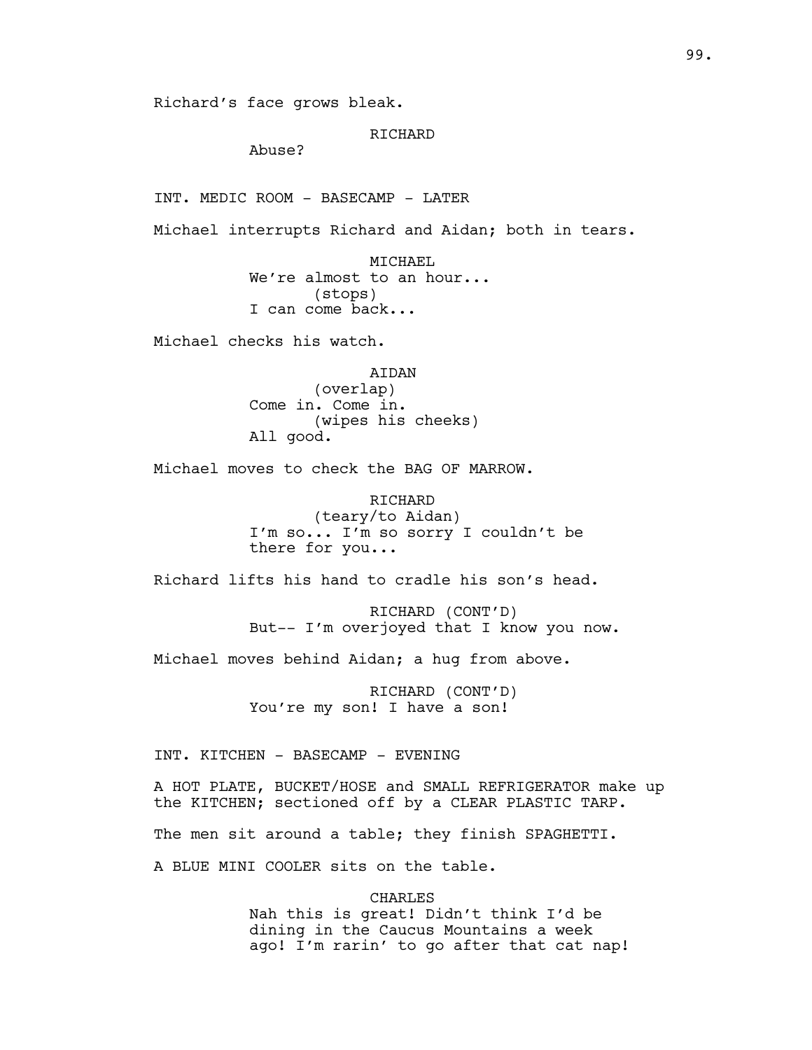Richard's face grows bleak.

RICHARD
Abuse?

INT. MEDIC ROOM - BASECAMP - LATER

Michael interrupts Richard and Aidan; both in tears.

MICHAEL
We're almost to an hour...
(stops)
I can come back...

Michael checks his watch.

AIDAN
(overlap)
Come in. Come in.
(wipes his cheeks)
All good.

Michael moves to check the BAG OF MARROW.

RICHARD
(teary/to Aidan)
I'm so... I'm so sorry I couldn't be there for you...

Richard lifts his hand to cradle his son's head.

RICHARD (CONT'D)
But-- I'm overjoyed that I know you now.

Michael moves behind Aidan; a hug from above.

RICHARD (CONT'D)
You're my son! I have a son!

INT. KITCHEN - BASECAMP - EVENING

A HOT PLATE, BUCKET/HOSE and SMALL REFRIGERATOR make up the KITCHEN; sectioned off by a CLEAR PLASTIC TARP.

The men sit around a table; they finish SPAGHETTI.

A BLUE MINI COOLER sits on the table.

CHARLES
Nah this is great! Didn't think I'd be dining in the Caucus Mountains a week ago! I'm rarin' to go after that cat nap!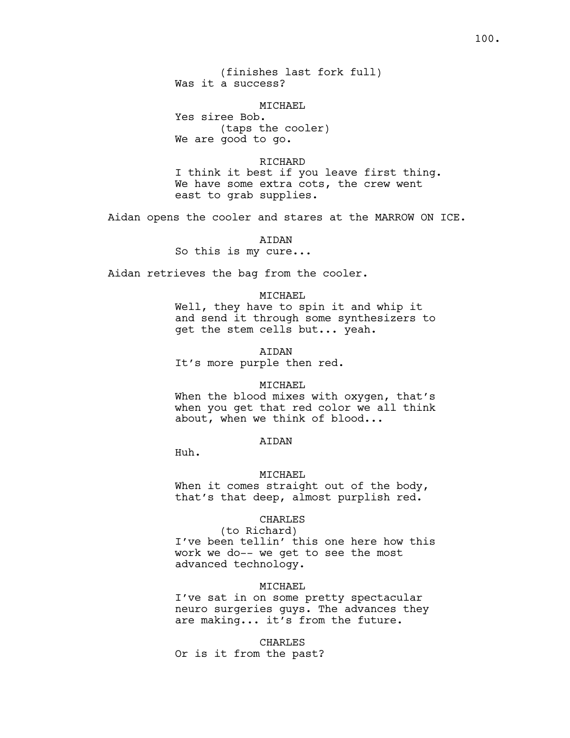(finishes last fork full)
Was it a success?

MICHAEL
Yes siree Bob.
(taps the cooler)
We are good to go.

RICHARD
I think it best if you leave first thing.
We have some extra cots, the crew went
east to grab supplies.

Aidan opens the cooler and stares at the MARROW ON ICE.

AIDAN
So this is my cure...

Aidan retrieves the bag from the cooler.

MICHAEL
Well, they have to spin it and whip it
and send it through some synthesizers to
get the stem cells but... yeah.

AIDAN
It's more purple then red.

MICHAEL
When the blood mixes with oxygen, that's
when you get that red color we all think
about, when we think of blood...

AIDAN
Huh.

MICHAEL
When it comes straight out of the body,
that's that deep, almost purplish red.

CHARLES
(to Richard)
I've been tellin' this one here how this
work we do-- we get to see the most
advanced technology.

MICHAEL
I've sat in on some pretty spectacular
neuro surgeries guys. The advances they
are making... it's from the future.

CHARLES
Or is it from the past?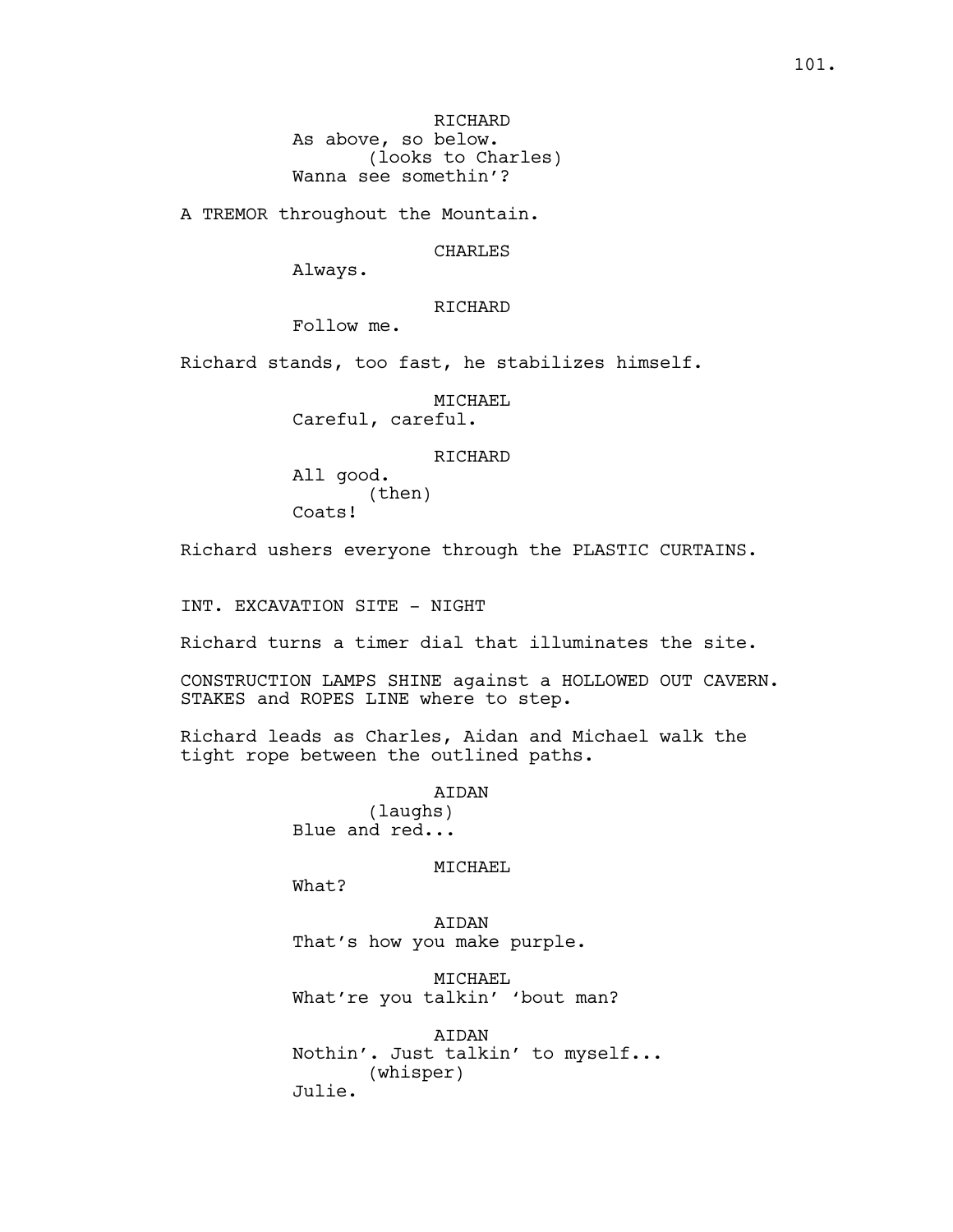RICHARD
As above, so below.
(looks to Charles)
Wanna see somethin'?

A TREMOR throughout the Mountain.

CHARLES
Always.

RICHARD
Follow me.

Richard stands, too fast, he stabilizes himself.

MICHAEL
Careful, careful.

RICHARD
All good.
(then)
Coats!

Richard ushers everyone through the PLASTIC CURTAINS.

INT. EXCAVATION SITE - NIGHT

Richard turns a timer dial that illuminates the site.

CONSTRUCTION LAMPS SHINE against a HOLLOWED OUT CAVERN. STAKES and ROPES LINE where to step.

Richard leads as Charles, Aidan and Michael walk the tight rope between the outlined paths.

AIDAN
(laughs)
Blue and red...

MICHAEL
What?

AIDAN
That's how you make purple.

MICHAEL
What're you talkin' 'bout man?

AIDAN
Nothin'. Just talkin' to myself...
(whisper)
Julie.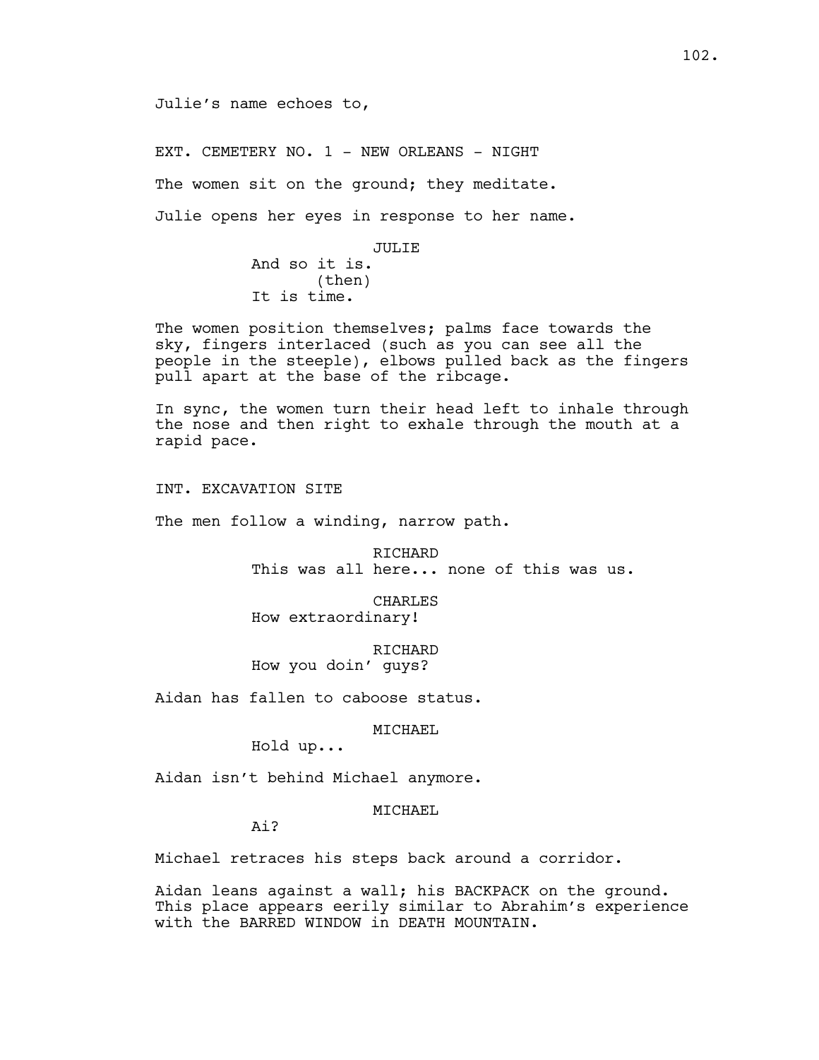Julie's name echoes to,

EXT. CEMETERY NO. 1 - NEW ORLEANS - NIGHT

The women sit on the ground; they meditate.

Julie opens her eyes in response to her name.

JULIE
And so it is.
(then)
It is time.

The women position themselves; palms face towards the sky, fingers interlaced (such as you can see all the people in the steeple), elbows pulled back as the fingers pull apart at the base of the ribcage.

In sync, the women turn their head left to inhale through the nose and then right to exhale through the mouth at a rapid pace.

INT. EXCAVATION SITE

The men follow a winding, narrow path.

RICHARD
This was all here... none of this was us.

CHARLES
How extraordinary!

RICHARD
How you doin' guys?

Aidan has fallen to caboose status.

MICHAEL
Hold up...

Aidan isn't behind Michael anymore.

MICHAEL
Ai?

Michael retraces his steps back around a corridor.

Aidan leans against a wall; his BACKPACK on the ground. This place appears eerily similar to Abrahim's experience with the BARRED WINDOW in DEATH MOUNTAIN.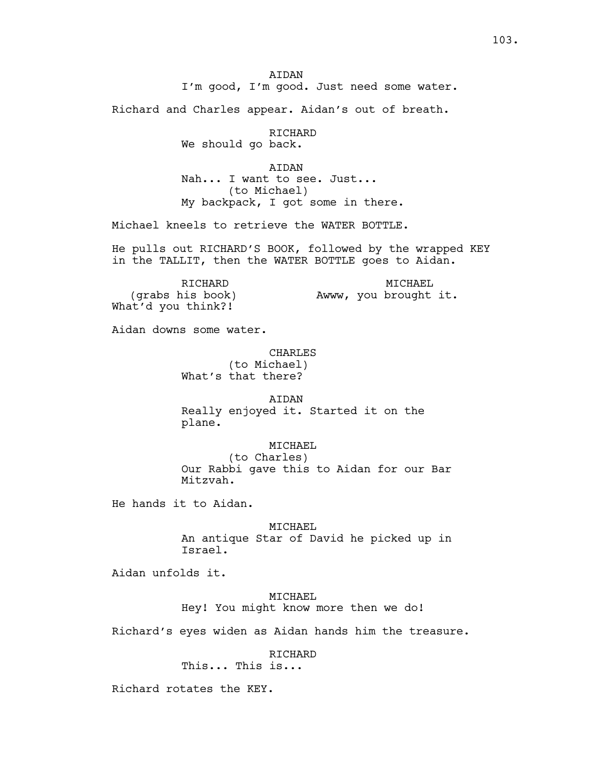AIDAN
I'm good, I'm good. Just need some water.

Richard and Charles appear. Aidan's out of breath.

RICHARD
We should go back.

AIDAN
Nah... I want to see. Just...
(to Michael)
My backpack, I got some in there.

Michael kneels to retrieve the WATER BOTTLE.

He pulls out RICHARD'S BOOK, followed by the wrapped KEY in the TALLIT, then the WATER BOTTLE goes to Aidan.

MICHAEL
Awww, you brought it.

RICHARD
(grabs his book)
What'd you think?!

Aidan downs some water.

CHARLES
(to Michael)
What's that there?

AIDAN
Really enjoyed it. Started it on the plane.

MICHAEL
(to Charles)
Our Rabbi gave this to Aidan for our Bar Mitzvah.

He hands it to Aidan.

MICHAEL
An antique Star of David he picked up in Israel.

Aidan unfolds it.

MICHAEL
Hey! You might know more then we do!

Richard's eyes widen as Aidan hands him the treasure.

RICHARD
This... This is...

Richard rotates the KEY.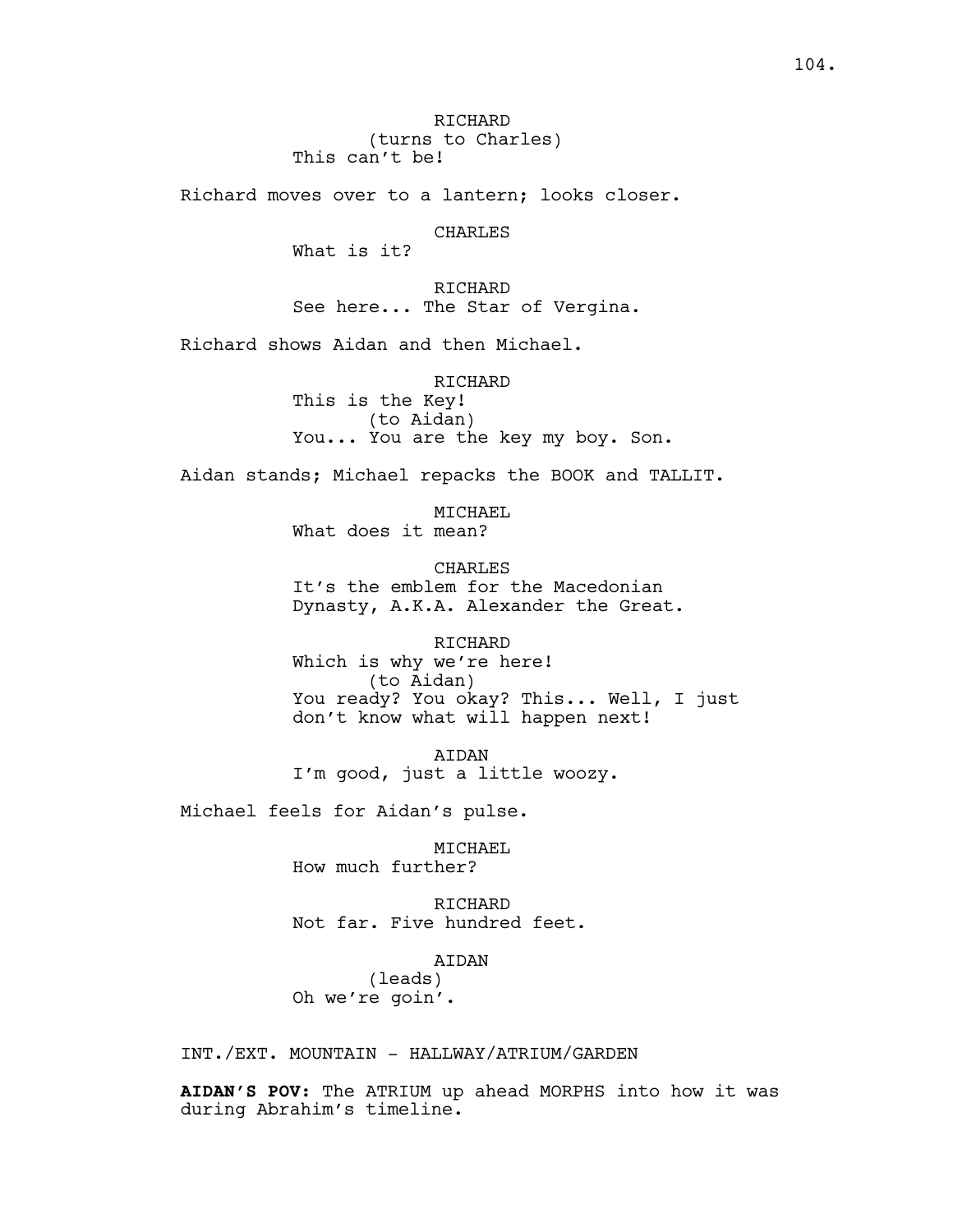RICHARD
(turns to Charles)
This can't be!

Richard moves over to a lantern; looks closer.

CHARLES
What is it?

RICHARD
See here... The Star of Vergina.

Richard shows Aidan and then Michael.

RICHARD
This is the Key!
(to Aidan)
You... You are the key my boy. Son.

Aidan stands; Michael repacks the BOOK and TALLIT.

MICHAEL
What does it mean?

CHARLES
It's the emblem for the Macedonian Dynasty, A.K.A. Alexander the Great.

RICHARD
Which is why we're here!
(to Aidan)
You ready? You okay? This... Well, I just don't know what will happen next!

AIDAN
I'm good, just a little woozy.

Michael feels for Aidan's pulse.

MICHAEL
How much further?

RICHARD
Not far. Five hundred feet.

AIDAN
(leads)
Oh we're goin'.

INT./EXT. MOUNTAIN - HALLWAY/ATRIUM/GARDEN

**AIDAN'S POV:** The ATRIUM up ahead MORPHS into how it was during Abrahim's timeline.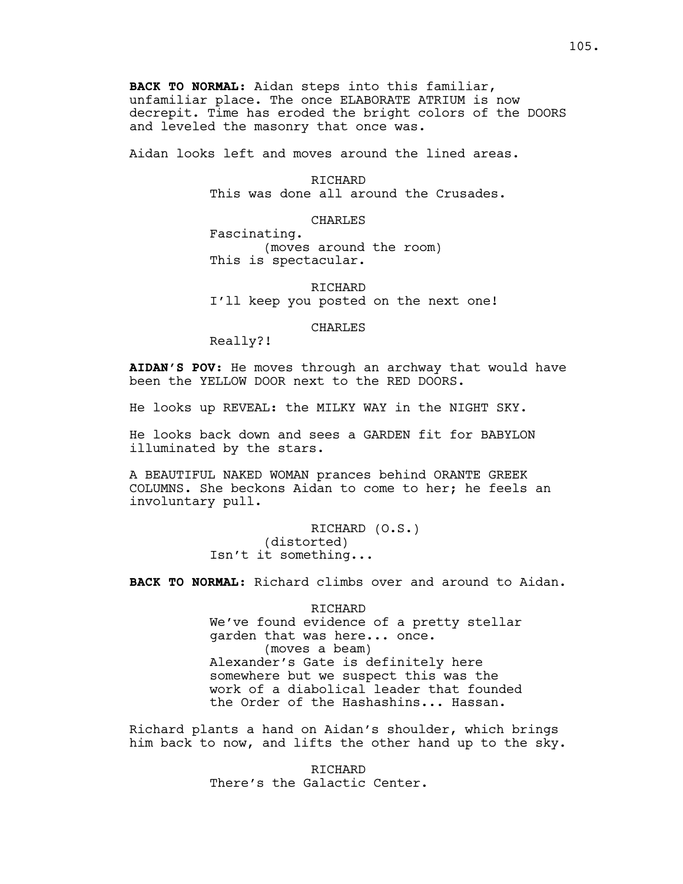**BACK TO NORMAL:** Aidan steps into this familiar, unfamiliar place. The once ELABORATE ATRIUM is now decrepit. Time has eroded the bright colors of the DOORS and leveled the masonry that once was.

Aidan looks left and moves around the lined areas.

RICHARD
This was done all around the Crusades.

CHARLES
Fascinating.
(moves around the room)
This is spectacular.

RICHARD
I'll keep you posted on the next one!

CHARLES
Really?!

**AIDAN'S POV:** He moves through an archway that would have been the YELLOW DOOR next to the RED DOORS.

He looks up REVEAL: the MILKY WAY in the NIGHT SKY.

He looks back down and sees a GARDEN fit for BABYLON illuminated by the stars.

A BEAUTIFUL NAKED WOMAN prances behind ORANTE GREEK COLUMNS. She beckons Aidan to come to her; he feels an involuntary pull.

RICHARD (O.S.)
(distorted)
Isn't it something...

**BACK TO NORMAL:** Richard climbs over and around to Aidan.

RICHARD
We've found evidence of a pretty stellar garden that was here... once.
(moves a beam)
Alexander's Gate is definitely here somewhere but we suspect this was the work of a diabolical leader that founded the Order of the Hashashins... Hassan.

Richard plants a hand on Aidan's shoulder, which brings him back to now, and lifts the other hand up to the sky.

RICHARD
There's the Galactic Center.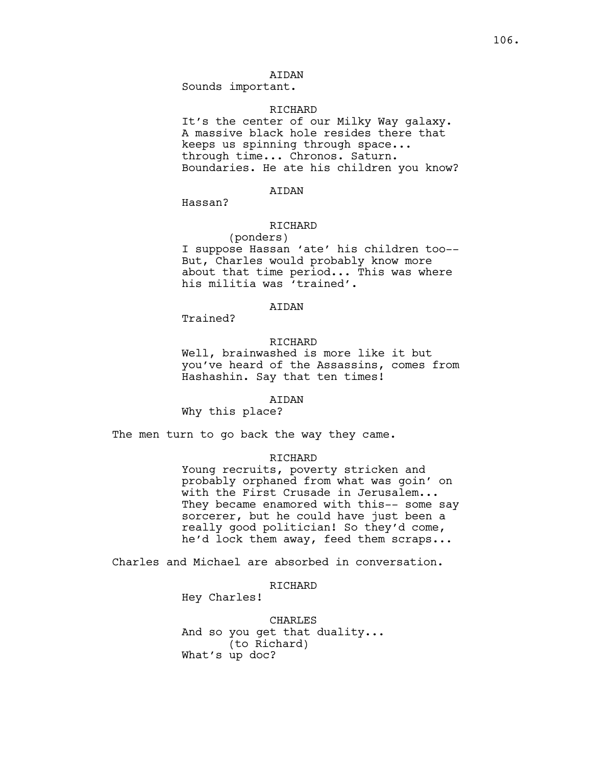AIDAN
Sounds important.

RICHARD
It's the center of our Milky Way galaxy. A massive black hole resides there that keeps us spinning through space... through time... Chronos. Saturn. Boundaries. He ate his children you know?

AIDAN
Hassan?

RICHARD
(ponders)
I suppose Hassan 'ate' his children too-- But, Charles would probably know more about that time period... This was where his militia was 'trained'.

AIDAN
Trained?

RICHARD
Well, brainwashed is more like it but you've heard of the Assassins, comes from Hashashin. Say that ten times!

AIDAN
Why this place?

The men turn to go back the way they came.

RICHARD
Young recruits, poverty stricken and probably orphaned from what was goin' on with the First Crusade in Jerusalem... They became enamored with this-- some say sorcerer, but he could have just been a really good politician! So they'd come, he'd lock them away, feed them scraps...

Charles and Michael are absorbed in conversation.

RICHARD
Hey Charles!

CHARLES
And so you get that duality...
(to Richard)
What's up doc?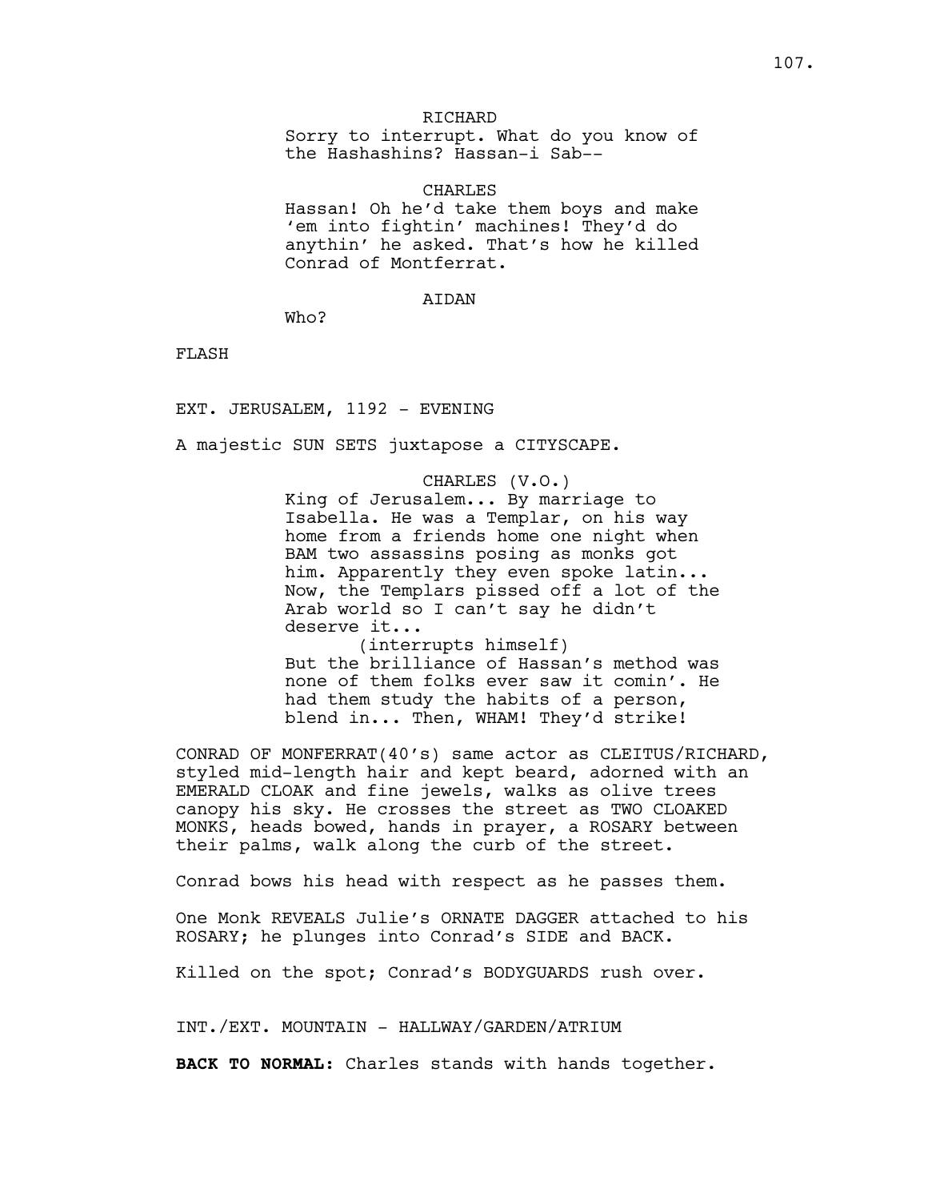RICHARD

Sorry to interrupt. What do you know of the Hashashins? Hassan-i Sab--

CHARLES

Hassan! Oh he'd take them boys and make 'em into fightin' machines! They'd do anythin' he asked. That's how he killed Conrad of Montferrat.

AIDAN

Who?

FLASH

EXT. JERUSALEM, 1192 - EVENING

A majestic SUN SETS juxtapose a CITYSCAPE.

CHARLES (V.O.)

King of Jerusalem... By marriage to Isabella. He was a Templar, on his way home from a friends home one night when BAM two assassins posing as monks got him. Apparently they even spoke latin... Now, the Templars pissed off a lot of the Arab world so I can't say he didn't deserve it...

(interrupts himself)

But the brilliance of Hassan's method was none of them folks ever saw it comin'. He had them study the habits of a person, blend in... Then, WHAM! They'd strike!

CONRAD OF MONFERRAT(40's) same actor as CLEITUS/RICHARD, styled mid-length hair and kept beard, adorned with an EMERALD CLOAK and fine jewels, walks as olive trees canopy his sky. He crosses the street as TWO CLOAKED MONKS, heads bowed, hands in prayer, a ROSARY between their palms, walk along the curb of the street.

Conrad bows his head with respect as he passes them.

One Monk REVEALS Julie's ORNATE DAGGER attached to his ROSARY; he plunges into Conrad's SIDE and BACK.

Killed on the spot; Conrad's BODYGUARDS rush over.

INT./EXT. MOUNTAIN - HALLWAY/GARDEN/ATRIUM

**BACK TO NORMAL:** Charles stands with hands together.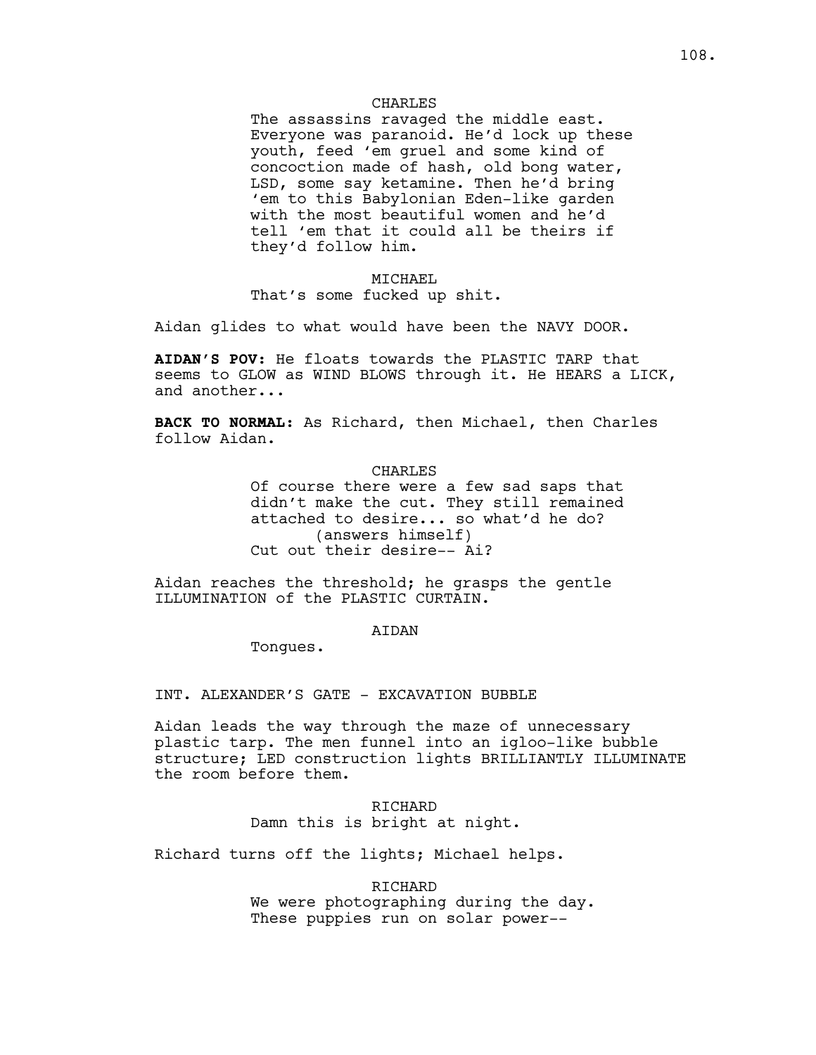CHARLES

The assassins ravaged the middle east. Everyone was paranoid. He'd lock up these youth, feed 'em gruel and some kind of concoction made of hash, old bong water, LSD, some say ketamine. Then he'd bring 'em to this Babylonian Eden-like garden with the most beautiful women and he'd tell 'em that it could all be theirs if they'd follow him.

MICHAEL

That's some fucked up shit.

Aidan glides to what would have been the NAVY DOOR.

**AIDAN'S POV:** He floats towards the PLASTIC TARP that seems to GLOW as WIND BLOWS through it. He HEARS a LICK, and another...

**BACK TO NORMAL:** As Richard, then Michael, then Charles follow Aidan.

CHARLES

Of course there were a few sad saps that didn't make the cut. They still remained attached to desire... so what'd he do?
(answers himself)
Cut out their desire-- Ai?

Aidan reaches the threshold; he grasps the gentle ILLUMINATION of the PLASTIC CURTAIN.

AIDAN

Tongues.

INT. ALEXANDER'S GATE - EXCAVATION BUBBLE

Aidan leads the way through the maze of unnecessary plastic tarp. The men funnel into an igloo-like bubble structure; LED construction lights BRILLIANTLY ILLUMINATE the room before them.

RICHARD

Damn this is bright at night.

Richard turns off the lights; Michael helps.

RICHARD

We were photographing during the day. These puppies run on solar power--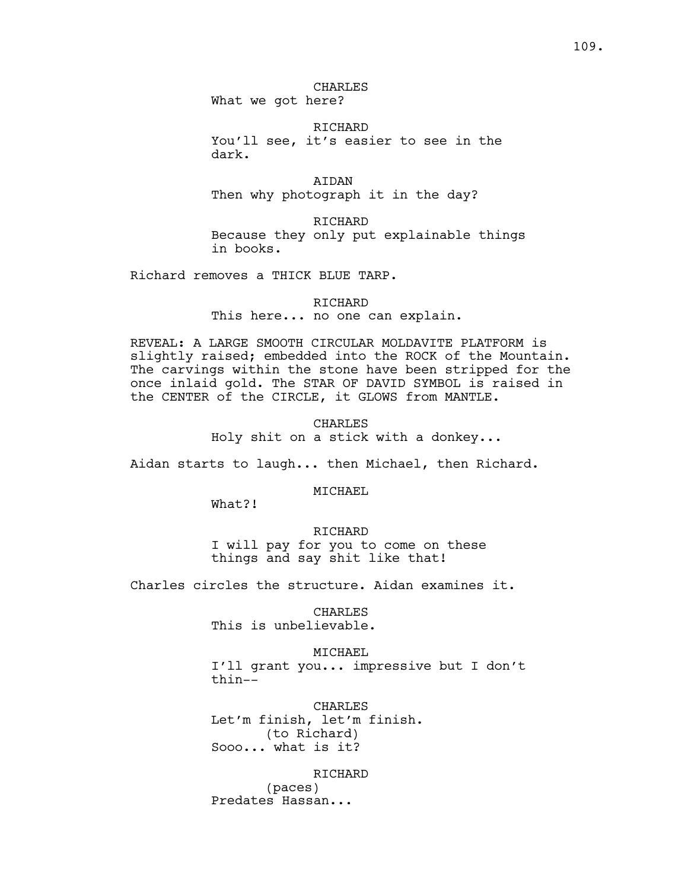CHARLES
What we got here?

RICHARD
You'll see, it's easier to see in the dark.

AIDAN
Then why photograph it in the day?

RICHARD
Because they only put explainable things in books.

Richard removes a THICK BLUE TARP.

RICHARD
This here... no one can explain.

REVEAL: A LARGE SMOOTH CIRCULAR MOLDAVITE PLATFORM is slightly raised; embedded into the ROCK of the Mountain. The carvings within the stone have been stripped for the once inlaid gold. The STAR OF DAVID SYMBOL is raised in the CENTER of the CIRCLE, it GLOWS from MANTLE.

CHARLES
Holy shit on a stick with a donkey...

Aidan starts to laugh... then Michael, then Richard.

MICHAEL
What?!

RICHARD
I will pay for you to come on these things and say shit like that!

Charles circles the structure. Aidan examines it.

CHARLES
This is unbelievable.

MICHAEL
I'll grant you... impressive but I don't thin--

CHARLES
Let'm finish, let'm finish.
(to Richard)
Sooo... what is it?

RICHARD
(paces)
Predates Hassan...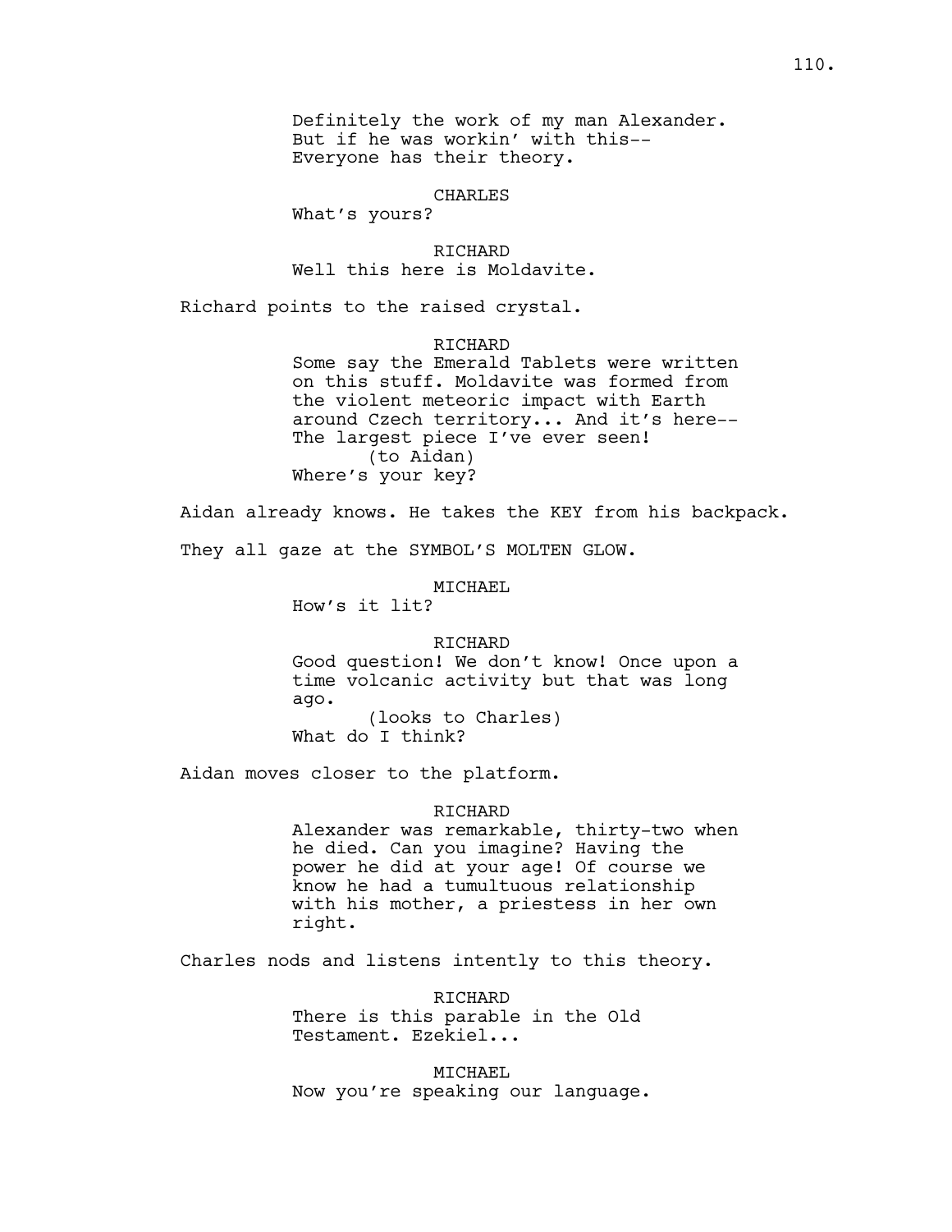Definitely the work of my man Alexander.
But if he was workin' with this--
Everyone has their theory.

CHARLES
What's yours?

RICHARD
Well this here is Moldavite.

Richard points to the raised crystal.

RICHARD
Some say the Emerald Tablets were written on this stuff. Moldavite was formed from the violent meteoric impact with Earth around Czech territory... And it's here--
The largest piece I've ever seen!
(to Aidan)
Where's your key?

Aidan already knows. He takes the KEY from his backpack.

They all gaze at the SYMBOL'S MOLTEN GLOW.

MICHAEL
How's it lit?

RICHARD
Good question! We don't know! Once upon a time volcanic activity but that was long ago.
(looks to Charles)
What do I think?

Aidan moves closer to the platform.

RICHARD
Alexander was remarkable, thirty-two when he died. Can you imagine? Having the power he did at your age! Of course we know he had a tumultuous relationship with his mother, a priestess in her own right.

Charles nods and listens intently to this theory.

RICHARD
There is this parable in the Old Testament. Ezekiel...

MICHAEL
Now you're speaking our language.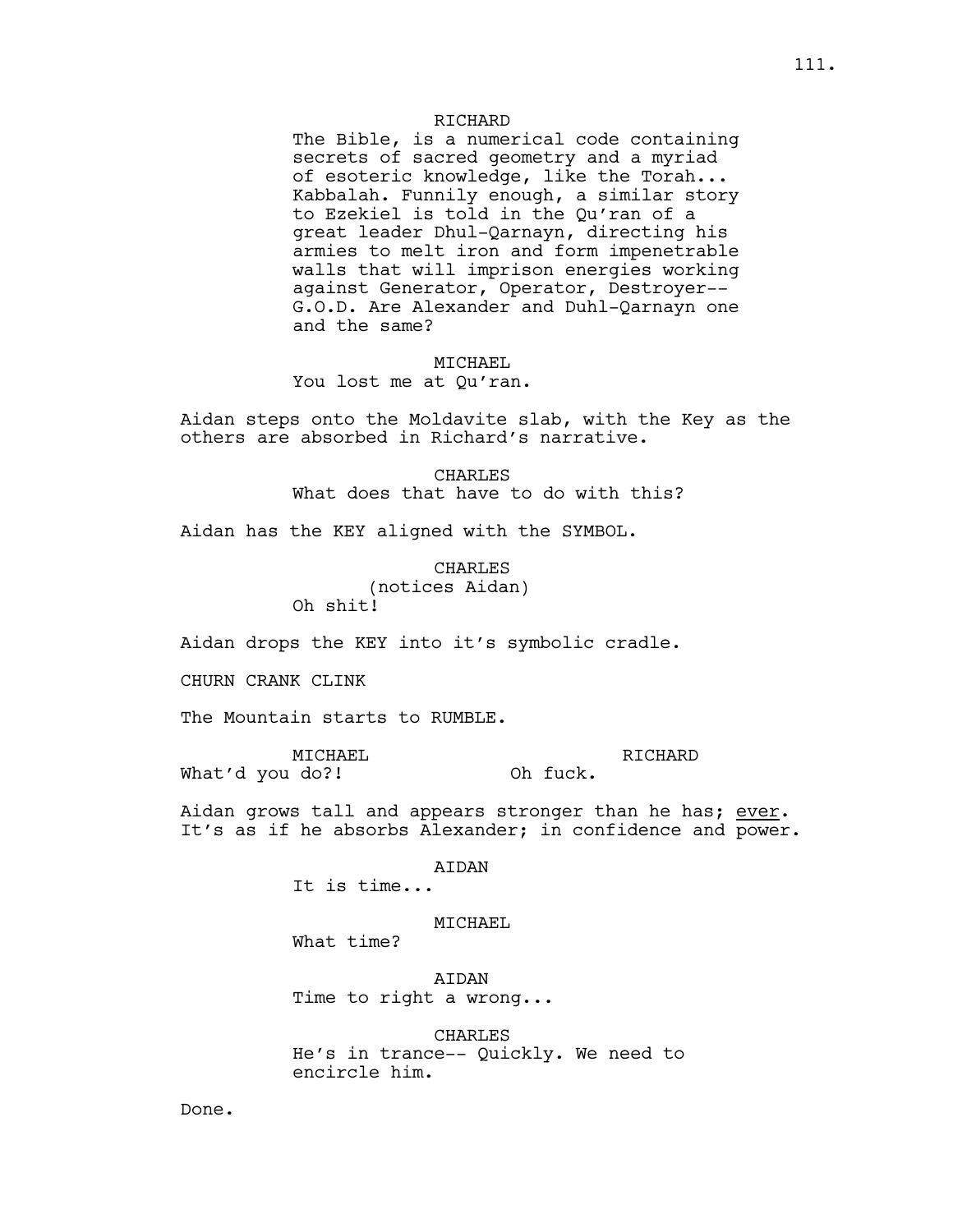RICHARD

The Bible, is a numerical code containing secrets of sacred geometry and a myriad of esoteric knowledge, like the Torah... Kabbalah. Funnily enough, a similar story to Ezekiel is told in the Qu'ran of a great leader Dhul-Qarnayn, directing his armies to melt iron and form impenetrable walls that will imprison energies working against Generator, Operator, Destroyer-- G.O.D. Are Alexander and Duhl-Qarnayn one and the same?

MICHAEL

You lost me at Qu'ran.

Aidan steps onto the Moldavite slab, with the Key as the others are absorbed in Richard's narrative.

CHARLES

What does that have to do with this?

Aidan has the KEY aligned with the SYMBOL.

CHARLES

(notices Aidan)

Oh shit!

Aidan drops the KEY into it's symbolic cradle.

CHURN CRANK CLINK

The Mountain starts to RUMBLE.

MICHAEL

What'd you do?!

RICHARD

Oh fuck.

Aidan grows tall and appears stronger than he has; <u>ever</u>. It's as if he absorbs Alexander; in confidence and power.

AIDAN

It is time...

MICHAEL

What time?

AIDAN

Time to right a wrong...

CHARLES

He's in trance-- Quickly. We need to encircle him.

Done.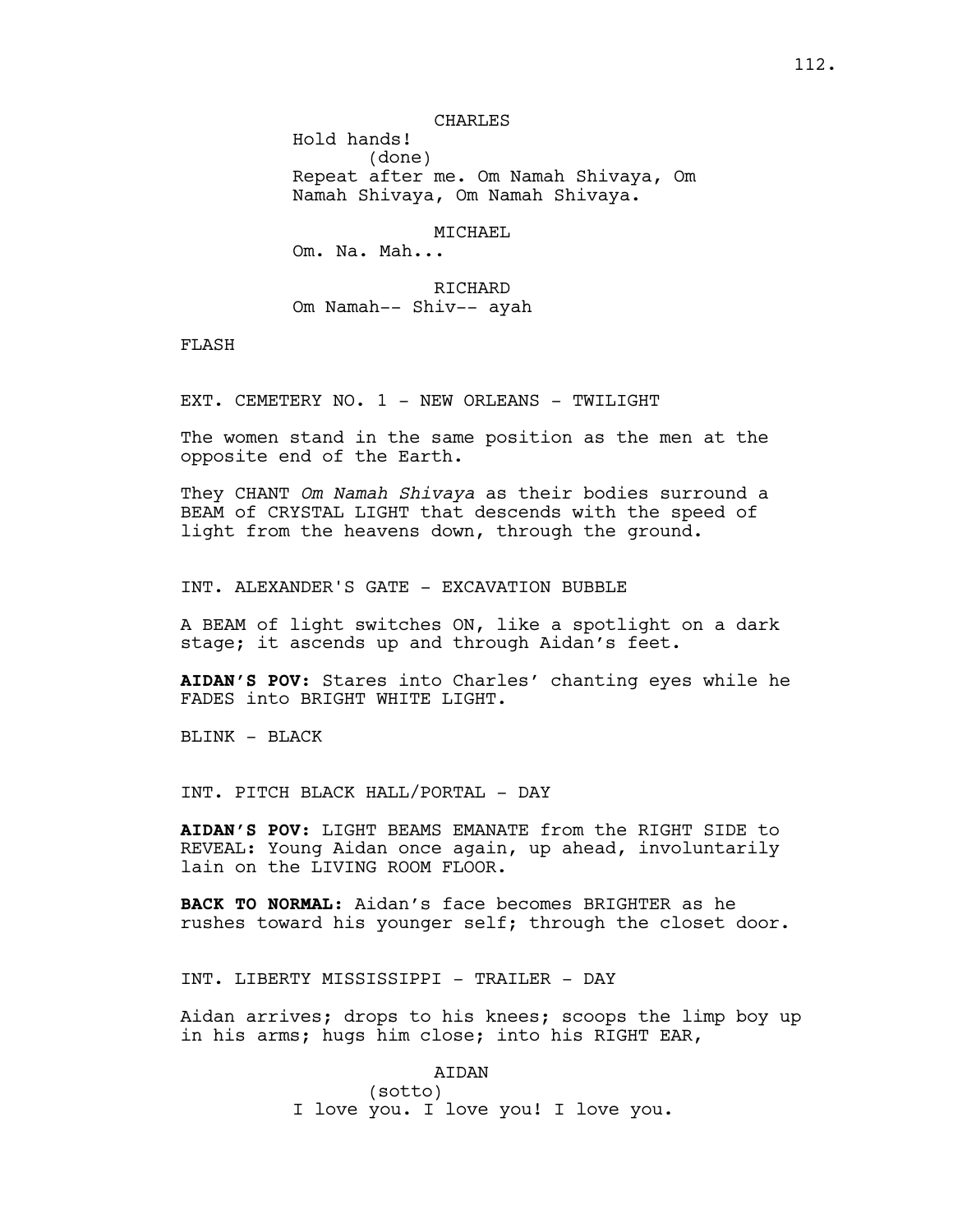CHARLES
Hold hands!
(done)
Repeat after me. Om Namah Shivaya, Om Namah Shivaya, Om Namah Shivaya.

MICHAEL
Om. Na. Mah...

RICHARD
Om Namah-- Shiv-- ayah

FLASH

EXT. CEMETERY NO. 1 - NEW ORLEANS - TWILIGHT

The women stand in the same position as the men at the opposite end of the Earth.

They CHANT *Om Namah Shivaya* as their bodies surround a BEAM of CRYSTAL LIGHT that descends with the speed of light from the heavens down, through the ground.

INT. ALEXANDER'S GATE - EXCAVATION BUBBLE

A BEAM of light switches ON, like a spotlight on a dark stage; it ascends up and through Aidan's feet.

**AIDAN'S POV:** Stares into Charles' chanting eyes while he FADES into BRIGHT WHITE LIGHT.

BLINK - BLACK

INT. PITCH BLACK HALL/PORTAL - DAY

**AIDAN'S POV:** LIGHT BEAMS EMANATE from the RIGHT SIDE to REVEAL: Young Aidan once again, up ahead, involuntarily lain on the LIVING ROOM FLOOR.

**BACK TO NORMAL:** Aidan's face becomes BRIGHTER as he rushes toward his younger self; through the closet door.

INT. LIBERTY MISSISSIPPI - TRAILER - DAY

Aidan arrives; drops to his knees; scoops the limp boy up in his arms; hugs him close; into his RIGHT EAR,

AIDAN
(sotto)
I love you. I love you! I love you.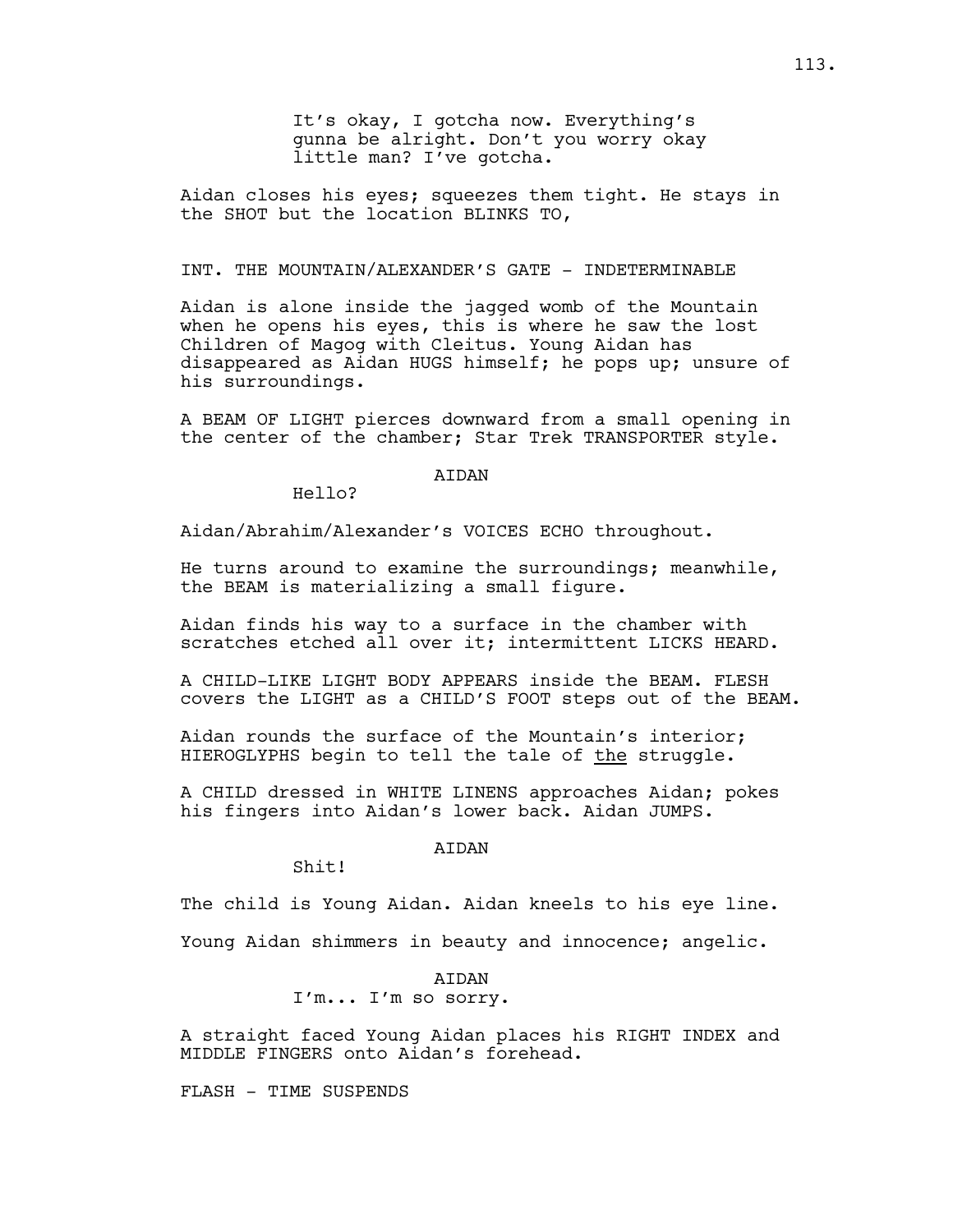It's okay, I gotcha now. Everything's gunna be alright. Don't you worry okay little man? I've gotcha.

Aidan closes his eyes; squeezes them tight. He stays in the SHOT but the location BLINKS TO,

INT. THE MOUNTAIN/ALEXANDER'S GATE - INDETERMINABLE

Aidan is alone inside the jagged womb of the Mountain when he opens his eyes, this is where he saw the lost Children of Magog with Cleitus. Young Aidan has disappeared as Aidan HUGS himself; he pops up; unsure of his surroundings.

A BEAM OF LIGHT pierces downward from a small opening in the center of the chamber; Star Trek TRANSPORTER style.

AIDAN

Hello?

Aidan/Abrahim/Alexander's VOICES ECHO throughout.

He turns around to examine the surroundings; meanwhile, the BEAM is materializing a small figure.

Aidan finds his way to a surface in the chamber with scratches etched all over it; intermittent LICKS HEARD.

A CHILD-LIKE LIGHT BODY APPEARS inside the BEAM. FLESH covers the LIGHT as a CHILD'S FOOT steps out of the BEAM.

Aidan rounds the surface of the Mountain's interior; HIEROGLYPHS begin to tell the tale of <u>the</u> struggle.

A CHILD dressed in WHITE LINENS approaches Aidan; pokes his fingers into Aidan's lower back. Aidan JUMPS.

AIDAN

Shit!

The child is Young Aidan. Aidan kneels to his eye line.

Young Aidan shimmers in beauty and innocence; angelic.

AIDAN

I'm... I'm so sorry.

A straight faced Young Aidan places his RIGHT INDEX and MIDDLE FINGERS onto Aidan's forehead.

FLASH - TIME SUSPENDS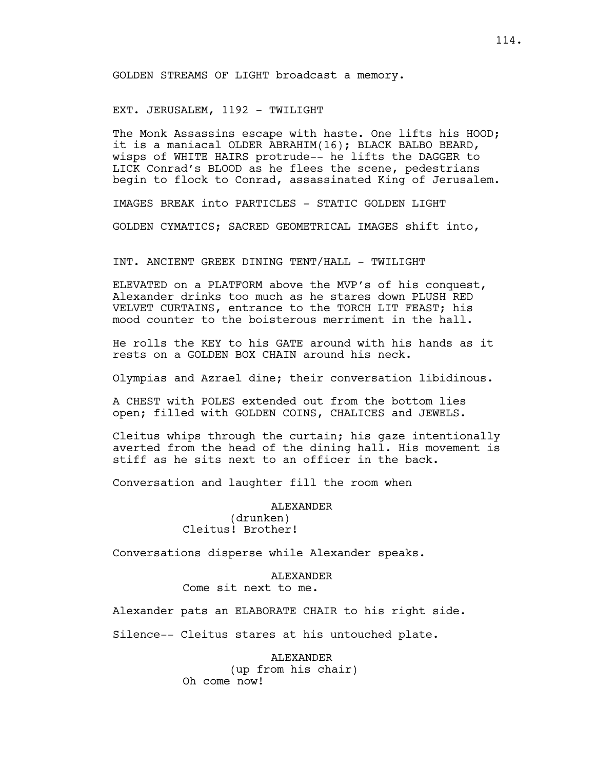GOLDEN STREAMS OF LIGHT broadcast a memory.

EXT. JERUSALEM, 1192 - TWILIGHT

The Monk Assassins escape with haste. One lifts his HOOD; it is a maniacal OLDER ABRAHIM(16); BLACK BALBO BEARD, wisps of WHITE HAIRS protrude-- he lifts the DAGGER to LICK Conrad's BLOOD as he flees the scene, pedestrians begin to flock to Conrad, assassinated King of Jerusalem.

IMAGES BREAK into PARTICLES - STATIC GOLDEN LIGHT

GOLDEN CYMATICS; SACRED GEOMETRICAL IMAGES shift into,

INT. ANCIENT GREEK DINING TENT/HALL - TWILIGHT

ELEVATED on a PLATFORM above the MVP's of his conquest, Alexander drinks too much as he stares down PLUSH RED VELVET CURTAINS, entrance to the TORCH LIT FEAST; his mood counter to the boisterous merriment in the hall.

He rolls the KEY to his GATE around with his hands as it rests on a GOLDEN BOX CHAIN around his neck.

Olympias and Azrael dine; their conversation libidinous.

A CHEST with POLES extended out from the bottom lies open; filled with GOLDEN COINS, CHALICES and JEWELS.

Cleitus whips through the curtain; his gaze intentionally averted from the head of the dining hall. His movement is stiff as he sits next to an officer in the back.

Conversation and laughter fill the room when

ALEXANDER
(drunken)
Cleitus! Brother!

Conversations disperse while Alexander speaks.

ALEXANDER
Come sit next to me.

Alexander pats an ELABORATE CHAIR to his right side.

Silence-- Cleitus stares at his untouched plate.

ALEXANDER
(up from his chair)
Oh come now!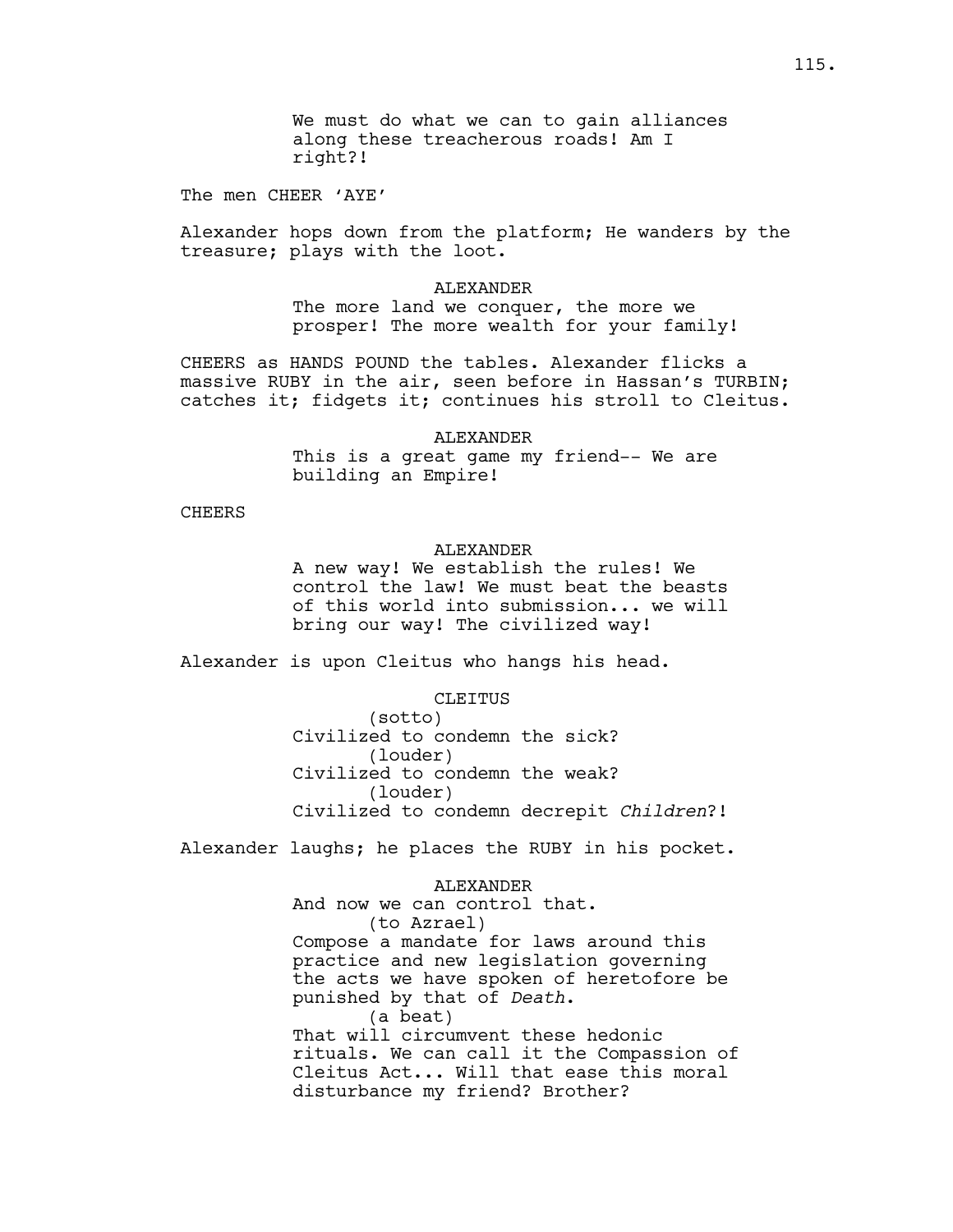We must do what we can to gain alliances along these treacherous roads! Am I right?!

The men CHEER 'AYE'

Alexander hops down from the platform; He wanders by the treasure; plays with the loot.

ALEXANDER

The more land we conquer, the more we prosper! The more wealth for your family!

CHEERS as HANDS POUND the tables. Alexander flicks a massive RUBY in the air, seen before in Hassan's TURBIN; catches it; fidgets it; continues his stroll to Cleitus.

ALEXANDER

This is a great game my friend-- We are building an Empire!

CHEERS

ALEXANDER

A new way! We establish the rules! We control the law! We must beat the beasts of this world into submission... we will bring our way! The civilized way!

Alexander is upon Cleitus who hangs his head.

CLEITUS

(sotto)

Civilized to condemn the sick?

(louder)

Civilized to condemn the weak?

(louder)

Civilized to condemn decrepit *Children*?!

Alexander laughs; he places the RUBY in his pocket.

ALEXANDER

And now we can control that.

(to Azrael)

Compose a mandate for laws around this practice and new legislation governing the acts we have spoken of heretofore be punished by that of *Death*.

(a beat)

That will circumvent these hedonic rituals. We can call it the Compassion of Cleitus Act... Will that ease this moral disturbance my friend? Brother?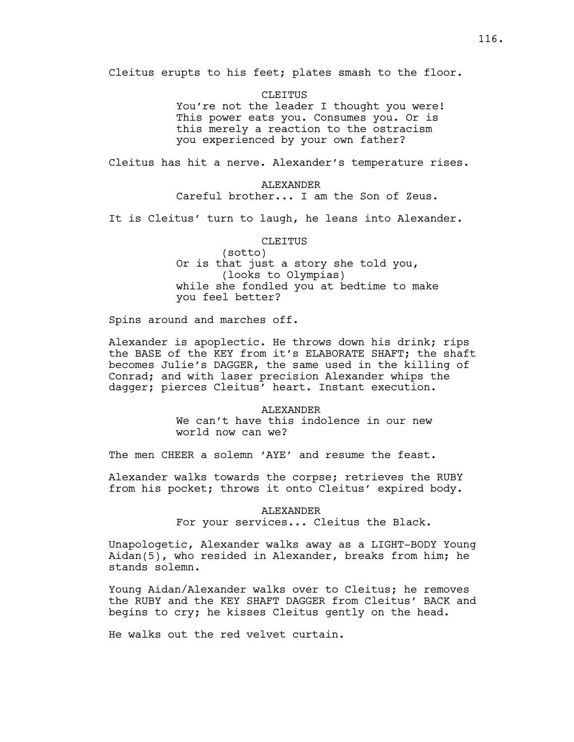Cleitus erupts to his feet; plates smash to the floor.

CLEITUS
You're not the leader I thought you were! This power eats you. Consumes you. Or is this merely a reaction to the ostracism you experienced by your own father?

Cleitus has hit a nerve. Alexander's temperature rises.

ALEXANDER
Careful brother... I am the Son of Zeus.

It is Cleitus' turn to laugh, he leans into Alexander.

CLEITUS
(sotto)
Or is that just a story she told you,
(looks to Olympias)
while she fondled you at bedtime to make you feel better?

Spins around and marches off.

Alexander is apoplectic. He throws down his drink; rips the BASE of the KEY from it's ELABORATE SHAFT; the shaft becomes Julie's DAGGER, the same used in the killing of Conrad; and with laser precision Alexander whips the dagger; pierces Cleitus' heart. Instant execution.

ALEXANDER
We can't have this indolence in our new world now can we?

The men CHEER a solemn 'AYE' and resume the feast.

Alexander walks towards the corpse; retrieves the RUBY from his pocket; throws it onto Cleitus' expired body.

ALEXANDER
For your services... Cleitus the Black.

Unapologetic, Alexander walks away as a LIGHT-BODY Young Aidan(5), who resided in Alexander, breaks from him; he stands solemn.

Young Aidan/Alexander walks over to Cleitus; he removes the RUBY and the KEY SHAFT DAGGER from Cleitus' BACK and begins to cry; he kisses Cleitus gently on the head.

He walks out the red velvet curtain.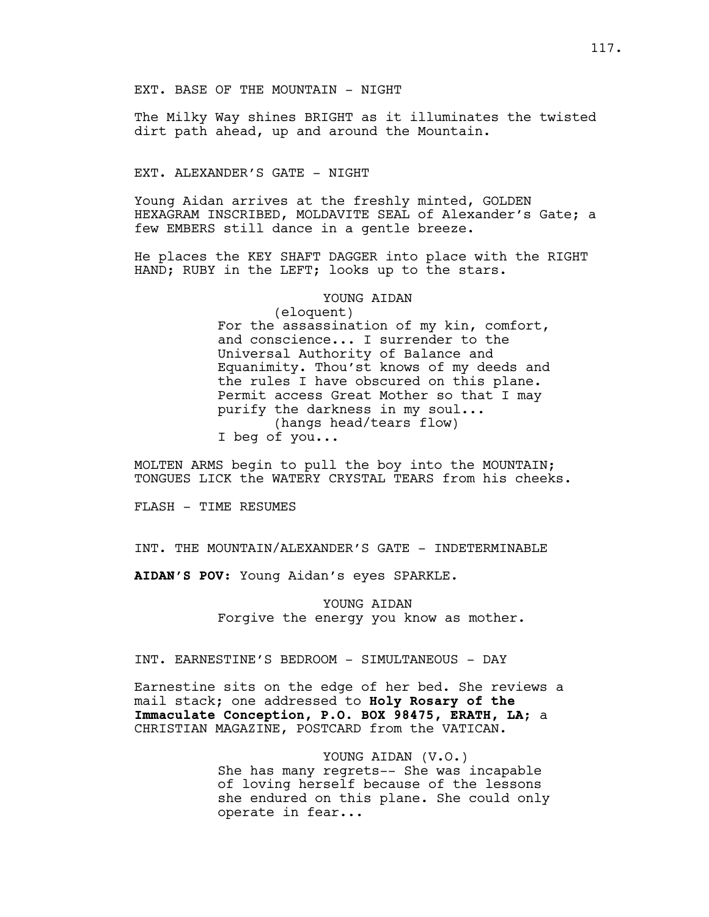EXT. BASE OF THE MOUNTAIN - NIGHT

The Milky Way shines BRIGHT as it illuminates the twisted dirt path ahead, up and around the Mountain.

EXT. ALEXANDER'S GATE - NIGHT

Young Aidan arrives at the freshly minted, GOLDEN HEXAGRAM INSCRIBED, MOLDAVITE SEAL of Alexander's Gate; a few EMBERS still dance in a gentle breeze.

He places the KEY SHAFT DAGGER into place with the RIGHT HAND; RUBY in the LEFT; looks up to the stars.

YOUNG AIDAN
(eloquent)
For the assassination of my kin, comfort, and conscience... I surrender to the Universal Authority of Balance and Equanimity. Thou'st knows of my deeds and the rules I have obscured on this plane. Permit access Great Mother so that I may purify the darkness in my soul...
(hangs head/tears flow)
I beg of you...

MOLTEN ARMS begin to pull the boy into the MOUNTAIN; TONGUES LICK the WATERY CRYSTAL TEARS from his cheeks.

FLASH - TIME RESUMES

INT. THE MOUNTAIN/ALEXANDER'S GATE - INDETERMINABLE

**AIDAN'S POV:** Young Aidan's eyes SPARKLE.

YOUNG AIDAN
Forgive the energy you know as mother.

INT. EARNESTINE'S BEDROOM - SIMULTANEOUS - DAY

Earnestine sits on the edge of her bed. She reviews a mail stack; one addressed to **Holy Rosary of the Immaculate Conception, P.O. BOX 98475, ERATH, LA;** a CHRISTIAN MAGAZINE, POSTCARD from the VATICAN.

YOUNG AIDAN (V.O.)
She has many regrets-- She was incapable of loving herself because of the lessons she endured on this plane. She could only operate in fear...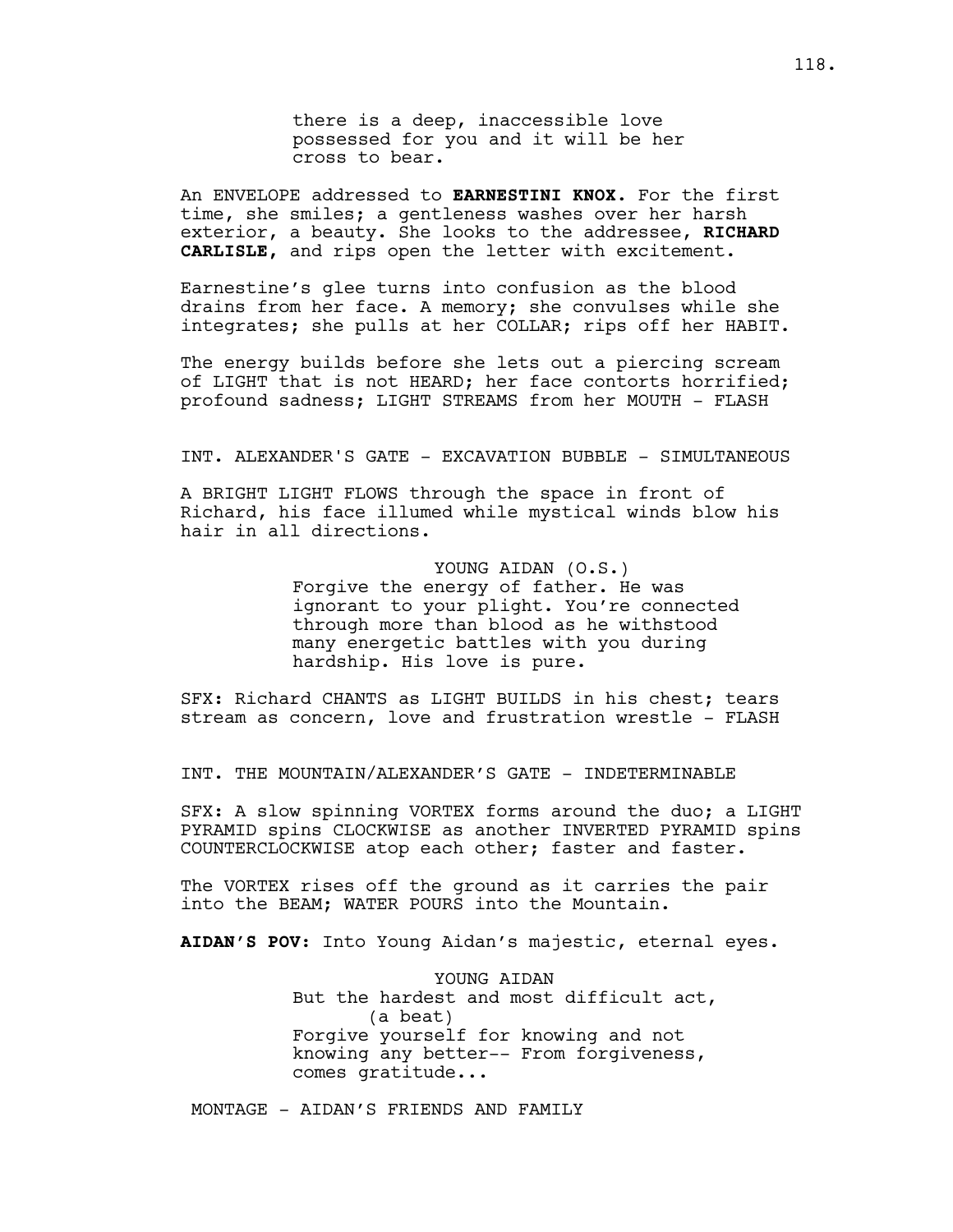there is a deep, inaccessible love possessed for you and it will be her cross to bear.

An ENVELOPE addressed to **EARNESTINI KNOX.** For the first time, she smiles; a gentleness washes over her harsh exterior, a beauty. She looks to the addressee, **RICHARD CARLISLE,** and rips open the letter with excitement.

Earnestine's glee turns into confusion as the blood drains from her face. A memory; she convulses while she integrates; she pulls at her COLLAR; rips off her HABIT.

The energy builds before she lets out a piercing scream of LIGHT that is not HEARD; her face contorts horrified; profound sadness; LIGHT STREAMS from her MOUTH - FLASH

INT. ALEXANDER'S GATE - EXCAVATION BUBBLE - SIMULTANEOUS

A BRIGHT LIGHT FLOWS through the space in front of Richard, his face illumed while mystical winds blow his hair in all directions.

YOUNG AIDAN (O.S.)
Forgive the energy of father. He was ignorant to your plight. You're connected through more than blood as he withstood many energetic battles with you during hardship. His love is pure.

SFX: Richard CHANTS as LIGHT BUILDS in his chest; tears stream as concern, love and frustration wrestle - FLASH

INT. THE MOUNTAIN/ALEXANDER'S GATE - INDETERMINABLE

SFX: A slow spinning VORTEX forms around the duo; a LIGHT PYRAMID spins CLOCKWISE as another INVERTED PYRAMID spins COUNTERCLOCKWISE atop each other; faster and faster.

The VORTEX rises off the ground as it carries the pair into the BEAM; WATER POURS into the Mountain.

**AIDAN'S POV:** Into Young Aidan's majestic, eternal eyes.

YOUNG AIDAN
But the hardest and most difficult act,
(a beat)
Forgive yourself for knowing and not knowing any better-- From forgiveness, comes gratitude...

MONTAGE - AIDAN'S FRIENDS AND FAMILY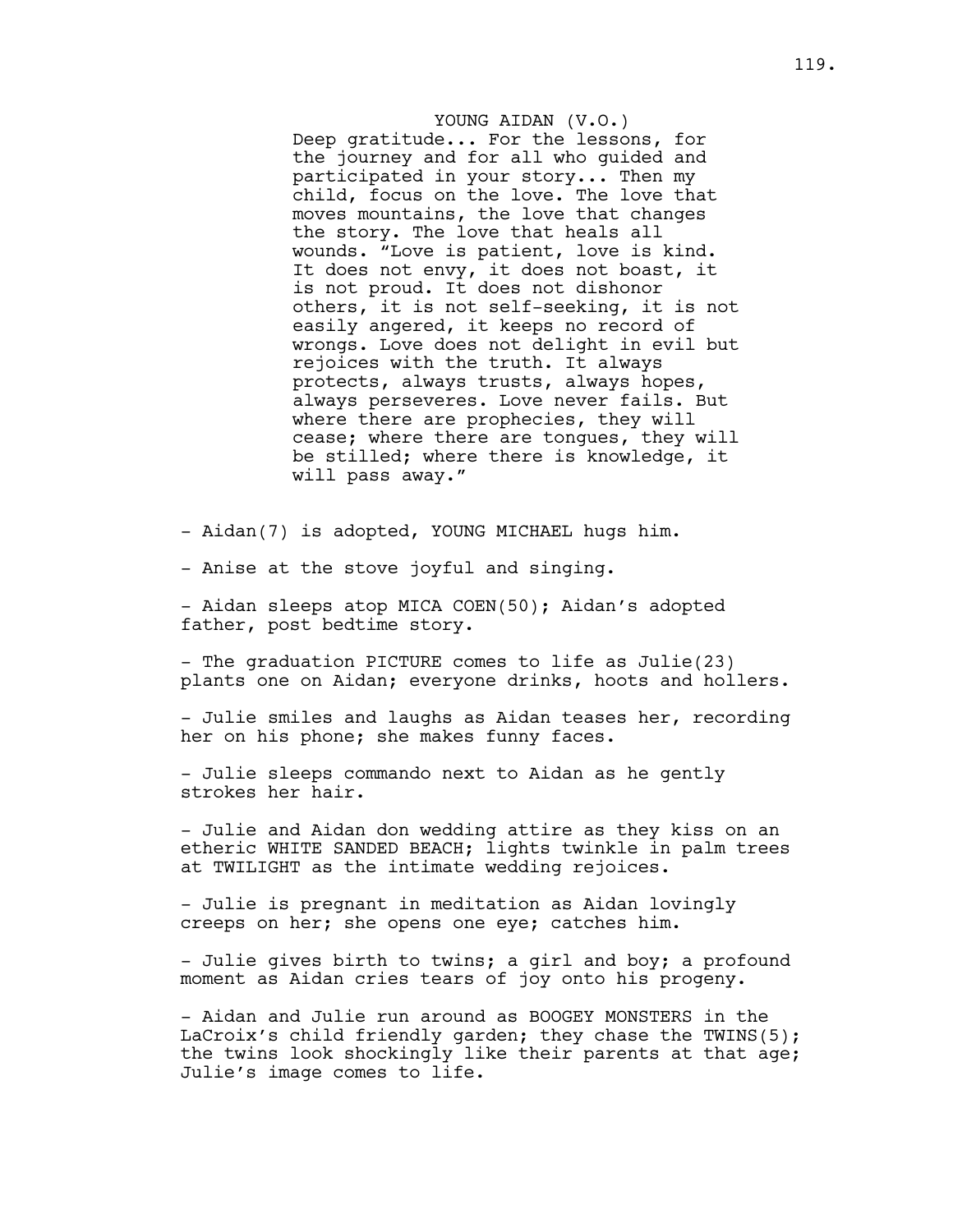YOUNG AIDAN (V.O.)

Deep gratitude... For the lessons, for the journey and for all who guided and participated in your story... Then my child, focus on the love. The love that moves mountains, the love that changes the story. The love that heals all wounds. “Love is patient, love is kind. It does not envy, it does not boast, it is not proud. It does not dishonor others, it is not self-seeking, it is not easily angered, it keeps no record of wrongs. Love does not delight in evil but rejoices with the truth. It always protects, always trusts, always hopes, always perseveres. Love never fails. But where there are prophecies, they will cease; where there are tongues, they will be stilled; where there is knowledge, it will pass away.”

- Aidan(7) is adopted, YOUNG MICHAEL hugs him.

- Anise at the stove joyful and singing.

- Aidan sleeps atop MICA COEN(50); Aidan’s adopted father, post bedtime story.

- The graduation PICTURE comes to life as Julie(23) plants one on Aidan; everyone drinks, hoots and hollers.

- Julie smiles and laughs as Aidan teases her, recording her on his phone; she makes funny faces.

- Julie sleeps commando next to Aidan as he gently strokes her hair.

- Julie and Aidan don wedding attire as they kiss on an etheric WHITE SANDED BEACH; lights twinkle in palm trees at TWILIGHT as the intimate wedding rejoices.

- Julie is pregnant in meditation as Aidan lovingly creeps on her; she opens one eye; catches him.

- Julie gives birth to twins; a girl and boy; a profound moment as Aidan cries tears of joy onto his progeny.

- Aidan and Julie run around as BOOGEY MONSTERS in the LaCroix’s child friendly garden; they chase the TWINS(5); the twins look shockingly like their parents at that age; Julie’s image comes to life.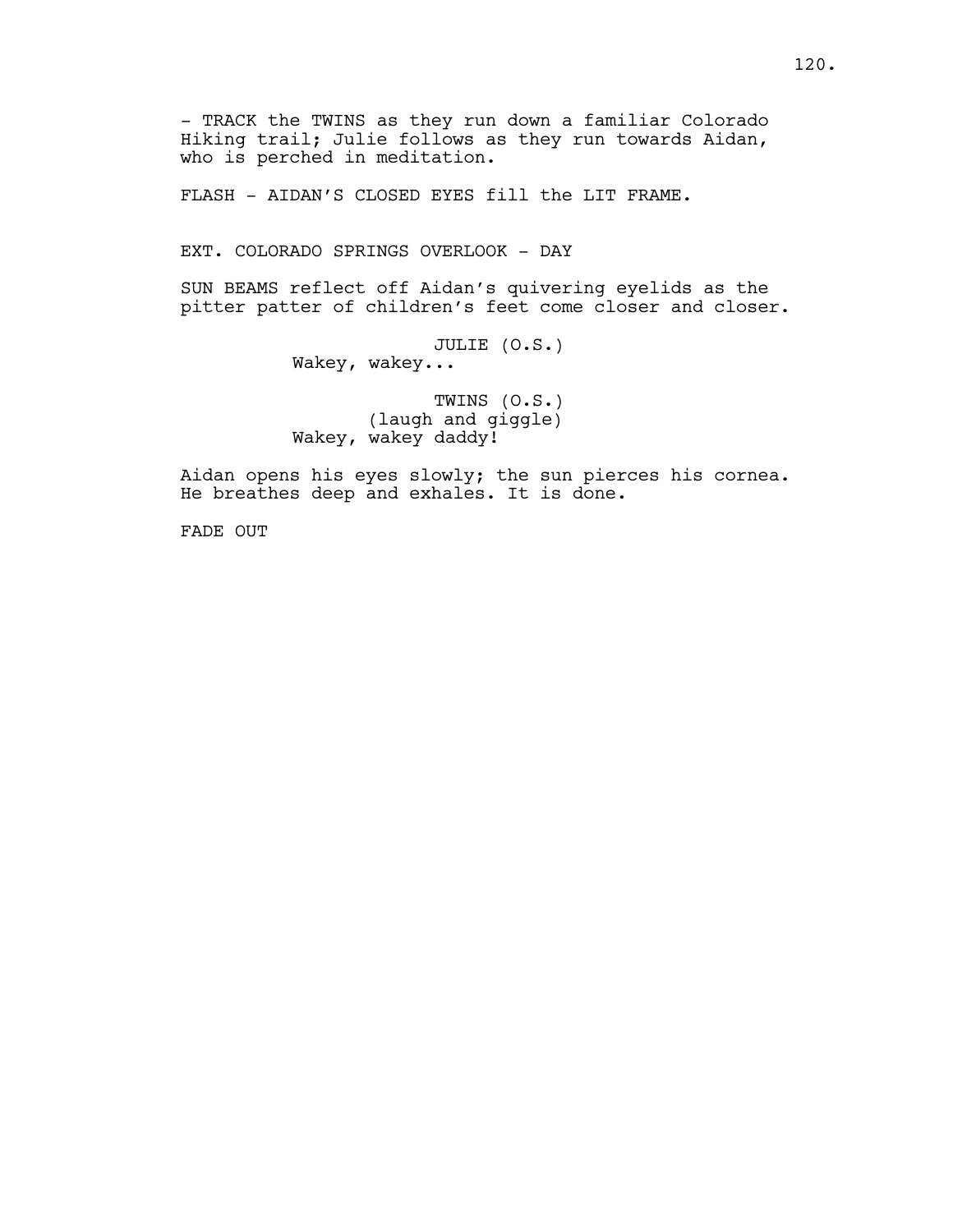- TRACK the TWINS as they run down a familiar Colorado Hiking trail; Julie follows as they run towards Aidan, who is perched in meditation.

FLASH - AIDAN'S CLOSED EYES fill the LIT FRAME.

EXT. COLORADO SPRINGS OVERLOOK - DAY

SUN BEAMS reflect off Aidan's quivering eyelids as the pitter patter of children's feet come closer and closer.

JULIE (O.S.)
Wakey, wakey...

TWINS (O.S.)
(laugh and giggle)
Wakey, wakey daddy!

Aidan opens his eyes slowly; the sun pierces his cornea. He breathes deep and exhales. It is done.

FADE OUT